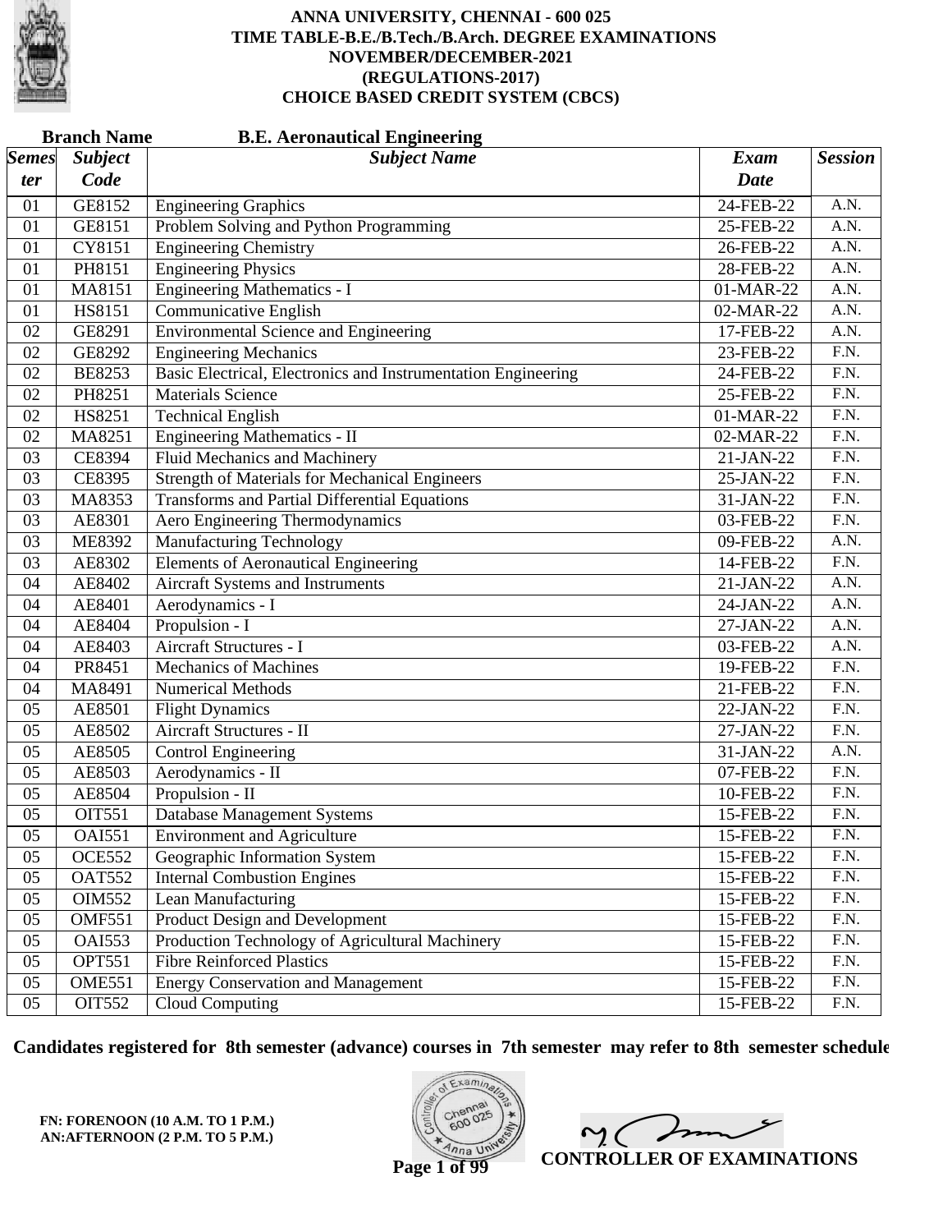# ANNA UNIVERSITY, CHENNAI - 600 025
## TIME TABLE-B.E./B.Tech./B.Arch. DEGREE EXAMINATIONS
## NOVEMBER/DECEMBER-2021
## (REGULATIONS-2017)
## CHOICE BASED CREDIT SYSTEM (CBCS)

**Branch Name** **B.E. Aeronautical Engineering**

| *Semester* | *Subject Code* | *Subject Name* | *Exam Date* | *Session* |
|---|---|---|---|---|
| 01 | GE8152 | Engineering Graphics | 24-FEB-22 | A.N. |
| 01 | GE8151 | Problem Solving and Python Programming | 25-FEB-22 | A.N. |
| 01 | CY8151 | Engineering Chemistry | 26-FEB-22 | A.N. |
| 01 | PH8151 | Engineering Physics | 28-FEB-22 | A.N. |
| 01 | MA8151 | Engineering Mathematics - I | 01-MAR-22 | A.N. |
| 01 | HS8151 | Communicative English | 02-MAR-22 | A.N. |
| 02 | GE8291 | Environmental Science and Engineering | 17-FEB-22 | A.N. |
| 02 | GE8292 | Engineering Mechanics | 23-FEB-22 | F.N. |
| 02 | BE8253 | Basic Electrical, Electronics and Instrumentation Engineering | 24-FEB-22 | F.N. |
| 02 | PH8251 | Materials Science | 25-FEB-22 | F.N. |
| 02 | HS8251 | Technical English | 01-MAR-22 | F.N. |
| 02 | MA8251 | Engineering Mathematics - II | 02-MAR-22 | F.N. |
| 03 | CE8394 | Fluid Mechanics and Machinery | 21-JAN-22 | F.N. |
| 03 | CE8395 | Strength of Materials for Mechanical Engineers | 25-JAN-22 | F.N. |
| 03 | MA8353 | Transforms and Partial Differential Equations | 31-JAN-22 | F.N. |
| 03 | AE8301 | Aero Engineering Thermodynamics | 03-FEB-22 | F.N. |
| 03 | ME8392 | Manufacturing Technology | 09-FEB-22 | A.N. |
| 03 | AE8302 | Elements of Aeronautical Engineering | 14-FEB-22 | F.N. |
| 04 | AE8402 | Aircraft Systems and Instruments | 21-JAN-22 | A.N. |
| 04 | AE8401 | Aerodynamics - I | 24-JAN-22 | A.N. |
| 04 | AE8404 | Propulsion - I | 27-JAN-22 | A.N. |
| 04 | AE8403 | Aircraft Structures - I | 03-FEB-22 | A.N. |
| 04 | PR8451 | Mechanics of Machines | 19-FEB-22 | F.N. |
| 04 | MA8491 | Numerical Methods | 21-FEB-22 | F.N. |
| 05 | AE8501 | Flight Dynamics | 22-JAN-22 | F.N. |
| 05 | AE8502 | Aircraft Structures - II | 27-JAN-22 | F.N. |
| 05 | AE8505 | Control Engineering | 31-JAN-22 | A.N. |
| 05 | AE8503 | Aerodynamics - II | 07-FEB-22 | F.N. |
| 05 | AE8504 | Propulsion - II | 10-FEB-22 | F.N. |
| 05 | OIT551 | Database Management Systems | 15-FEB-22 | F.N. |
| 05 | OAI551 | Environment and Agriculture | 15-FEB-22 | F.N. |
| 05 | OCE552 | Geographic Information System | 15-FEB-22 | F.N. |
| 05 | OAT552 | Internal Combustion Engines | 15-FEB-22 | F.N. |
| 05 | OIM552 | Lean Manufacturing | 15-FEB-22 | F.N. |
| 05 | OMF551 | Product Design and Development | 15-FEB-22 | F.N. |
| 05 | OAI553 | Production Technology of Agricultural Machinery | 15-FEB-22 | F.N. |
| 05 | OPT551 | Fibre Reinforced Plastics | 15-FEB-22 | F.N. |
| 05 | OME551 | Energy Conservation and Management | 15-FEB-22 | F.N. |
| 05 | OIT552 | Cloud Computing | 15-FEB-22 | F.N. |

**Candidates registered for 8th semester (advance) courses in 7th semester may refer to 8th semester schedule**

**FN: FORENOON (10 A.M. TO 1 P.M.)**
**AN:AFTERNOON (2 P.M. TO 5 P.M.)**

**CONTROLLER OF EXAMINATIONS**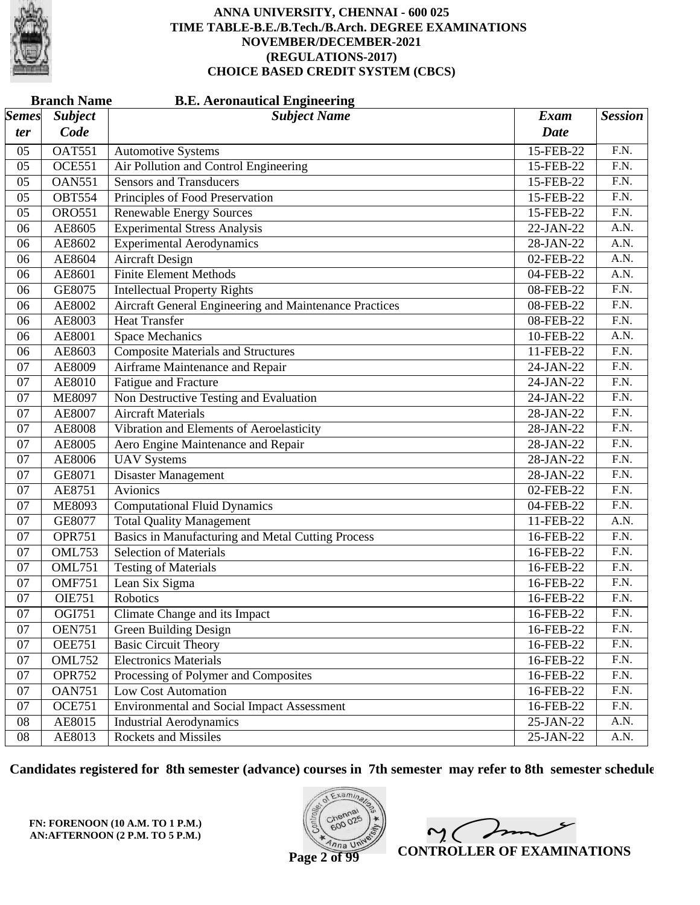# ANNA UNIVERSITY, CHENNAI - 600 025
## TIME TABLE-B.E./B.Tech./B.Arch. DEGREE EXAMINATIONS
## NOVEMBER/DECEMBER-2021
## (REGULATIONS-2017)
## CHOICE BASED CREDIT SYSTEM (CBCS)

**Branch Name** **B.E. Aeronautical Engineering**

| *Semester* | *Subject Code* | *Subject Name* | *Exam Date* | *Session* |
|---|---|---|---|---|
| 05 | OAT551 | Automotive Systems | 15-FEB-22 | F.N. |
| 05 | OCE551 | Air Pollution and Control Engineering | 15-FEB-22 | F.N. |
| 05 | OAN551 | Sensors and Transducers | 15-FEB-22 | F.N. |
| 05 | OBT554 | Principles of Food Preservation | 15-FEB-22 | F.N. |
| 05 | ORO551 | Renewable Energy Sources | 15-FEB-22 | F.N. |
| 06 | AE8605 | Experimental Stress Analysis | 22-JAN-22 | A.N. |
| 06 | AE8602 | Experimental Aerodynamics | 28-JAN-22 | A.N. |
| 06 | AE8604 | Aircraft Design | 02-FEB-22 | A.N. |
| 06 | AE8601 | Finite Element Methods | 04-FEB-22 | A.N. |
| 06 | GE8075 | Intellectual Property Rights | 08-FEB-22 | F.N. |
| 06 | AE8002 | Aircraft General Engineering and Maintenance Practices | 08-FEB-22 | F.N. |
| 06 | AE8003 | Heat Transfer | 08-FEB-22 | F.N. |
| 06 | AE8001 | Space Mechanics | 10-FEB-22 | A.N. |
| 06 | AE8603 | Composite Materials and Structures | 11-FEB-22 | F.N. |
| 07 | AE8009 | Airframe Maintenance and Repair | 24-JAN-22 | F.N. |
| 07 | AE8010 | Fatigue and Fracture | 24-JAN-22 | F.N. |
| 07 | ME8097 | Non Destructive Testing and Evaluation | 24-JAN-22 | F.N. |
| 07 | AE8007 | Aircraft Materials | 28-JAN-22 | F.N. |
| 07 | AE8008 | Vibration and Elements of Aeroelasticity | 28-JAN-22 | F.N. |
| 07 | AE8005 | Aero Engine Maintenance and Repair | 28-JAN-22 | F.N. |
| 07 | AE8006 | UAV Systems | 28-JAN-22 | F.N. |
| 07 | GE8071 | Disaster Management | 28-JAN-22 | F.N. |
| 07 | AE8751 | Avionics | 02-FEB-22 | F.N. |
| 07 | ME8093 | Computational Fluid Dynamics | 04-FEB-22 | F.N. |
| 07 | GE8077 | Total Quality Management | 11-FEB-22 | A.N. |
| 07 | OPR751 | Basics in Manufacturing and Metal Cutting Process | 16-FEB-22 | F.N. |
| 07 | OML753 | Selection of Materials | 16-FEB-22 | F.N. |
| 07 | OML751 | Testing of Materials | 16-FEB-22 | F.N. |
| 07 | OMF751 | Lean Six Sigma | 16-FEB-22 | F.N. |
| 07 | OIE751 | Robotics | 16-FEB-22 | F.N. |
| 07 | OGI751 | Climate Change and its Impact | 16-FEB-22 | F.N. |
| 07 | OEN751 | Green Building Design | 16-FEB-22 | F.N. |
| 07 | OEE751 | Basic Circuit Theory | 16-FEB-22 | F.N. |
| 07 | OML752 | Electronics Materials | 16-FEB-22 | F.N. |
| 07 | OPR752 | Processing of Polymer and Composites | 16-FEB-22 | F.N. |
| 07 | OAN751 | Low Cost Automation | 16-FEB-22 | F.N. |
| 07 | OCE751 | Environmental and Social Impact Assessment | 16-FEB-22 | F.N. |
| 08 | AE8015 | Industrial Aerodynamics | 25-JAN-22 | A.N. |
| 08 | AE8013 | Rockets and Missiles | 25-JAN-22 | A.N. |

**Candidates registered for 8th semester (advance) courses in 7th semester may refer to 8th semester schedule**

**FN: FORENOON (10 A.M. TO 1 P.M.)**
**AN:AFTERNOON (2 P.M. TO 5 P.M.)**

**CONTROLLER OF EXAMINATIONS**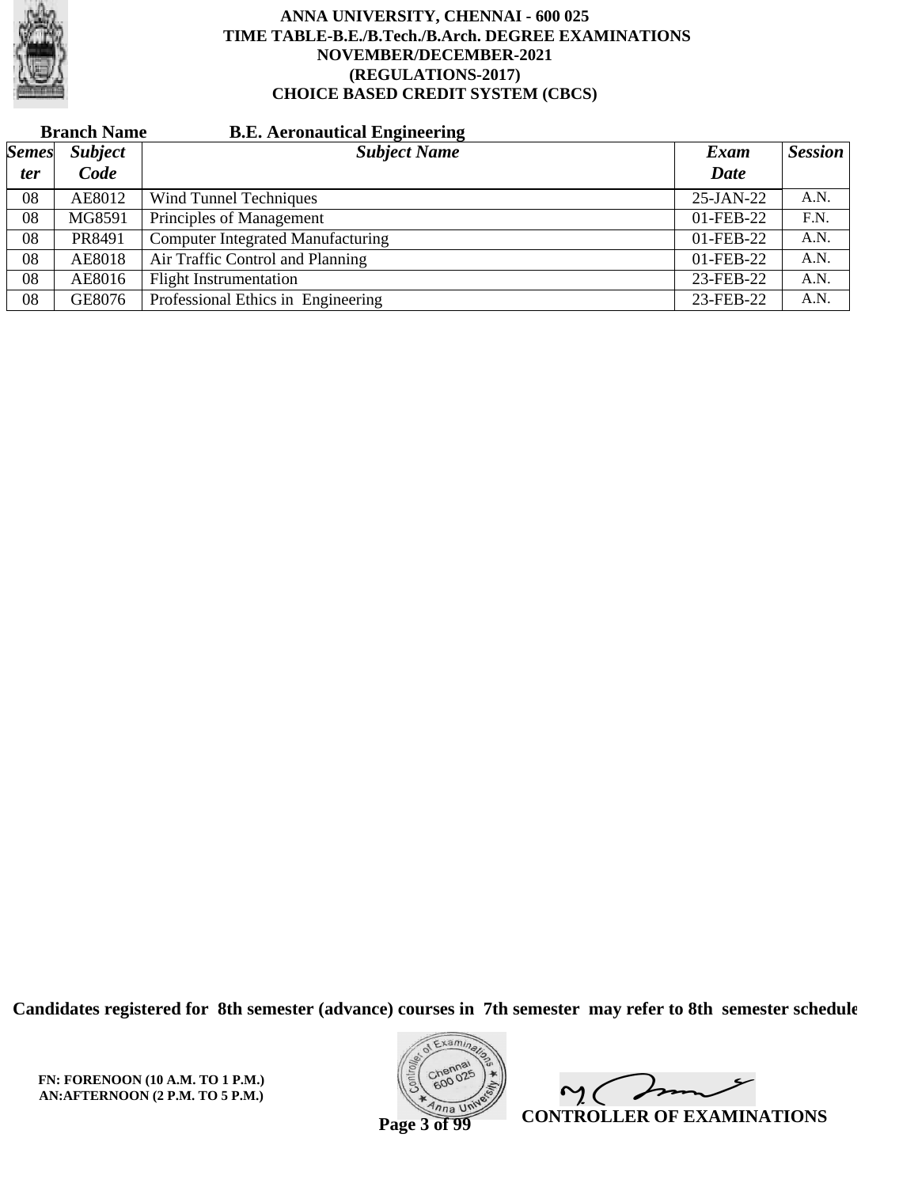**ANNA UNIVERSITY, CHENNAI - 600 025**
**TIME TABLE-B.E./B.Tech./B.Arch. DEGREE EXAMINATIONS**
**NOVEMBER/DECEMBER-2021**
**(REGULATIONS-2017)**
**CHOICE BASED CREDIT SYSTEM (CBCS)**

**Branch Name** **B.E. Aeronautical Engineering**

| *Semester* | *Subject Code* | *Subject Name* | *Exam Date* | *Session* |
|---|---|---|---|---|
| 08 | AE8012 | Wind Tunnel Techniques | 25-JAN-22 | A.N. |
| 08 | MG8591 | Principles of Management | 01-FEB-22 | F.N. |
| 08 | PR8491 | Computer Integrated Manufacturing | 01-FEB-22 | A.N. |
| 08 | AE8018 | Air Traffic Control and Planning | 01-FEB-22 | A.N. |
| 08 | AE8016 | Flight Instrumentation | 23-FEB-22 | A.N. |
| 08 | GE8076 | Professional Ethics in Engineering | 23-FEB-22 | A.N. |

**Candidates registered for 8th semester (advance) courses in 7th semester may refer to 8th semester schedule**

**FN: FORENOON (10 A.M. TO 1 P.M.)**
**AN:AFTERNOON (2 P.M. TO 5 P.M.)**

**CONTROLLER OF EXAMINATIONS**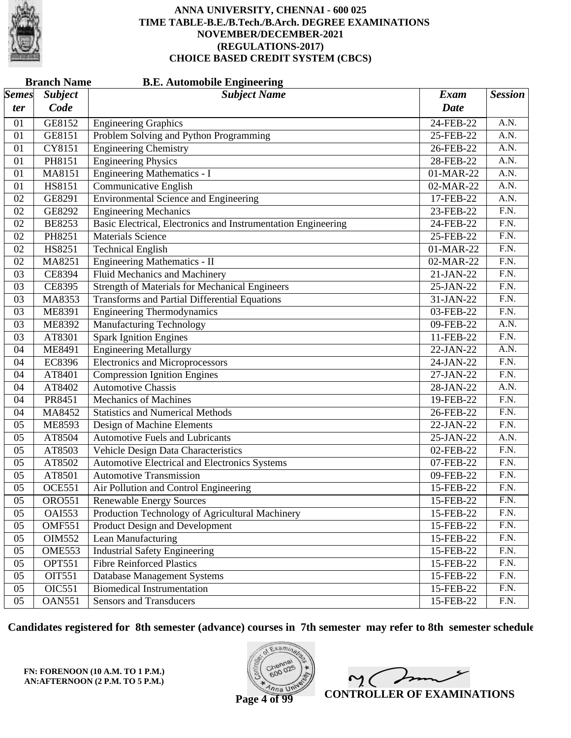# ANNA UNIVERSITY, CHENNAI - 600 025
## TIME TABLE-B.E./B.Tech./B.Arch. DEGREE EXAMINATIONS
## NOVEMBER/DECEMBER-2021
## (REGULATIONS-2017)
## CHOICE BASED CREDIT SYSTEM (CBCS)

**Branch Name** **B.E. Automobile Engineering**

| *Semester* | *Subject Code* | *Subject Name* | *Exam Date* | *Session* |
|---|---|---|---|---|
| 01 | GE8152 | Engineering Graphics | 24-FEB-22 | A.N. |
| 01 | GE8151 | Problem Solving and Python Programming | 25-FEB-22 | A.N. |
| 01 | CY8151 | Engineering Chemistry | 26-FEB-22 | A.N. |
| 01 | PH8151 | Engineering Physics | 28-FEB-22 | A.N. |
| 01 | MA8151 | Engineering Mathematics - I | 01-MAR-22 | A.N. |
| 01 | HS8151 | Communicative English | 02-MAR-22 | A.N. |
| 02 | GE8291 | Environmental Science and Engineering | 17-FEB-22 | A.N. |
| 02 | GE8292 | Engineering Mechanics | 23-FEB-22 | F.N. |
| 02 | BE8253 | Basic Electrical, Electronics and Instrumentation Engineering | 24-FEB-22 | F.N. |
| 02 | PH8251 | Materials Science | 25-FEB-22 | F.N. |
| 02 | HS8251 | Technical English | 01-MAR-22 | F.N. |
| 02 | MA8251 | Engineering Mathematics - II | 02-MAR-22 | F.N. |
| 03 | CE8394 | Fluid Mechanics and Machinery | 21-JAN-22 | F.N. |
| 03 | CE8395 | Strength of Materials for Mechanical Engineers | 25-JAN-22 | F.N. |
| 03 | MA8353 | Transforms and Partial Differential Equations | 31-JAN-22 | F.N. |
| 03 | ME8391 | Engineering Thermodynamics | 03-FEB-22 | F.N. |
| 03 | ME8392 | Manufacturing Technology | 09-FEB-22 | A.N. |
| 03 | AT8301 | Spark Ignition Engines | 11-FEB-22 | F.N. |
| 04 | ME8491 | Engineering Metallurgy | 22-JAN-22 | A.N. |
| 04 | EC8396 | Electronics and Microprocessors | 24-JAN-22 | F.N. |
| 04 | AT8401 | Compression Ignition Engines | 27-JAN-22 | F.N. |
| 04 | AT8402 | Automotive Chassis | 28-JAN-22 | A.N. |
| 04 | PR8451 | Mechanics of Machines | 19-FEB-22 | F.N. |
| 04 | MA8452 | Statistics and Numerical Methods | 26-FEB-22 | F.N. |
| 05 | ME8593 | Design of Machine Elements | 22-JAN-22 | F.N. |
| 05 | AT8504 | Automotive Fuels and Lubricants | 25-JAN-22 | A.N. |
| 05 | AT8503 | Vehicle Design Data Characteristics | 02-FEB-22 | F.N. |
| 05 | AT8502 | Automotive Electrical and Electronics Systems | 07-FEB-22 | F.N. |
| 05 | AT8501 | Automotive Transmission | 09-FEB-22 | F.N. |
| 05 | OCE551 | Air Pollution and Control Engineering | 15-FEB-22 | F.N. |
| 05 | ORO551 | Renewable Energy Sources | 15-FEB-22 | F.N. |
| 05 | OAI553 | Production Technology of Agricultural Machinery | 15-FEB-22 | F.N. |
| 05 | OMF551 | Product Design and Development | 15-FEB-22 | F.N. |
| 05 | OIM552 | Lean Manufacturing | 15-FEB-22 | F.N. |
| 05 | OME553 | Industrial Safety Engineering | 15-FEB-22 | F.N. |
| 05 | OPT551 | Fibre Reinforced Plastics | 15-FEB-22 | F.N. |
| 05 | OIT551 | Database Management Systems | 15-FEB-22 | F.N. |
| 05 | OIC551 | Biomedical Instrumentation | 15-FEB-22 | F.N. |
| 05 | OAN551 | Sensors and Transducers | 15-FEB-22 | F.N. |

**Candidates registered for 8th semester (advance) courses in 7th semester may refer to 8th semester schedule**

**FN: FORENOON (10 A.M. TO 1 P.M.)**
**AN:AFTERNOON (2 P.M. TO 5 P.M.)**

**CONTROLLER OF EXAMINATIONS**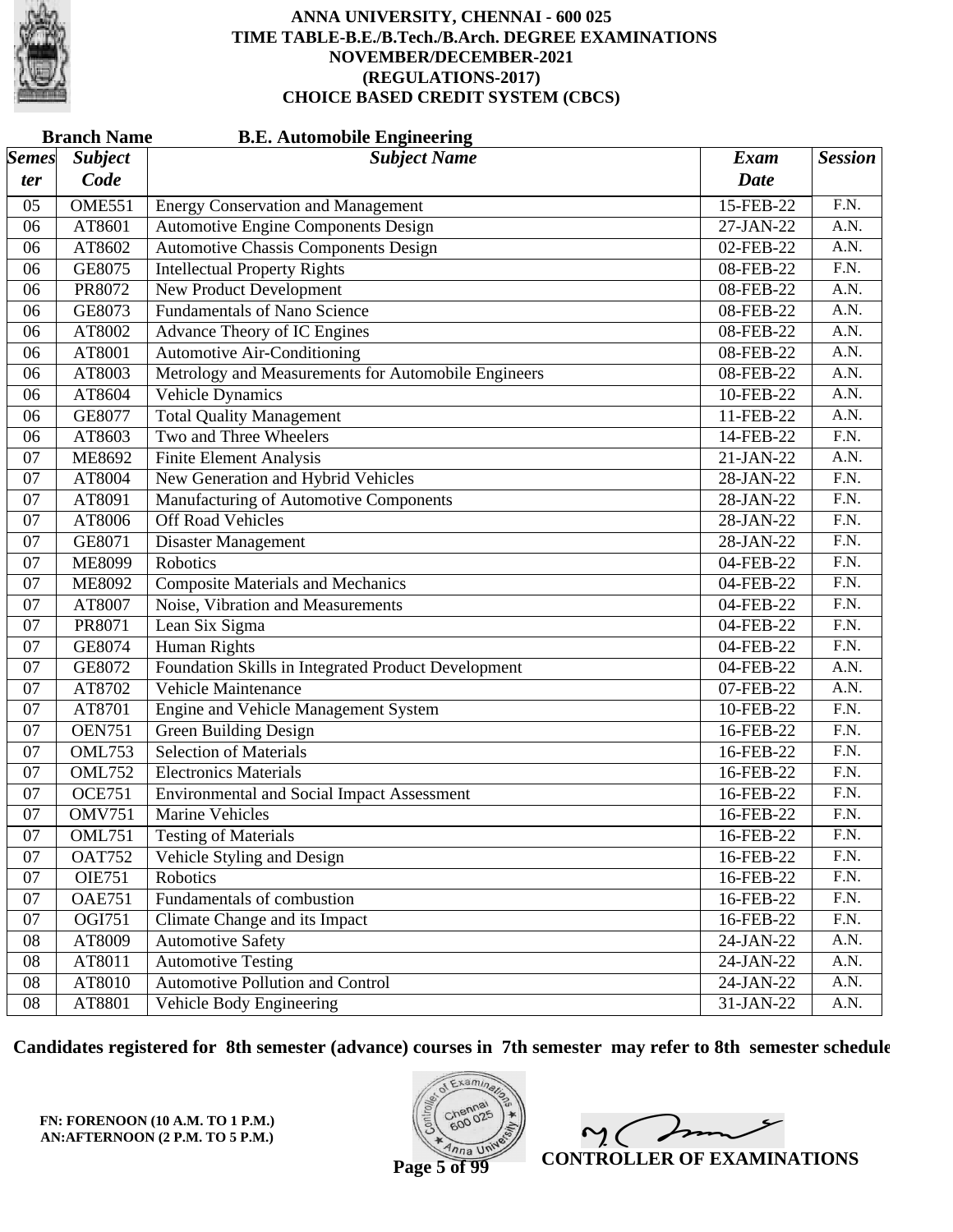# ANNA UNIVERSITY, CHENNAI - 600 025
## TIME TABLE-B.E./B.Tech./B.Arch. DEGREE EXAMINATIONS
## NOVEMBER/DECEMBER-2021
## (REGULATIONS-2017)
## CHOICE BASED CREDIT SYSTEM (CBCS)

**Branch Name** **B.E. Automobile Engineering**

| *Semester* | *Subject Code* | *Subject Name* | *Exam Date* | *Session* |
|---|---|---|---|---|
| 05 | OME551 | Energy Conservation and Management | 15-FEB-22 | F.N. |
| 06 | AT8601 | Automotive Engine Components Design | 27-JAN-22 | A.N. |
| 06 | AT8602 | Automotive Chassis Components Design | 02-FEB-22 | A.N. |
| 06 | GE8075 | Intellectual Property Rights | 08-FEB-22 | F.N. |
| 06 | PR8072 | New Product Development | 08-FEB-22 | A.N. |
| 06 | GE8073 | Fundamentals of Nano Science | 08-FEB-22 | A.N. |
| 06 | AT8002 | Advance Theory of IC Engines | 08-FEB-22 | A.N. |
| 06 | AT8001 | Automotive Air-Conditioning | 08-FEB-22 | A.N. |
| 06 | AT8003 | Metrology and Measurements for Automobile Engineers | 08-FEB-22 | A.N. |
| 06 | AT8604 | Vehicle Dynamics | 10-FEB-22 | A.N. |
| 06 | GE8077 | Total Quality Management | 11-FEB-22 | A.N. |
| 06 | AT8603 | Two and Three Wheelers | 14-FEB-22 | F.N. |
| 07 | ME8692 | Finite Element Analysis | 21-JAN-22 | A.N. |
| 07 | AT8004 | New Generation and Hybrid Vehicles | 28-JAN-22 | F.N. |
| 07 | AT8091 | Manufacturing of Automotive Components | 28-JAN-22 | F.N. |
| 07 | AT8006 | Off Road Vehicles | 28-JAN-22 | F.N. |
| 07 | GE8071 | Disaster Management | 28-JAN-22 | F.N. |
| 07 | ME8099 | Robotics | 04-FEB-22 | F.N. |
| 07 | ME8092 | Composite Materials and Mechanics | 04-FEB-22 | F.N. |
| 07 | AT8007 | Noise, Vibration and Measurements | 04-FEB-22 | F.N. |
| 07 | PR8071 | Lean Six Sigma | 04-FEB-22 | F.N. |
| 07 | GE8074 | Human Rights | 04-FEB-22 | F.N. |
| 07 | GE8072 | Foundation Skills in Integrated Product Development | 04-FEB-22 | A.N. |
| 07 | AT8702 | Vehicle Maintenance | 07-FEB-22 | A.N. |
| 07 | AT8701 | Engine and Vehicle Management System | 10-FEB-22 | F.N. |
| 07 | OEN751 | Green Building Design | 16-FEB-22 | F.N. |
| 07 | OML753 | Selection of Materials | 16-FEB-22 | F.N. |
| 07 | OML752 | Electronics Materials | 16-FEB-22 | F.N. |
| 07 | OCE751 | Environmental and Social Impact Assessment | 16-FEB-22 | F.N. |
| 07 | OMV751 | Marine Vehicles | 16-FEB-22 | F.N. |
| 07 | OML751 | Testing of Materials | 16-FEB-22 | F.N. |
| 07 | OAT752 | Vehicle Styling and Design | 16-FEB-22 | F.N. |
| 07 | OIE751 | Robotics | 16-FEB-22 | F.N. |
| 07 | OAE751 | Fundamentals of combustion | 16-FEB-22 | F.N. |
| 07 | OGI751 | Climate Change and its Impact | 16-FEB-22 | F.N. |
| 08 | AT8009 | Automotive Safety | 24-JAN-22 | A.N. |
| 08 | AT8011 | Automotive Testing | 24-JAN-22 | A.N. |
| 08 | AT8010 | Automotive Pollution and Control | 24-JAN-22 | A.N. |
| 08 | AT8801 | Vehicle Body Engineering | 31-JAN-22 | A.N. |

**Candidates registered for 8th semester (advance) courses in 7th semester may refer to 8th semester schedule**

**FN: FORENOON (10 A.M. TO 1 P.M.)**
**AN:AFTERNOON (2 P.M. TO 5 P.M.)**

**CONTROLLER OF EXAMINATIONS**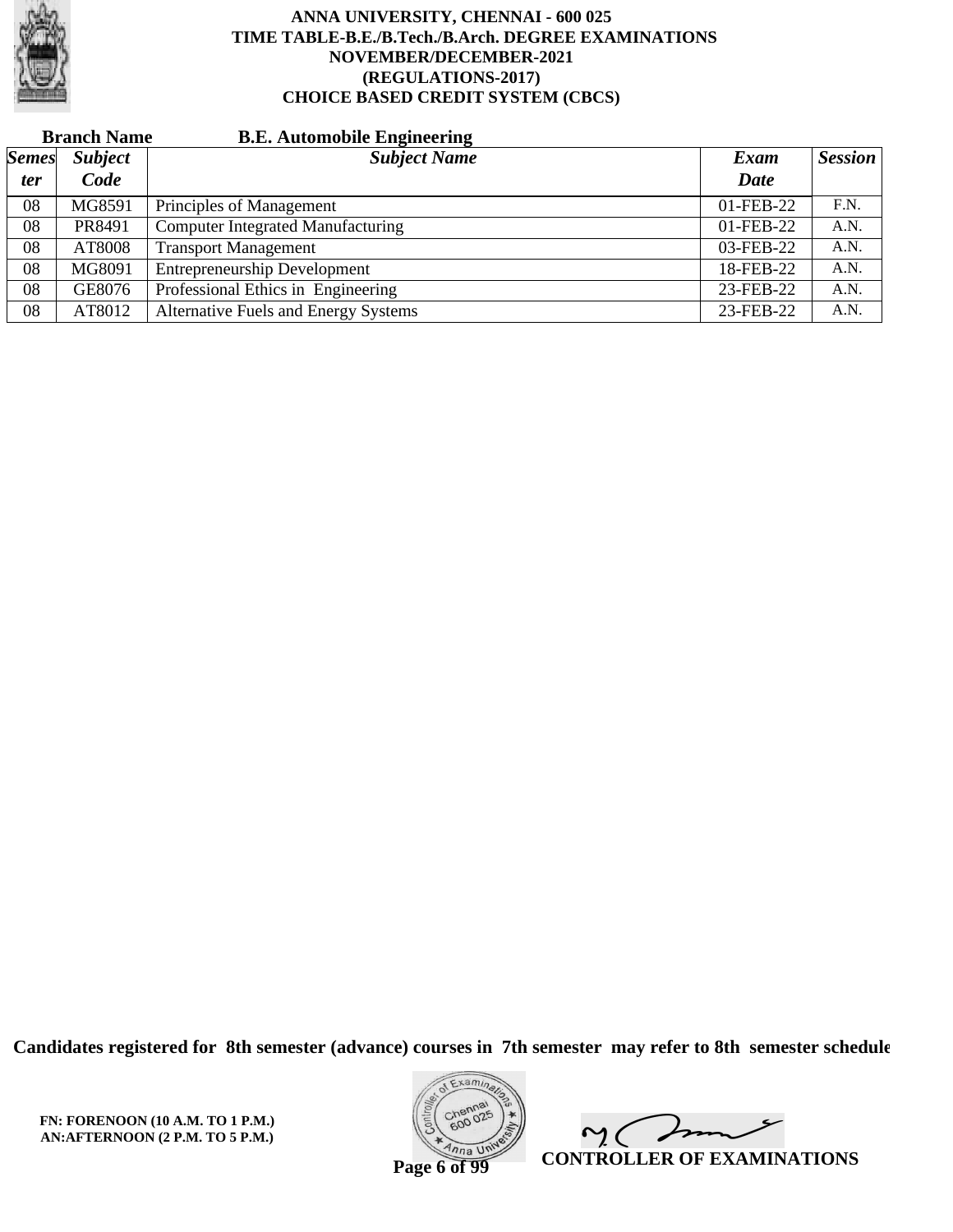**ANNA UNIVERSITY, CHENNAI - 600 025**
**TIME TABLE-B.E./B.Tech./B.Arch. DEGREE EXAMINATIONS**
**NOVEMBER/DECEMBER-2021**
**(REGULATIONS-2017)**
**CHOICE BASED CREDIT SYSTEM (CBCS)**

**Branch Name** **B.E. Automobile Engineering**

| *Semester* | *Subject Code* | *Subject Name* | *Exam Date* | *Session* |
|---|---|---|---|---|
| 08 | MG8591 | Principles of Management | 01-FEB-22 | F.N. |
| 08 | PR8491 | Computer Integrated Manufacturing | 01-FEB-22 | A.N. |
| 08 | AT8008 | Transport Management | 03-FEB-22 | A.N. |
| 08 | MG8091 | Entrepreneurship Development | 18-FEB-22 | A.N. |
| 08 | GE8076 | Professional Ethics in Engineering | 23-FEB-22 | A.N. |
| 08 | AT8012 | Alternative Fuels and Energy Systems | 23-FEB-22 | A.N. |

**Candidates registered for 8th semester (advance) courses in 7th semester may refer to 8th semester schedule**

**FN: FORENOON (10 A.M. TO 1 P.M.)**
**AN:AFTERNOON (2 P.M. TO 5 P.M.)**

**CONTROLLER OF EXAMINATIONS**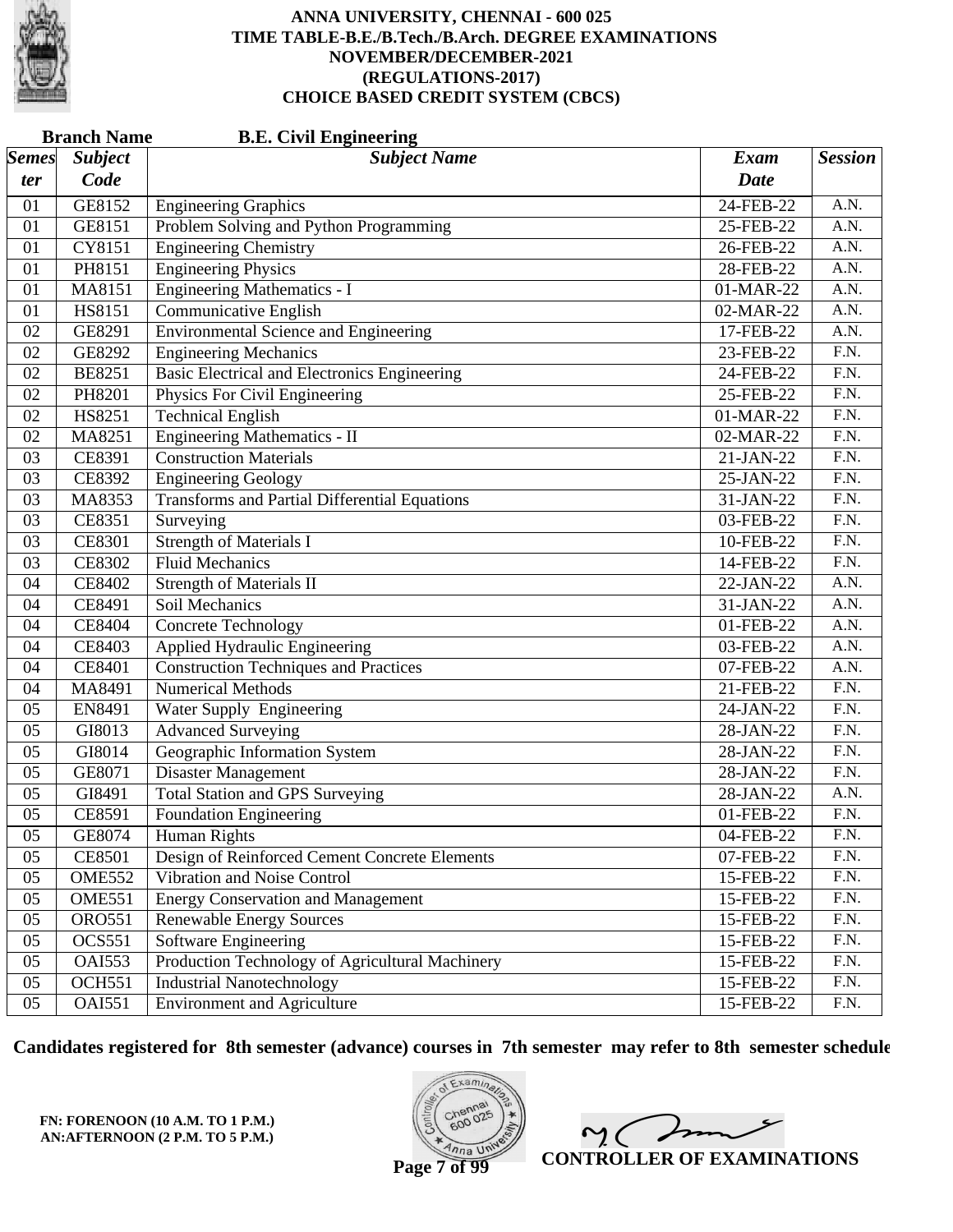# ANNA UNIVERSITY, CHENNAI - 600 025
## TIME TABLE-B.E./B.Tech./B.Arch. DEGREE EXAMINATIONS
## NOVEMBER/DECEMBER-2021
## (REGULATIONS-2017)
## CHOICE BASED CREDIT SYSTEM (CBCS)

**Branch Name** **B.E. Civil Engineering**

| *Semester* | *Subject Code* | *Subject Name* | *Exam Date* | *Session* |
|---|---|---|---|---|
| 01 | GE8152 | Engineering Graphics | 24-FEB-22 | A.N. |
| 01 | GE8151 | Problem Solving and Python Programming | 25-FEB-22 | A.N. |
| 01 | CY8151 | Engineering Chemistry | 26-FEB-22 | A.N. |
| 01 | PH8151 | Engineering Physics | 28-FEB-22 | A.N. |
| 01 | MA8151 | Engineering Mathematics - I | 01-MAR-22 | A.N. |
| 01 | HS8151 | Communicative English | 02-MAR-22 | A.N. |
| 02 | GE8291 | Environmental Science and Engineering | 17-FEB-22 | A.N. |
| 02 | GE8292 | Engineering Mechanics | 23-FEB-22 | F.N. |
| 02 | BE8251 | Basic Electrical and Electronics Engineering | 24-FEB-22 | F.N. |
| 02 | PH8201 | Physics For Civil Engineering | 25-FEB-22 | F.N. |
| 02 | HS8251 | Technical English | 01-MAR-22 | F.N. |
| 02 | MA8251 | Engineering Mathematics - II | 02-MAR-22 | F.N. |
| 03 | CE8391 | Construction Materials | 21-JAN-22 | F.N. |
| 03 | CE8392 | Engineering Geology | 25-JAN-22 | F.N. |
| 03 | MA8353 | Transforms and Partial Differential Equations | 31-JAN-22 | F.N. |
| 03 | CE8351 | Surveying | 03-FEB-22 | F.N. |
| 03 | CE8301 | Strength of Materials I | 10-FEB-22 | F.N. |
| 03 | CE8302 | Fluid Mechanics | 14-FEB-22 | F.N. |
| 04 | CE8402 | Strength of Materials II | 22-JAN-22 | A.N. |
| 04 | CE8491 | Soil Mechanics | 31-JAN-22 | A.N. |
| 04 | CE8404 | Concrete Technology | 01-FEB-22 | A.N. |
| 04 | CE8403 | Applied Hydraulic Engineering | 03-FEB-22 | A.N. |
| 04 | CE8401 | Construction Techniques and Practices | 07-FEB-22 | A.N. |
| 04 | MA8491 | Numerical Methods | 21-FEB-22 | F.N. |
| 05 | EN8491 | Water Supply Engineering | 24-JAN-22 | F.N. |
| 05 | GI8013 | Advanced Surveying | 28-JAN-22 | F.N. |
| 05 | GI8014 | Geographic Information System | 28-JAN-22 | F.N. |
| 05 | GE8071 | Disaster Management | 28-JAN-22 | F.N. |
| 05 | GI8491 | Total Station and GPS Surveying | 28-JAN-22 | A.N. |
| 05 | CE8591 | Foundation Engineering | 01-FEB-22 | F.N. |
| 05 | GE8074 | Human Rights | 04-FEB-22 | F.N. |
| 05 | CE8501 | Design of Reinforced Cement Concrete Elements | 07-FEB-22 | F.N. |
| 05 | OME552 | Vibration and Noise Control | 15-FEB-22 | F.N. |
| 05 | OME551 | Energy Conservation and Management | 15-FEB-22 | F.N. |
| 05 | ORO551 | Renewable Energy Sources | 15-FEB-22 | F.N. |
| 05 | OCS551 | Software Engineering | 15-FEB-22 | F.N. |
| 05 | OAI553 | Production Technology of Agricultural Machinery | 15-FEB-22 | F.N. |
| 05 | OCH551 | Industrial Nanotechnology | 15-FEB-22 | F.N. |
| 05 | OAI551 | Environment and Agriculture | 15-FEB-22 | F.N. |

**Candidates registered for 8th semester (advance) courses in 7th semester may refer to 8th semester schedule**

**FN: FORENOON (10 A.M. TO 1 P.M.)**
**AN:AFTERNOON (2 P.M. TO 5 P.M.)**

**CONTROLLER OF EXAMINATIONS**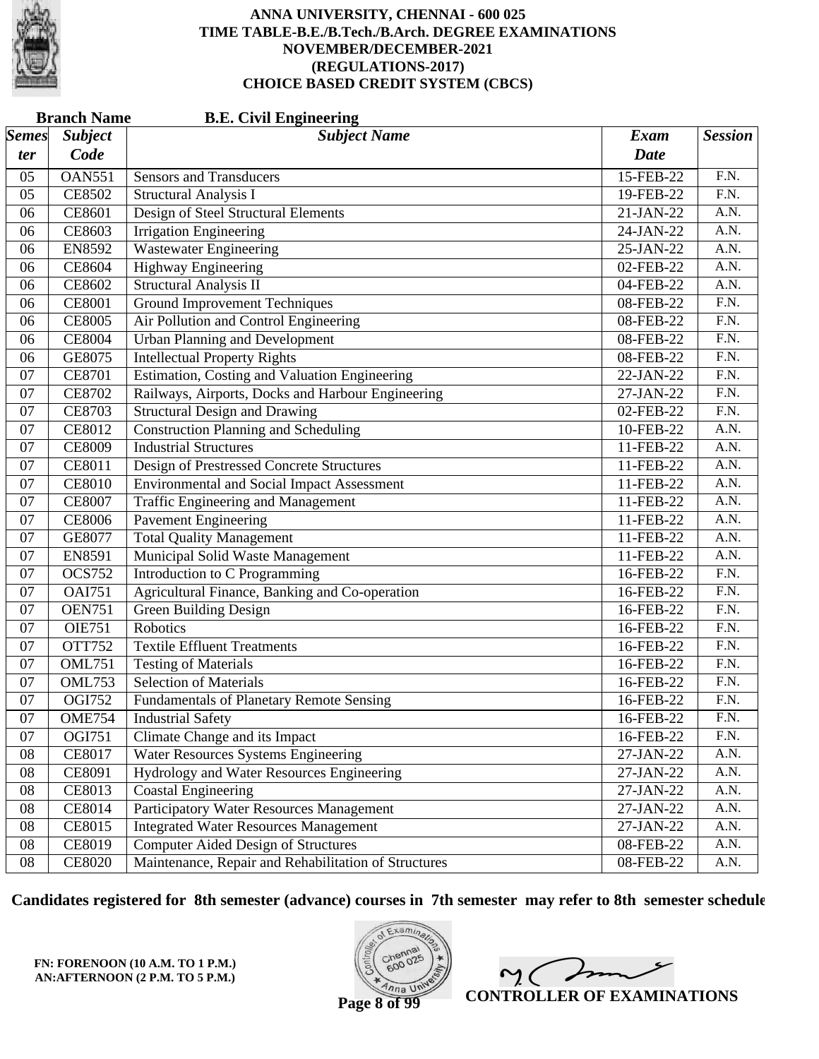**ANNA UNIVERSITY, CHENNAI - 600 025**
**TIME TABLE-B.E./B.Tech./B.Arch. DEGREE EXAMINATIONS**
**NOVEMBER/DECEMBER-2021**
**(REGULATIONS-2017)**
**CHOICE BASED CREDIT SYSTEM (CBCS)**

**Branch Name** **B.E. Civil Engineering**

| Semester | Subject Code | Subject Name | Exam Date | Session |
|---|---|---|---|---|
| 05 | OAN551 | Sensors and Transducers | 15-FEB-22 | F.N. |
| 05 | CE8502 | Structural Analysis I | 19-FEB-22 | F.N. |
| 06 | CE8601 | Design of Steel Structural Elements | 21-JAN-22 | A.N. |
| 06 | CE8603 | Irrigation Engineering | 24-JAN-22 | A.N. |
| 06 | EN8592 | Wastewater Engineering | 25-JAN-22 | A.N. |
| 06 | CE8604 | Highway Engineering | 02-FEB-22 | A.N. |
| 06 | CE8602 | Structural Analysis II | 04-FEB-22 | A.N. |
| 06 | CE8001 | Ground Improvement Techniques | 08-FEB-22 | F.N. |
| 06 | CE8005 | Air Pollution and Control Engineering | 08-FEB-22 | F.N. |
| 06 | CE8004 | Urban Planning and Development | 08-FEB-22 | F.N. |
| 06 | GE8075 | Intellectual Property Rights | 08-FEB-22 | F.N. |
| 07 | CE8701 | Estimation, Costing and Valuation Engineering | 22-JAN-22 | F.N. |
| 07 | CE8702 | Railways, Airports, Docks and Harbour Engineering | 27-JAN-22 | F.N. |
| 07 | CE8703 | Structural Design and Drawing | 02-FEB-22 | F.N. |
| 07 | CE8012 | Construction Planning and Scheduling | 10-FEB-22 | A.N. |
| 07 | CE8009 | Industrial Structures | 11-FEB-22 | A.N. |
| 07 | CE8011 | Design of Prestressed Concrete Structures | 11-FEB-22 | A.N. |
| 07 | CE8010 | Environmental and Social Impact Assessment | 11-FEB-22 | A.N. |
| 07 | CE8007 | Traffic Engineering and Management | 11-FEB-22 | A.N. |
| 07 | CE8006 | Pavement Engineering | 11-FEB-22 | A.N. |
| 07 | GE8077 | Total Quality Management | 11-FEB-22 | A.N. |
| 07 | EN8591 | Municipal Solid Waste Management | 11-FEB-22 | A.N. |
| 07 | OCS752 | Introduction to C Programming | 16-FEB-22 | F.N. |
| 07 | OAI751 | Agricultural Finance, Banking and Co-operation | 16-FEB-22 | F.N. |
| 07 | OEN751 | Green Building Design | 16-FEB-22 | F.N. |
| 07 | OIE751 | Robotics | 16-FEB-22 | F.N. |
| 07 | OTT752 | Textile Effluent Treatments | 16-FEB-22 | F.N. |
| 07 | OML751 | Testing of Materials | 16-FEB-22 | F.N. |
| 07 | OML753 | Selection of Materials | 16-FEB-22 | F.N. |
| 07 | OGI752 | Fundamentals of Planetary Remote Sensing | 16-FEB-22 | F.N. |
| 07 | OME754 | Industrial Safety | 16-FEB-22 | F.N. |
| 07 | OGI751 | Climate Change and its Impact | 16-FEB-22 | F.N. |
| 08 | CE8017 | Water Resources Systems Engineering | 27-JAN-22 | A.N. |
| 08 | CE8091 | Hydrology and Water Resources Engineering | 27-JAN-22 | A.N. |
| 08 | CE8013 | Coastal Engineering | 27-JAN-22 | A.N. |
| 08 | CE8014 | Participatory Water Resources Management | 27-JAN-22 | A.N. |
| 08 | CE8015 | Integrated Water Resources Management | 27-JAN-22 | A.N. |
| 08 | CE8019 | Computer Aided Design of Structures | 08-FEB-22 | A.N. |
| 08 | CE8020 | Maintenance, Repair and Rehabilitation of Structures | 08-FEB-22 | A.N. |

**Candidates registered for 8th semester (advance) courses in 7th semester may refer to 8th semester schedule**

**FN: FORENOON (10 A.M. TO 1 P.M.)**
**AN:AFTERNOON (2 P.M. TO 5 P.M.)**

**CONTROLLER OF EXAMINATIONS**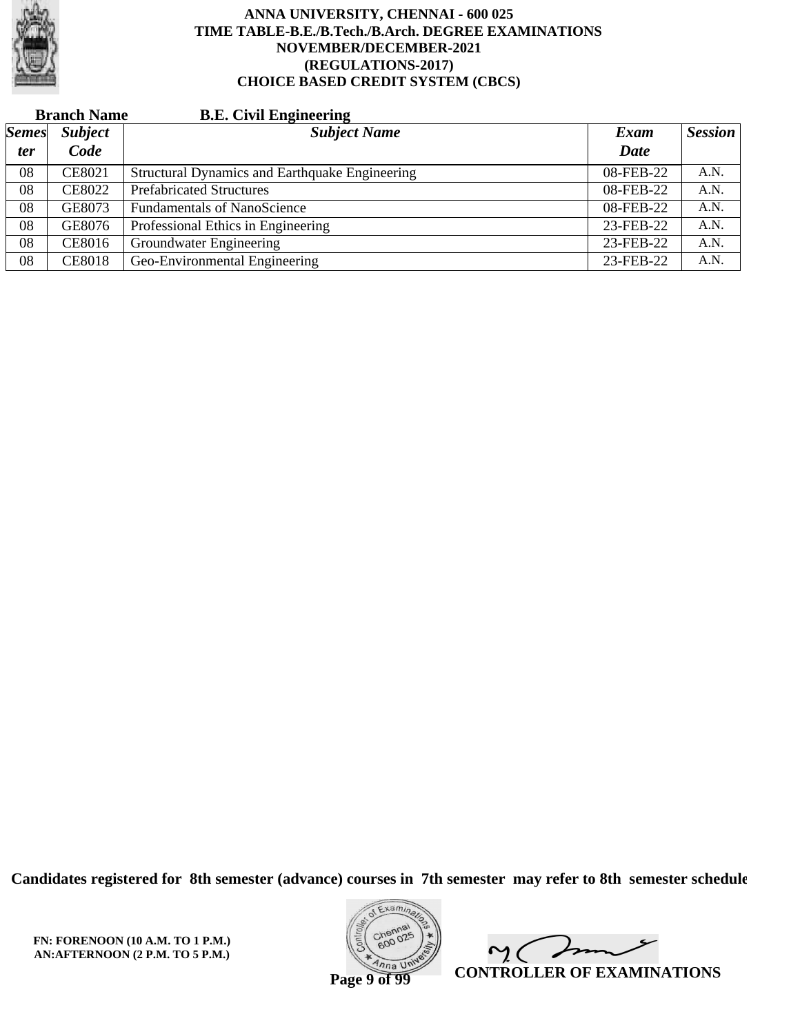# ANNA UNIVERSITY, CHENNAI - 600 025
## TIME TABLE-B.E./B.Tech./B.Arch. DEGREE EXAMINATIONS
## NOVEMBER/DECEMBER-2021
## (REGULATIONS-2017)
## CHOICE BASED CREDIT SYSTEM (CBCS)

**Branch Name** **B.E. Civil Engineering**

| *Semester* | *Subject Code* | *Subject Name* | *Exam Date* | *Session* |
|---|---|---|---|---|
| 08 | CE8021 | Structural Dynamics and Earthquake Engineering | 08-FEB-22 | A.N. |
| 08 | CE8022 | Prefabricated Structures | 08-FEB-22 | A.N. |
| 08 | GE8073 | Fundamentals of NanoScience | 08-FEB-22 | A.N. |
| 08 | GE8076 | Professional Ethics in Engineering | 23-FEB-22 | A.N. |
| 08 | CE8016 | Groundwater Engineering | 23-FEB-22 | A.N. |
| 08 | CE8018 | Geo-Environmental Engineering | 23-FEB-22 | A.N. |

**Candidates registered for 8th semester (advance) courses in 7th semester may refer to 8th semester schedule**

**FN: FORENOON (10 A.M. TO 1 P.M.)**
**AN:AFTERNOON (2 P.M. TO 5 P.M.)**

**CONTROLLER OF EXAMINATIONS**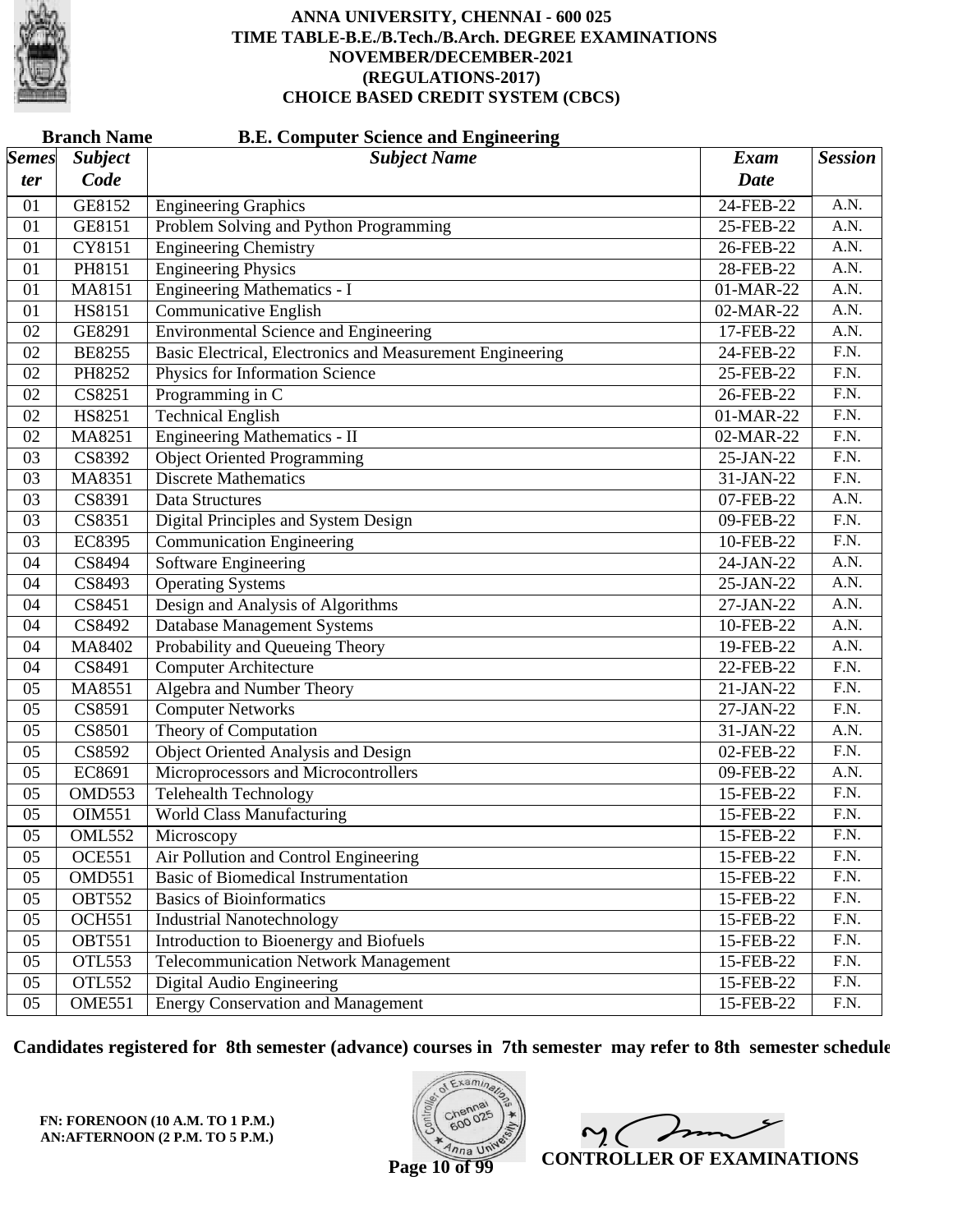# ANNA UNIVERSITY, CHENNAI - 600 025
## TIME TABLE-B.E./B.Tech./B.Arch. DEGREE EXAMINATIONS
## NOVEMBER/DECEMBER-2021
## (REGULATIONS-2017)
## CHOICE BASED CREDIT SYSTEM (CBCS)

**Branch Name** **B.E. Computer Science and Engineering**

| *Semester* | *Subject Code* | *Subject Name* | *Exam Date* | *Session* |
|---|---|---|---|---|
| 01 | GE8152 | Engineering Graphics | 24-FEB-22 | A.N. |
| 01 | GE8151 | Problem Solving and Python Programming | 25-FEB-22 | A.N. |
| 01 | CY8151 | Engineering Chemistry | 26-FEB-22 | A.N. |
| 01 | PH8151 | Engineering Physics | 28-FEB-22 | A.N. |
| 01 | MA8151 | Engineering Mathematics - I | 01-MAR-22 | A.N. |
| 01 | HS8151 | Communicative English | 02-MAR-22 | A.N. |
| 02 | GE8291 | Environmental Science and Engineering | 17-FEB-22 | A.N. |
| 02 | BE8255 | Basic Electrical, Electronics and Measurement Engineering | 24-FEB-22 | F.N. |
| 02 | PH8252 | Physics for Information Science | 25-FEB-22 | F.N. |
| 02 | CS8251 | Programming in C | 26-FEB-22 | F.N. |
| 02 | HS8251 | Technical English | 01-MAR-22 | F.N. |
| 02 | MA8251 | Engineering Mathematics - II | 02-MAR-22 | F.N. |
| 03 | CS8392 | Object Oriented Programming | 25-JAN-22 | F.N. |
| 03 | MA8351 | Discrete Mathematics | 31-JAN-22 | F.N. |
| 03 | CS8391 | Data Structures | 07-FEB-22 | A.N. |
| 03 | CS8351 | Digital Principles and System Design | 09-FEB-22 | F.N. |
| 03 | EC8395 | Communication Engineering | 10-FEB-22 | F.N. |
| 04 | CS8494 | Software Engineering | 24-JAN-22 | A.N. |
| 04 | CS8493 | Operating Systems | 25-JAN-22 | A.N. |
| 04 | CS8451 | Design and Analysis of Algorithms | 27-JAN-22 | A.N. |
| 04 | CS8492 | Database Management Systems | 10-FEB-22 | A.N. |
| 04 | MA8402 | Probability and Queueing Theory | 19-FEB-22 | A.N. |
| 04 | CS8491 | Computer Architecture | 22-FEB-22 | F.N. |
| 05 | MA8551 | Algebra and Number Theory | 21-JAN-22 | F.N. |
| 05 | CS8591 | Computer Networks | 27-JAN-22 | F.N. |
| 05 | CS8501 | Theory of Computation | 31-JAN-22 | A.N. |
| 05 | CS8592 | Object Oriented Analysis and Design | 02-FEB-22 | F.N. |
| 05 | EC8691 | Microprocessors and Microcontrollers | 09-FEB-22 | A.N. |
| 05 | OMD553 | Telehealth Technology | 15-FEB-22 | F.N. |
| 05 | OIM551 | World Class Manufacturing | 15-FEB-22 | F.N. |
| 05 | OML552 | Microscopy | 15-FEB-22 | F.N. |
| 05 | OCE551 | Air Pollution and Control Engineering | 15-FEB-22 | F.N. |
| 05 | OMD551 | Basic of Biomedical Instrumentation | 15-FEB-22 | F.N. |
| 05 | OBT552 | Basics of Bioinformatics | 15-FEB-22 | F.N. |
| 05 | OCH551 | Industrial Nanotechnology | 15-FEB-22 | F.N. |
| 05 | OBT551 | Introduction to Bioenergy and Biofuels | 15-FEB-22 | F.N. |
| 05 | OTL553 | Telecommunication Network Management | 15-FEB-22 | F.N. |
| 05 | OTL552 | Digital Audio Engineering | 15-FEB-22 | F.N. |
| 05 | OME551 | Energy Conservation and Management | 15-FEB-22 | F.N. |

**Candidates registered for 8th semester (advance) courses in 7th semester may refer to 8th semester schedule**

**FN: FORENOON (10 A.M. TO 1 P.M.)**
**AN:AFTERNOON (2 P.M. TO 5 P.M.)**

**CONTROLLER OF EXAMINATIONS**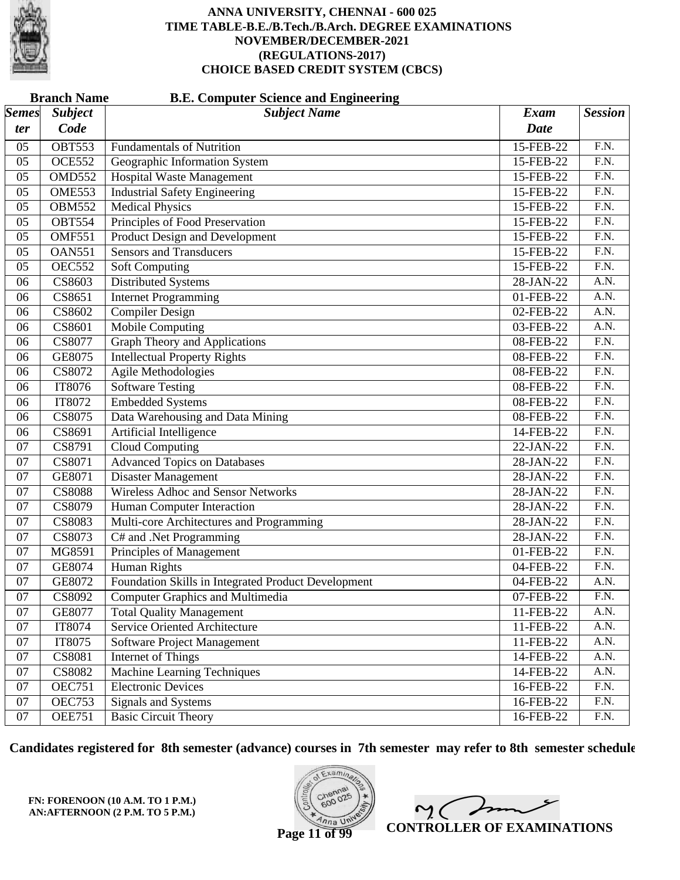# ANNA UNIVERSITY, CHENNAI - 600 025
## TIME TABLE-B.E./B.Tech./B.Arch. DEGREE EXAMINATIONS
## NOVEMBER/DECEMBER-2021
## (REGULATIONS-2017)
## CHOICE BASED CREDIT SYSTEM (CBCS)

**Branch Name** **B.E. Computer Science and Engineering**

| *Semester* | *Subject Code* | *Subject Name* | *Exam Date* | *Session* |
|---|---|---|---|---|
| 05 | OBT553 | Fundamentals of Nutrition | 15-FEB-22 | F.N. |
| 05 | OCE552 | Geographic Information System | 15-FEB-22 | F.N. |
| 05 | OMD552 | Hospital Waste Management | 15-FEB-22 | F.N. |
| 05 | OME553 | Industrial Safety Engineering | 15-FEB-22 | F.N. |
| 05 | OBM552 | Medical Physics | 15-FEB-22 | F.N. |
| 05 | OBT554 | Principles of Food Preservation | 15-FEB-22 | F.N. |
| 05 | OMF551 | Product Design and Development | 15-FEB-22 | F.N. |
| 05 | OAN551 | Sensors and Transducers | 15-FEB-22 | F.N. |
| 05 | OEC552 | Soft Computing | 15-FEB-22 | F.N. |
| 06 | CS8603 | Distributed Systems | 28-JAN-22 | A.N. |
| 06 | CS8651 | Internet Programming | 01-FEB-22 | A.N. |
| 06 | CS8602 | Compiler Design | 02-FEB-22 | A.N. |
| 06 | CS8601 | Mobile Computing | 03-FEB-22 | A.N. |
| 06 | CS8077 | Graph Theory and Applications | 08-FEB-22 | F.N. |
| 06 | GE8075 | Intellectual Property Rights | 08-FEB-22 | F.N. |
| 06 | CS8072 | Agile Methodologies | 08-FEB-22 | F.N. |
| 06 | IT8076 | Software Testing | 08-FEB-22 | F.N. |
| 06 | IT8072 | Embedded Systems | 08-FEB-22 | F.N. |
| 06 | CS8075 | Data Warehousing and Data Mining | 08-FEB-22 | F.N. |
| 06 | CS8691 | Artificial Intelligence | 14-FEB-22 | F.N. |
| 07 | CS8791 | Cloud Computing | 22-JAN-22 | F.N. |
| 07 | CS8071 | Advanced Topics on Databases | 28-JAN-22 | F.N. |
| 07 | GE8071 | Disaster Management | 28-JAN-22 | F.N. |
| 07 | CS8088 | Wireless Adhoc and Sensor Networks | 28-JAN-22 | F.N. |
| 07 | CS8079 | Human Computer Interaction | 28-JAN-22 | F.N. |
| 07 | CS8083 | Multi-core Architectures and Programming | 28-JAN-22 | F.N. |
| 07 | CS8073 | C# and .Net Programming | 28-JAN-22 | F.N. |
| 07 | MG8591 | Principles of Management | 01-FEB-22 | F.N. |
| 07 | GE8074 | Human Rights | 04-FEB-22 | F.N. |
| 07 | GE8072 | Foundation Skills in Integrated Product Development | 04-FEB-22 | A.N. |
| 07 | CS8092 | Computer Graphics and Multimedia | 07-FEB-22 | F.N. |
| 07 | GE8077 | Total Quality Management | 11-FEB-22 | A.N. |
| 07 | IT8074 | Service Oriented Architecture | 11-FEB-22 | A.N. |
| 07 | IT8075 | Software Project Management | 11-FEB-22 | A.N. |
| 07 | CS8081 | Internet of Things | 14-FEB-22 | A.N. |
| 07 | CS8082 | Machine Learning Techniques | 14-FEB-22 | A.N. |
| 07 | OEC751 | Electronic Devices | 16-FEB-22 | F.N. |
| 07 | OEC753 | Signals and Systems | 16-FEB-22 | F.N. |
| 07 | OEE751 | Basic Circuit Theory | 16-FEB-22 | F.N. |

**Candidates registered for 8th semester (advance) courses in 7th semester may refer to 8th semester schedule**

**FN: FORENOON (10 A.M. TO 1 P.M.)**
**AN:AFTERNOON (2 P.M. TO 5 P.M.)**

**CONTROLLER OF EXAMINATIONS**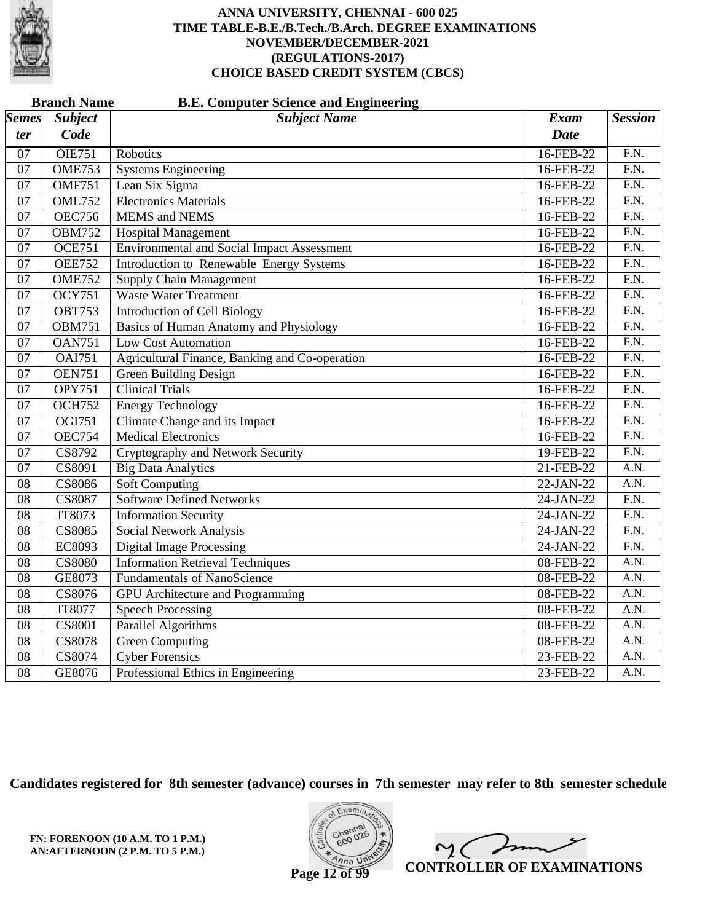# ANNA UNIVERSITY, CHENNAI - 600 025
## TIME TABLE-B.E./B.Tech./B.Arch. DEGREE EXAMINATIONS
## NOVEMBER/DECEMBER-2021
## (REGULATIONS-2017)
## CHOICE BASED CREDIT SYSTEM (CBCS)

**Branch Name** **B.E. Computer Science and Engineering**

| *Semester* | *Subject Code* | *Subject Name* | *Exam Date* | *Session* |
|---|---|---|---|---|
| 07 | OIE751 | Robotics | 16-FEB-22 | F.N. |
| 07 | OME753 | Systems Engineering | 16-FEB-22 | F.N. |
| 07 | OMF751 | Lean Six Sigma | 16-FEB-22 | F.N. |
| 07 | OML752 | Electronics Materials | 16-FEB-22 | F.N. |
| 07 | OEC756 | MEMS and NEMS | 16-FEB-22 | F.N. |
| 07 | OBM752 | Hospital Management | 16-FEB-22 | F.N. |
| 07 | OCE751 | Environmental and Social Impact Assessment | 16-FEB-22 | F.N. |
| 07 | OEE752 | Introduction to Renewable Energy Systems | 16-FEB-22 | F.N. |
| 07 | OME752 | Supply Chain Management | 16-FEB-22 | F.N. |
| 07 | OCY751 | Waste Water Treatment | 16-FEB-22 | F.N. |
| 07 | OBT753 | Introduction of Cell Biology | 16-FEB-22 | F.N. |
| 07 | OBM751 | Basics of Human Anatomy and Physiology | 16-FEB-22 | F.N. |
| 07 | OAN751 | Low Cost Automation | 16-FEB-22 | F.N. |
| 07 | OAI751 | Agricultural Finance, Banking and Co-operation | 16-FEB-22 | F.N. |
| 07 | OEN751 | Green Building Design | 16-FEB-22 | F.N. |
| 07 | OPY751 | Clinical Trials | 16-FEB-22 | F.N. |
| 07 | OCH752 | Energy Technology | 16-FEB-22 | F.N. |
| 07 | OGI751 | Climate Change and its Impact | 16-FEB-22 | F.N. |
| 07 | OEC754 | Medical Electronics | 16-FEB-22 | F.N. |
| 07 | CS8792 | Cryptography and Network Security | 19-FEB-22 | F.N. |
| 07 | CS8091 | Big Data Analytics | 21-FEB-22 | A.N. |
| 08 | CS8086 | Soft Computing | 22-JAN-22 | A.N. |
| 08 | CS8087 | Software Defined Networks | 24-JAN-22 | F.N. |
| 08 | IT8073 | Information Security | 24-JAN-22 | F.N. |
| 08 | CS8085 | Social Network Analysis | 24-JAN-22 | F.N. |
| 08 | EC8093 | Digital Image Processing | 24-JAN-22 | F.N. |
| 08 | CS8080 | Information Retrieval Techniques | 08-FEB-22 | A.N. |
| 08 | GE8073 | Fundamentals of NanoScience | 08-FEB-22 | A.N. |
| 08 | CS8076 | GPU Architecture and Programming | 08-FEB-22 | A.N. |
| 08 | IT8077 | Speech Processing | 08-FEB-22 | A.N. |
| 08 | CS8001 | Parallel Algorithms | 08-FEB-22 | A.N. |
| 08 | CS8078 | Green Computing | 08-FEB-22 | A.N. |
| 08 | CS8074 | Cyber Forensics | 23-FEB-22 | A.N. |
| 08 | GE8076 | Professional Ethics in Engineering | 23-FEB-22 | A.N. |

**Candidates registered for 8th semester (advance) courses in 7th semester may refer to 8th semester schedule**

**FN: FORENOON (10 A.M. TO 1 P.M.)**
**AN:AFTERNOON (2 P.M. TO 5 P.M.)**

**CONTROLLER OF EXAMINATIONS**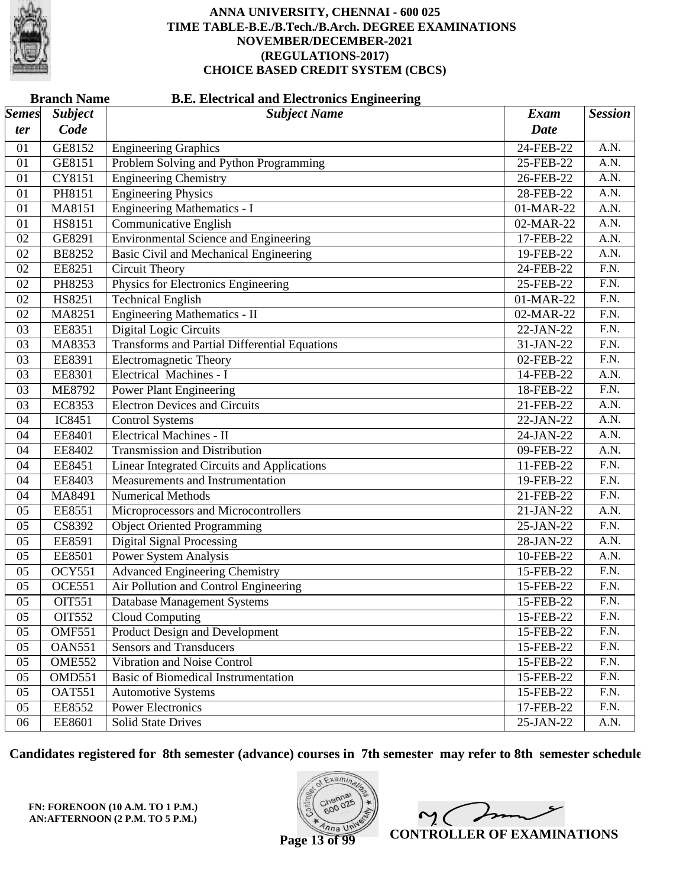# ANNA UNIVERSITY, CHENNAI - 600 025
## TIME TABLE-B.E./B.Tech./B.Arch. DEGREE EXAMINATIONS
## NOVEMBER/DECEMBER-2021
## (REGULATIONS-2017)
## CHOICE BASED CREDIT SYSTEM (CBCS)

**Branch Name** **B.E. Electrical and Electronics Engineering**

| *Semester* | *Subject Code* | *Subject Name* | *Exam Date* | *Session* |
|---|---|---|---|---|
| 01 | GE8152 | Engineering Graphics | 24-FEB-22 | A.N. |
| 01 | GE8151 | Problem Solving and Python Programming | 25-FEB-22 | A.N. |
| 01 | CY8151 | Engineering Chemistry | 26-FEB-22 | A.N. |
| 01 | PH8151 | Engineering Physics | 28-FEB-22 | A.N. |
| 01 | MA8151 | Engineering Mathematics - I | 01-MAR-22 | A.N. |
| 01 | HS8151 | Communicative English | 02-MAR-22 | A.N. |
| 02 | GE8291 | Environmental Science and Engineering | 17-FEB-22 | A.N. |
| 02 | BE8252 | Basic Civil and Mechanical Engineering | 19-FEB-22 | A.N. |
| 02 | EE8251 | Circuit Theory | 24-FEB-22 | F.N. |
| 02 | PH8253 | Physics for Electronics Engineering | 25-FEB-22 | F.N. |
| 02 | HS8251 | Technical English | 01-MAR-22 | F.N. |
| 02 | MA8251 | Engineering Mathematics - II | 02-MAR-22 | F.N. |
| 03 | EE8351 | Digital Logic Circuits | 22-JAN-22 | F.N. |
| 03 | MA8353 | Transforms and Partial Differential Equations | 31-JAN-22 | F.N. |
| 03 | EE8391 | Electromagnetic Theory | 02-FEB-22 | F.N. |
| 03 | EE8301 | Electrical Machines - I | 14-FEB-22 | A.N. |
| 03 | ME8792 | Power Plant Engineering | 18-FEB-22 | F.N. |
| 03 | EC8353 | Electron Devices and Circuits | 21-FEB-22 | A.N. |
| 04 | IC8451 | Control Systems | 22-JAN-22 | A.N. |
| 04 | EE8401 | Electrical Machines - II | 24-JAN-22 | A.N. |
| 04 | EE8402 | Transmission and Distribution | 09-FEB-22 | A.N. |
| 04 | EE8451 | Linear Integrated Circuits and Applications | 11-FEB-22 | F.N. |
| 04 | EE8403 | Measurements and Instrumentation | 19-FEB-22 | F.N. |
| 04 | MA8491 | Numerical Methods | 21-FEB-22 | F.N. |
| 05 | EE8551 | Microprocessors and Microcontrollers | 21-JAN-22 | A.N. |
| 05 | CS8392 | Object Oriented Programming | 25-JAN-22 | F.N. |
| 05 | EE8591 | Digital Signal Processing | 28-JAN-22 | A.N. |
| 05 | EE8501 | Power System Analysis | 10-FEB-22 | A.N. |
| 05 | OCY551 | Advanced Engineering Chemistry | 15-FEB-22 | F.N. |
| 05 | OCE551 | Air Pollution and Control Engineering | 15-FEB-22 | F.N. |
| 05 | OIT551 | Database Management Systems | 15-FEB-22 | F.N. |
| 05 | OIT552 | Cloud Computing | 15-FEB-22 | F.N. |
| 05 | OMF551 | Product Design and Development | 15-FEB-22 | F.N. |
| 05 | OAN551 | Sensors and Transducers | 15-FEB-22 | F.N. |
| 05 | OME552 | Vibration and Noise Control | 15-FEB-22 | F.N. |
| 05 | OMD551 | Basic of Biomedical Instrumentation | 15-FEB-22 | F.N. |
| 05 | OAT551 | Automotive Systems | 15-FEB-22 | F.N. |
| 05 | EE8552 | Power Electronics | 17-FEB-22 | F.N. |
| 06 | EE8601 | Solid State Drives | 25-JAN-22 | A.N. |

**Candidates registered for 8th semester (advance) courses in 7th semester may refer to 8th semester schedule**

**FN: FORENOON (10 A.M. TO 1 P.M.)**
**AN:AFTERNOON (2 P.M. TO 5 P.M.)**

**CONTROLLER OF EXAMINATIONS**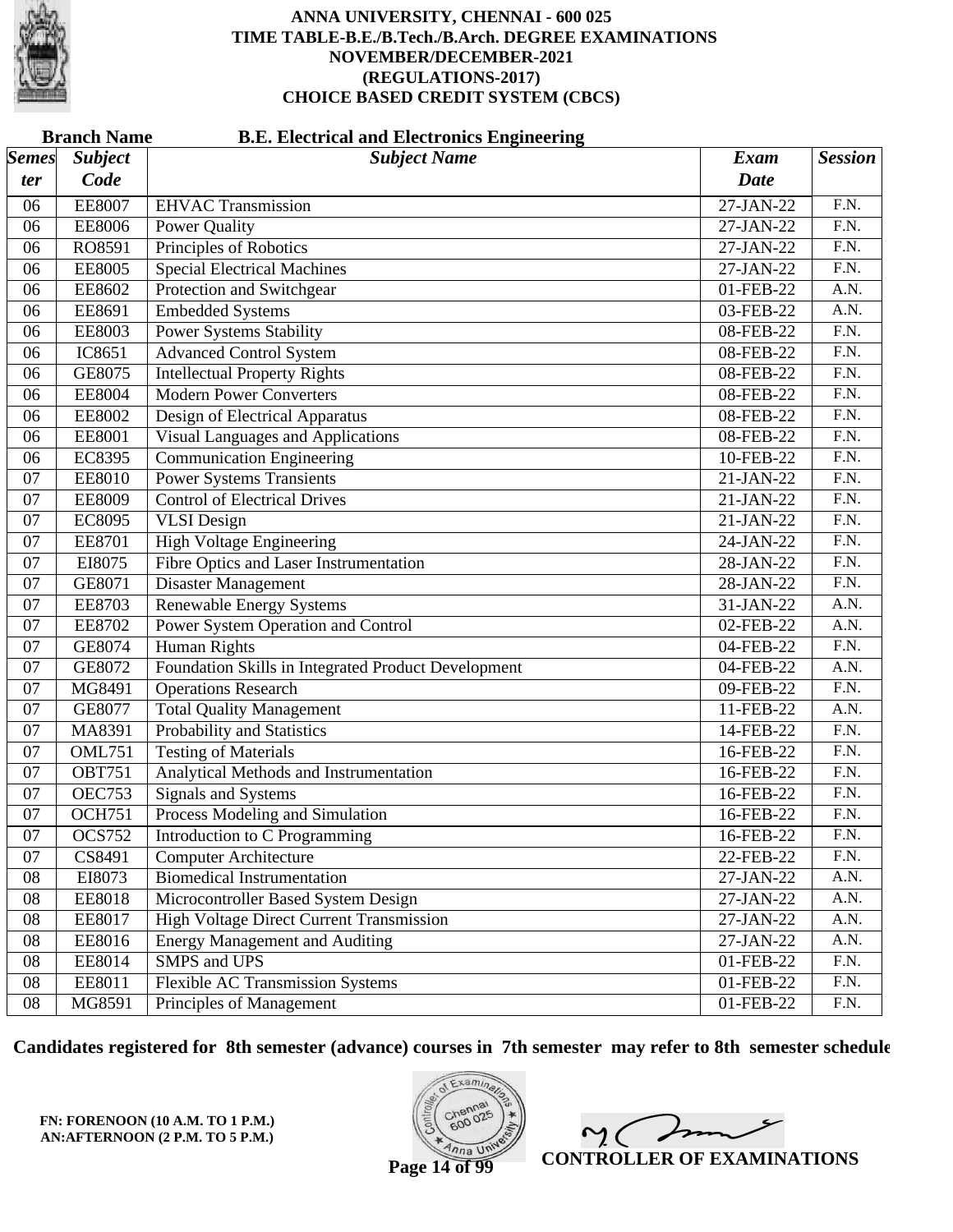**ANNA UNIVERSITY, CHENNAI - 600 025**
**TIME TABLE-B.E./B.Tech./B.Arch. DEGREE EXAMINATIONS**
**NOVEMBER/DECEMBER-2021**
**(REGULATIONS-2017)**
**CHOICE BASED CREDIT SYSTEM (CBCS)**

**Branch Name** **B.E. Electrical and Electronics Engineering**

| Semester | Subject Code | Subject Name | Exam Date | Session |
|---|---|---|---|---|
| 06 | EE8007 | EHVAC Transmission | 27-JAN-22 | F.N. |
| 06 | EE8006 | Power Quality | 27-JAN-22 | F.N. |
| 06 | RO8591 | Principles of Robotics | 27-JAN-22 | F.N. |
| 06 | EE8005 | Special Electrical Machines | 27-JAN-22 | F.N. |
| 06 | EE8602 | Protection and Switchgear | 01-FEB-22 | A.N. |
| 06 | EE8691 | Embedded Systems | 03-FEB-22 | A.N. |
| 06 | EE8003 | Power Systems Stability | 08-FEB-22 | F.N. |
| 06 | IC8651 | Advanced Control System | 08-FEB-22 | F.N. |
| 06 | GE8075 | Intellectual Property Rights | 08-FEB-22 | F.N. |
| 06 | EE8004 | Modern Power Converters | 08-FEB-22 | F.N. |
| 06 | EE8002 | Design of Electrical Apparatus | 08-FEB-22 | F.N. |
| 06 | EE8001 | Visual Languages and Applications | 08-FEB-22 | F.N. |
| 06 | EC8395 | Communication Engineering | 10-FEB-22 | F.N. |
| 07 | EE8010 | Power Systems Transients | 21-JAN-22 | F.N. |
| 07 | EE8009 | Control of Electrical Drives | 21-JAN-22 | F.N. |
| 07 | EC8095 | VLSI Design | 21-JAN-22 | F.N. |
| 07 | EE8701 | High Voltage Engineering | 24-JAN-22 | F.N. |
| 07 | EI8075 | Fibre Optics and Laser Instrumentation | 28-JAN-22 | F.N. |
| 07 | GE8071 | Disaster Management | 28-JAN-22 | F.N. |
| 07 | EE8703 | Renewable Energy Systems | 31-JAN-22 | A.N. |
| 07 | EE8702 | Power System Operation and Control | 02-FEB-22 | A.N. |
| 07 | GE8074 | Human Rights | 04-FEB-22 | F.N. |
| 07 | GE8072 | Foundation Skills in Integrated Product Development | 04-FEB-22 | A.N. |
| 07 | MG8491 | Operations Research | 09-FEB-22 | F.N. |
| 07 | GE8077 | Total Quality Management | 11-FEB-22 | A.N. |
| 07 | MA8391 | Probability and Statistics | 14-FEB-22 | F.N. |
| 07 | OML751 | Testing of Materials | 16-FEB-22 | F.N. |
| 07 | OBT751 | Analytical Methods and Instrumentation | 16-FEB-22 | F.N. |
| 07 | OEC753 | Signals and Systems | 16-FEB-22 | F.N. |
| 07 | OCH751 | Process Modeling and Simulation | 16-FEB-22 | F.N. |
| 07 | OCS752 | Introduction to C Programming | 16-FEB-22 | F.N. |
| 07 | CS8491 | Computer Architecture | 22-FEB-22 | F.N. |
| 08 | EI8073 | Biomedical Instrumentation | 27-JAN-22 | A.N. |
| 08 | EE8018 | Microcontroller Based System Design | 27-JAN-22 | A.N. |
| 08 | EE8017 | High Voltage Direct Current Transmission | 27-JAN-22 | A.N. |
| 08 | EE8016 | Energy Management and Auditing | 27-JAN-22 | A.N. |
| 08 | EE8014 | SMPS and UPS | 01-FEB-22 | F.N. |
| 08 | EE8011 | Flexible AC Transmission Systems | 01-FEB-22 | F.N. |
| 08 | MG8591 | Principles of Management | 01-FEB-22 | F.N. |

**Candidates registered for 8th semester (advance) courses in 7th semester may refer to 8th semester schedule**

**FN: FORENOON (10 A.M. TO 1 P.M.)**
**AN:AFTERNOON (2 P.M. TO 5 P.M.)**

**CONTROLLER OF EXAMINATIONS**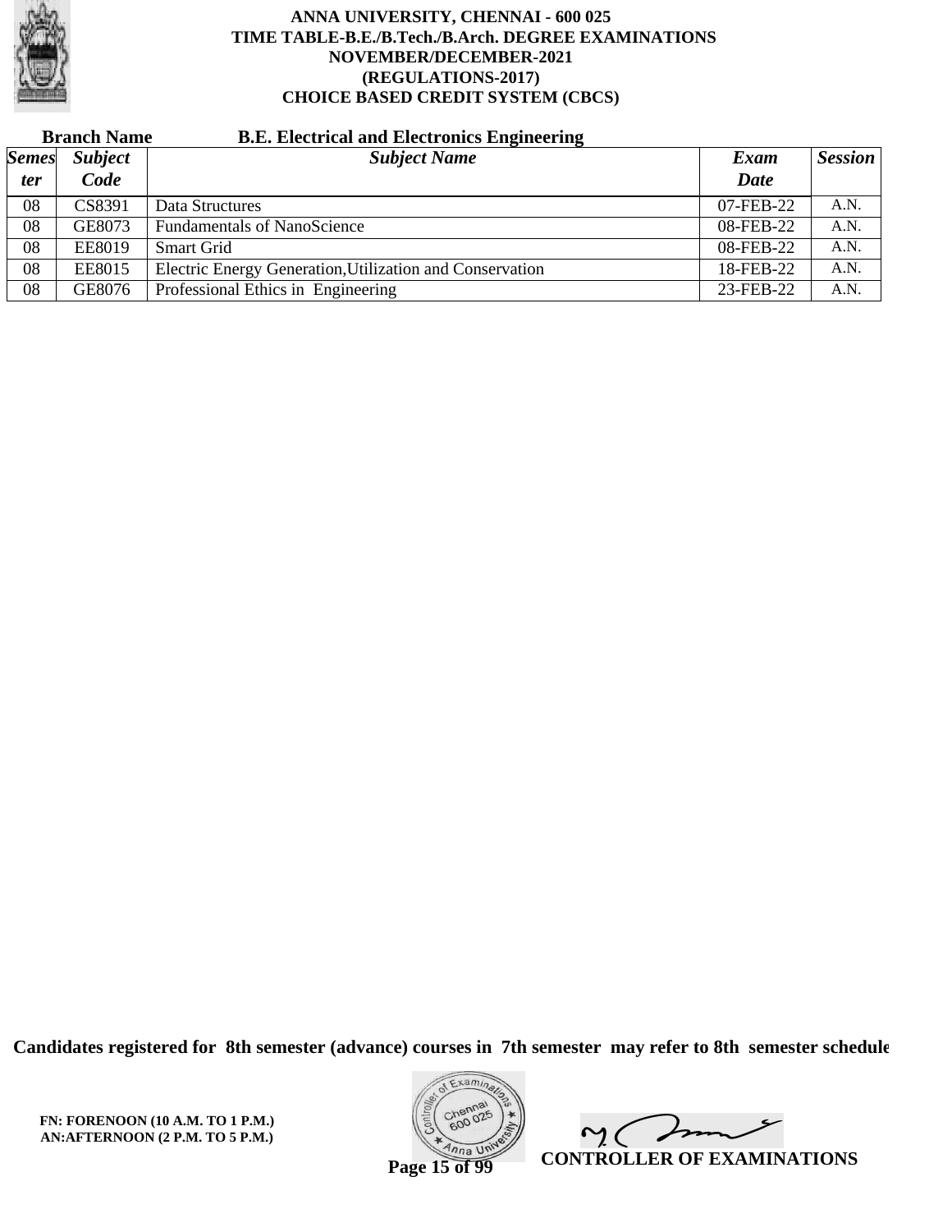**ANNA UNIVERSITY, CHENNAI - 600 025**
**TIME TABLE-B.E./B.Tech./B.Arch. DEGREE EXAMINATIONS**
**NOVEMBER/DECEMBER-2021**
**(REGULATIONS-2017)**
**CHOICE BASED CREDIT SYSTEM (CBCS)**

**Branch Name** **B.E. Electrical and Electronics Engineering**

| *Semester* | *Subject Code* | *Subject Name* | *Exam Date* | *Session* |
|---|---|---|---|---|
| 08 | CS8391 | Data Structures | 07-FEB-22 | A.N. |
| 08 | GE8073 | Fundamentals of NanoScience | 08-FEB-22 | A.N. |
| 08 | EE8019 | Smart Grid | 08-FEB-22 | A.N. |
| 08 | EE8015 | Electric Energy Generation,Utilization and Conservation | 18-FEB-22 | A.N. |
| 08 | GE8076 | Professional Ethics in Engineering | 23-FEB-22 | A.N. |

**Candidates registered for 8th semester (advance) courses in 7th semester may refer to 8th semester schedule**

**FN: FORENOON (10 A.M. TO 1 P.M.)**
**AN:AFTERNOON (2 P.M. TO 5 P.M.)**

**CONTROLLER OF EXAMINATIONS**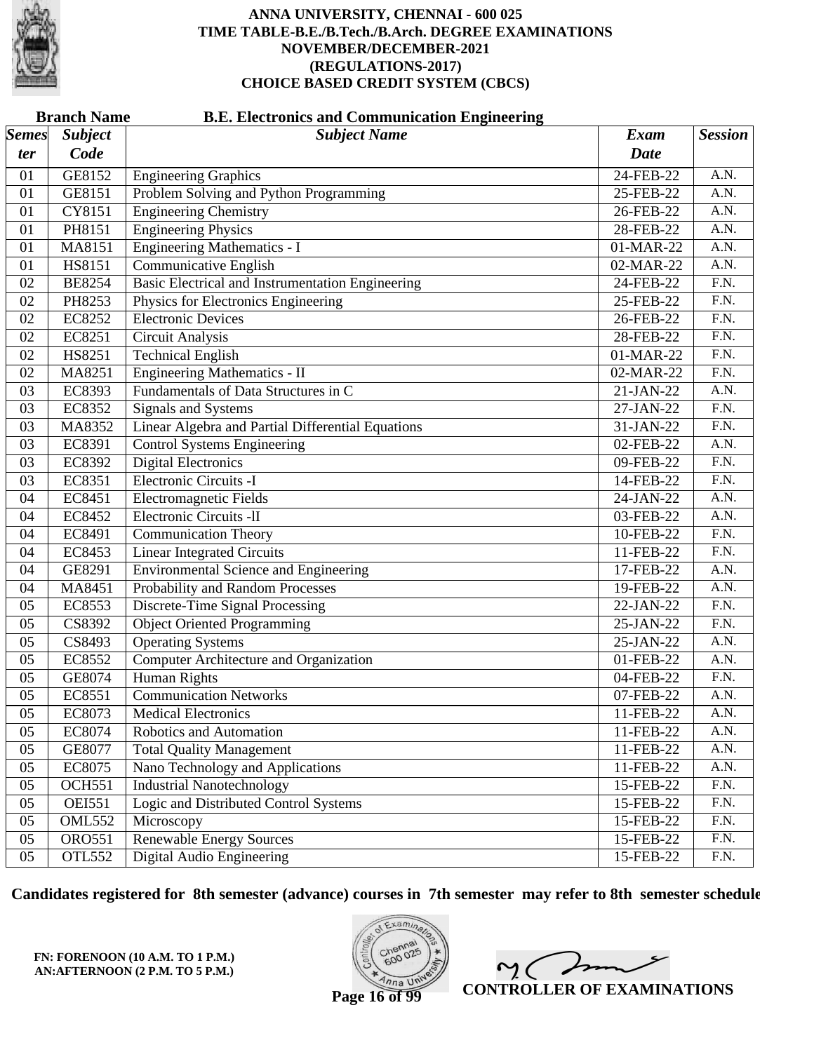# ANNA UNIVERSITY, CHENNAI - 600 025
## TIME TABLE-B.E./B.Tech./B.Arch. DEGREE EXAMINATIONS
## NOVEMBER/DECEMBER-2021
## (REGULATIONS-2017)
## CHOICE BASED CREDIT SYSTEM (CBCS)

**Branch Name** **B.E. Electronics and Communication Engineering**

| *Semester* | *Subject Code* | *Subject Name* | *Exam Date* | *Session* |
|---|---|---|---|---|
| 01 | GE8152 | Engineering Graphics | 24-FEB-22 | A.N. |
| 01 | GE8151 | Problem Solving and Python Programming | 25-FEB-22 | A.N. |
| 01 | CY8151 | Engineering Chemistry | 26-FEB-22 | A.N. |
| 01 | PH8151 | Engineering Physics | 28-FEB-22 | A.N. |
| 01 | MA8151 | Engineering Mathematics - I | 01-MAR-22 | A.N. |
| 01 | HS8151 | Communicative English | 02-MAR-22 | A.N. |
| 02 | BE8254 | Basic Electrical and Instrumentation Engineering | 24-FEB-22 | F.N. |
| 02 | PH8253 | Physics for Electronics Engineering | 25-FEB-22 | F.N. |
| 02 | EC8252 | Electronic Devices | 26-FEB-22 | F.N. |
| 02 | EC8251 | Circuit Analysis | 28-FEB-22 | F.N. |
| 02 | HS8251 | Technical English | 01-MAR-22 | F.N. |
| 02 | MA8251 | Engineering Mathematics - II | 02-MAR-22 | F.N. |
| 03 | EC8393 | Fundamentals of Data Structures in C | 21-JAN-22 | A.N. |
| 03 | EC8352 | Signals and Systems | 27-JAN-22 | F.N. |
| 03 | MA8352 | Linear Algebra and Partial Differential Equations | 31-JAN-22 | F.N. |
| 03 | EC8391 | Control Systems Engineering | 02-FEB-22 | A.N. |
| 03 | EC8392 | Digital Electronics | 09-FEB-22 | F.N. |
| 03 | EC8351 | Electronic Circuits -I | 14-FEB-22 | F.N. |
| 04 | EC8451 | Electromagnetic Fields | 24-JAN-22 | A.N. |
| 04 | EC8452 | Electronic Circuits -lI | 03-FEB-22 | A.N. |
| 04 | EC8491 | Communication Theory | 10-FEB-22 | F.N. |
| 04 | EC8453 | Linear Integrated Circuits | 11-FEB-22 | F.N. |
| 04 | GE8291 | Environmental Science and Engineering | 17-FEB-22 | A.N. |
| 04 | MA8451 | Probability and Random Processes | 19-FEB-22 | A.N. |
| 05 | EC8553 | Discrete-Time Signal Processing | 22-JAN-22 | F.N. |
| 05 | CS8392 | Object Oriented Programming | 25-JAN-22 | F.N. |
| 05 | CS8493 | Operating Systems | 25-JAN-22 | A.N. |
| 05 | EC8552 | Computer Architecture and Organization | 01-FEB-22 | A.N. |
| 05 | GE8074 | Human Rights | 04-FEB-22 | F.N. |
| 05 | EC8551 | Communication Networks | 07-FEB-22 | A.N. |
| 05 | EC8073 | Medical Electronics | 11-FEB-22 | A.N. |
| 05 | EC8074 | Robotics and Automation | 11-FEB-22 | A.N. |
| 05 | GE8077 | Total Quality Management | 11-FEB-22 | A.N. |
| 05 | EC8075 | Nano Technology and Applications | 11-FEB-22 | A.N. |
| 05 | OCH551 | Industrial Nanotechnology | 15-FEB-22 | F.N. |
| 05 | OEI551 | Logic and Distributed Control Systems | 15-FEB-22 | F.N. |
| 05 | OML552 | Microscopy | 15-FEB-22 | F.N. |
| 05 | ORO551 | Renewable Energy Sources | 15-FEB-22 | F.N. |
| 05 | OTL552 | Digital Audio Engineering | 15-FEB-22 | F.N. |

**Candidates registered for 8th semester (advance) courses in 7th semester may refer to 8th semester schedule**

**FN: FORENOON (10 A.M. TO 1 P.M.)**
**AN:AFTERNOON (2 P.M. TO 5 P.M.)**

**CONTROLLER OF EXAMINATIONS**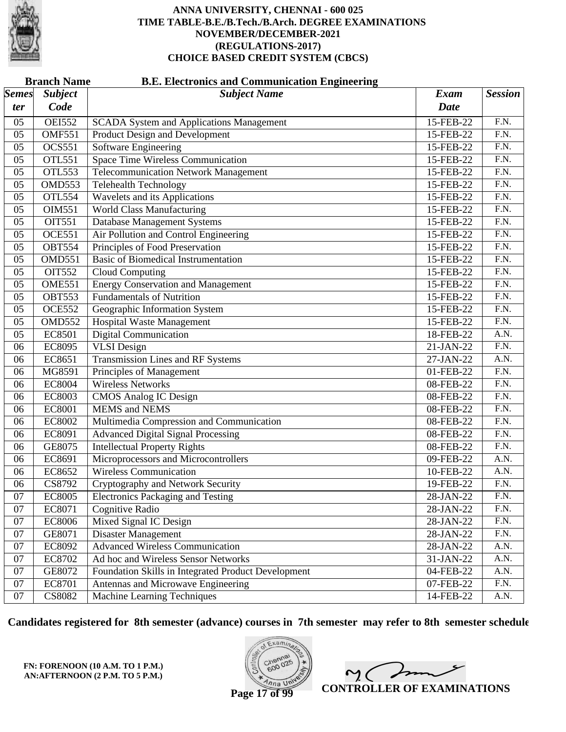# ANNA UNIVERSITY, CHENNAI - 600 025
## TIME TABLE-B.E./B.Tech./B.Arch. DEGREE EXAMINATIONS
## NOVEMBER/DECEMBER-2021
## (REGULATIONS-2017)
## CHOICE BASED CREDIT SYSTEM (CBCS)

**Branch Name** **B.E. Electronics and Communication Engineering**

| Semester | Subject Code | Subject Name | Exam Date | Session |
|---|---|---|---|---|
| 05 | OEI552 | SCADA System and Applications Management | 15-FEB-22 | F.N. |
| 05 | OMF551 | Product Design and Development | 15-FEB-22 | F.N. |
| 05 | OCS551 | Software Engineering | 15-FEB-22 | F.N. |
| 05 | OTL551 | Space Time Wireless Communication | 15-FEB-22 | F.N. |
| 05 | OTL553 | Telecommunication Network Management | 15-FEB-22 | F.N. |
| 05 | OMD553 | Telehealth Technology | 15-FEB-22 | F.N. |
| 05 | OTL554 | Wavelets and its Applications | 15-FEB-22 | F.N. |
| 05 | OIM551 | World Class Manufacturing | 15-FEB-22 | F.N. |
| 05 | OIT551 | Database Management Systems | 15-FEB-22 | F.N. |
| 05 | OCE551 | Air Pollution and Control Engineering | 15-FEB-22 | F.N. |
| 05 | OBT554 | Principles of Food Preservation | 15-FEB-22 | F.N. |
| 05 | OMD551 | Basic of Biomedical Instrumentation | 15-FEB-22 | F.N. |
| 05 | OIT552 | Cloud Computing | 15-FEB-22 | F.N. |
| 05 | OME551 | Energy Conservation and Management | 15-FEB-22 | F.N. |
| 05 | OBT553 | Fundamentals of Nutrition | 15-FEB-22 | F.N. |
| 05 | OCE552 | Geographic Information System | 15-FEB-22 | F.N. |
| 05 | OMD552 | Hospital Waste Management | 15-FEB-22 | F.N. |
| 05 | EC8501 | Digital Communication | 18-FEB-22 | A.N. |
| 06 | EC8095 | VLSI Design | 21-JAN-22 | F.N. |
| 06 | EC8651 | Transmission Lines and RF Systems | 27-JAN-22 | A.N. |
| 06 | MG8591 | Principles of Management | 01-FEB-22 | F.N. |
| 06 | EC8004 | Wireless Networks | 08-FEB-22 | F.N. |
| 06 | EC8003 | CMOS Analog IC Design | 08-FEB-22 | F.N. |
| 06 | EC8001 | MEMS and NEMS | 08-FEB-22 | F.N. |
| 06 | EC8002 | Multimedia Compression and Communication | 08-FEB-22 | F.N. |
| 06 | EC8091 | Advanced Digital Signal Processing | 08-FEB-22 | F.N. |
| 06 | GE8075 | Intellectual Property Rights | 08-FEB-22 | F.N. |
| 06 | EC8691 | Microprocessors and Microcontrollers | 09-FEB-22 | A.N. |
| 06 | EC8652 | Wireless Communication | 10-FEB-22 | A.N. |
| 06 | CS8792 | Cryptography and Network Security | 19-FEB-22 | F.N. |
| 07 | EC8005 | Electronics Packaging and Testing | 28-JAN-22 | F.N. |
| 07 | EC8071 | Cognitive Radio | 28-JAN-22 | F.N. |
| 07 | EC8006 | Mixed Signal IC Design | 28-JAN-22 | F.N. |
| 07 | GE8071 | Disaster Management | 28-JAN-22 | F.N. |
| 07 | EC8092 | Advanced Wireless Communication | 28-JAN-22 | A.N. |
| 07 | EC8702 | Ad hoc and Wireless Sensor Networks | 31-JAN-22 | A.N. |
| 07 | GE8072 | Foundation Skills in Integrated Product Development | 04-FEB-22 | A.N. |
| 07 | EC8701 | Antennas and Microwave Engineering | 07-FEB-22 | F.N. |
| 07 | CS8082 | Machine Learning Techniques | 14-FEB-22 | A.N. |

**Candidates registered for 8th semester (advance) courses in 7th semester may refer to 8th semester schedule**

**FN: FORENOON (10 A.M. TO 1 P.M.)**
**AN:AFTERNOON (2 P.M. TO 5 P.M.)**

**CONTROLLER OF EXAMINATIONS**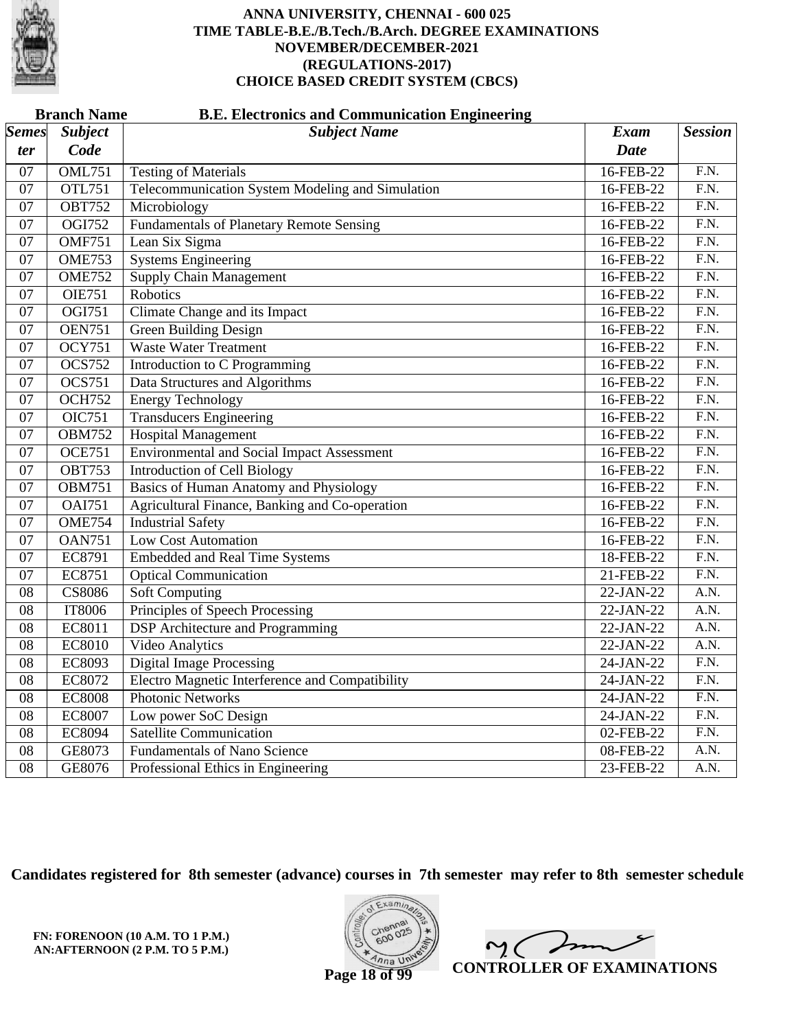# ANNA UNIVERSITY, CHENNAI - 600 025
## TIME TABLE-B.E./B.Tech./B.Arch. DEGREE EXAMINATIONS
## NOVEMBER/DECEMBER-2021
## (REGULATIONS-2017)
## CHOICE BASED CREDIT SYSTEM (CBCS)

**Branch Name** **B.E. Electronics and Communication Engineering**

| *Semester* | *Subject Code* | *Subject Name* | *Exam Date* | *Session* |
|---|---|---|---|---|
| 07 | OML751 | Testing of Materials | 16-FEB-22 | F.N. |
| 07 | OTL751 | Telecommunication System Modeling and Simulation | 16-FEB-22 | F.N. |
| 07 | OBT752 | Microbiology | 16-FEB-22 | F.N. |
| 07 | OGI752 | Fundamentals of Planetary Remote Sensing | 16-FEB-22 | F.N. |
| 07 | OMF751 | Lean Six Sigma | 16-FEB-22 | F.N. |
| 07 | OME753 | Systems Engineering | 16-FEB-22 | F.N. |
| 07 | OME752 | Supply Chain Management | 16-FEB-22 | F.N. |
| 07 | OIE751 | Robotics | 16-FEB-22 | F.N. |
| 07 | OGI751 | Climate Change and its Impact | 16-FEB-22 | F.N. |
| 07 | OEN751 | Green Building Design | 16-FEB-22 | F.N. |
| 07 | OCY751 | Waste Water Treatment | 16-FEB-22 | F.N. |
| 07 | OCS752 | Introduction to C Programming | 16-FEB-22 | F.N. |
| 07 | OCS751 | Data Structures and Algorithms | 16-FEB-22 | F.N. |
| 07 | OCH752 | Energy Technology | 16-FEB-22 | F.N. |
| 07 | OIC751 | Transducers Engineering | 16-FEB-22 | F.N. |
| 07 | OBM752 | Hospital Management | 16-FEB-22 | F.N. |
| 07 | OCE751 | Environmental and Social Impact Assessment | 16-FEB-22 | F.N. |
| 07 | OBT753 | Introduction of Cell Biology | 16-FEB-22 | F.N. |
| 07 | OBM751 | Basics of Human Anatomy and Physiology | 16-FEB-22 | F.N. |
| 07 | OAI751 | Agricultural Finance, Banking and Co-operation | 16-FEB-22 | F.N. |
| 07 | OME754 | Industrial Safety | 16-FEB-22 | F.N. |
| 07 | OAN751 | Low Cost Automation | 16-FEB-22 | F.N. |
| 07 | EC8791 | Embedded and Real Time Systems | 18-FEB-22 | F.N. |
| 07 | EC8751 | Optical Communication | 21-FEB-22 | F.N. |
| 08 | CS8086 | Soft Computing | 22-JAN-22 | A.N. |
| 08 | IT8006 | Principles of Speech Processing | 22-JAN-22 | A.N. |
| 08 | EC8011 | DSP Architecture and Programming | 22-JAN-22 | A.N. |
| 08 | EC8010 | Video Analytics | 22-JAN-22 | A.N. |
| 08 | EC8093 | Digital Image Processing | 24-JAN-22 | F.N. |
| 08 | EC8072 | Electro Magnetic Interference and Compatibility | 24-JAN-22 | F.N. |
| 08 | EC8008 | Photonic Networks | 24-JAN-22 | F.N. |
| 08 | EC8007 | Low power SoC Design | 24-JAN-22 | F.N. |
| 08 | EC8094 | Satellite Communication | 02-FEB-22 | F.N. |
| 08 | GE8073 | Fundamentals of Nano Science | 08-FEB-22 | A.N. |
| 08 | GE8076 | Professional Ethics in Engineering | 23-FEB-22 | A.N. |

**Candidates registered for 8th semester (advance) courses in 7th semester may refer to 8th semester schedule**

**FN: FORENOON (10 A.M. TO 1 P.M.)**
**AN:AFTERNOON (2 P.M. TO 5 P.M.)**

**CONTROLLER OF EXAMINATIONS**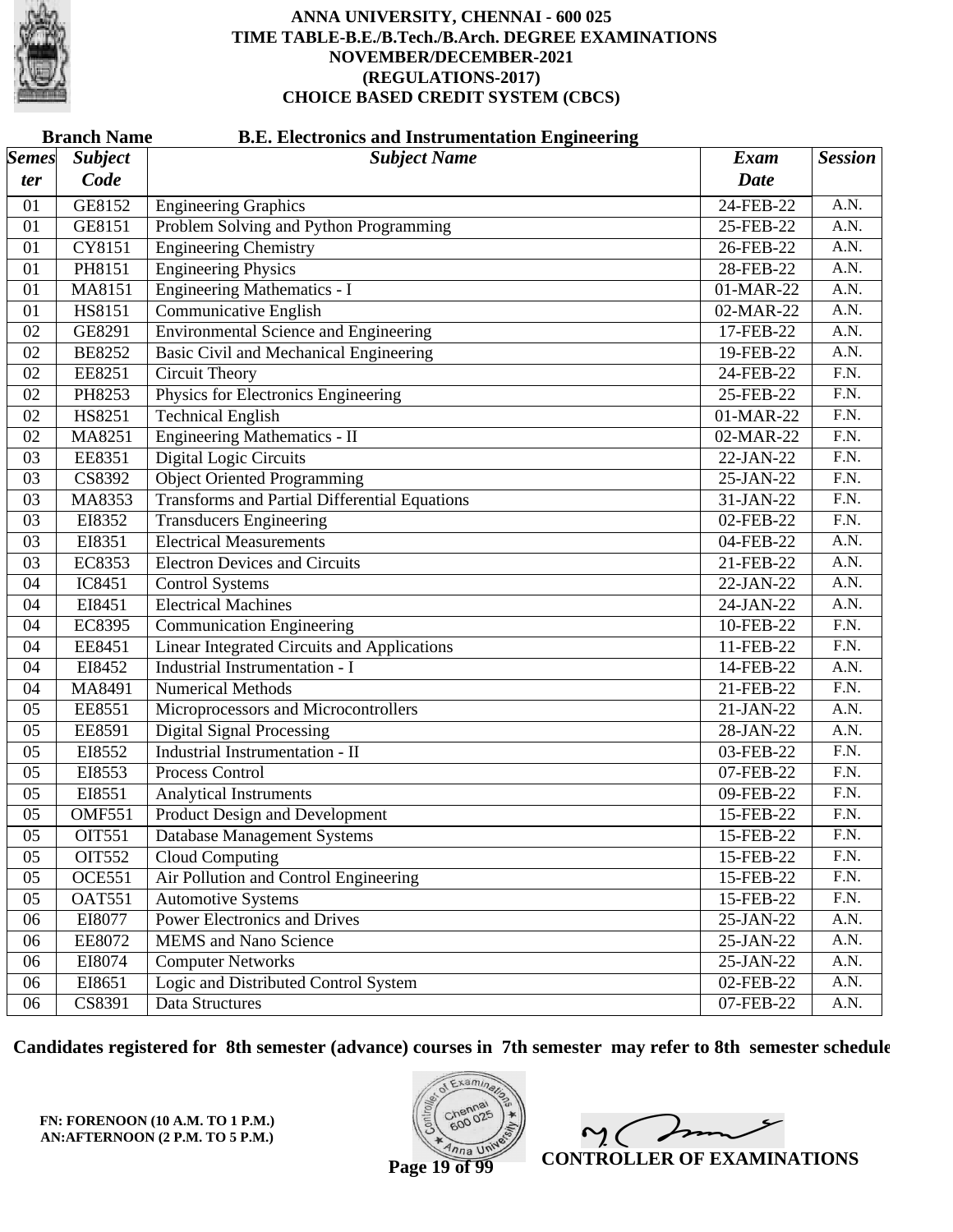# ANNA UNIVERSITY, CHENNAI - 600 025
## TIME TABLE-B.E./B.Tech./B.Arch. DEGREE EXAMINATIONS
## NOVEMBER/DECEMBER-2021
## (REGULATIONS-2017)
## CHOICE BASED CREDIT SYSTEM (CBCS)

**Branch Name B.E. Electronics and Instrumentation Engineering**

| *Semester* | *Subject Code* | *Subject Name* | *Exam Date* | *Session* |
|---|---|---|---|---|
| 01 | GE8152 | Engineering Graphics | 24-FEB-22 | A.N. |
| 01 | GE8151 | Problem Solving and Python Programming | 25-FEB-22 | A.N. |
| 01 | CY8151 | Engineering Chemistry | 26-FEB-22 | A.N. |
| 01 | PH8151 | Engineering Physics | 28-FEB-22 | A.N. |
| 01 | MA8151 | Engineering Mathematics - I | 01-MAR-22 | A.N. |
| 01 | HS8151 | Communicative English | 02-MAR-22 | A.N. |
| 02 | GE8291 | Environmental Science and Engineering | 17-FEB-22 | A.N. |
| 02 | BE8252 | Basic Civil and Mechanical Engineering | 19-FEB-22 | A.N. |
| 02 | EE8251 | Circuit Theory | 24-FEB-22 | F.N. |
| 02 | PH8253 | Physics for Electronics Engineering | 25-FEB-22 | F.N. |
| 02 | HS8251 | Technical English | 01-MAR-22 | F.N. |
| 02 | MA8251 | Engineering Mathematics - II | 02-MAR-22 | F.N. |
| 03 | EE8351 | Digital Logic Circuits | 22-JAN-22 | F.N. |
| 03 | CS8392 | Object Oriented Programming | 25-JAN-22 | F.N. |
| 03 | MA8353 | Transforms and Partial Differential Equations | 31-JAN-22 | F.N. |
| 03 | EI8352 | Transducers Engineering | 02-FEB-22 | F.N. |
| 03 | EI8351 | Electrical Measurements | 04-FEB-22 | A.N. |
| 03 | EC8353 | Electron Devices and Circuits | 21-FEB-22 | A.N. |
| 04 | IC8451 | Control Systems | 22-JAN-22 | A.N. |
| 04 | EI8451 | Electrical Machines | 24-JAN-22 | A.N. |
| 04 | EC8395 | Communication Engineering | 10-FEB-22 | F.N. |
| 04 | EE8451 | Linear Integrated Circuits and Applications | 11-FEB-22 | F.N. |
| 04 | EI8452 | Industrial Instrumentation - I | 14-FEB-22 | A.N. |
| 04 | MA8491 | Numerical Methods | 21-FEB-22 | F.N. |
| 05 | EE8551 | Microprocessors and Microcontrollers | 21-JAN-22 | A.N. |
| 05 | EE8591 | Digital Signal Processing | 28-JAN-22 | A.N. |
| 05 | EI8552 | Industrial Instrumentation - II | 03-FEB-22 | F.N. |
| 05 | EI8553 | Process Control | 07-FEB-22 | F.N. |
| 05 | EI8551 | Analytical Instruments | 09-FEB-22 | F.N. |
| 05 | OMF551 | Product Design and Development | 15-FEB-22 | F.N. |
| 05 | OIT551 | Database Management Systems | 15-FEB-22 | F.N. |
| 05 | OIT552 | Cloud Computing | 15-FEB-22 | F.N. |
| 05 | OCE551 | Air Pollution and Control Engineering | 15-FEB-22 | F.N. |
| 05 | OAT551 | Automotive Systems | 15-FEB-22 | F.N. |
| 06 | EI8077 | Power Electronics and Drives | 25-JAN-22 | A.N. |
| 06 | EE8072 | MEMS and Nano Science | 25-JAN-22 | A.N. |
| 06 | EI8074 | Computer Networks | 25-JAN-22 | A.N. |
| 06 | EI8651 | Logic and Distributed Control System | 02-FEB-22 | A.N. |
| 06 | CS8391 | Data Structures | 07-FEB-22 | A.N. |

**Candidates registered for 8th semester (advance) courses in 7th semester may refer to 8th semester schedule**

**FN: FORENOON (10 A.M. TO 1 P.M.)**
**AN:AFTERNOON (2 P.M. TO 5 P.M.)**

**CONTROLLER OF EXAMINATIONS**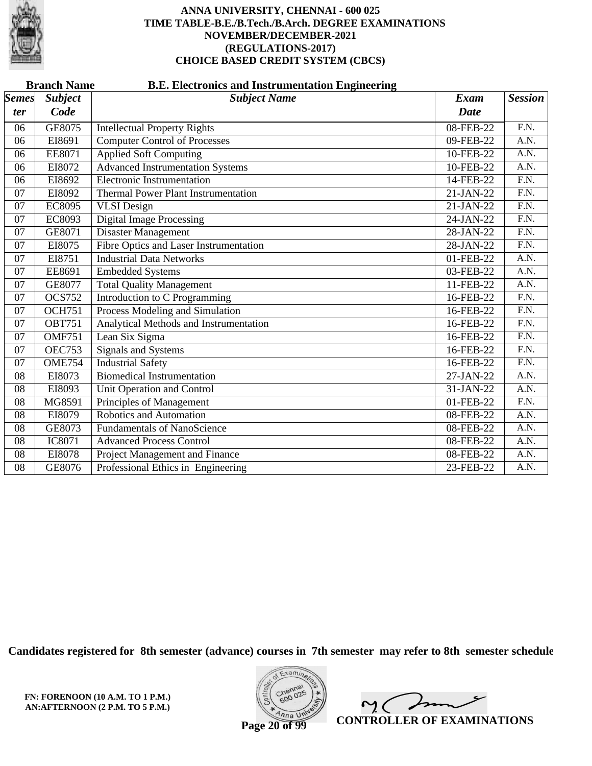# ANNA UNIVERSITY, CHENNAI - 600 025
## TIME TABLE-B.E./B.Tech./B.Arch. DEGREE EXAMINATIONS
## NOVEMBER/DECEMBER-2021
## (REGULATIONS-2017)
## CHOICE BASED CREDIT SYSTEM (CBCS)

**Branch Name** **B.E. Electronics and Instrumentation Engineering**

| *Semester* | *Subject Code* | *Subject Name* | *Exam Date* | *Session* |
|---|---|---|---|---|
| 06 | GE8075 | Intellectual Property Rights | 08-FEB-22 | F.N. |
| 06 | EI8691 | Computer Control of Processes | 09-FEB-22 | A.N. |
| 06 | EE8071 | Applied Soft Computing | 10-FEB-22 | A.N. |
| 06 | EI8072 | Advanced Instrumentation Systems | 10-FEB-22 | A.N. |
| 06 | EI8692 | Electronic Instrumentation | 14-FEB-22 | F.N. |
| 07 | EI8092 | Thermal Power Plant Instrumentation | 21-JAN-22 | F.N. |
| 07 | EC8095 | VLSI Design | 21-JAN-22 | F.N. |
| 07 | EC8093 | Digital Image Processing | 24-JAN-22 | F.N. |
| 07 | GE8071 | Disaster Management | 28-JAN-22 | F.N. |
| 07 | EI8075 | Fibre Optics and Laser Instrumentation | 28-JAN-22 | F.N. |
| 07 | EI8751 | Industrial Data Networks | 01-FEB-22 | A.N. |
| 07 | EE8691 | Embedded Systems | 03-FEB-22 | A.N. |
| 07 | GE8077 | Total Quality Management | 11-FEB-22 | A.N. |
| 07 | OCS752 | Introduction to C Programming | 16-FEB-22 | F.N. |
| 07 | OCH751 | Process Modeling and Simulation | 16-FEB-22 | F.N. |
| 07 | OBT751 | Analytical Methods and Instrumentation | 16-FEB-22 | F.N. |
| 07 | OMF751 | Lean Six Sigma | 16-FEB-22 | F.N. |
| 07 | OEC753 | Signals and Systems | 16-FEB-22 | F.N. |
| 07 | OME754 | Industrial Safety | 16-FEB-22 | F.N. |
| 08 | EI8073 | Biomedical Instrumentation | 27-JAN-22 | A.N. |
| 08 | EI8093 | Unit Operation and Control | 31-JAN-22 | A.N. |
| 08 | MG8591 | Principles of Management | 01-FEB-22 | F.N. |
| 08 | EI8079 | Robotics and Automation | 08-FEB-22 | A.N. |
| 08 | GE8073 | Fundamentals of NanoScience | 08-FEB-22 | A.N. |
| 08 | IC8071 | Advanced Process Control | 08-FEB-22 | A.N. |
| 08 | EI8078 | Project Management and Finance | 08-FEB-22 | A.N. |
| 08 | GE8076 | Professional Ethics in Engineering | 23-FEB-22 | A.N. |

**Candidates registered for 8th semester (advance) courses in 7th semester may refer to 8th semester schedule**

**FN: FORENOON (10 A.M. TO 1 P.M.)**
**AN:AFTERNOON (2 P.M. TO 5 P.M.)**

**CONTROLLER OF EXAMINATIONS**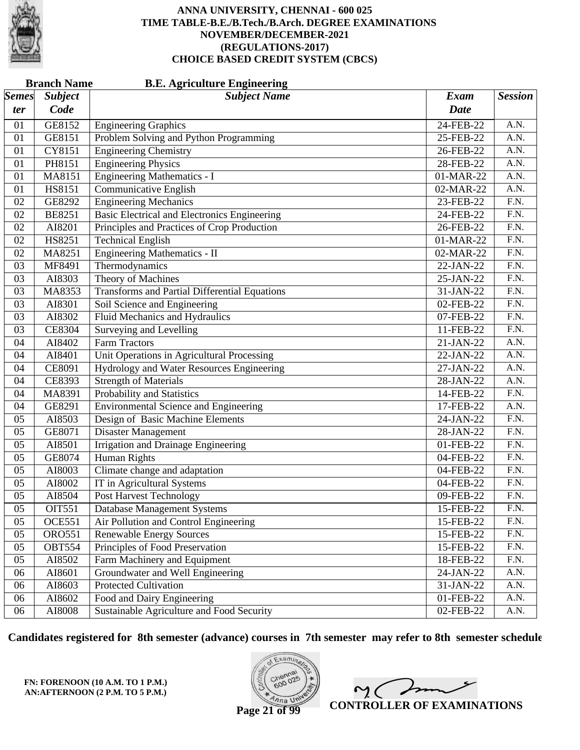# ANNA UNIVERSITY, CHENNAI - 600 025
## TIME TABLE-B.E./B.Tech./B.Arch. DEGREE EXAMINATIONS
## NOVEMBER/DECEMBER-2021
## (REGULATIONS-2017)
## CHOICE BASED CREDIT SYSTEM (CBCS)

**Branch Name** **B.E. Agriculture Engineering**

| Semester | Subject Code | Subject Name | Exam Date | Session |
|---|---|---|---|---|
| 01 | GE8152 | Engineering Graphics | 24-FEB-22 | A.N. |
| 01 | GE8151 | Problem Solving and Python Programming | 25-FEB-22 | A.N. |
| 01 | CY8151 | Engineering Chemistry | 26-FEB-22 | A.N. |
| 01 | PH8151 | Engineering Physics | 28-FEB-22 | A.N. |
| 01 | MA8151 | Engineering Mathematics - I | 01-MAR-22 | A.N. |
| 01 | HS8151 | Communicative English | 02-MAR-22 | A.N. |
| 02 | GE8292 | Engineering Mechanics | 23-FEB-22 | F.N. |
| 02 | BE8251 | Basic Electrical and Electronics Engineering | 24-FEB-22 | F.N. |
| 02 | AI8201 | Principles and Practices of Crop Production | 26-FEB-22 | F.N. |
| 02 | HS8251 | Technical English | 01-MAR-22 | F.N. |
| 02 | MA8251 | Engineering Mathematics - II | 02-MAR-22 | F.N. |
| 03 | MF8491 | Thermodynamics | 22-JAN-22 | F.N. |
| 03 | AI8303 | Theory of Machines | 25-JAN-22 | F.N. |
| 03 | MA8353 | Transforms and Partial Differential Equations | 31-JAN-22 | F.N. |
| 03 | AI8301 | Soil Science and Engineering | 02-FEB-22 | F.N. |
| 03 | AI8302 | Fluid Mechanics and Hydraulics | 07-FEB-22 | F.N. |
| 03 | CE8304 | Surveying and Levelling | 11-FEB-22 | F.N. |
| 04 | AI8402 | Farm Tractors | 21-JAN-22 | A.N. |
| 04 | AI8401 | Unit Operations in Agricultural Processing | 22-JAN-22 | A.N. |
| 04 | CE8091 | Hydrology and Water Resources Engineering | 27-JAN-22 | A.N. |
| 04 | CE8393 | Strength of Materials | 28-JAN-22 | A.N. |
| 04 | MA8391 | Probability and Statistics | 14-FEB-22 | F.N. |
| 04 | GE8291 | Environmental Science and Engineering | 17-FEB-22 | A.N. |
| 05 | AI8503 | Design of Basic Machine Elements | 24-JAN-22 | F.N. |
| 05 | GE8071 | Disaster Management | 28-JAN-22 | F.N. |
| 05 | AI8501 | Irrigation and Drainage Engineering | 01-FEB-22 | F.N. |
| 05 | GE8074 | Human Rights | 04-FEB-22 | F.N. |
| 05 | AI8003 | Climate change and adaptation | 04-FEB-22 | F.N. |
| 05 | AI8002 | IT in Agricultural Systems | 04-FEB-22 | F.N. |
| 05 | AI8504 | Post Harvest Technology | 09-FEB-22 | F.N. |
| 05 | OIT551 | Database Management Systems | 15-FEB-22 | F.N. |
| 05 | OCE551 | Air Pollution and Control Engineering | 15-FEB-22 | F.N. |
| 05 | ORO551 | Renewable Energy Sources | 15-FEB-22 | F.N. |
| 05 | OBT554 | Principles of Food Preservation | 15-FEB-22 | F.N. |
| 05 | AI8502 | Farm Machinery and Equipment | 18-FEB-22 | F.N. |
| 06 | AI8601 | Groundwater and Well Engineering | 24-JAN-22 | A.N. |
| 06 | AI8603 | Protected Cultivation | 31-JAN-22 | A.N. |
| 06 | AI8602 | Food and Dairy Engineering | 01-FEB-22 | A.N. |
| 06 | AI8008 | Sustainable Agriculture and Food Security | 02-FEB-22 | A.N. |

**Candidates registered for 8th semester (advance) courses in 7th semester may refer to 8th semester schedule**

**FN: FORENOON (10 A.M. TO 1 P.M.)**
**AN:AFTERNOON (2 P.M. TO 5 P.M.)**

**CONTROLLER OF EXAMINATIONS**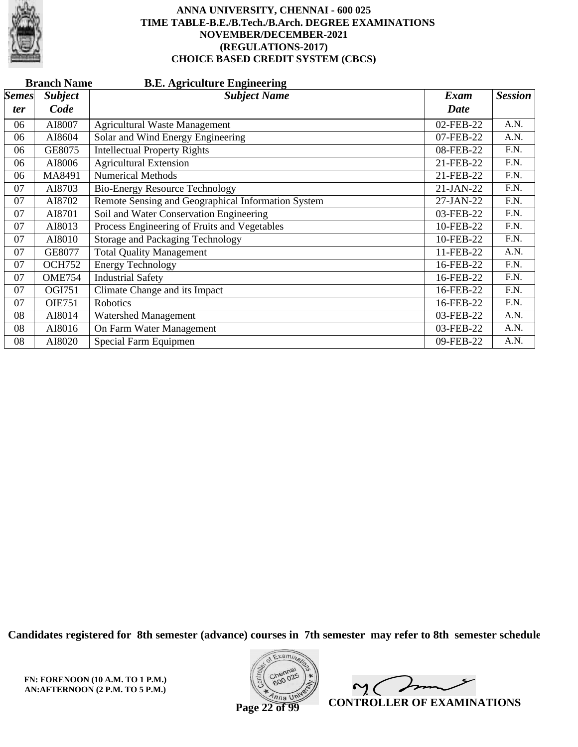# ANNA UNIVERSITY, CHENNAI - 600 025
## TIME TABLE-B.E./B.Tech./B.Arch. DEGREE EXAMINATIONS
## NOVEMBER/DECEMBER-2021
## (REGULATIONS-2017)
## CHOICE BASED CREDIT SYSTEM (CBCS)

**Branch Name** **B.E. Agriculture Engineering**

| *Semester* | *Subject Code* | *Subject Name* | *Exam Date* | *Session* |
|---|---|---|---|---|
| 06 | AI8007 | Agricultural Waste Management | 02-FEB-22 | A.N. |
| 06 | AI8604 | Solar and Wind Energy Engineering | 07-FEB-22 | A.N. |
| 06 | GE8075 | Intellectual Property Rights | 08-FEB-22 | F.N. |
| 06 | AI8006 | Agricultural Extension | 21-FEB-22 | F.N. |
| 06 | MA8491 | Numerical Methods | 21-FEB-22 | F.N. |
| 07 | AI8703 | Bio-Energy Resource Technology | 21-JAN-22 | F.N. |
| 07 | AI8702 | Remote Sensing and Geographical Information System | 27-JAN-22 | F.N. |
| 07 | AI8701 | Soil and Water Conservation Engineering | 03-FEB-22 | F.N. |
| 07 | AI8013 | Process Engineering of Fruits and Vegetables | 10-FEB-22 | F.N. |
| 07 | AI8010 | Storage and Packaging Technology | 10-FEB-22 | F.N. |
| 07 | GE8077 | Total Quality Management | 11-FEB-22 | A.N. |
| 07 | OCH752 | Energy Technology | 16-FEB-22 | F.N. |
| 07 | OME754 | Industrial Safety | 16-FEB-22 | F.N. |
| 07 | OGI751 | Climate Change and its Impact | 16-FEB-22 | F.N. |
| 07 | OIE751 | Robotics | 16-FEB-22 | F.N. |
| 08 | AI8014 | Watershed Management | 03-FEB-22 | A.N. |
| 08 | AI8016 | On Farm Water Management | 03-FEB-22 | A.N. |
| 08 | AI8020 | Special Farm Equipmen | 09-FEB-22 | A.N. |

**Candidates registered for 8th semester (advance) courses in 7th semester may refer to 8th semester schedule**

**FN: FORENOON (10 A.M. TO 1 P.M.)**
**AN:AFTERNOON (2 P.M. TO 5 P.M.)**

**CONTROLLER OF EXAMINATIONS**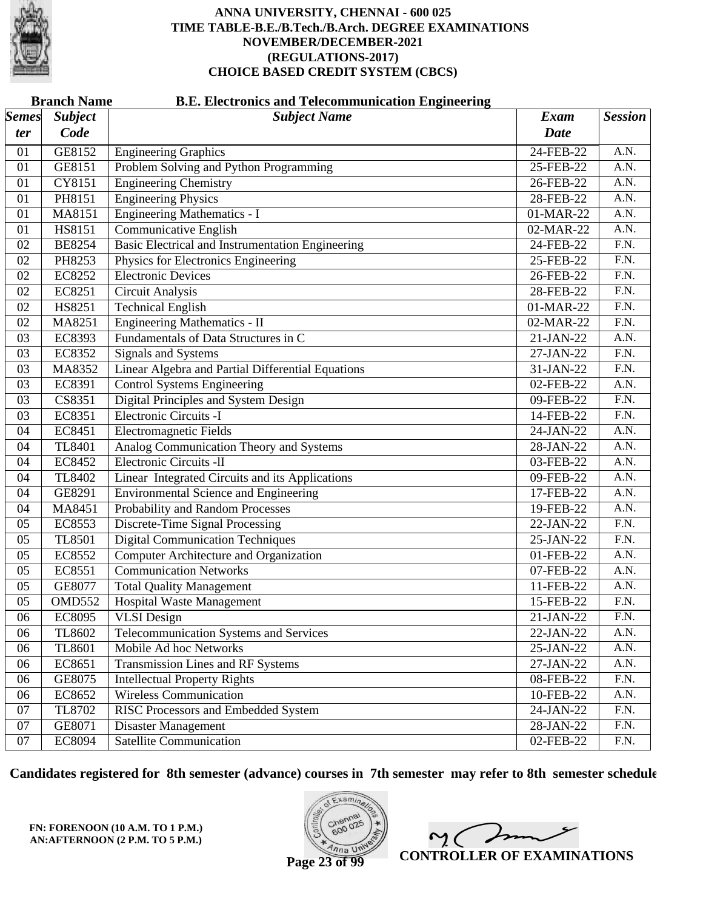# ANNA UNIVERSITY, CHENNAI - 600 025
## TIME TABLE-B.E./B.Tech./B.Arch. DEGREE EXAMINATIONS
## NOVEMBER/DECEMBER-2021
## (REGULATIONS-2017)
## CHOICE BASED CREDIT SYSTEM (CBCS)

**Branch Name** **B.E. Electronics and Telecommunication Engineering**

| *Semester* | *Subject Code* | *Subject Name* | *Exam Date* | *Session* |
|---|---|---|---|---|
| 01 | GE8152 | Engineering Graphics | 24-FEB-22 | A.N. |
| 01 | GE8151 | Problem Solving and Python Programming | 25-FEB-22 | A.N. |
| 01 | CY8151 | Engineering Chemistry | 26-FEB-22 | A.N. |
| 01 | PH8151 | Engineering Physics | 28-FEB-22 | A.N. |
| 01 | MA8151 | Engineering Mathematics - I | 01-MAR-22 | A.N. |
| 01 | HS8151 | Communicative English | 02-MAR-22 | A.N. |
| 02 | BE8254 | Basic Electrical and Instrumentation Engineering | 24-FEB-22 | F.N. |
| 02 | PH8253 | Physics for Electronics Engineering | 25-FEB-22 | F.N. |
| 02 | EC8252 | Electronic Devices | 26-FEB-22 | F.N. |
| 02 | EC8251 | Circuit Analysis | 28-FEB-22 | F.N. |
| 02 | HS8251 | Technical English | 01-MAR-22 | F.N. |
| 02 | MA8251 | Engineering Mathematics - II | 02-MAR-22 | F.N. |
| 03 | EC8393 | Fundamentals of Data Structures in C | 21-JAN-22 | A.N. |
| 03 | EC8352 | Signals and Systems | 27-JAN-22 | F.N. |
| 03 | MA8352 | Linear Algebra and Partial Differential Equations | 31-JAN-22 | F.N. |
| 03 | EC8391 | Control Systems Engineering | 02-FEB-22 | A.N. |
| 03 | CS8351 | Digital Principles and System Design | 09-FEB-22 | F.N. |
| 03 | EC8351 | Electronic Circuits -I | 14-FEB-22 | F.N. |
| 04 | EC8451 | Electromagnetic Fields | 24-JAN-22 | A.N. |
| 04 | TL8401 | Analog Communication Theory and Systems | 28-JAN-22 | A.N. |
| 04 | EC8452 | Electronic Circuits -lI | 03-FEB-22 | A.N. |
| 04 | TL8402 | Linear Integrated Circuits and its Applications | 09-FEB-22 | A.N. |
| 04 | GE8291 | Environmental Science and Engineering | 17-FEB-22 | A.N. |
| 04 | MA8451 | Probability and Random Processes | 19-FEB-22 | A.N. |
| 05 | EC8553 | Discrete-Time Signal Processing | 22-JAN-22 | F.N. |
| 05 | TL8501 | Digital Communication Techniques | 25-JAN-22 | F.N. |
| 05 | EC8552 | Computer Architecture and Organization | 01-FEB-22 | A.N. |
| 05 | EC8551 | Communication Networks | 07-FEB-22 | A.N. |
| 05 | GE8077 | Total Quality Management | 11-FEB-22 | A.N. |
| 05 | OMD552 | Hospital Waste Management | 15-FEB-22 | F.N. |
| 06 | EC8095 | VLSI Design | 21-JAN-22 | F.N. |
| 06 | TL8602 | Telecommunication Systems and Services | 22-JAN-22 | A.N. |
| 06 | TL8601 | Mobile Ad hoc Networks | 25-JAN-22 | A.N. |
| 06 | EC8651 | Transmission Lines and RF Systems | 27-JAN-22 | A.N. |
| 06 | GE8075 | Intellectual Property Rights | 08-FEB-22 | F.N. |
| 06 | EC8652 | Wireless Communication | 10-FEB-22 | A.N. |
| 07 | TL8702 | RISC Processors and Embedded System | 24-JAN-22 | F.N. |
| 07 | GE8071 | Disaster Management | 28-JAN-22 | F.N. |
| 07 | EC8094 | Satellite Communication | 02-FEB-22 | F.N. |

**Candidates registered for 8th semester (advance) courses in 7th semester may refer to 8th semester schedule**

**FN: FORENOON (10 A.M. TO 1 P.M.)**
**AN:AFTERNOON (2 P.M. TO 5 P.M.)**

**CONTROLLER OF EXAMINATIONS**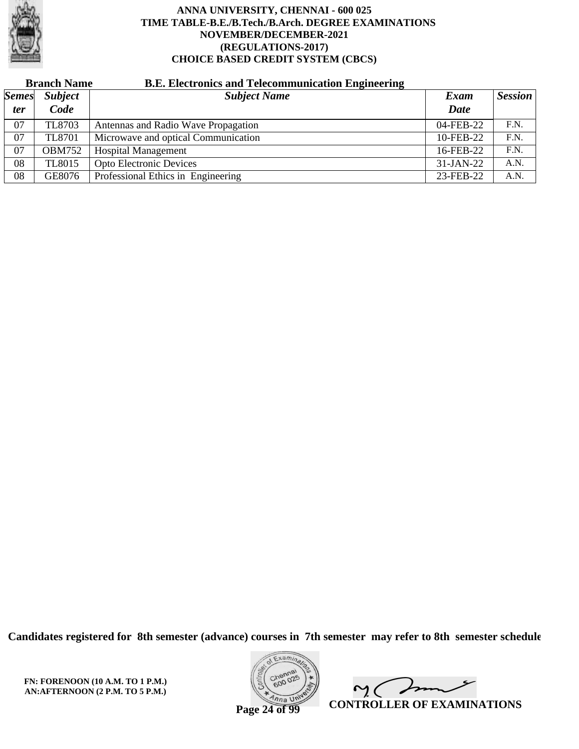**ANNA UNIVERSITY, CHENNAI - 600 025**
**TIME TABLE-B.E./B.Tech./B.Arch. DEGREE EXAMINATIONS**
**NOVEMBER/DECEMBER-2021**
**(REGULATIONS-2017)**
**CHOICE BASED CREDIT SYSTEM (CBCS)**

**Branch Name** **B.E. Electronics and Telecommunication Engineering**

| *Semester* | *Subject Code* | *Subject Name* | *Exam Date* | *Session* |
|---|---|---|---|---|
| 07 | TL8703 | Antennas and Radio Wave Propagation | 04-FEB-22 | F.N. |
| 07 | TL8701 | Microwave and optical Communication | 10-FEB-22 | F.N. |
| 07 | OBM752 | Hospital Management | 16-FEB-22 | F.N. |
| 08 | TL8015 | Opto Electronic Devices | 31-JAN-22 | A.N. |
| 08 | GE8076 | Professional Ethics in Engineering | 23-FEB-22 | A.N. |

**Candidates registered for 8th semester (advance) courses in 7th semester may refer to 8th semester schedule**

**FN: FORENOON (10 A.M. TO 1 P.M.)**
**AN:AFTERNOON (2 P.M. TO 5 P.M.)**

**CONTROLLER OF EXAMINATIONS**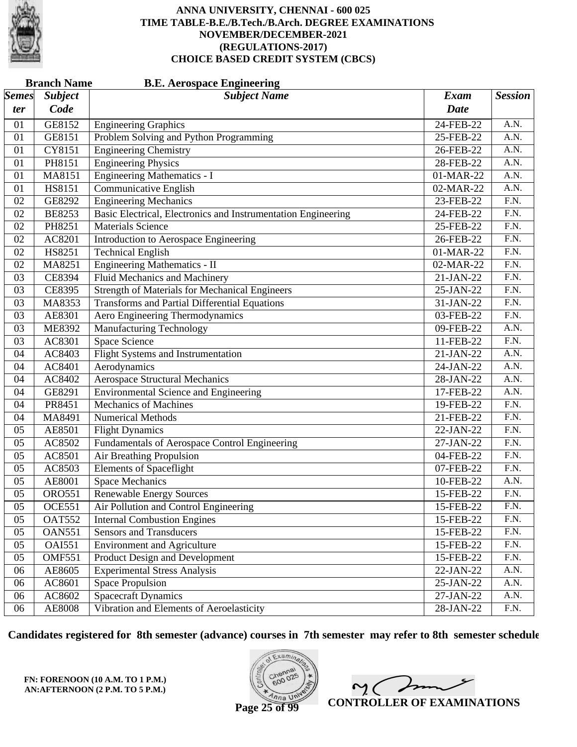# ANNA UNIVERSITY, CHENNAI - 600 025
## TIME TABLE-B.E./B.Tech./B.Arch. DEGREE EXAMINATIONS
## NOVEMBER/DECEMBER-2021
## (REGULATIONS-2017)
## CHOICE BASED CREDIT SYSTEM (CBCS)

**Branch Name** **B.E. Aerospace Engineering**

| *Semester* | *Subject Code* | *Subject Name* | *Exam Date* | *Session* |
|---|---|---|---|---|
| 01 | GE8152 | Engineering Graphics | 24-FEB-22 | A.N. |
| 01 | GE8151 | Problem Solving and Python Programming | 25-FEB-22 | A.N. |
| 01 | CY8151 | Engineering Chemistry | 26-FEB-22 | A.N. |
| 01 | PH8151 | Engineering Physics | 28-FEB-22 | A.N. |
| 01 | MA8151 | Engineering Mathematics - I | 01-MAR-22 | A.N. |
| 01 | HS8151 | Communicative English | 02-MAR-22 | A.N. |
| 02 | GE8292 | Engineering Mechanics | 23-FEB-22 | F.N. |
| 02 | BE8253 | Basic Electrical, Electronics and Instrumentation Engineering | 24-FEB-22 | F.N. |
| 02 | PH8251 | Materials Science | 25-FEB-22 | F.N. |
| 02 | AC8201 | Introduction to Aerospace Engineering | 26-FEB-22 | F.N. |
| 02 | HS8251 | Technical English | 01-MAR-22 | F.N. |
| 02 | MA8251 | Engineering Mathematics - II | 02-MAR-22 | F.N. |
| 03 | CE8394 | Fluid Mechanics and Machinery | 21-JAN-22 | F.N. |
| 03 | CE8395 | Strength of Materials for Mechanical Engineers | 25-JAN-22 | F.N. |
| 03 | MA8353 | Transforms and Partial Differential Equations | 31-JAN-22 | F.N. |
| 03 | AE8301 | Aero Engineering Thermodynamics | 03-FEB-22 | F.N. |
| 03 | ME8392 | Manufacturing Technology | 09-FEB-22 | A.N. |
| 03 | AC8301 | Space Science | 11-FEB-22 | F.N. |
| 04 | AC8403 | Flight Systems and Instrumentation | 21-JAN-22 | A.N. |
| 04 | AC8401 | Aerodynamics | 24-JAN-22 | A.N. |
| 04 | AC8402 | Aerospace Structural Mechanics | 28-JAN-22 | A.N. |
| 04 | GE8291 | Environmental Science and Engineering | 17-FEB-22 | A.N. |
| 04 | PR8451 | Mechanics of Machines | 19-FEB-22 | F.N. |
| 04 | MA8491 | Numerical Methods | 21-FEB-22 | F.N. |
| 05 | AE8501 | Flight Dynamics | 22-JAN-22 | F.N. |
| 05 | AC8502 | Fundamentals of Aerospace Control Engineering | 27-JAN-22 | F.N. |
| 05 | AC8501 | Air Breathing Propulsion | 04-FEB-22 | F.N. |
| 05 | AC8503 | Elements of Spaceflight | 07-FEB-22 | F.N. |
| 05 | AE8001 | Space Mechanics | 10-FEB-22 | A.N. |
| 05 | ORO551 | Renewable Energy Sources | 15-FEB-22 | F.N. |
| 05 | OCE551 | Air Pollution and Control Engineering | 15-FEB-22 | F.N. |
| 05 | OAT552 | Internal Combustion Engines | 15-FEB-22 | F.N. |
| 05 | OAN551 | Sensors and Transducers | 15-FEB-22 | F.N. |
| 05 | OAI551 | Environment and Agriculture | 15-FEB-22 | F.N. |
| 05 | OMF551 | Product Design and Development | 15-FEB-22 | F.N. |
| 06 | AE8605 | Experimental Stress Analysis | 22-JAN-22 | A.N. |
| 06 | AC8601 | Space Propulsion | 25-JAN-22 | A.N. |
| 06 | AC8602 | Spacecraft Dynamics | 27-JAN-22 | A.N. |
| 06 | AE8008 | Vibration and Elements of Aeroelasticity | 28-JAN-22 | F.N. |

**Candidates registered for 8th semester (advance) courses in 7th semester may refer to 8th semester schedule**

**FN: FORENOON (10 A.M. TO 1 P.M.)**
**AN:AFTERNOON (2 P.M. TO 5 P.M.)**

**CONTROLLER OF EXAMINATIONS**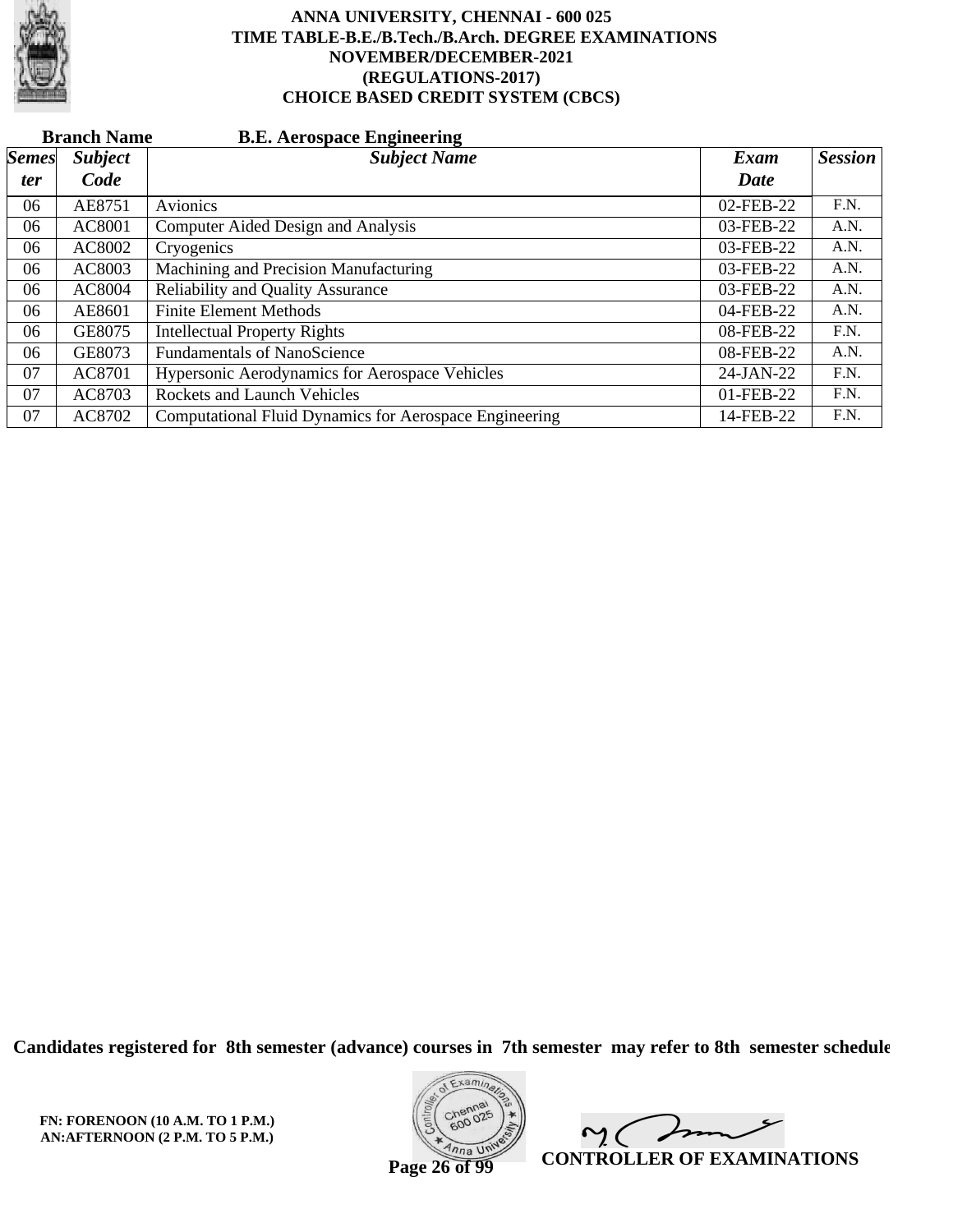# ANNA UNIVERSITY, CHENNAI - 600 025
## TIME TABLE-B.E./B.Tech./B.Arch. DEGREE EXAMINATIONS
## NOVEMBER/DECEMBER-2021
## (REGULATIONS-2017)
## CHOICE BASED CREDIT SYSTEM (CBCS)

**Branch Name** **B.E. Aerospace Engineering**

| *Semester* | *Subject Code* | *Subject Name* | *Exam Date* | *Session* |
|---|---|---|---|---|
| 06 | AE8751 | Avionics | 02-FEB-22 | F.N. |
| 06 | AC8001 | Computer Aided Design and Analysis | 03-FEB-22 | A.N. |
| 06 | AC8002 | Cryogenics | 03-FEB-22 | A.N. |
| 06 | AC8003 | Machining and Precision Manufacturing | 03-FEB-22 | A.N. |
| 06 | AC8004 | Reliability and Quality Assurance | 03-FEB-22 | A.N. |
| 06 | AE8601 | Finite Element Methods | 04-FEB-22 | A.N. |
| 06 | GE8075 | Intellectual Property Rights | 08-FEB-22 | F.N. |
| 06 | GE8073 | Fundamentals of NanoScience | 08-FEB-22 | A.N. |
| 07 | AC8701 | Hypersonic Aerodynamics for Aerospace Vehicles | 24-JAN-22 | F.N. |
| 07 | AC8703 | Rockets and Launch Vehicles | 01-FEB-22 | F.N. |
| 07 | AC8702 | Computational Fluid Dynamics for Aerospace Engineering | 14-FEB-22 | F.N. |

**Candidates registered for 8th semester (advance) courses in 7th semester may refer to 8th semester schedule**

**FN: FORENOON (10 A.M. TO 1 P.M.)**
**AN:AFTERNOON (2 P.M. TO 5 P.M.)**

**CONTROLLER OF EXAMINATIONS**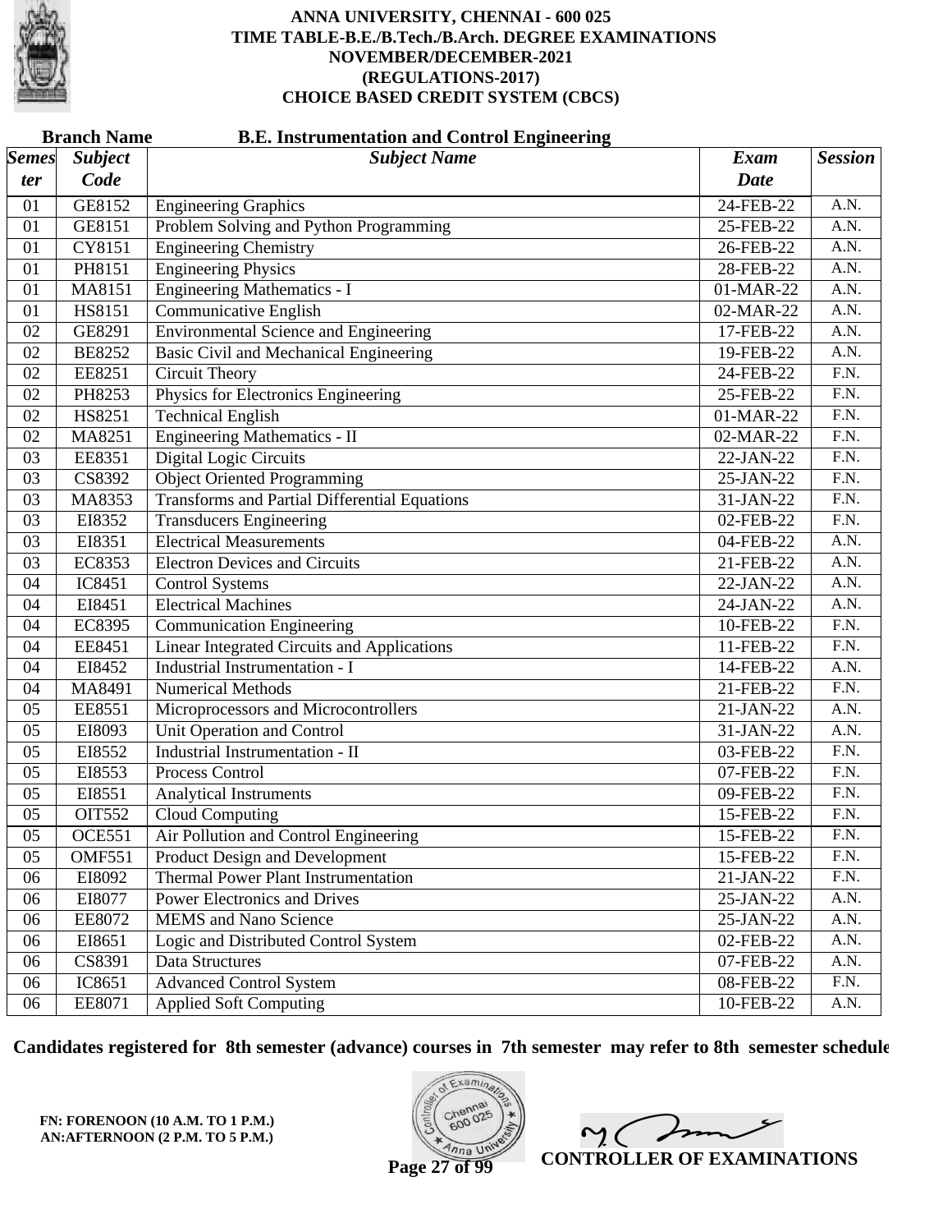# ANNA UNIVERSITY, CHENNAI - 600 025
## TIME TABLE-B.E./B.Tech./B.Arch. DEGREE EXAMINATIONS
## NOVEMBER/DECEMBER-2021
## (REGULATIONS-2017)
## CHOICE BASED CREDIT SYSTEM (CBCS)

**Branch Name** **B.E. Instrumentation and Control Engineering**

| *Semester* | *Subject Code* | *Subject Name* | *Exam Date* | *Session* |
|---|---|---|---|---|
| 01 | GE8152 | Engineering Graphics | 24-FEB-22 | A.N. |
| 01 | GE8151 | Problem Solving and Python Programming | 25-FEB-22 | A.N. |
| 01 | CY8151 | Engineering Chemistry | 26-FEB-22 | A.N. |
| 01 | PH8151 | Engineering Physics | 28-FEB-22 | A.N. |
| 01 | MA8151 | Engineering Mathematics - I | 01-MAR-22 | A.N. |
| 01 | HS8151 | Communicative English | 02-MAR-22 | A.N. |
| 02 | GE8291 | Environmental Science and Engineering | 17-FEB-22 | A.N. |
| 02 | BE8252 | Basic Civil and Mechanical Engineering | 19-FEB-22 | A.N. |
| 02 | EE8251 | Circuit Theory | 24-FEB-22 | F.N. |
| 02 | PH8253 | Physics for Electronics Engineering | 25-FEB-22 | F.N. |
| 02 | HS8251 | Technical English | 01-MAR-22 | F.N. |
| 02 | MA8251 | Engineering Mathematics - II | 02-MAR-22 | F.N. |
| 03 | EE8351 | Digital Logic Circuits | 22-JAN-22 | F.N. |
| 03 | CS8392 | Object Oriented Programming | 25-JAN-22 | F.N. |
| 03 | MA8353 | Transforms and Partial Differential Equations | 31-JAN-22 | F.N. |
| 03 | EI8352 | Transducers Engineering | 02-FEB-22 | F.N. |
| 03 | EI8351 | Electrical Measurements | 04-FEB-22 | A.N. |
| 03 | EC8353 | Electron Devices and Circuits | 21-FEB-22 | A.N. |
| 04 | IC8451 | Control Systems | 22-JAN-22 | A.N. |
| 04 | EI8451 | Electrical Machines | 24-JAN-22 | A.N. |
| 04 | EC8395 | Communication Engineering | 10-FEB-22 | F.N. |
| 04 | EE8451 | Linear Integrated Circuits and Applications | 11-FEB-22 | F.N. |
| 04 | EI8452 | Industrial Instrumentation - I | 14-FEB-22 | A.N. |
| 04 | MA8491 | Numerical Methods | 21-FEB-22 | F.N. |
| 05 | EE8551 | Microprocessors and Microcontrollers | 21-JAN-22 | A.N. |
| 05 | EI8093 | Unit Operation and Control | 31-JAN-22 | A.N. |
| 05 | EI8552 | Industrial Instrumentation - II | 03-FEB-22 | F.N. |
| 05 | EI8553 | Process Control | 07-FEB-22 | F.N. |
| 05 | EI8551 | Analytical Instruments | 09-FEB-22 | F.N. |
| 05 | OIT552 | Cloud Computing | 15-FEB-22 | F.N. |
| 05 | OCE551 | Air Pollution and Control Engineering | 15-FEB-22 | F.N. |
| 05 | OMF551 | Product Design and Development | 15-FEB-22 | F.N. |
| 06 | EI8092 | Thermal Power Plant Instrumentation | 21-JAN-22 | F.N. |
| 06 | EI8077 | Power Electronics and Drives | 25-JAN-22 | A.N. |
| 06 | EE8072 | MEMS and Nano Science | 25-JAN-22 | A.N. |
| 06 | EI8651 | Logic and Distributed Control System | 02-FEB-22 | A.N. |
| 06 | CS8391 | Data Structures | 07-FEB-22 | A.N. |
| 06 | IC8651 | Advanced Control System | 08-FEB-22 | F.N. |
| 06 | EE8071 | Applied Soft Computing | 10-FEB-22 | A.N. |

**Candidates registered for 8th semester (advance) courses in 7th semester may refer to 8th semester schedule**

**FN: FORENOON (10 A.M. TO 1 P.M.)**
**AN:AFTERNOON (2 P.M. TO 5 P.M.)**

**CONTROLLER OF EXAMINATIONS**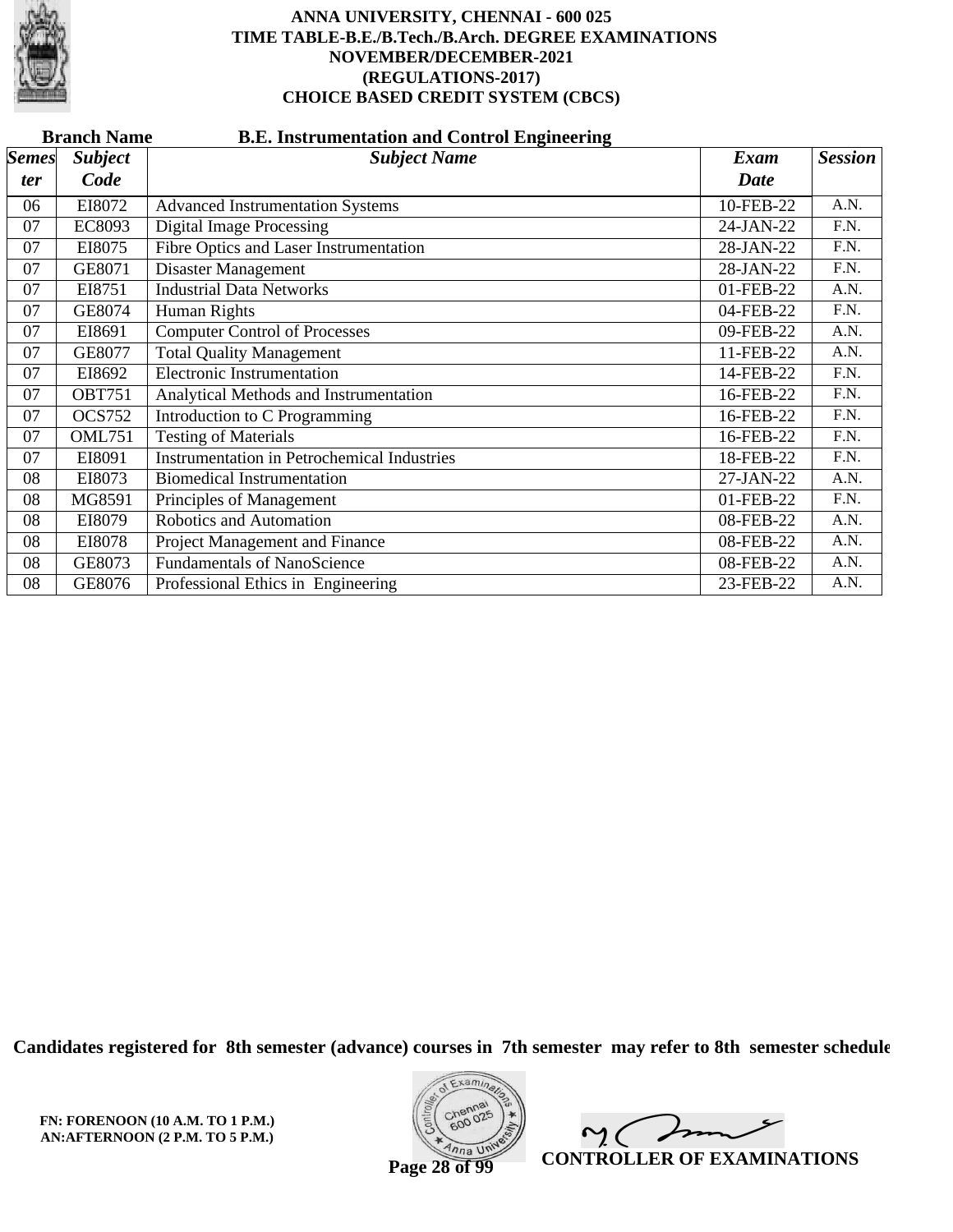# ANNA UNIVERSITY, CHENNAI - 600 025
## TIME TABLE-B.E./B.Tech./B.Arch. DEGREE EXAMINATIONS
## NOVEMBER/DECEMBER-2021
## (REGULATIONS-2017)
## CHOICE BASED CREDIT SYSTEM (CBCS)

**Branch Name** **B.E. Instrumentation and Control Engineering**

| *Semester* | *Subject Code* | *Subject Name* | *Exam Date* | *Session* |
|---|---|---|---|---|
| 06 | EI8072 | Advanced Instrumentation Systems | 10-FEB-22 | A.N. |
| 07 | EC8093 | Digital Image Processing | 24-JAN-22 | F.N. |
| 07 | EI8075 | Fibre Optics and Laser Instrumentation | 28-JAN-22 | F.N. |
| 07 | GE8071 | Disaster Management | 28-JAN-22 | F.N. |
| 07 | EI8751 | Industrial Data Networks | 01-FEB-22 | A.N. |
| 07 | GE8074 | Human Rights | 04-FEB-22 | F.N. |
| 07 | EI8691 | Computer Control of Processes | 09-FEB-22 | A.N. |
| 07 | GE8077 | Total Quality Management | 11-FEB-22 | A.N. |
| 07 | EI8692 | Electronic Instrumentation | 14-FEB-22 | F.N. |
| 07 | OBT751 | Analytical Methods and Instrumentation | 16-FEB-22 | F.N. |
| 07 | OCS752 | Introduction to C Programming | 16-FEB-22 | F.N. |
| 07 | OML751 | Testing of Materials | 16-FEB-22 | F.N. |
| 07 | EI8091 | Instrumentation in Petrochemical Industries | 18-FEB-22 | F.N. |
| 08 | EI8073 | Biomedical Instrumentation | 27-JAN-22 | A.N. |
| 08 | MG8591 | Principles of Management | 01-FEB-22 | F.N. |
| 08 | EI8079 | Robotics and Automation | 08-FEB-22 | A.N. |
| 08 | EI8078 | Project Management and Finance | 08-FEB-22 | A.N. |
| 08 | GE8073 | Fundamentals of NanoScience | 08-FEB-22 | A.N. |
| 08 | GE8076 | Professional Ethics in Engineering | 23-FEB-22 | A.N. |

**Candidates registered for 8th semester (advance) courses in 7th semester may refer to 8th semester schedule**

**FN: FORENOON (10 A.M. TO 1 P.M.)**
**AN:AFTERNOON (2 P.M. TO 5 P.M.)**

**CONTROLLER OF EXAMINATIONS**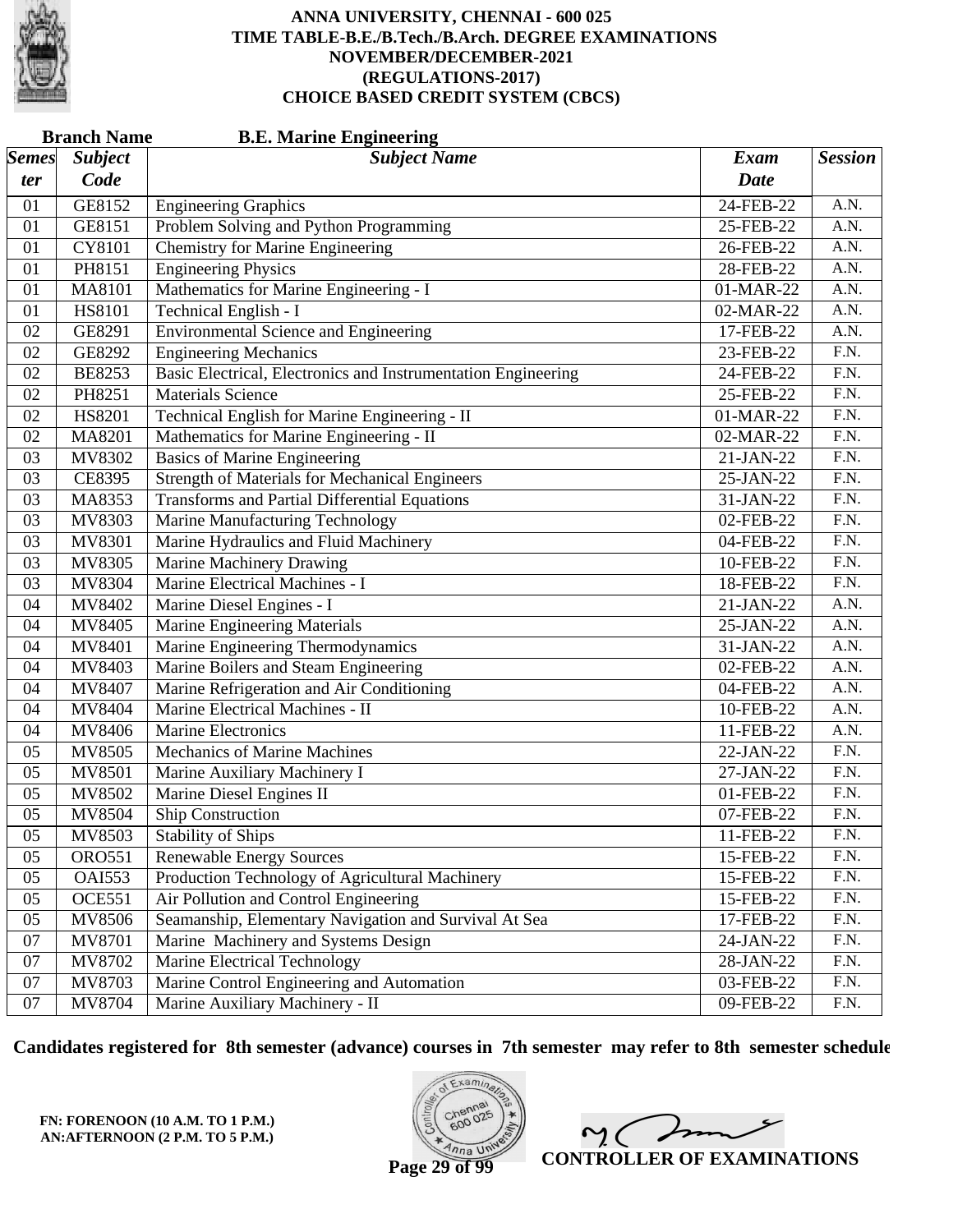# ANNA UNIVERSITY, CHENNAI - 600 025
## TIME TABLE-B.E./B.Tech./B.Arch. DEGREE EXAMINATIONS
## NOVEMBER/DECEMBER-2021
## (REGULATIONS-2017)
## CHOICE BASED CREDIT SYSTEM (CBCS)

**Branch Name** **B.E. Marine Engineering**

| Semester | Subject Code | Subject Name | Exam Date | Session |
|---|---|---|---|---|
| 01 | GE8152 | Engineering Graphics | 24-FEB-22 | A.N. |
| 01 | GE8151 | Problem Solving and Python Programming | 25-FEB-22 | A.N. |
| 01 | CY8101 | Chemistry for Marine Engineering | 26-FEB-22 | A.N. |
| 01 | PH8151 | Engineering Physics | 28-FEB-22 | A.N. |
| 01 | MA8101 | Mathematics for Marine Engineering - I | 01-MAR-22 | A.N. |
| 01 | HS8101 | Technical English - I | 02-MAR-22 | A.N. |
| 02 | GE8291 | Environmental Science and Engineering | 17-FEB-22 | A.N. |
| 02 | GE8292 | Engineering Mechanics | 23-FEB-22 | F.N. |
| 02 | BE8253 | Basic Electrical, Electronics and Instrumentation Engineering | 24-FEB-22 | F.N. |
| 02 | PH8251 | Materials Science | 25-FEB-22 | F.N. |
| 02 | HS8201 | Technical English for Marine Engineering - II | 01-MAR-22 | F.N. |
| 02 | MA8201 | Mathematics for Marine Engineering - II | 02-MAR-22 | F.N. |
| 03 | MV8302 | Basics of Marine Engineering | 21-JAN-22 | F.N. |
| 03 | CE8395 | Strength of Materials for Mechanical Engineers | 25-JAN-22 | F.N. |
| 03 | MA8353 | Transforms and Partial Differential Equations | 31-JAN-22 | F.N. |
| 03 | MV8303 | Marine Manufacturing Technology | 02-FEB-22 | F.N. |
| 03 | MV8301 | Marine Hydraulics and Fluid Machinery | 04-FEB-22 | F.N. |
| 03 | MV8305 | Marine Machinery Drawing | 10-FEB-22 | F.N. |
| 03 | MV8304 | Marine Electrical Machines - I | 18-FEB-22 | F.N. |
| 04 | MV8402 | Marine Diesel Engines - I | 21-JAN-22 | A.N. |
| 04 | MV8405 | Marine Engineering Materials | 25-JAN-22 | A.N. |
| 04 | MV8401 | Marine Engineering Thermodynamics | 31-JAN-22 | A.N. |
| 04 | MV8403 | Marine Boilers and Steam Engineering | 02-FEB-22 | A.N. |
| 04 | MV8407 | Marine Refrigeration and Air Conditioning | 04-FEB-22 | A.N. |
| 04 | MV8404 | Marine Electrical Machines - II | 10-FEB-22 | A.N. |
| 04 | MV8406 | Marine Electronics | 11-FEB-22 | A.N. |
| 05 | MV8505 | Mechanics of Marine Machines | 22-JAN-22 | F.N. |
| 05 | MV8501 | Marine Auxiliary Machinery I | 27-JAN-22 | F.N. |
| 05 | MV8502 | Marine Diesel Engines II | 01-FEB-22 | F.N. |
| 05 | MV8504 | Ship Construction | 07-FEB-22 | F.N. |
| 05 | MV8503 | Stability of Ships | 11-FEB-22 | F.N. |
| 05 | ORO551 | Renewable Energy Sources | 15-FEB-22 | F.N. |
| 05 | OAI553 | Production Technology of Agricultural Machinery | 15-FEB-22 | F.N. |
| 05 | OCE551 | Air Pollution and Control Engineering | 15-FEB-22 | F.N. |
| 05 | MV8506 | Seamanship, Elementary Navigation and Survival At Sea | 17-FEB-22 | F.N. |
| 07 | MV8701 | Marine Machinery and Systems Design | 24-JAN-22 | F.N. |
| 07 | MV8702 | Marine Electrical Technology | 28-JAN-22 | F.N. |
| 07 | MV8703 | Marine Control Engineering and Automation | 03-FEB-22 | F.N. |
| 07 | MV8704 | Marine Auxiliary Machinery - II | 09-FEB-22 | F.N. |

**Candidates registered for 8th semester (advance) courses in 7th semester may refer to 8th semester schedule**

**FN: FORENOON (10 A.M. TO 1 P.M.)**
**AN:AFTERNOON (2 P.M. TO 5 P.M.)**

**CONTROLLER OF EXAMINATIONS**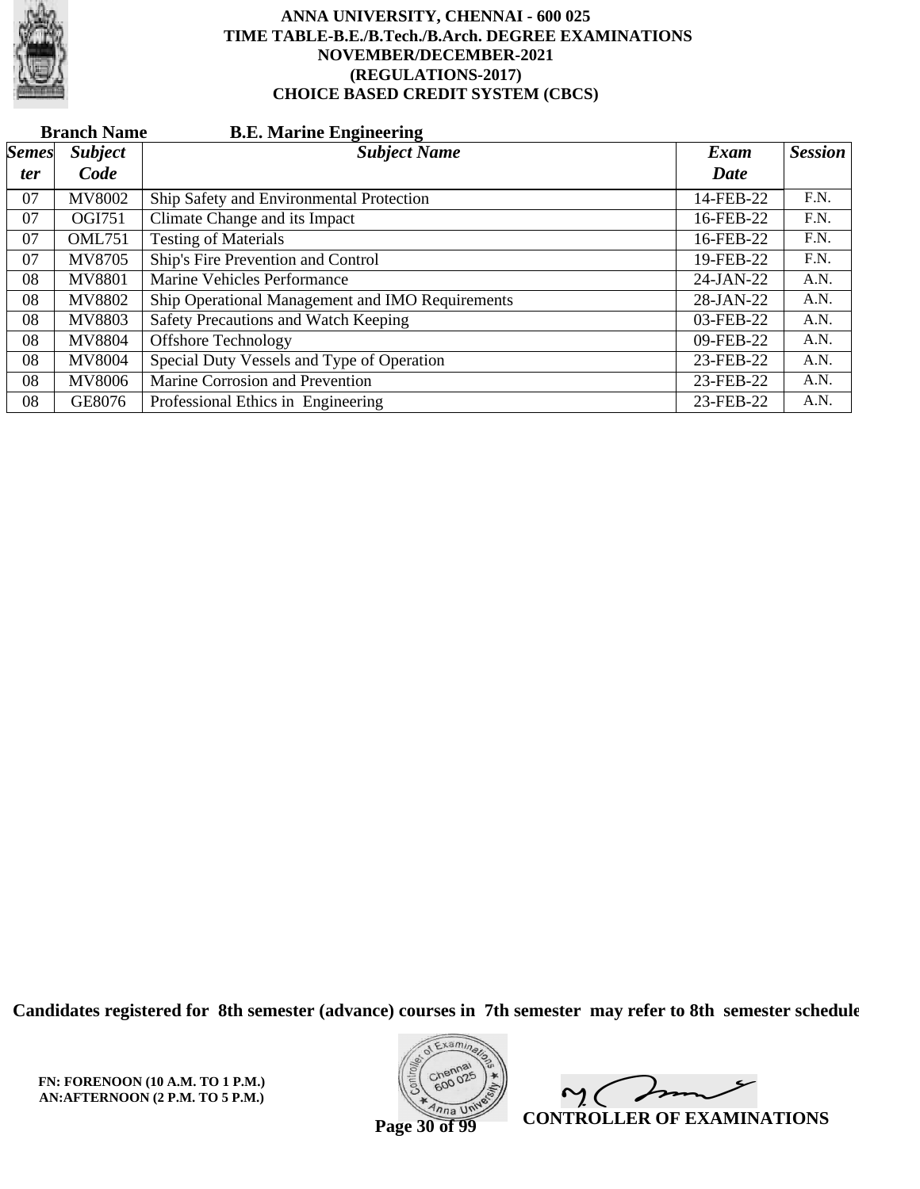# ANNA UNIVERSITY, CHENNAI - 600 025
## TIME TABLE-B.E./B.Tech./B.Arch. DEGREE EXAMINATIONS
## NOVEMBER/DECEMBER-2021
## (REGULATIONS-2017)
## CHOICE BASED CREDIT SYSTEM (CBCS)

**Branch Name** **B.E. Marine Engineering**

| *Semester* | *Subject Code* | *Subject Name* | *Exam Date* | *Session* |
|---|---|---|---|---|
| 07 | MV8002 | Ship Safety and Environmental Protection | 14-FEB-22 | F.N. |
| 07 | OGI751 | Climate Change and its Impact | 16-FEB-22 | F.N. |
| 07 | OML751 | Testing of Materials | 16-FEB-22 | F.N. |
| 07 | MV8705 | Ship's Fire Prevention and Control | 19-FEB-22 | F.N. |
| 08 | MV8801 | Marine Vehicles Performance | 24-JAN-22 | A.N. |
| 08 | MV8802 | Ship Operational Management and IMO Requirements | 28-JAN-22 | A.N. |
| 08 | MV8803 | Safety Precautions and Watch Keeping | 03-FEB-22 | A.N. |
| 08 | MV8804 | Offshore Technology | 09-FEB-22 | A.N. |
| 08 | MV8004 | Special Duty Vessels and Type of Operation | 23-FEB-22 | A.N. |
| 08 | MV8006 | Marine Corrosion and Prevention | 23-FEB-22 | A.N. |
| 08 | GE8076 | Professional Ethics in Engineering | 23-FEB-22 | A.N. |

**Candidates registered for 8th semester (advance) courses in 7th semester may refer to 8th semester schedule**

**FN: FORENOON (10 A.M. TO 1 P.M.)**
**AN:AFTERNOON (2 P.M. TO 5 P.M.)**

**CONTROLLER OF EXAMINATIONS**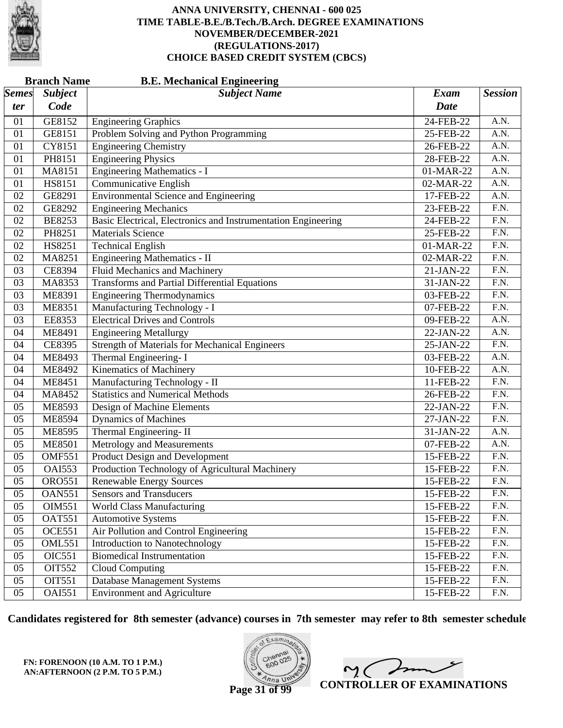# ANNA UNIVERSITY, CHENNAI - 600 025
## TIME TABLE-B.E./B.Tech./B.Arch. DEGREE EXAMINATIONS
## NOVEMBER/DECEMBER-2021
## (REGULATIONS-2017)
## CHOICE BASED CREDIT SYSTEM (CBCS)

**Branch Name** **B.E. Mechanical Engineering**

| *Semester* | *Subject Code* | *Subject Name* | *Exam Date* | *Session* |
|---|---|---|---|---|
| 01 | GE8152 | Engineering Graphics | 24-FEB-22 | A.N. |
| 01 | GE8151 | Problem Solving and Python Programming | 25-FEB-22 | A.N. |
| 01 | CY8151 | Engineering Chemistry | 26-FEB-22 | A.N. |
| 01 | PH8151 | Engineering Physics | 28-FEB-22 | A.N. |
| 01 | MA8151 | Engineering Mathematics - I | 01-MAR-22 | A.N. |
| 01 | HS8151 | Communicative English | 02-MAR-22 | A.N. |
| 02 | GE8291 | Environmental Science and Engineering | 17-FEB-22 | A.N. |
| 02 | GE8292 | Engineering Mechanics | 23-FEB-22 | F.N. |
| 02 | BE8253 | Basic Electrical, Electronics and Instrumentation Engineering | 24-FEB-22 | F.N. |
| 02 | PH8251 | Materials Science | 25-FEB-22 | F.N. |
| 02 | HS8251 | Technical English | 01-MAR-22 | F.N. |
| 02 | MA8251 | Engineering Mathematics - II | 02-MAR-22 | F.N. |
| 03 | CE8394 | Fluid Mechanics and Machinery | 21-JAN-22 | F.N. |
| 03 | MA8353 | Transforms and Partial Differential Equations | 31-JAN-22 | F.N. |
| 03 | ME8391 | Engineering Thermodynamics | 03-FEB-22 | F.N. |
| 03 | ME8351 | Manufacturing Technology - I | 07-FEB-22 | F.N. |
| 03 | EE8353 | Electrical Drives and Controls | 09-FEB-22 | A.N. |
| 04 | ME8491 | Engineering Metallurgy | 22-JAN-22 | A.N. |
| 04 | CE8395 | Strength of Materials for Mechanical Engineers | 25-JAN-22 | F.N. |
| 04 | ME8493 | Thermal Engineering- I | 03-FEB-22 | A.N. |
| 04 | ME8492 | Kinematics of Machinery | 10-FEB-22 | A.N. |
| 04 | ME8451 | Manufacturing Technology - II | 11-FEB-22 | F.N. |
| 04 | MA8452 | Statistics and Numerical Methods | 26-FEB-22 | F.N. |
| 05 | ME8593 | Design of Machine Elements | 22-JAN-22 | F.N. |
| 05 | ME8594 | Dynamics of Machines | 27-JAN-22 | F.N. |
| 05 | ME8595 | Thermal Engineering- II | 31-JAN-22 | A.N. |
| 05 | ME8501 | Metrology and Measurements | 07-FEB-22 | A.N. |
| 05 | OMF551 | Product Design and Development | 15-FEB-22 | F.N. |
| 05 | OAI553 | Production Technology of Agricultural Machinery | 15-FEB-22 | F.N. |
| 05 | ORO551 | Renewable Energy Sources | 15-FEB-22 | F.N. |
| 05 | OAN551 | Sensors and Transducers | 15-FEB-22 | F.N. |
| 05 | OIM551 | World Class Manufacturing | 15-FEB-22 | F.N. |
| 05 | OAT551 | Automotive Systems | 15-FEB-22 | F.N. |
| 05 | OCE551 | Air Pollution and Control Engineering | 15-FEB-22 | F.N. |
| 05 | OML551 | Introduction to Nanotechnology | 15-FEB-22 | F.N. |
| 05 | OIC551 | Biomedical Instrumentation | 15-FEB-22 | F.N. |
| 05 | OIT552 | Cloud Computing | 15-FEB-22 | F.N. |
| 05 | OIT551 | Database Management Systems | 15-FEB-22 | F.N. |
| 05 | OAI551 | Environment and Agriculture | 15-FEB-22 | F.N. |

**Candidates registered for 8th semester (advance) courses in 7th semester may refer to 8th semester schedule**

**FN: FORENOON (10 A.M. TO 1 P.M.)**
**AN:AFTERNOON (2 P.M. TO 5 P.M.)**

**CONTROLLER OF EXAMINATIONS**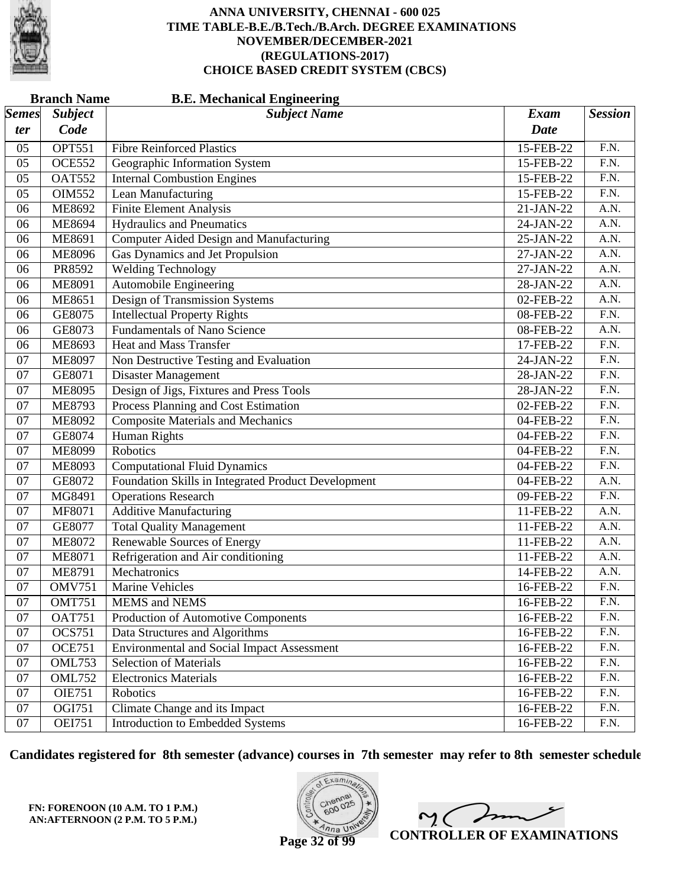# ANNA UNIVERSITY, CHENNAI - 600 025
## TIME TABLE-B.E./B.Tech./B.Arch. DEGREE EXAMINATIONS
## NOVEMBER/DECEMBER-2021
## (REGULATIONS-2017)
## CHOICE BASED CREDIT SYSTEM (CBCS)

**Branch Name** **B.E. Mechanical Engineering**

| *Semester* | *Subject Code* | *Subject Name* | *Exam Date* | *Session* |
|---|---|---|---|---|
| 05 | OPT551 | Fibre Reinforced Plastics | 15-FEB-22 | F.N. |
| 05 | OCE552 | Geographic Information System | 15-FEB-22 | F.N. |
| 05 | OAT552 | Internal Combustion Engines | 15-FEB-22 | F.N. |
| 05 | OIM552 | Lean Manufacturing | 15-FEB-22 | F.N. |
| 06 | ME8692 | Finite Element Analysis | 21-JAN-22 | A.N. |
| 06 | ME8694 | Hydraulics and Pneumatics | 24-JAN-22 | A.N. |
| 06 | ME8691 | Computer Aided Design and Manufacturing | 25-JAN-22 | A.N. |
| 06 | ME8096 | Gas Dynamics and Jet Propulsion | 27-JAN-22 | A.N. |
| 06 | PR8592 | Welding Technology | 27-JAN-22 | A.N. |
| 06 | ME8091 | Automobile Engineering | 28-JAN-22 | A.N. |
| 06 | ME8651 | Design of Transmission Systems | 02-FEB-22 | A.N. |
| 06 | GE8075 | Intellectual Property Rights | 08-FEB-22 | F.N. |
| 06 | GE8073 | Fundamentals of Nano Science | 08-FEB-22 | A.N. |
| 06 | ME8693 | Heat and Mass Transfer | 17-FEB-22 | F.N. |
| 07 | ME8097 | Non Destructive Testing and Evaluation | 24-JAN-22 | F.N. |
| 07 | GE8071 | Disaster Management | 28-JAN-22 | F.N. |
| 07 | ME8095 | Design of Jigs, Fixtures and Press Tools | 28-JAN-22 | F.N. |
| 07 | ME8793 | Process Planning and Cost Estimation | 02-FEB-22 | F.N. |
| 07 | ME8092 | Composite Materials and Mechanics | 04-FEB-22 | F.N. |
| 07 | GE8074 | Human Rights | 04-FEB-22 | F.N. |
| 07 | ME8099 | Robotics | 04-FEB-22 | F.N. |
| 07 | ME8093 | Computational Fluid Dynamics | 04-FEB-22 | F.N. |
| 07 | GE8072 | Foundation Skills in Integrated Product Development | 04-FEB-22 | A.N. |
| 07 | MG8491 | Operations Research | 09-FEB-22 | F.N. |
| 07 | MF8071 | Additive Manufacturing | 11-FEB-22 | A.N. |
| 07 | GE8077 | Total Quality Management | 11-FEB-22 | A.N. |
| 07 | ME8072 | Renewable Sources of Energy | 11-FEB-22 | A.N. |
| 07 | ME8071 | Refrigeration and Air conditioning | 11-FEB-22 | A.N. |
| 07 | ME8791 | Mechatronics | 14-FEB-22 | A.N. |
| 07 | OMV751 | Marine Vehicles | 16-FEB-22 | F.N. |
| 07 | OMT751 | MEMS and NEMS | 16-FEB-22 | F.N. |
| 07 | OAT751 | Production of Automotive Components | 16-FEB-22 | F.N. |
| 07 | OCS751 | Data Structures and Algorithms | 16-FEB-22 | F.N. |
| 07 | OCE751 | Environmental and Social Impact Assessment | 16-FEB-22 | F.N. |
| 07 | OML753 | Selection of Materials | 16-FEB-22 | F.N. |
| 07 | OML752 | Electronics Materials | 16-FEB-22 | F.N. |
| 07 | OIE751 | Robotics | 16-FEB-22 | F.N. |
| 07 | OGI751 | Climate Change and its Impact | 16-FEB-22 | F.N. |
| 07 | OEI751 | Introduction to Embedded Systems | 16-FEB-22 | F.N. |

**Candidates registered for 8th semester (advance) courses in 7th semester may refer to 8th semester schedule**

**FN: FORENOON (10 A.M. TO 1 P.M.)**
**AN:AFTERNOON (2 P.M. TO 5 P.M.)**

**CONTROLLER OF EXAMINATIONS**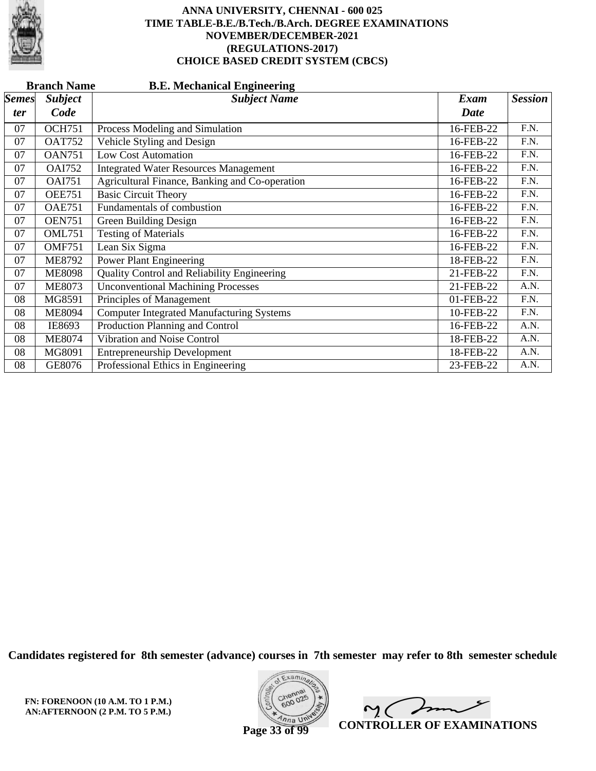# ANNA UNIVERSITY, CHENNAI - 600 025
## TIME TABLE-B.E./B.Tech./B.Arch. DEGREE EXAMINATIONS
## NOVEMBER/DECEMBER-2021
## (REGULATIONS-2017)
## CHOICE BASED CREDIT SYSTEM (CBCS)

**Branch Name** **B.E. Mechanical Engineering**

| *Semester* | *Subject Code* | *Subject Name* | *Exam Date* | *Session* |
|---|---|---|---|---|
| 07 | OCH751 | Process Modeling and Simulation | 16-FEB-22 | F.N. |
| 07 | OAT752 | Vehicle Styling and Design | 16-FEB-22 | F.N. |
| 07 | OAN751 | Low Cost Automation | 16-FEB-22 | F.N. |
| 07 | OAI752 | Integrated Water Resources Management | 16-FEB-22 | F.N. |
| 07 | OAI751 | Agricultural Finance, Banking and Co-operation | 16-FEB-22 | F.N. |
| 07 | OEE751 | Basic Circuit Theory | 16-FEB-22 | F.N. |
| 07 | OAE751 | Fundamentals of combustion | 16-FEB-22 | F.N. |
| 07 | OEN751 | Green Building Design | 16-FEB-22 | F.N. |
| 07 | OML751 | Testing of Materials | 16-FEB-22 | F.N. |
| 07 | OMF751 | Lean Six Sigma | 16-FEB-22 | F.N. |
| 07 | ME8792 | Power Plant Engineering | 18-FEB-22 | F.N. |
| 07 | ME8098 | Quality Control and Reliability Engineering | 21-FEB-22 | F.N. |
| 07 | ME8073 | Unconventional Machining Processes | 21-FEB-22 | A.N. |
| 08 | MG8591 | Principles of Management | 01-FEB-22 | F.N. |
| 08 | ME8094 | Computer Integrated Manufacturing Systems | 10-FEB-22 | F.N. |
| 08 | IE8693 | Production Planning and Control | 16-FEB-22 | A.N. |
| 08 | ME8074 | Vibration and Noise Control | 18-FEB-22 | A.N. |
| 08 | MG8091 | Entrepreneurship Development | 18-FEB-22 | A.N. |
| 08 | GE8076 | Professional Ethics in Engineering | 23-FEB-22 | A.N. |

**Candidates registered for 8th semester (advance) courses in 7th semester may refer to 8th semester schedule**

**FN: FORENOON (10 A.M. TO 1 P.M.)**
**AN:AFTERNOON (2 P.M. TO 5 P.M.)**

**CONTROLLER OF EXAMINATIONS**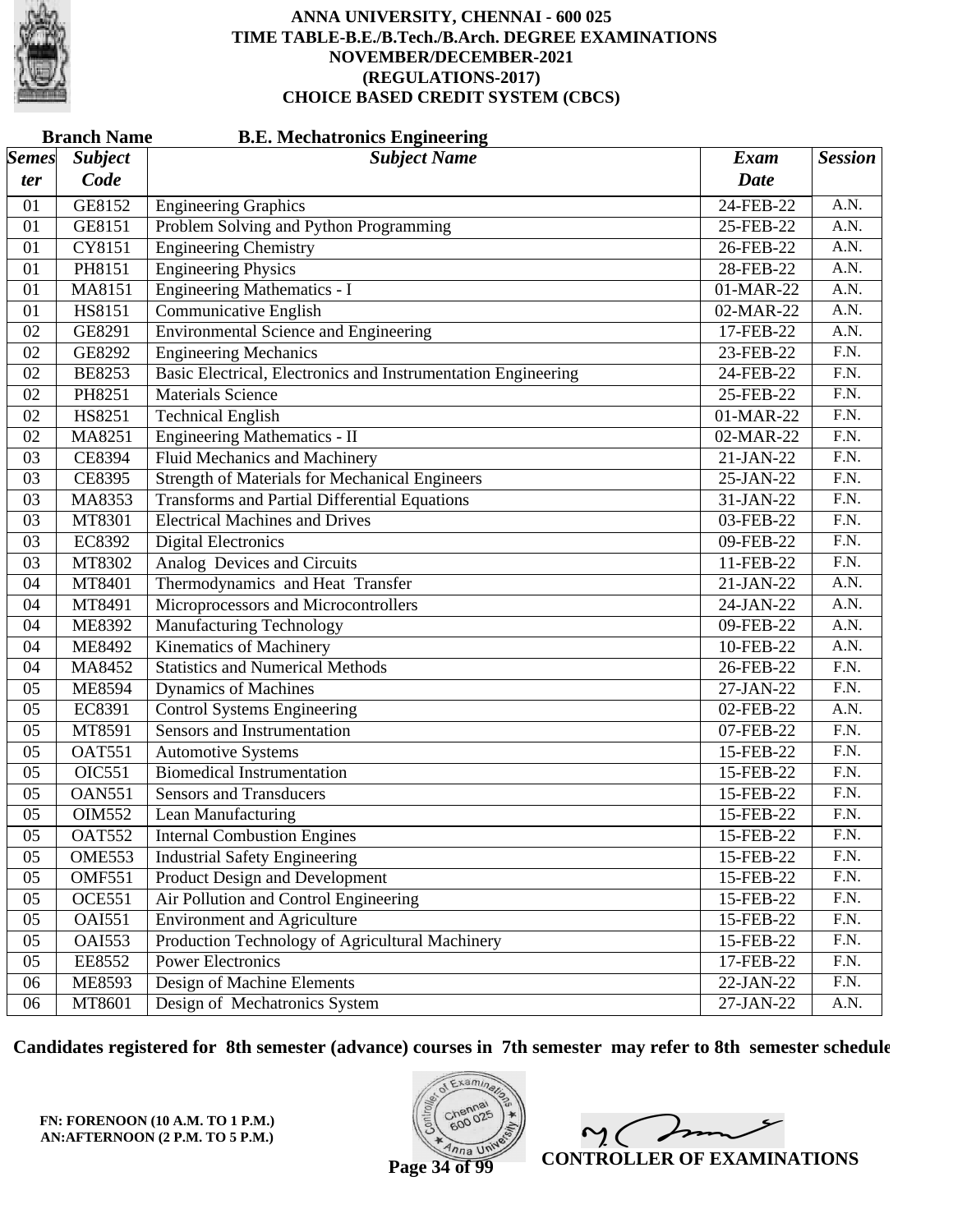# ANNA UNIVERSITY, CHENNAI - 600 025
## TIME TABLE-B.E./B.Tech./B.Arch. DEGREE EXAMINATIONS
## NOVEMBER/DECEMBER-2021
## (REGULATIONS-2017)
## CHOICE BASED CREDIT SYSTEM (CBCS)

**Branch Name** **B.E. Mechatronics Engineering**

| *Semester* | *Subject Code* | *Subject Name* | *Exam Date* | *Session* |
|---|---|---|---|---|
| 01 | GE8152 | Engineering Graphics | 24-FEB-22 | A.N. |
| 01 | GE8151 | Problem Solving and Python Programming | 25-FEB-22 | A.N. |
| 01 | CY8151 | Engineering Chemistry | 26-FEB-22 | A.N. |
| 01 | PH8151 | Engineering Physics | 28-FEB-22 | A.N. |
| 01 | MA8151 | Engineering Mathematics - I | 01-MAR-22 | A.N. |
| 01 | HS8151 | Communicative English | 02-MAR-22 | A.N. |
| 02 | GE8291 | Environmental Science and Engineering | 17-FEB-22 | A.N. |
| 02 | GE8292 | Engineering Mechanics | 23-FEB-22 | F.N. |
| 02 | BE8253 | Basic Electrical, Electronics and Instrumentation Engineering | 24-FEB-22 | F.N. |
| 02 | PH8251 | Materials Science | 25-FEB-22 | F.N. |
| 02 | HS8251 | Technical English | 01-MAR-22 | F.N. |
| 02 | MA8251 | Engineering Mathematics - II | 02-MAR-22 | F.N. |
| 03 | CE8394 | Fluid Mechanics and Machinery | 21-JAN-22 | F.N. |
| 03 | CE8395 | Strength of Materials for Mechanical Engineers | 25-JAN-22 | F.N. |
| 03 | MA8353 | Transforms and Partial Differential Equations | 31-JAN-22 | F.N. |
| 03 | MT8301 | Electrical Machines and Drives | 03-FEB-22 | F.N. |
| 03 | EC8392 | Digital Electronics | 09-FEB-22 | F.N. |
| 03 | MT8302 | Analog Devices and Circuits | 11-FEB-22 | F.N. |
| 04 | MT8401 | Thermodynamics and Heat Transfer | 21-JAN-22 | A.N. |
| 04 | MT8491 | Microprocessors and Microcontrollers | 24-JAN-22 | A.N. |
| 04 | ME8392 | Manufacturing Technology | 09-FEB-22 | A.N. |
| 04 | ME8492 | Kinematics of Machinery | 10-FEB-22 | A.N. |
| 04 | MA8452 | Statistics and Numerical Methods | 26-FEB-22 | F.N. |
| 05 | ME8594 | Dynamics of Machines | 27-JAN-22 | F.N. |
| 05 | EC8391 | Control Systems Engineering | 02-FEB-22 | A.N. |
| 05 | MT8591 | Sensors and Instrumentation | 07-FEB-22 | F.N. |
| 05 | OAT551 | Automotive Systems | 15-FEB-22 | F.N. |
| 05 | OIC551 | Biomedical Instrumentation | 15-FEB-22 | F.N. |
| 05 | OAN551 | Sensors and Transducers | 15-FEB-22 | F.N. |
| 05 | OIM552 | Lean Manufacturing | 15-FEB-22 | F.N. |
| 05 | OAT552 | Internal Combustion Engines | 15-FEB-22 | F.N. |
| 05 | OME553 | Industrial Safety Engineering | 15-FEB-22 | F.N. |
| 05 | OMF551 | Product Design and Development | 15-FEB-22 | F.N. |
| 05 | OCE551 | Air Pollution and Control Engineering | 15-FEB-22 | F.N. |
| 05 | OAI551 | Environment and Agriculture | 15-FEB-22 | F.N. |
| 05 | OAI553 | Production Technology of Agricultural Machinery | 15-FEB-22 | F.N. |
| 05 | EE8552 | Power Electronics | 17-FEB-22 | F.N. |
| 06 | ME8593 | Design of Machine Elements | 22-JAN-22 | F.N. |
| 06 | MT8601 | Design of Mechatronics System | 27-JAN-22 | A.N. |

**Candidates registered for 8th semester (advance) courses in 7th semester may refer to 8th semester schedule**

**FN: FORENOON (10 A.M. TO 1 P.M.)**
**AN:AFTERNOON (2 P.M. TO 5 P.M.)**

**CONTROLLER OF EXAMINATIONS**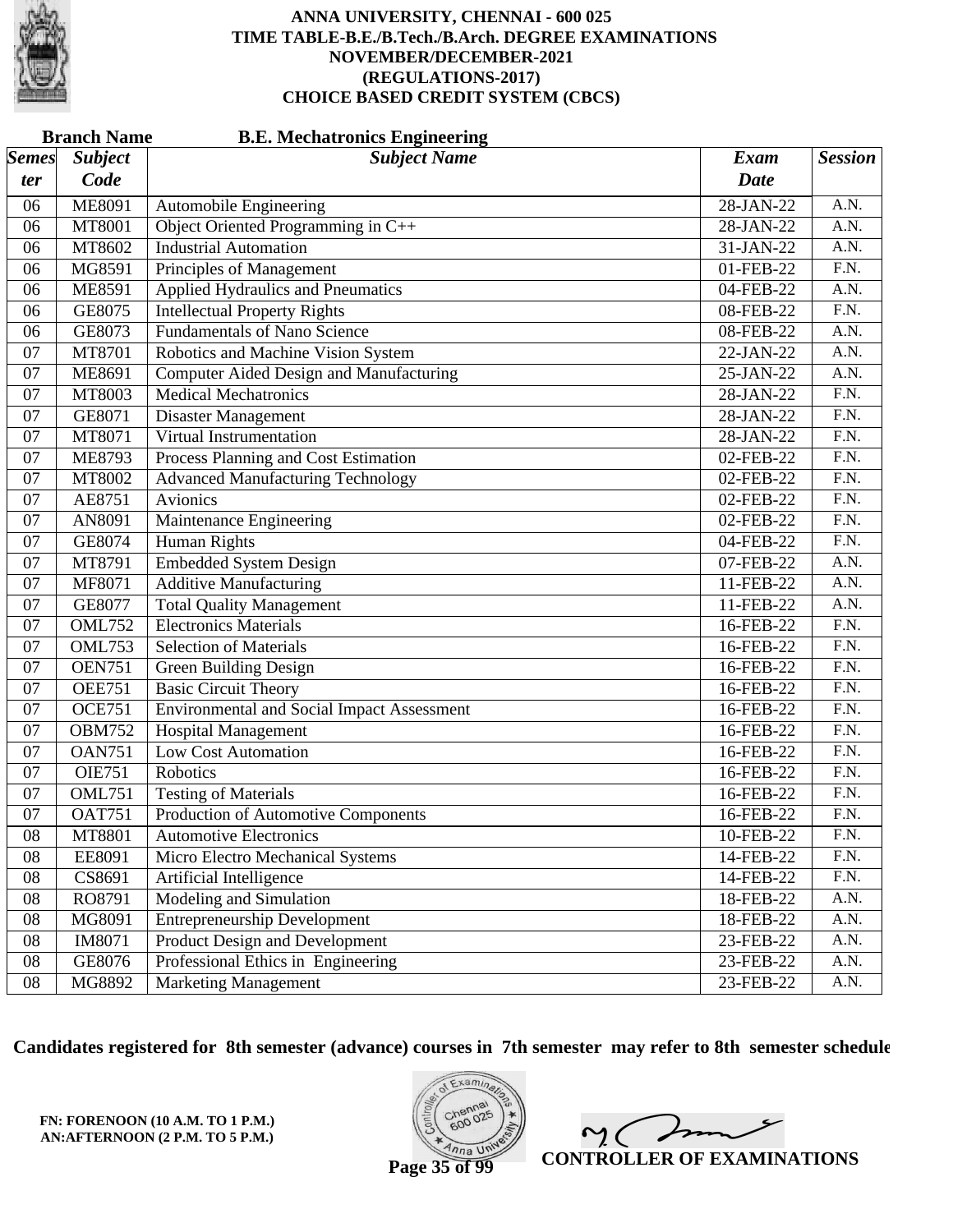# ANNA UNIVERSITY, CHENNAI - 600 025
## TIME TABLE-B.E./B.Tech./B.Arch. DEGREE EXAMINATIONS
## NOVEMBER/DECEMBER-2021
## (REGULATIONS-2017)
## CHOICE BASED CREDIT SYSTEM (CBCS)

**Branch Name** **B.E. Mechatronics Engineering**

| Semester | Subject Code | Subject Name | Exam Date | Session |
|---|---|---|---|---|
| 06 | ME8091 | Automobile Engineering | 28-JAN-22 | A.N. |
| 06 | MT8001 | Object Oriented Programming in C++ | 28-JAN-22 | A.N. |
| 06 | MT8602 | Industrial Automation | 31-JAN-22 | A.N. |
| 06 | MG8591 | Principles of Management | 01-FEB-22 | F.N. |
| 06 | ME8591 | Applied Hydraulics and Pneumatics | 04-FEB-22 | A.N. |
| 06 | GE8075 | Intellectual Property Rights | 08-FEB-22 | F.N. |
| 06 | GE8073 | Fundamentals of Nano Science | 08-FEB-22 | A.N. |
| 07 | MT8701 | Robotics and Machine Vision System | 22-JAN-22 | A.N. |
| 07 | ME8691 | Computer Aided Design and Manufacturing | 25-JAN-22 | A.N. |
| 07 | MT8003 | Medical Mechatronics | 28-JAN-22 | F.N. |
| 07 | GE8071 | Disaster Management | 28-JAN-22 | F.N. |
| 07 | MT8071 | Virtual Instrumentation | 28-JAN-22 | F.N. |
| 07 | ME8793 | Process Planning and Cost Estimation | 02-FEB-22 | F.N. |
| 07 | MT8002 | Advanced Manufacturing Technology | 02-FEB-22 | F.N. |
| 07 | AE8751 | Avionics | 02-FEB-22 | F.N. |
| 07 | AN8091 | Maintenance Engineering | 02-FEB-22 | F.N. |
| 07 | GE8074 | Human Rights | 04-FEB-22 | F.N. |
| 07 | MT8791 | Embedded System Design | 07-FEB-22 | A.N. |
| 07 | MF8071 | Additive Manufacturing | 11-FEB-22 | A.N. |
| 07 | GE8077 | Total Quality Management | 11-FEB-22 | A.N. |
| 07 | OML752 | Electronics Materials | 16-FEB-22 | F.N. |
| 07 | OML753 | Selection of Materials | 16-FEB-22 | F.N. |
| 07 | OEN751 | Green Building Design | 16-FEB-22 | F.N. |
| 07 | OEE751 | Basic Circuit Theory | 16-FEB-22 | F.N. |
| 07 | OCE751 | Environmental and Social Impact Assessment | 16-FEB-22 | F.N. |
| 07 | OBM752 | Hospital Management | 16-FEB-22 | F.N. |
| 07 | OAN751 | Low Cost Automation | 16-FEB-22 | F.N. |
| 07 | OIE751 | Robotics | 16-FEB-22 | F.N. |
| 07 | OML751 | Testing of Materials | 16-FEB-22 | F.N. |
| 07 | OAT751 | Production of Automotive Components | 16-FEB-22 | F.N. |
| 08 | MT8801 | Automotive Electronics | 10-FEB-22 | F.N. |
| 08 | EE8091 | Micro Electro Mechanical Systems | 14-FEB-22 | F.N. |
| 08 | CS8691 | Artificial Intelligence | 14-FEB-22 | F.N. |
| 08 | RO8791 | Modeling and Simulation | 18-FEB-22 | A.N. |
| 08 | MG8091 | Entrepreneurship Development | 18-FEB-22 | A.N. |
| 08 | IM8071 | Product Design and Development | 23-FEB-22 | A.N. |
| 08 | GE8076 | Professional Ethics in Engineering | 23-FEB-22 | A.N. |
| 08 | MG8892 | Marketing Management | 23-FEB-22 | A.N. |

**Candidates registered for 8th semester (advance) courses in 7th semester may refer to 8th semester schedule**

**FN: FORENOON (10 A.M. TO 1 P.M.)**
**AN:AFTERNOON (2 P.M. TO 5 P.M.)**

**CONTROLLER OF EXAMINATIONS**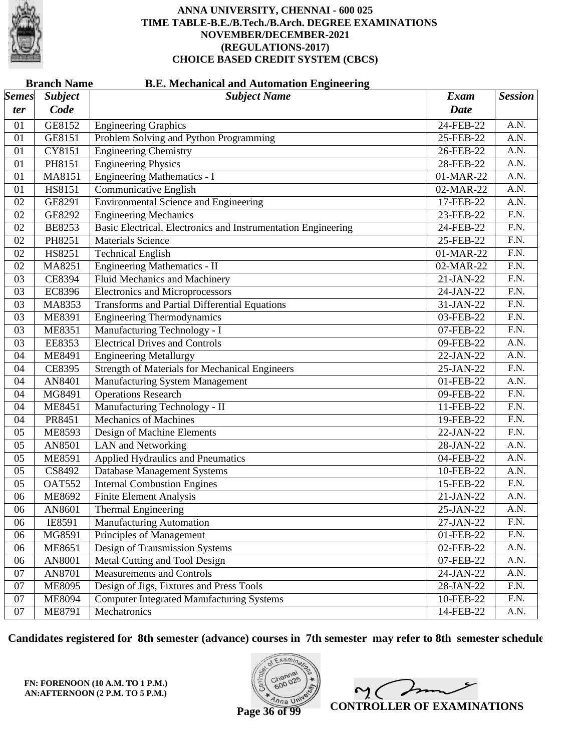# ANNA UNIVERSITY, CHENNAI - 600 025
## TIME TABLE-B.E./B.Tech./B.Arch. DEGREE EXAMINATIONS
## NOVEMBER/DECEMBER-2021
## (REGULATIONS-2017)
## CHOICE BASED CREDIT SYSTEM (CBCS)

**Branch Name** **B.E. Mechanical and Automation Engineering**

| Semester | Subject Code | Subject Name | Exam Date | Session |
|---|---|---|---|---|
| 01 | GE8152 | Engineering Graphics | 24-FEB-22 | A.N. |
| 01 | GE8151 | Problem Solving and Python Programming | 25-FEB-22 | A.N. |
| 01 | CY8151 | Engineering Chemistry | 26-FEB-22 | A.N. |
| 01 | PH8151 | Engineering Physics | 28-FEB-22 | A.N. |
| 01 | MA8151 | Engineering Mathematics - I | 01-MAR-22 | A.N. |
| 01 | HS8151 | Communicative English | 02-MAR-22 | A.N. |
| 02 | GE8291 | Environmental Science and Engineering | 17-FEB-22 | A.N. |
| 02 | GE8292 | Engineering Mechanics | 23-FEB-22 | F.N. |
| 02 | BE8253 | Basic Electrical, Electronics and Instrumentation Engineering | 24-FEB-22 | F.N. |
| 02 | PH8251 | Materials Science | 25-FEB-22 | F.N. |
| 02 | HS8251 | Technical English | 01-MAR-22 | F.N. |
| 02 | MA8251 | Engineering Mathematics - II | 02-MAR-22 | F.N. |
| 03 | CE8394 | Fluid Mechanics and Machinery | 21-JAN-22 | F.N. |
| 03 | EC8396 | Electronics and Microprocessors | 24-JAN-22 | F.N. |
| 03 | MA8353 | Transforms and Partial Differential Equations | 31-JAN-22 | F.N. |
| 03 | ME8391 | Engineering Thermodynamics | 03-FEB-22 | F.N. |
| 03 | ME8351 | Manufacturing Technology - I | 07-FEB-22 | F.N. |
| 03 | EE8353 | Electrical Drives and Controls | 09-FEB-22 | A.N. |
| 04 | ME8491 | Engineering Metallurgy | 22-JAN-22 | A.N. |
| 04 | CE8395 | Strength of Materials for Mechanical Engineers | 25-JAN-22 | F.N. |
| 04 | AN8401 | Manufacturing System Management | 01-FEB-22 | A.N. |
| 04 | MG8491 | Operations Research | 09-FEB-22 | F.N. |
| 04 | ME8451 | Manufacturing Technology - II | 11-FEB-22 | F.N. |
| 04 | PR8451 | Mechanics of Machines | 19-FEB-22 | F.N. |
| 05 | ME8593 | Design of Machine Elements | 22-JAN-22 | F.N. |
| 05 | AN8501 | LAN and Networking | 28-JAN-22 | A.N. |
| 05 | ME8591 | Applied Hydraulics and Pneumatics | 04-FEB-22 | A.N. |
| 05 | CS8492 | Database Management Systems | 10-FEB-22 | A.N. |
| 05 | OAT552 | Internal Combustion Engines | 15-FEB-22 | F.N. |
| 06 | ME8692 | Finite Element Analysis | 21-JAN-22 | A.N. |
| 06 | AN8601 | Thermal Engineering | 25-JAN-22 | A.N. |
| 06 | IE8591 | Manufacturing Automation | 27-JAN-22 | F.N. |
| 06 | MG8591 | Principles of Management | 01-FEB-22 | F.N. |
| 06 | ME8651 | Design of Transmission Systems | 02-FEB-22 | A.N. |
| 06 | AN8001 | Metal Cutting and Tool Design | 07-FEB-22 | A.N. |
| 07 | AN8701 | Measurements and Controls | 24-JAN-22 | A.N. |
| 07 | ME8095 | Design of Jigs, Fixtures and Press Tools | 28-JAN-22 | F.N. |
| 07 | ME8094 | Computer Integrated Manufacturing Systems | 10-FEB-22 | F.N. |
| 07 | ME8791 | Mechatronics | 14-FEB-22 | A.N. |

**Candidates registered for 8th semester (advance) courses in 7th semester may refer to 8th semester schedule**

**FN: FORENOON (10 A.M. TO 1 P.M.)**
**AN:AFTERNOON (2 P.M. TO 5 P.M.)**

**CONTROLLER OF EXAMINATIONS**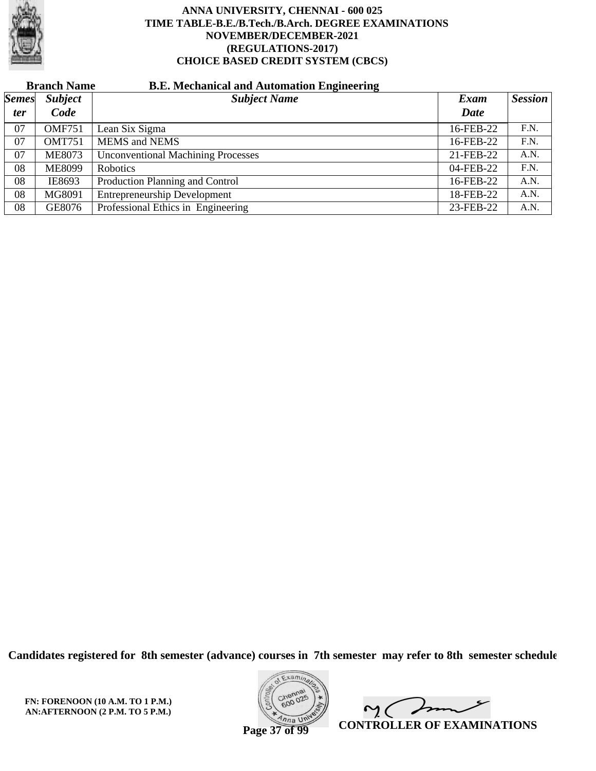# ANNA UNIVERSITY, CHENNAI - 600 025
## TIME TABLE-B.E./B.Tech./B.Arch. DEGREE EXAMINATIONS
## NOVEMBER/DECEMBER-2021
## (REGULATIONS-2017)
## CHOICE BASED CREDIT SYSTEM (CBCS)

**Branch Name** **B.E. Mechanical and Automation Engineering**

| *Semester* | *Subject Code* | *Subject Name* | *Exam Date* | *Session* |
|---|---|---|---|---|
| 07 | OMF751 | Lean Six Sigma | 16-FEB-22 | F.N. |
| 07 | OMT751 | MEMS and NEMS | 16-FEB-22 | F.N. |
| 07 | ME8073 | Unconventional Machining Processes | 21-FEB-22 | A.N. |
| 08 | ME8099 | Robotics | 04-FEB-22 | F.N. |
| 08 | IE8693 | Production Planning and Control | 16-FEB-22 | A.N. |
| 08 | MG8091 | Entrepreneurship Development | 18-FEB-22 | A.N. |
| 08 | GE8076 | Professional Ethics in Engineering | 23-FEB-22 | A.N. |

**Candidates registered for 8th semester (advance) courses in 7th semester may refer to 8th semester schedule**

**FN: FORENOON (10 A.M. TO 1 P.M.)**
**AN:AFTERNOON (2 P.M. TO 5 P.M.)**

**CONTROLLER OF EXAMINATIONS**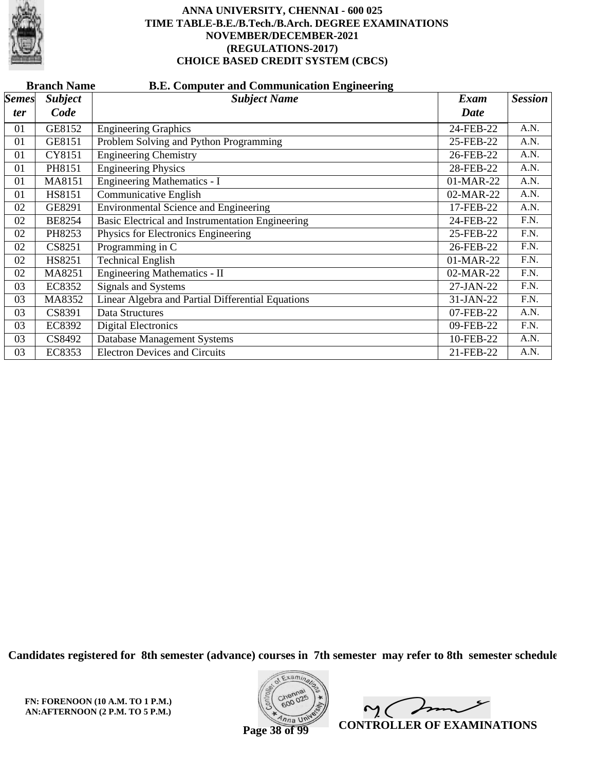# ANNA UNIVERSITY, CHENNAI - 600 025
## TIME TABLE-B.E./B.Tech./B.Arch. DEGREE EXAMINATIONS
## NOVEMBER/DECEMBER-2021
## (REGULATIONS-2017)
## CHOICE BASED CREDIT SYSTEM (CBCS)

**Branch Name** **B.E. Computer and Communication Engineering**

| *Semester* | *Subject Code* | *Subject Name* | *Exam Date* | *Session* |
|---|---|---|---|---|
| 01 | GE8152 | Engineering Graphics | 24-FEB-22 | A.N. |
| 01 | GE8151 | Problem Solving and Python Programming | 25-FEB-22 | A.N. |
| 01 | CY8151 | Engineering Chemistry | 26-FEB-22 | A.N. |
| 01 | PH8151 | Engineering Physics | 28-FEB-22 | A.N. |
| 01 | MA8151 | Engineering Mathematics - I | 01-MAR-22 | A.N. |
| 01 | HS8151 | Communicative English | 02-MAR-22 | A.N. |
| 02 | GE8291 | Environmental Science and Engineering | 17-FEB-22 | A.N. |
| 02 | BE8254 | Basic Electrical and Instrumentation Engineering | 24-FEB-22 | F.N. |
| 02 | PH8253 | Physics for Electronics Engineering | 25-FEB-22 | F.N. |
| 02 | CS8251 | Programming in C | 26-FEB-22 | F.N. |
| 02 | HS8251 | Technical English | 01-MAR-22 | F.N. |
| 02 | MA8251 | Engineering Mathematics - II | 02-MAR-22 | F.N. |
| 03 | EC8352 | Signals and Systems | 27-JAN-22 | F.N. |
| 03 | MA8352 | Linear Algebra and Partial Differential Equations | 31-JAN-22 | F.N. |
| 03 | CS8391 | Data Structures | 07-FEB-22 | A.N. |
| 03 | EC8392 | Digital Electronics | 09-FEB-22 | F.N. |
| 03 | CS8492 | Database Management Systems | 10-FEB-22 | A.N. |
| 03 | EC8353 | Electron Devices and Circuits | 21-FEB-22 | A.N. |

**Candidates registered for 8th semester (advance) courses in 7th semester may refer to 8th semester schedule**

**FN: FORENOON (10 A.M. TO 1 P.M.)**
**AN:AFTERNOON (2 P.M. TO 5 P.M.)**

**CONTROLLER OF EXAMINATIONS**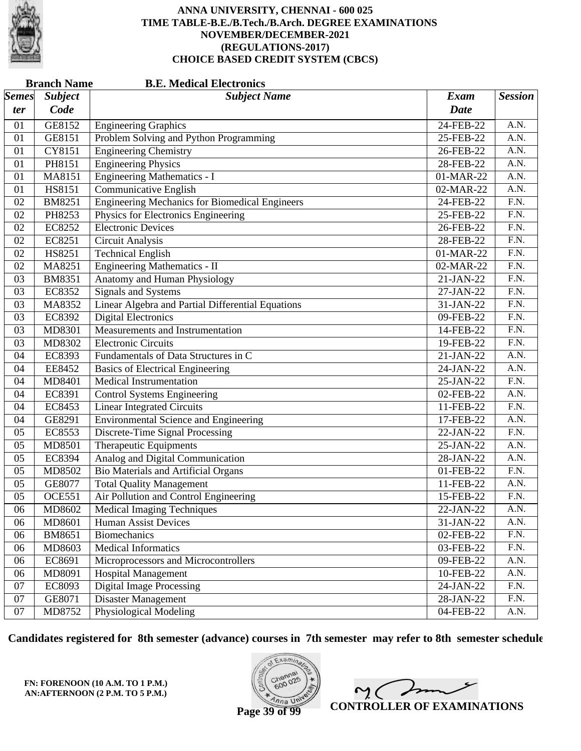# ANNA UNIVERSITY, CHENNAI - 600 025
## TIME TABLE-B.E./B.Tech./B.Arch. DEGREE EXAMINATIONS
## NOVEMBER/DECEMBER-2021
## (REGULATIONS-2017)
## CHOICE BASED CREDIT SYSTEM (CBCS)

**Branch Name** **B.E. Medical Electronics**

| *Semester* | *Subject Code* | *Subject Name* | *Exam Date* | *Session* |
|---|---|---|---|---|
| 01 | GE8152 | Engineering Graphics | 24-FEB-22 | A.N. |
| 01 | GE8151 | Problem Solving and Python Programming | 25-FEB-22 | A.N. |
| 01 | CY8151 | Engineering Chemistry | 26-FEB-22 | A.N. |
| 01 | PH8151 | Engineering Physics | 28-FEB-22 | A.N. |
| 01 | MA8151 | Engineering Mathematics - I | 01-MAR-22 | A.N. |
| 01 | HS8151 | Communicative English | 02-MAR-22 | A.N. |
| 02 | BM8251 | Engineering Mechanics for Biomedical Engineers | 24-FEB-22 | F.N. |
| 02 | PH8253 | Physics for Electronics Engineering | 25-FEB-22 | F.N. |
| 02 | EC8252 | Electronic Devices | 26-FEB-22 | F.N. |
| 02 | EC8251 | Circuit Analysis | 28-FEB-22 | F.N. |
| 02 | HS8251 | Technical English | 01-MAR-22 | F.N. |
| 02 | MA8251 | Engineering Mathematics - II | 02-MAR-22 | F.N. |
| 03 | BM8351 | Anatomy and Human Physiology | 21-JAN-22 | F.N. |
| 03 | EC8352 | Signals and Systems | 27-JAN-22 | F.N. |
| 03 | MA8352 | Linear Algebra and Partial Differential Equations | 31-JAN-22 | F.N. |
| 03 | EC8392 | Digital Electronics | 09-FEB-22 | F.N. |
| 03 | MD8301 | Measurements and Instrumentation | 14-FEB-22 | F.N. |
| 03 | MD8302 | Electronic Circuits | 19-FEB-22 | F.N. |
| 04 | EC8393 | Fundamentals of Data Structures in C | 21-JAN-22 | A.N. |
| 04 | EE8452 | Basics of Electrical Engineering | 24-JAN-22 | A.N. |
| 04 | MD8401 | Medical Instrumentation | 25-JAN-22 | F.N. |
| 04 | EC8391 | Control Systems Engineering | 02-FEB-22 | A.N. |
| 04 | EC8453 | Linear Integrated Circuits | 11-FEB-22 | F.N. |
| 04 | GE8291 | Environmental Science and Engineering | 17-FEB-22 | A.N. |
| 05 | EC8553 | Discrete-Time Signal Processing | 22-JAN-22 | F.N. |
| 05 | MD8501 | Therapeutic Equipments | 25-JAN-22 | A.N. |
| 05 | EC8394 | Analog and Digital Communication | 28-JAN-22 | A.N. |
| 05 | MD8502 | Bio Materials and Artificial Organs | 01-FEB-22 | F.N. |
| 05 | GE8077 | Total Quality Management | 11-FEB-22 | A.N. |
| 05 | OCE551 | Air Pollution and Control Engineering | 15-FEB-22 | F.N. |
| 06 | MD8602 | Medical Imaging Techniques | 22-JAN-22 | A.N. |
| 06 | MD8601 | Human Assist Devices | 31-JAN-22 | A.N. |
| 06 | BM8651 | Biomechanics | 02-FEB-22 | F.N. |
| 06 | MD8603 | Medical Informatics | 03-FEB-22 | F.N. |
| 06 | EC8691 | Microprocessors and Microcontrollers | 09-FEB-22 | A.N. |
| 06 | MD8091 | Hospital Management | 10-FEB-22 | A.N. |
| 07 | EC8093 | Digital Image Processing | 24-JAN-22 | F.N. |
| 07 | GE8071 | Disaster Management | 28-JAN-22 | F.N. |
| 07 | MD8752 | Physiological Modeling | 04-FEB-22 | A.N. |

**Candidates registered for 8th semester (advance) courses in 7th semester may refer to 8th semester schedule**

**FN: FORENOON (10 A.M. TO 1 P.M.)**
**AN:AFTERNOON (2 P.M. TO 5 P.M.)**

**CONTROLLER OF EXAMINATIONS**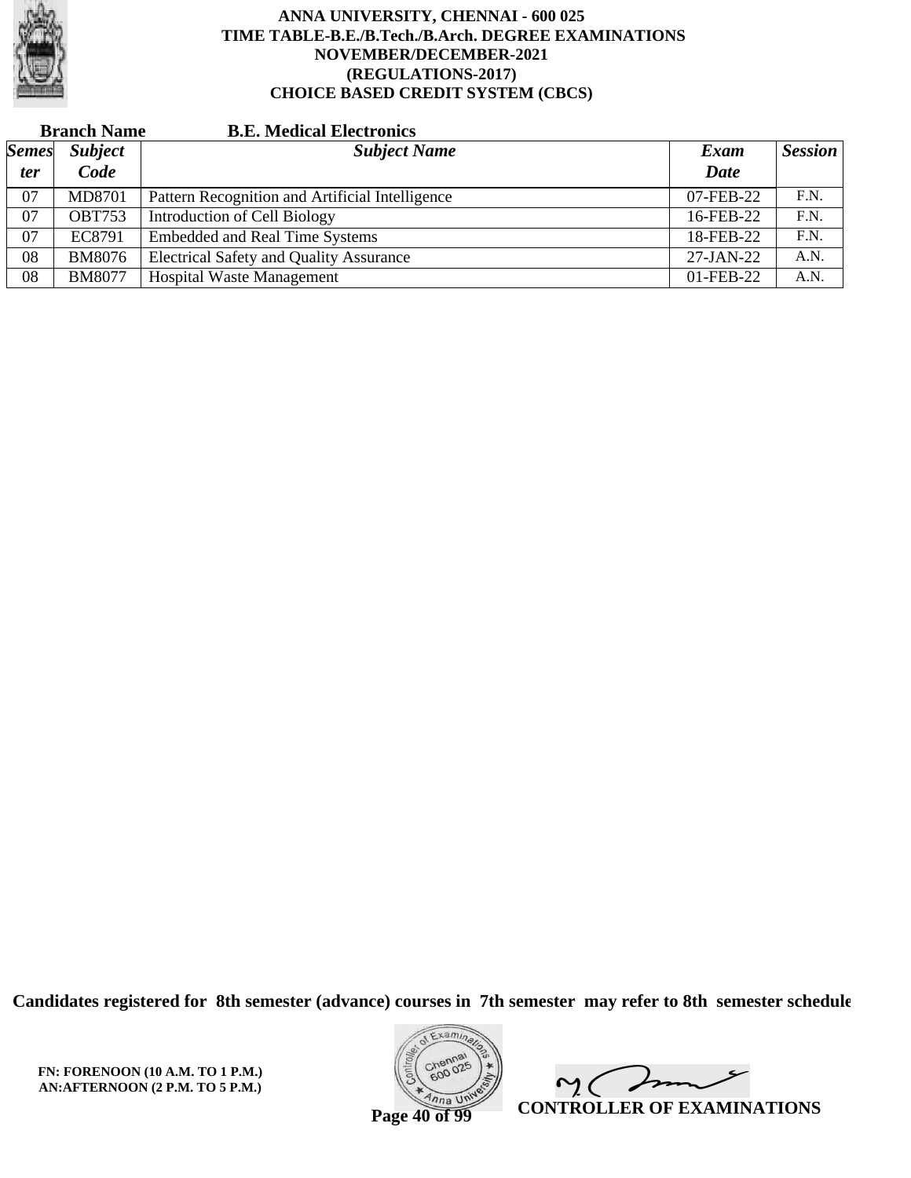# ANNA UNIVERSITY, CHENNAI - 600 025
## TIME TABLE-B.E./B.Tech./B.Arch. DEGREE EXAMINATIONS
## NOVEMBER/DECEMBER-2021
## (REGULATIONS-2017)
## CHOICE BASED CREDIT SYSTEM (CBCS)

**Branch Name** **B.E. Medical Electronics**

| *Semester* | *Subject Code* | *Subject Name* | *Exam Date* | *Session* |
|---|---|---|---|---|
| 07 | MD8701 | Pattern Recognition and Artificial Intelligence | 07-FEB-22 | F.N. |
| 07 | OBT753 | Introduction of Cell Biology | 16-FEB-22 | F.N. |
| 07 | EC8791 | Embedded and Real Time Systems | 18-FEB-22 | F.N. |
| 08 | BM8076 | Electrical Safety and Quality Assurance | 27-JAN-22 | A.N. |
| 08 | BM8077 | Hospital Waste Management | 01-FEB-22 | A.N. |

**Candidates registered for 8th semester (advance) courses in 7th semester may refer to 8th semester schedule**

**FN: FORENOON (10 A.M. TO 1 P.M.)**
**AN:AFTERNOON (2 P.M. TO 5 P.M.)**

**CONTROLLER OF EXAMINATIONS**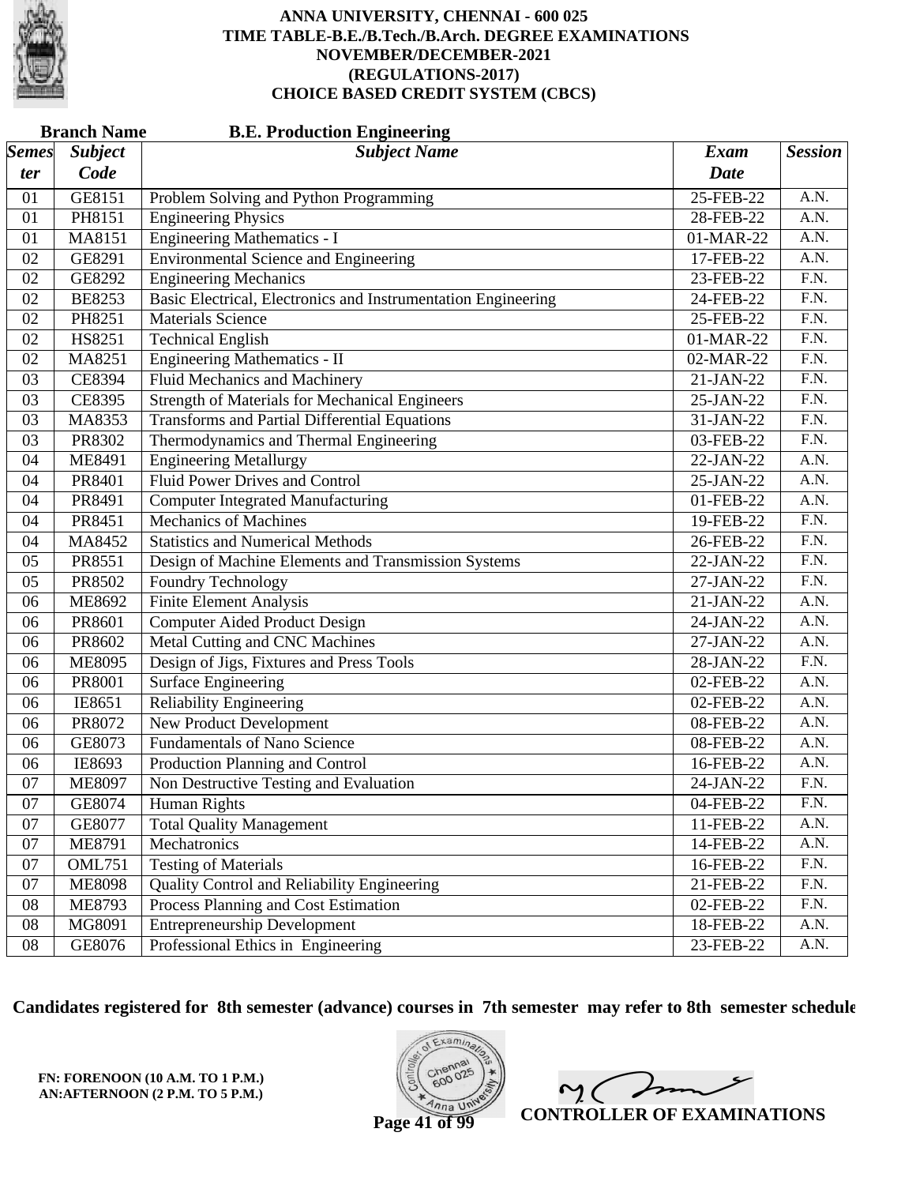# ANNA UNIVERSITY, CHENNAI - 600 025
## TIME TABLE-B.E./B.Tech./B.Arch. DEGREE EXAMINATIONS
## NOVEMBER/DECEMBER-2021
## (REGULATIONS-2017)
## CHOICE BASED CREDIT SYSTEM (CBCS)

**Branch Name** **B.E. Production Engineering**

| *Semester* | *Subject Code* | *Subject Name* | *Exam Date* | *Session* |
|---|---|---|---|---|
| 01 | GE8151 | Problem Solving and Python Programming | 25-FEB-22 | A.N. |
| 01 | PH8151 | Engineering Physics | 28-FEB-22 | A.N. |
| 01 | MA8151 | Engineering Mathematics - I | 01-MAR-22 | A.N. |
| 02 | GE8291 | Environmental Science and Engineering | 17-FEB-22 | A.N. |
| 02 | GE8292 | Engineering Mechanics | 23-FEB-22 | F.N. |
| 02 | BE8253 | Basic Electrical, Electronics and Instrumentation Engineering | 24-FEB-22 | F.N. |
| 02 | PH8251 | Materials Science | 25-FEB-22 | F.N. |
| 02 | HS8251 | Technical English | 01-MAR-22 | F.N. |
| 02 | MA8251 | Engineering Mathematics - II | 02-MAR-22 | F.N. |
| 03 | CE8394 | Fluid Mechanics and Machinery | 21-JAN-22 | F.N. |
| 03 | CE8395 | Strength of Materials for Mechanical Engineers | 25-JAN-22 | F.N. |
| 03 | MA8353 | Transforms and Partial Differential Equations | 31-JAN-22 | F.N. |
| 03 | PR8302 | Thermodynamics and Thermal Engineering | 03-FEB-22 | F.N. |
| 04 | ME8491 | Engineering Metallurgy | 22-JAN-22 | A.N. |
| 04 | PR8401 | Fluid Power Drives and Control | 25-JAN-22 | A.N. |
| 04 | PR8491 | Computer Integrated Manufacturing | 01-FEB-22 | A.N. |
| 04 | PR8451 | Mechanics of Machines | 19-FEB-22 | F.N. |
| 04 | MA8452 | Statistics and Numerical Methods | 26-FEB-22 | F.N. |
| 05 | PR8551 | Design of Machine Elements and Transmission Systems | 22-JAN-22 | F.N. |
| 05 | PR8502 | Foundry Technology | 27-JAN-22 | F.N. |
| 06 | ME8692 | Finite Element Analysis | 21-JAN-22 | A.N. |
| 06 | PR8601 | Computer Aided Product Design | 24-JAN-22 | A.N. |
| 06 | PR8602 | Metal Cutting and CNC Machines | 27-JAN-22 | A.N. |
| 06 | ME8095 | Design of Jigs, Fixtures and Press Tools | 28-JAN-22 | F.N. |
| 06 | PR8001 | Surface Engineering | 02-FEB-22 | A.N. |
| 06 | IE8651 | Reliability Engineering | 02-FEB-22 | A.N. |
| 06 | PR8072 | New Product Development | 08-FEB-22 | A.N. |
| 06 | GE8073 | Fundamentals of Nano Science | 08-FEB-22 | A.N. |
| 06 | IE8693 | Production Planning and Control | 16-FEB-22 | A.N. |
| 07 | ME8097 | Non Destructive Testing and Evaluation | 24-JAN-22 | F.N. |
| 07 | GE8074 | Human Rights | 04-FEB-22 | F.N. |
| 07 | GE8077 | Total Quality Management | 11-FEB-22 | A.N. |
| 07 | ME8791 | Mechatronics | 14-FEB-22 | A.N. |
| 07 | OML751 | Testing of Materials | 16-FEB-22 | F.N. |
| 07 | ME8098 | Quality Control and Reliability Engineering | 21-FEB-22 | F.N. |
| 08 | ME8793 | Process Planning and Cost Estimation | 02-FEB-22 | F.N. |
| 08 | MG8091 | Entrepreneurship Development | 18-FEB-22 | A.N. |
| 08 | GE8076 | Professional Ethics in Engineering | 23-FEB-22 | A.N. |

**Candidates registered for 8th semester (advance) courses in 7th semester may refer to 8th semester schedule**

**FN: FORENOON (10 A.M. TO 1 P.M.)**
**AN:AFTERNOON (2 P.M. TO 5 P.M.)**

**CONTROLLER OF EXAMINATIONS**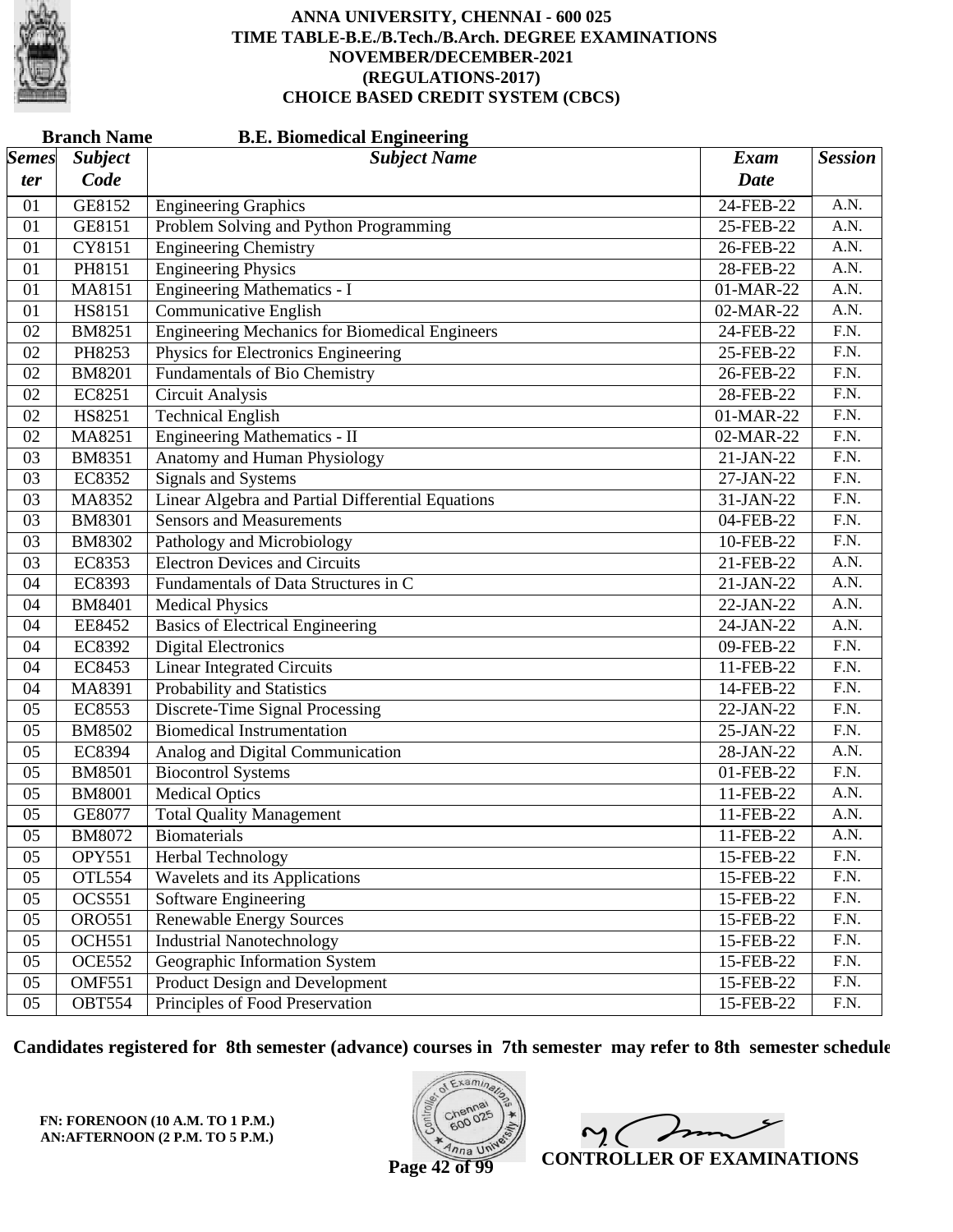# ANNA UNIVERSITY, CHENNAI - 600 025
## TIME TABLE-B.E./B.Tech./B.Arch. DEGREE EXAMINATIONS
## NOVEMBER/DECEMBER-2021
## (REGULATIONS-2017)
## CHOICE BASED CREDIT SYSTEM (CBCS)

**Branch Name** **B.E. Biomedical Engineering**

| *Semester* | *Subject Code* | *Subject Name* | *Exam Date* | *Session* |
|---|---|---|---|---|
| 01 | GE8152 | Engineering Graphics | 24-FEB-22 | A.N. |
| 01 | GE8151 | Problem Solving and Python Programming | 25-FEB-22 | A.N. |
| 01 | CY8151 | Engineering Chemistry | 26-FEB-22 | A.N. |
| 01 | PH8151 | Engineering Physics | 28-FEB-22 | A.N. |
| 01 | MA8151 | Engineering Mathematics - I | 01-MAR-22 | A.N. |
| 01 | HS8151 | Communicative English | 02-MAR-22 | A.N. |
| 02 | BM8251 | Engineering Mechanics for Biomedical Engineers | 24-FEB-22 | F.N. |
| 02 | PH8253 | Physics for Electronics Engineering | 25-FEB-22 | F.N. |
| 02 | BM8201 | Fundamentals of Bio Chemistry | 26-FEB-22 | F.N. |
| 02 | EC8251 | Circuit Analysis | 28-FEB-22 | F.N. |
| 02 | HS8251 | Technical English | 01-MAR-22 | F.N. |
| 02 | MA8251 | Engineering Mathematics - II | 02-MAR-22 | F.N. |
| 03 | BM8351 | Anatomy and Human Physiology | 21-JAN-22 | F.N. |
| 03 | EC8352 | Signals and Systems | 27-JAN-22 | F.N. |
| 03 | MA8352 | Linear Algebra and Partial Differential Equations | 31-JAN-22 | F.N. |
| 03 | BM8301 | Sensors and Measurements | 04-FEB-22 | F.N. |
| 03 | BM8302 | Pathology and Microbiology | 10-FEB-22 | F.N. |
| 03 | EC8353 | Electron Devices and Circuits | 21-FEB-22 | A.N. |
| 04 | EC8393 | Fundamentals of Data Structures in C | 21-JAN-22 | A.N. |
| 04 | BM8401 | Medical Physics | 22-JAN-22 | A.N. |
| 04 | EE8452 | Basics of Electrical Engineering | 24-JAN-22 | A.N. |
| 04 | EC8392 | Digital Electronics | 09-FEB-22 | F.N. |
| 04 | EC8453 | Linear Integrated Circuits | 11-FEB-22 | F.N. |
| 04 | MA8391 | Probability and Statistics | 14-FEB-22 | F.N. |
| 05 | EC8553 | Discrete-Time Signal Processing | 22-JAN-22 | F.N. |
| 05 | BM8502 | Biomedical Instrumentation | 25-JAN-22 | F.N. |
| 05 | EC8394 | Analog and Digital Communication | 28-JAN-22 | A.N. |
| 05 | BM8501 | Biocontrol Systems | 01-FEB-22 | F.N. |
| 05 | BM8001 | Medical Optics | 11-FEB-22 | A.N. |
| 05 | GE8077 | Total Quality Management | 11-FEB-22 | A.N. |
| 05 | BM8072 | Biomaterials | 11-FEB-22 | A.N. |
| 05 | OPY551 | Herbal Technology | 15-FEB-22 | F.N. |
| 05 | OTL554 | Wavelets and its Applications | 15-FEB-22 | F.N. |
| 05 | OCS551 | Software Engineering | 15-FEB-22 | F.N. |
| 05 | ORO551 | Renewable Energy Sources | 15-FEB-22 | F.N. |
| 05 | OCH551 | Industrial Nanotechnology | 15-FEB-22 | F.N. |
| 05 | OCE552 | Geographic Information System | 15-FEB-22 | F.N. |
| 05 | OMF551 | Product Design and Development | 15-FEB-22 | F.N. |
| 05 | OBT554 | Principles of Food Preservation | 15-FEB-22 | F.N. |

**Candidates registered for 8th semester (advance) courses in 7th semester may refer to 8th semester schedule**

**FN: FORENOON (10 A.M. TO 1 P.M.)**
**AN:AFTERNOON (2 P.M. TO 5 P.M.)**

**CONTROLLER OF EXAMINATIONS**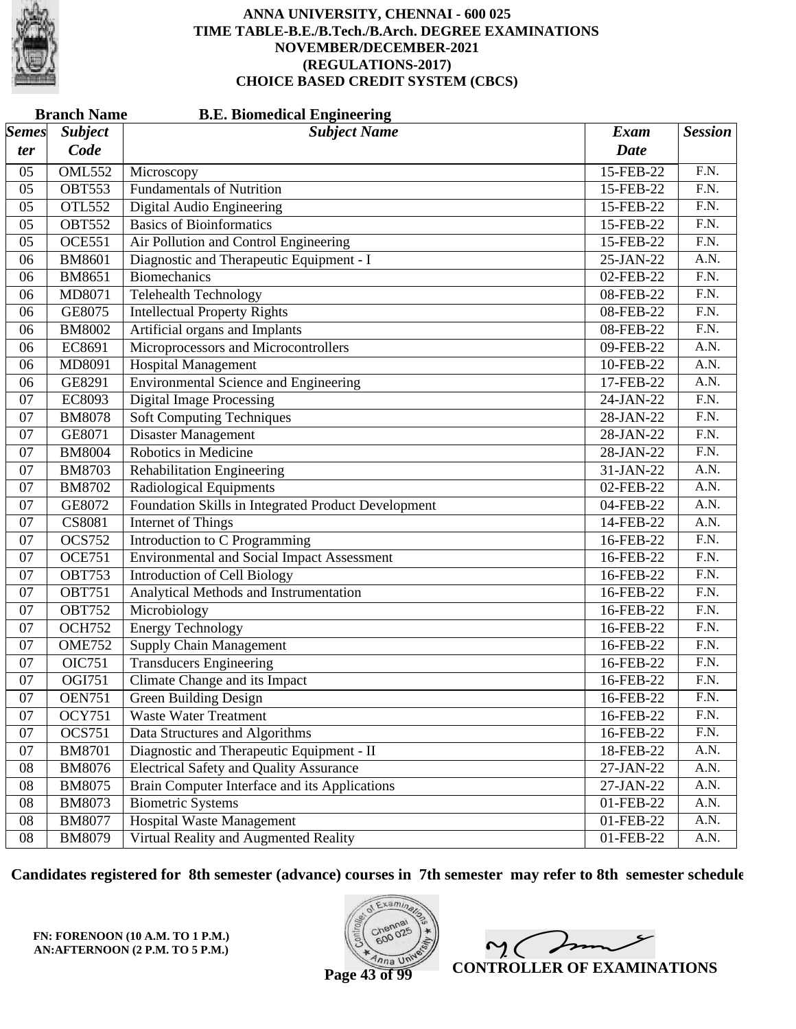# ANNA UNIVERSITY, CHENNAI - 600 025
## TIME TABLE-B.E./B.Tech./B.Arch. DEGREE EXAMINATIONS
## NOVEMBER/DECEMBER-2021
## (REGULATIONS-2017)
## CHOICE BASED CREDIT SYSTEM (CBCS)

**Branch Name** **B.E. Biomedical Engineering**

| Semester | Subject Code | Subject Name | Exam Date | Session |
|---|---|---|---|---|
| 05 | OML552 | Microscopy | 15-FEB-22 | F.N. |
| 05 | OBT553 | Fundamentals of Nutrition | 15-FEB-22 | F.N. |
| 05 | OTL552 | Digital Audio Engineering | 15-FEB-22 | F.N. |
| 05 | OBT552 | Basics of Bioinformatics | 15-FEB-22 | F.N. |
| 05 | OCE551 | Air Pollution and Control Engineering | 15-FEB-22 | F.N. |
| 06 | BM8601 | Diagnostic and Therapeutic Equipment - I | 25-JAN-22 | A.N. |
| 06 | BM8651 | Biomechanics | 02-FEB-22 | F.N. |
| 06 | MD8071 | Telehealth Technology | 08-FEB-22 | F.N. |
| 06 | GE8075 | Intellectual Property Rights | 08-FEB-22 | F.N. |
| 06 | BM8002 | Artificial organs and Implants | 08-FEB-22 | F.N. |
| 06 | EC8691 | Microprocessors and Microcontrollers | 09-FEB-22 | A.N. |
| 06 | MD8091 | Hospital Management | 10-FEB-22 | A.N. |
| 06 | GE8291 | Environmental Science and Engineering | 17-FEB-22 | A.N. |
| 07 | EC8093 | Digital Image Processing | 24-JAN-22 | F.N. |
| 07 | BM8078 | Soft Computing Techniques | 28-JAN-22 | F.N. |
| 07 | GE8071 | Disaster Management | 28-JAN-22 | F.N. |
| 07 | BM8004 | Robotics in Medicine | 28-JAN-22 | F.N. |
| 07 | BM8703 | Rehabilitation Engineering | 31-JAN-22 | A.N. |
| 07 | BM8702 | Radiological Equipments | 02-FEB-22 | A.N. |
| 07 | GE8072 | Foundation Skills in Integrated Product Development | 04-FEB-22 | A.N. |
| 07 | CS8081 | Internet of Things | 14-FEB-22 | A.N. |
| 07 | OCS752 | Introduction to C Programming | 16-FEB-22 | F.N. |
| 07 | OCE751 | Environmental and Social Impact Assessment | 16-FEB-22 | F.N. |
| 07 | OBT753 | Introduction of Cell Biology | 16-FEB-22 | F.N. |
| 07 | OBT751 | Analytical Methods and Instrumentation | 16-FEB-22 | F.N. |
| 07 | OBT752 | Microbiology | 16-FEB-22 | F.N. |
| 07 | OCH752 | Energy Technology | 16-FEB-22 | F.N. |
| 07 | OME752 | Supply Chain Management | 16-FEB-22 | F.N. |
| 07 | OIC751 | Transducers Engineering | 16-FEB-22 | F.N. |
| 07 | OGI751 | Climate Change and its Impact | 16-FEB-22 | F.N. |
| 07 | OEN751 | Green Building Design | 16-FEB-22 | F.N. |
| 07 | OCY751 | Waste Water Treatment | 16-FEB-22 | F.N. |
| 07 | OCS751 | Data Structures and Algorithms | 16-FEB-22 | F.N. |
| 07 | BM8701 | Diagnostic and Therapeutic Equipment - II | 18-FEB-22 | A.N. |
| 08 | BM8076 | Electrical Safety and Quality Assurance | 27-JAN-22 | A.N. |
| 08 | BM8075 | Brain Computer Interface and its Applications | 27-JAN-22 | A.N. |
| 08 | BM8073 | Biometric Systems | 01-FEB-22 | A.N. |
| 08 | BM8077 | Hospital Waste Management | 01-FEB-22 | A.N. |
| 08 | BM8079 | Virtual Reality and Augmented Reality | 01-FEB-22 | A.N. |

**Candidates registered for 8th semester (advance) courses in 7th semester may refer to 8th semester schedule**

**FN: FORENOON (10 A.M. TO 1 P.M.)**
**AN:AFTERNOON (2 P.M. TO 5 P.M.)**

**CONTROLLER OF EXAMINATIONS**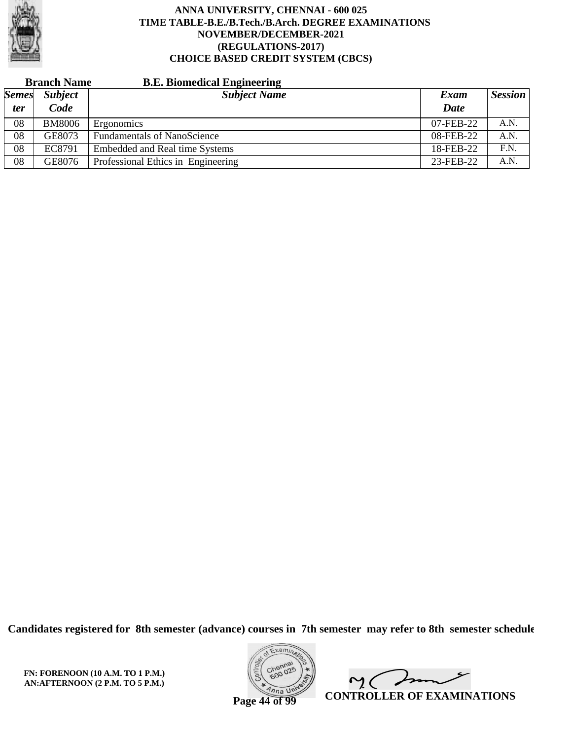**ANNA UNIVERSITY, CHENNAI - 600 025**
**TIME TABLE-B.E./B.Tech./B.Arch. DEGREE EXAMINATIONS**
**NOVEMBER/DECEMBER-2021**
**(REGULATIONS-2017)**
**CHOICE BASED CREDIT SYSTEM (CBCS)**

**Branch Name** **B.E. Biomedical Engineering**

| *Semester* | *Subject Code* | *Subject Name* | *Exam Date* | *Session* |
|---|---|---|---|---|
| 08 | BM8006 | Ergonomics | 07-FEB-22 | A.N. |
| 08 | GE8073 | Fundamentals of NanoScience | 08-FEB-22 | A.N. |
| 08 | EC8791 | Embedded and Real time Systems | 18-FEB-22 | F.N. |
| 08 | GE8076 | Professional Ethics in Engineering | 23-FEB-22 | A.N. |

**Candidates registered for 8th semester (advance) courses in 7th semester may refer to 8th semester schedule**

**FN: FORENOON (10 A.M. TO 1 P.M.)**
**AN:AFTERNOON (2 P.M. TO 5 P.M.)**

**CONTROLLER OF EXAMINATIONS**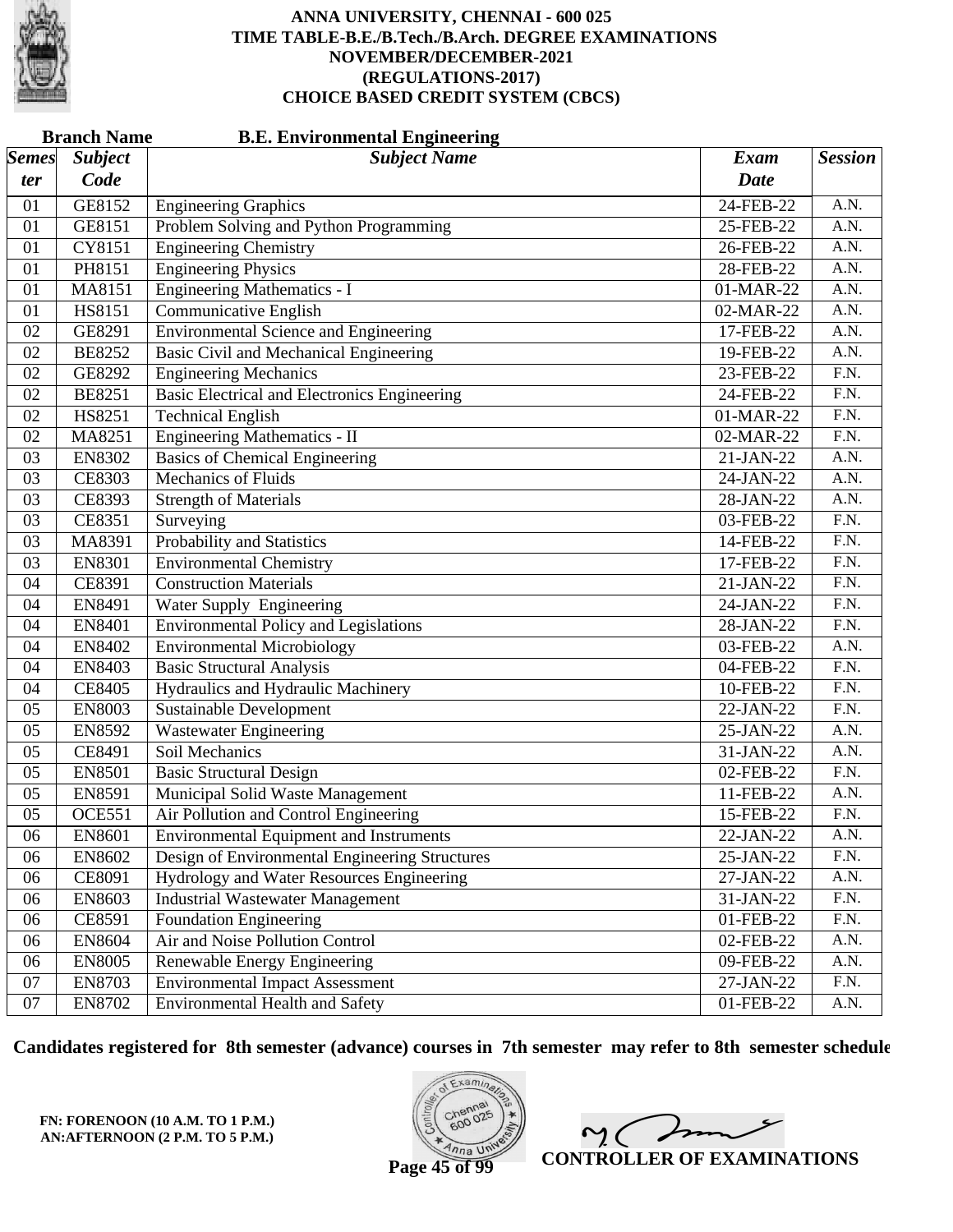**ANNA UNIVERSITY, CHENNAI - 600 025**
**TIME TABLE-B.E./B.Tech./B.Arch. DEGREE EXAMINATIONS**
**NOVEMBER/DECEMBER-2021**
**(REGULATIONS-2017)**
**CHOICE BASED CREDIT SYSTEM (CBCS)**

**Branch Name B.E. Environmental Engineering**

| *Semester* | *Subject Code* | *Subject Name* | *Exam Date* | *Session* |
|---|---|---|---|---|
| 01 | GE8152 | Engineering Graphics | 24-FEB-22 | A.N. |
| 01 | GE8151 | Problem Solving and Python Programming | 25-FEB-22 | A.N. |
| 01 | CY8151 | Engineering Chemistry | 26-FEB-22 | A.N. |
| 01 | PH8151 | Engineering Physics | 28-FEB-22 | A.N. |
| 01 | MA8151 | Engineering Mathematics - I | 01-MAR-22 | A.N. |
| 01 | HS8151 | Communicative English | 02-MAR-22 | A.N. |
| 02 | GE8291 | Environmental Science and Engineering | 17-FEB-22 | A.N. |
| 02 | BE8252 | Basic Civil and Mechanical Engineering | 19-FEB-22 | A.N. |
| 02 | GE8292 | Engineering Mechanics | 23-FEB-22 | F.N. |
| 02 | BE8251 | Basic Electrical and Electronics Engineering | 24-FEB-22 | F.N. |
| 02 | HS8251 | Technical English | 01-MAR-22 | F.N. |
| 02 | MA8251 | Engineering Mathematics - II | 02-MAR-22 | F.N. |
| 03 | EN8302 | Basics of Chemical Engineering | 21-JAN-22 | A.N. |
| 03 | CE8303 | Mechanics of Fluids | 24-JAN-22 | A.N. |
| 03 | CE8393 | Strength of Materials | 28-JAN-22 | A.N. |
| 03 | CE8351 | Surveying | 03-FEB-22 | F.N. |
| 03 | MA8391 | Probability and Statistics | 14-FEB-22 | F.N. |
| 03 | EN8301 | Environmental Chemistry | 17-FEB-22 | F.N. |
| 04 | CE8391 | Construction Materials | 21-JAN-22 | F.N. |
| 04 | EN8491 | Water Supply Engineering | 24-JAN-22 | F.N. |
| 04 | EN8401 | Environmental Policy and Legislations | 28-JAN-22 | F.N. |
| 04 | EN8402 | Environmental Microbiology | 03-FEB-22 | A.N. |
| 04 | EN8403 | Basic Structural Analysis | 04-FEB-22 | F.N. |
| 04 | CE8405 | Hydraulics and Hydraulic Machinery | 10-FEB-22 | F.N. |
| 05 | EN8003 | Sustainable Development | 22-JAN-22 | F.N. |
| 05 | EN8592 | Wastewater Engineering | 25-JAN-22 | A.N. |
| 05 | CE8491 | Soil Mechanics | 31-JAN-22 | A.N. |
| 05 | EN8501 | Basic Structural Design | 02-FEB-22 | F.N. |
| 05 | EN8591 | Municipal Solid Waste Management | 11-FEB-22 | A.N. |
| 05 | OCE551 | Air Pollution and Control Engineering | 15-FEB-22 | F.N. |
| 06 | EN8601 | Environmental Equipment and Instruments | 22-JAN-22 | A.N. |
| 06 | EN8602 | Design of Environmental Engineering Structures | 25-JAN-22 | F.N. |
| 06 | CE8091 | Hydrology and Water Resources Engineering | 27-JAN-22 | A.N. |
| 06 | EN8603 | Industrial Wastewater Management | 31-JAN-22 | F.N. |
| 06 | CE8591 | Foundation Engineering | 01-FEB-22 | F.N. |
| 06 | EN8604 | Air and Noise Pollution Control | 02-FEB-22 | A.N. |
| 06 | EN8005 | Renewable Energy Engineering | 09-FEB-22 | A.N. |
| 07 | EN8703 | Environmental Impact Assessment | 27-JAN-22 | F.N. |
| 07 | EN8702 | Environmental Health and Safety | 01-FEB-22 | A.N. |

**Candidates registered for 8th semester (advance) courses in 7th semester may refer to 8th semester schedule**

**FN: FORENOON (10 A.M. TO 1 P.M.)**
**AN:AFTERNOON (2 P.M. TO 5 P.M.)**

**CONTROLLER OF EXAMINATIONS**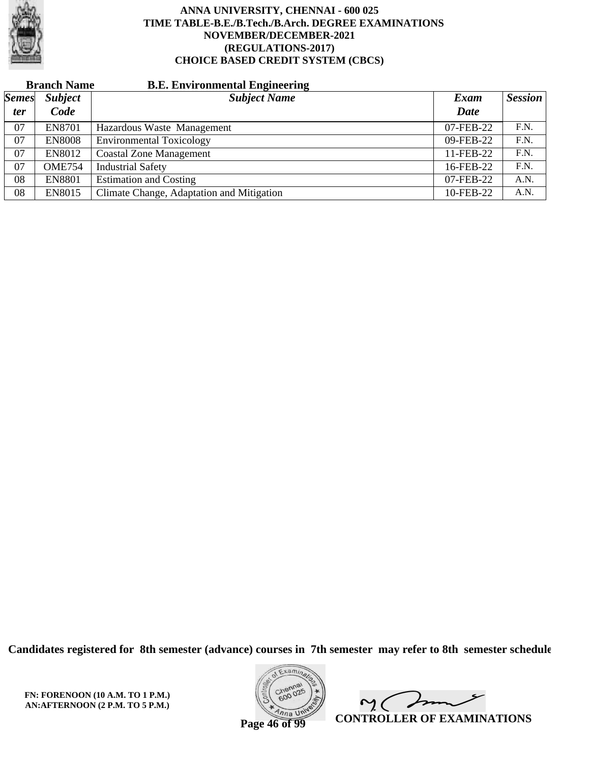# ANNA UNIVERSITY, CHENNAI - 600 025
## TIME TABLE-B.E./B.Tech./B.Arch. DEGREE EXAMINATIONS
## NOVEMBER/DECEMBER-2021
## (REGULATIONS-2017)
## CHOICE BASED CREDIT SYSTEM (CBCS)

**Branch Name** **B.E. Environmental Engineering**

| *Semester* | *Subject Code* | *Subject Name* | *Exam Date* | *Session* |
|---|---|---|---|---|
| 07 | EN8701 | Hazardous Waste Management | 07-FEB-22 | F.N. |
| 07 | EN8008 | Environmental Toxicology | 09-FEB-22 | F.N. |
| 07 | EN8012 | Coastal Zone Management | 11-FEB-22 | F.N. |
| 07 | OME754 | Industrial Safety | 16-FEB-22 | F.N. |
| 08 | EN8801 | Estimation and Costing | 07-FEB-22 | A.N. |
| 08 | EN8015 | Climate Change, Adaptation and Mitigation | 10-FEB-22 | A.N. |

**Candidates registered for 8th semester (advance) courses in 7th semester may refer to 8th semester schedule**

**FN: FORENOON (10 A.M. TO 1 P.M.)**
**AN:AFTERNOON (2 P.M. TO 5 P.M.)**

**CONTROLLER OF EXAMINATIONS**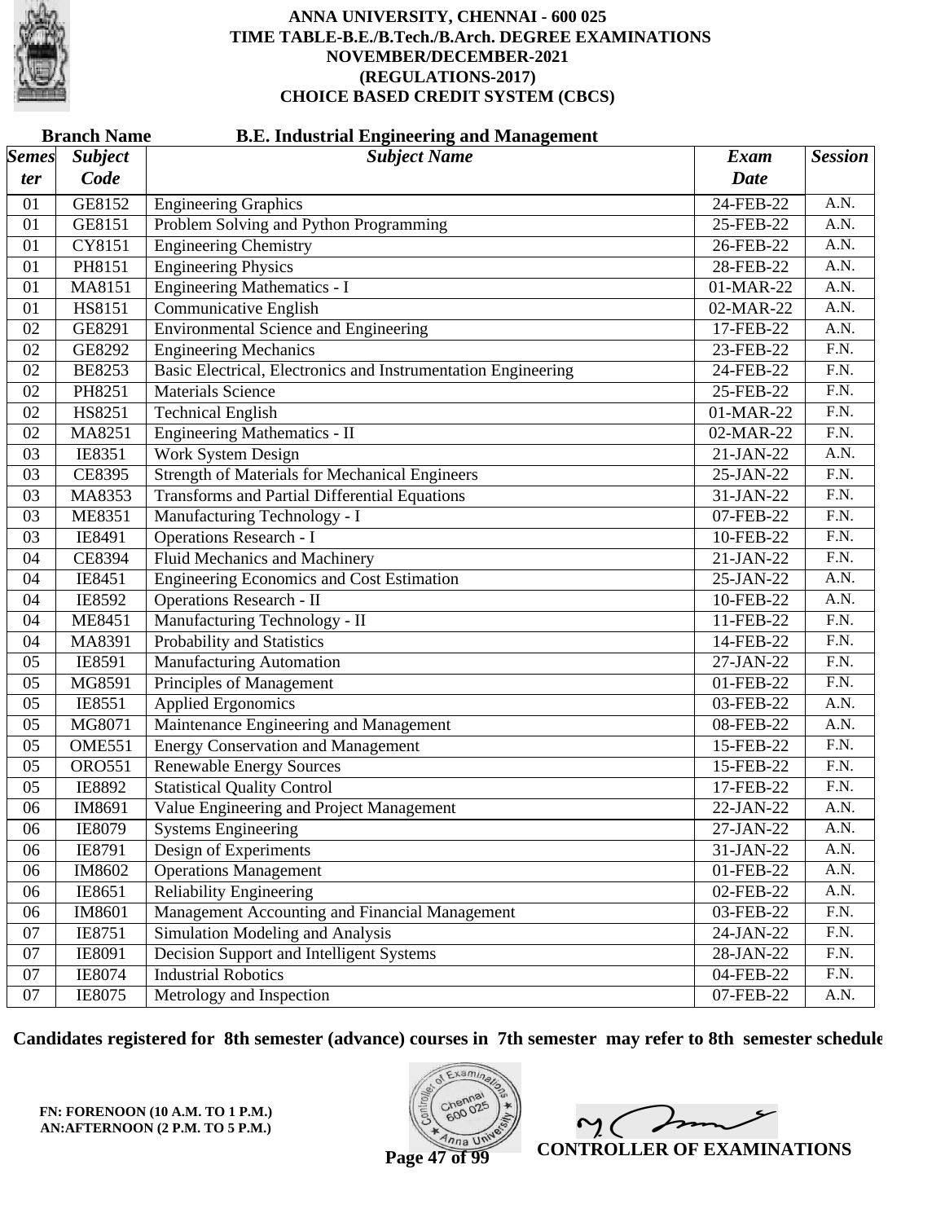# ANNA UNIVERSITY, CHENNAI - 600 025
## TIME TABLE-B.E./B.Tech./B.Arch. DEGREE EXAMINATIONS
## NOVEMBER/DECEMBER-2021
## (REGULATIONS-2017)
## CHOICE BASED CREDIT SYSTEM (CBCS)

**Branch Name** **B.E. Industrial Engineering and Management**

| Semester | Subject Code | Subject Name | Exam Date | Session |
|---|---|---|---|---|
| 01 | GE8152 | Engineering Graphics | 24-FEB-22 | A.N. |
| 01 | GE8151 | Problem Solving and Python Programming | 25-FEB-22 | A.N. |
| 01 | CY8151 | Engineering Chemistry | 26-FEB-22 | A.N. |
| 01 | PH8151 | Engineering Physics | 28-FEB-22 | A.N. |
| 01 | MA8151 | Engineering Mathematics - I | 01-MAR-22 | A.N. |
| 01 | HS8151 | Communicative English | 02-MAR-22 | A.N. |
| 02 | GE8291 | Environmental Science and Engineering | 17-FEB-22 | A.N. |
| 02 | GE8292 | Engineering Mechanics | 23-FEB-22 | F.N. |
| 02 | BE8253 | Basic Electrical, Electronics and Instrumentation Engineering | 24-FEB-22 | F.N. |
| 02 | PH8251 | Materials Science | 25-FEB-22 | F.N. |
| 02 | HS8251 | Technical English | 01-MAR-22 | F.N. |
| 02 | MA8251 | Engineering Mathematics - II | 02-MAR-22 | F.N. |
| 03 | IE8351 | Work System Design | 21-JAN-22 | A.N. |
| 03 | CE8395 | Strength of Materials for Mechanical Engineers | 25-JAN-22 | F.N. |
| 03 | MA8353 | Transforms and Partial Differential Equations | 31-JAN-22 | F.N. |
| 03 | ME8351 | Manufacturing Technology - I | 07-FEB-22 | F.N. |
| 03 | IE8491 | Operations Research - I | 10-FEB-22 | F.N. |
| 04 | CE8394 | Fluid Mechanics and Machinery | 21-JAN-22 | F.N. |
| 04 | IE8451 | Engineering Economics and Cost Estimation | 25-JAN-22 | A.N. |
| 04 | IE8592 | Operations Research - II | 10-FEB-22 | A.N. |
| 04 | ME8451 | Manufacturing Technology - II | 11-FEB-22 | F.N. |
| 04 | MA8391 | Probability and Statistics | 14-FEB-22 | F.N. |
| 05 | IE8591 | Manufacturing Automation | 27-JAN-22 | F.N. |
| 05 | MG8591 | Principles of Management | 01-FEB-22 | F.N. |
| 05 | IE8551 | Applied Ergonomics | 03-FEB-22 | A.N. |
| 05 | MG8071 | Maintenance Engineering and Management | 08-FEB-22 | A.N. |
| 05 | OME551 | Energy Conservation and Management | 15-FEB-22 | F.N. |
| 05 | ORO551 | Renewable Energy Sources | 15-FEB-22 | F.N. |
| 05 | IE8892 | Statistical Quality Control | 17-FEB-22 | F.N. |
| 06 | IM8691 | Value Engineering and Project Management | 22-JAN-22 | A.N. |
| 06 | IE8079 | Systems Engineering | 27-JAN-22 | A.N. |
| 06 | IE8791 | Design of Experiments | 31-JAN-22 | A.N. |
| 06 | IM8602 | Operations Management | 01-FEB-22 | A.N. |
| 06 | IE8651 | Reliability Engineering | 02-FEB-22 | A.N. |
| 06 | IM8601 | Management Accounting and Financial Management | 03-FEB-22 | F.N. |
| 07 | IE8751 | Simulation Modeling and Analysis | 24-JAN-22 | F.N. |
| 07 | IE8091 | Decision Support and Intelligent Systems | 28-JAN-22 | F.N. |
| 07 | IE8074 | Industrial Robotics | 04-FEB-22 | F.N. |
| 07 | IE8075 | Metrology and Inspection | 07-FEB-22 | A.N. |

**Candidates registered for 8th semester (advance) courses in 7th semester may refer to 8th semester schedule**

**FN: FORENOON (10 A.M. TO 1 P.M.)**
**AN:AFTERNOON (2 P.M. TO 5 P.M.)**

**CONTROLLER OF EXAMINATIONS**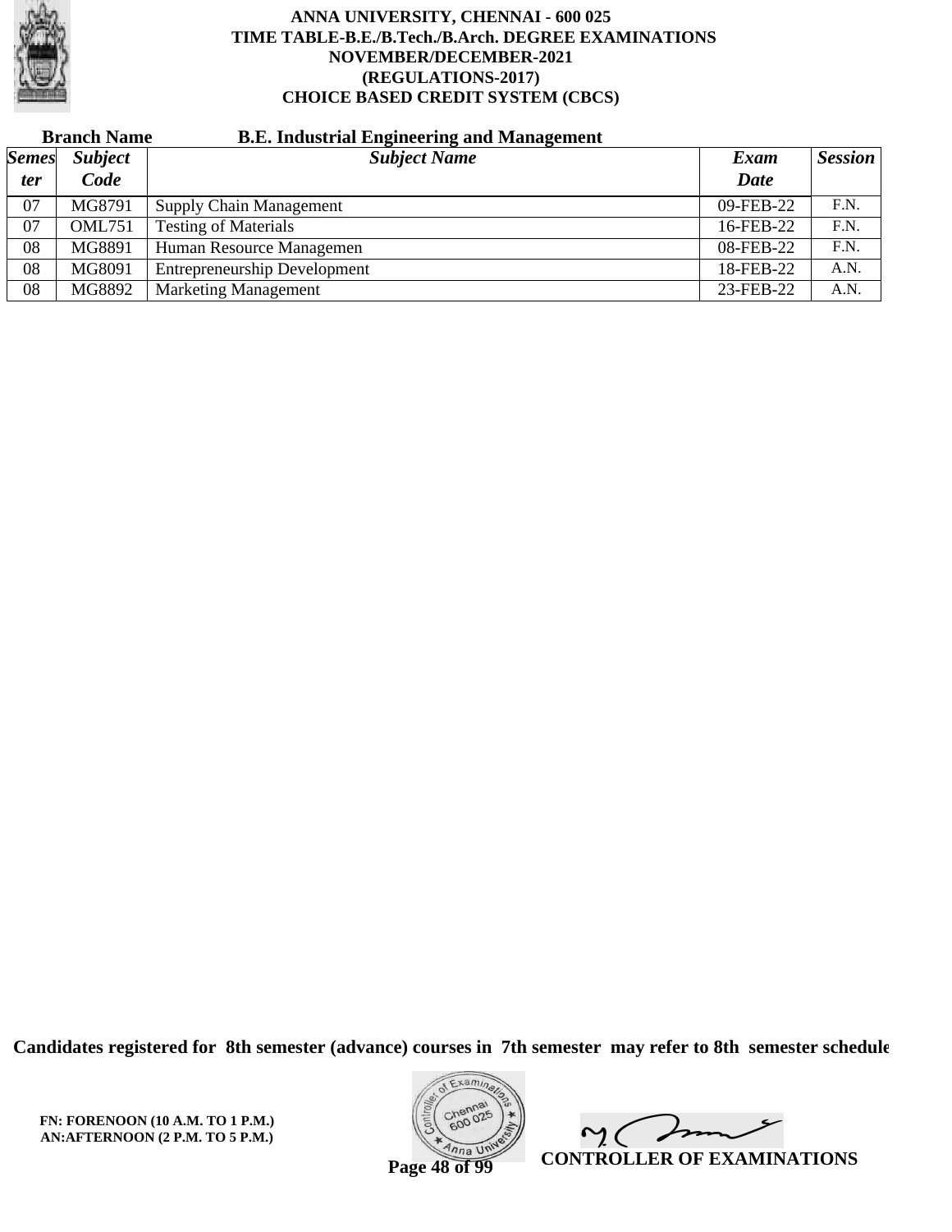**ANNA UNIVERSITY, CHENNAI - 600 025**
**TIME TABLE-B.E./B.Tech./B.Arch. DEGREE EXAMINATIONS**
**NOVEMBER/DECEMBER-2021**
**(REGULATIONS-2017)**
**CHOICE BASED CREDIT SYSTEM (CBCS)**

**Branch Name B.E. Industrial Engineering and Management**

| *Semester* | *Subject Code* | *Subject Name* | *Exam Date* | *Session* |
|---|---|---|---|---|
| 07 | MG8791 | Supply Chain Management | 09-FEB-22 | F.N. |
| 07 | OML751 | Testing of Materials | 16-FEB-22 | F.N. |
| 08 | MG8891 | Human Resource Managemen | 08-FEB-22 | F.N. |
| 08 | MG8091 | Entrepreneurship Development | 18-FEB-22 | A.N. |
| 08 | MG8892 | Marketing Management | 23-FEB-22 | A.N. |

**Candidates registered for 8th semester (advance) courses in 7th semester may refer to 8th semester schedule**

**FN: FORENOON (10 A.M. TO 1 P.M.)**
**AN:AFTERNOON (2 P.M. TO 5 P.M.)**

**CONTROLLER OF EXAMINATIONS**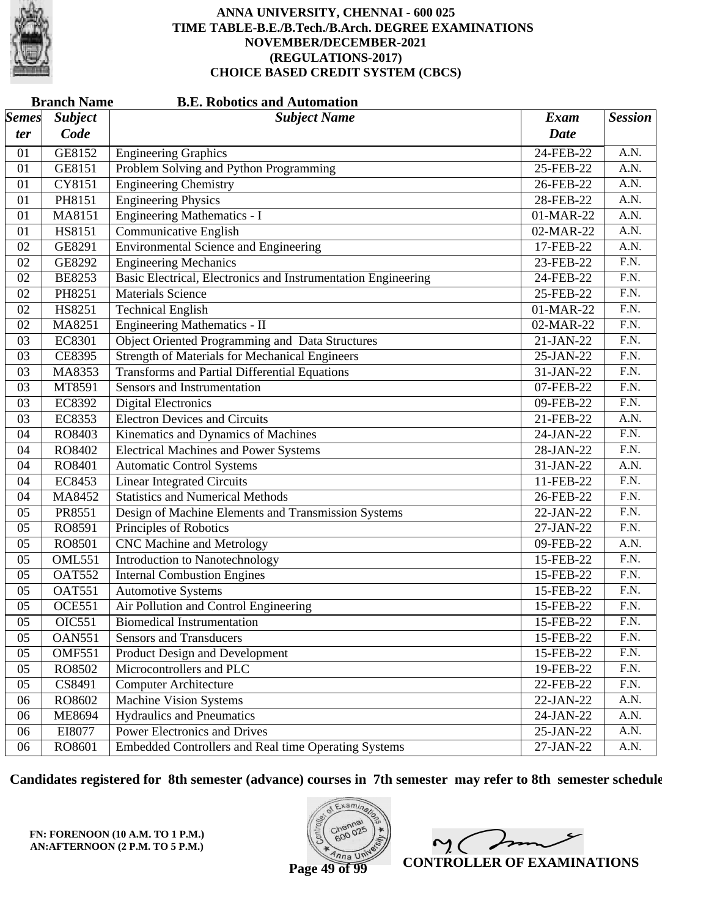# ANNA UNIVERSITY, CHENNAI - 600 025
## TIME TABLE-B.E./B.Tech./B.Arch. DEGREE EXAMINATIONS
## NOVEMBER/DECEMBER-2021
## (REGULATIONS-2017)
## CHOICE BASED CREDIT SYSTEM (CBCS)

**Branch Name** **B.E. Robotics and Automation**

| Semester | Subject Code | Subject Name | Exam Date | Session |
|---|---|---|---|---|
| 01 | GE8152 | Engineering Graphics | 24-FEB-22 | A.N. |
| 01 | GE8151 | Problem Solving and Python Programming | 25-FEB-22 | A.N. |
| 01 | CY8151 | Engineering Chemistry | 26-FEB-22 | A.N. |
| 01 | PH8151 | Engineering Physics | 28-FEB-22 | A.N. |
| 01 | MA8151 | Engineering Mathematics - I | 01-MAR-22 | A.N. |
| 01 | HS8151 | Communicative English | 02-MAR-22 | A.N. |
| 02 | GE8291 | Environmental Science and Engineering | 17-FEB-22 | A.N. |
| 02 | GE8292 | Engineering Mechanics | 23-FEB-22 | F.N. |
| 02 | BE8253 | Basic Electrical, Electronics and Instrumentation Engineering | 24-FEB-22 | F.N. |
| 02 | PH8251 | Materials Science | 25-FEB-22 | F.N. |
| 02 | HS8251 | Technical English | 01-MAR-22 | F.N. |
| 02 | MA8251 | Engineering Mathematics - II | 02-MAR-22 | F.N. |
| 03 | EC8301 | Object Oriented Programming and Data Structures | 21-JAN-22 | F.N. |
| 03 | CE8395 | Strength of Materials for Mechanical Engineers | 25-JAN-22 | F.N. |
| 03 | MA8353 | Transforms and Partial Differential Equations | 31-JAN-22 | F.N. |
| 03 | MT8591 | Sensors and Instrumentation | 07-FEB-22 | F.N. |
| 03 | EC8392 | Digital Electronics | 09-FEB-22 | F.N. |
| 03 | EC8353 | Electron Devices and Circuits | 21-FEB-22 | A.N. |
| 04 | RO8403 | Kinematics and Dynamics of Machines | 24-JAN-22 | F.N. |
| 04 | RO8402 | Electrical Machines and Power Systems | 28-JAN-22 | F.N. |
| 04 | RO8401 | Automatic Control Systems | 31-JAN-22 | A.N. |
| 04 | EC8453 | Linear Integrated Circuits | 11-FEB-22 | F.N. |
| 04 | MA8452 | Statistics and Numerical Methods | 26-FEB-22 | F.N. |
| 05 | PR8551 | Design of Machine Elements and Transmission Systems | 22-JAN-22 | F.N. |
| 05 | RO8591 | Principles of Robotics | 27-JAN-22 | F.N. |
| 05 | RO8501 | CNC Machine and Metrology | 09-FEB-22 | A.N. |
| 05 | OML551 | Introduction to Nanotechnology | 15-FEB-22 | F.N. |
| 05 | OAT552 | Internal Combustion Engines | 15-FEB-22 | F.N. |
| 05 | OAT551 | Automotive Systems | 15-FEB-22 | F.N. |
| 05 | OCE551 | Air Pollution and Control Engineering | 15-FEB-22 | F.N. |
| 05 | OIC551 | Biomedical Instrumentation | 15-FEB-22 | F.N. |
| 05 | OAN551 | Sensors and Transducers | 15-FEB-22 | F.N. |
| 05 | OMF551 | Product Design and Development | 15-FEB-22 | F.N. |
| 05 | RO8502 | Microcontrollers and PLC | 19-FEB-22 | F.N. |
| 05 | CS8491 | Computer Architecture | 22-FEB-22 | F.N. |
| 06 | RO8602 | Machine Vision Systems | 22-JAN-22 | A.N. |
| 06 | ME8694 | Hydraulics and Pneumatics | 24-JAN-22 | A.N. |
| 06 | EI8077 | Power Electronics and Drives | 25-JAN-22 | A.N. |
| 06 | RO8601 | Embedded Controllers and Real time Operating Systems | 27-JAN-22 | A.N. |

**Candidates registered for 8th semester (advance) courses in 7th semester may refer to 8th semester schedule**

**FN: FORENOON (10 A.M. TO 1 P.M.)**
**AN:AFTERNOON (2 P.M. TO 5 P.M.)**

**CONTROLLER OF EXAMINATIONS**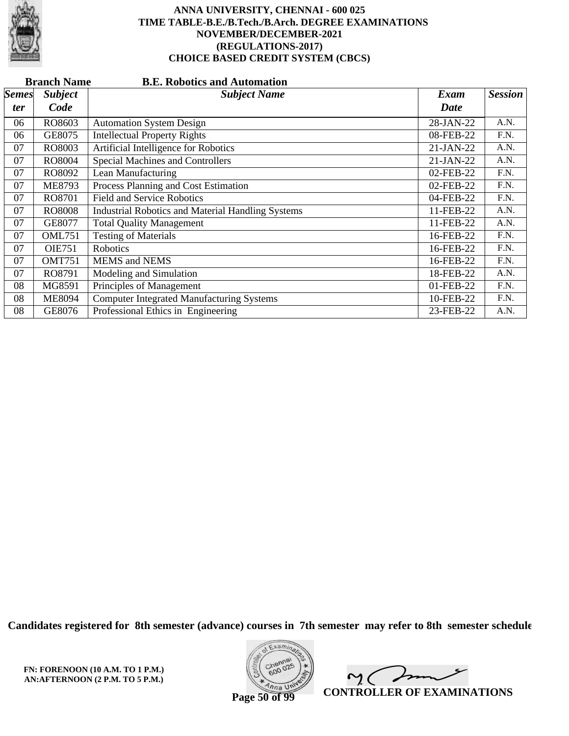# ANNA UNIVERSITY, CHENNAI - 600 025
## TIME TABLE-B.E./B.Tech./B.Arch. DEGREE EXAMINATIONS
## NOVEMBER/DECEMBER-2021
## (REGULATIONS-2017)
## CHOICE BASED CREDIT SYSTEM (CBCS)

**Branch Name** **B.E. Robotics and Automation**

| *Semester* | *Subject Code* | *Subject Name* | *Exam Date* | *Session* |
|---|---|---|---|---|
| 06 | RO8603 | Automation System Design | 28-JAN-22 | A.N. |
| 06 | GE8075 | Intellectual Property Rights | 08-FEB-22 | F.N. |
| 07 | RO8003 | Artificial Intelligence for Robotics | 21-JAN-22 | A.N. |
| 07 | RO8004 | Special Machines and Controllers | 21-JAN-22 | A.N. |
| 07 | RO8092 | Lean Manufacturing | 02-FEB-22 | F.N. |
| 07 | ME8793 | Process Planning and Cost Estimation | 02-FEB-22 | F.N. |
| 07 | RO8701 | Field and Service Robotics | 04-FEB-22 | F.N. |
| 07 | RO8008 | Industrial Robotics and Material Handling Systems | 11-FEB-22 | A.N. |
| 07 | GE8077 | Total Quality Management | 11-FEB-22 | A.N. |
| 07 | OML751 | Testing of Materials | 16-FEB-22 | F.N. |
| 07 | OIE751 | Robotics | 16-FEB-22 | F.N. |
| 07 | OMT751 | MEMS and NEMS | 16-FEB-22 | F.N. |
| 07 | RO8791 | Modeling and Simulation | 18-FEB-22 | A.N. |
| 08 | MG8591 | Principles of Management | 01-FEB-22 | F.N. |
| 08 | ME8094 | Computer Integrated Manufacturing Systems | 10-FEB-22 | F.N. |
| 08 | GE8076 | Professional Ethics in Engineering | 23-FEB-22 | A.N. |

**Candidates registered for 8th semester (advance) courses in 7th semester may refer to 8th semester schedule**

**FN: FORENOON (10 A.M. TO 1 P.M.)**
**AN:AFTERNOON (2 P.M. TO 5 P.M.)**

**CONTROLLER OF EXAMINATIONS**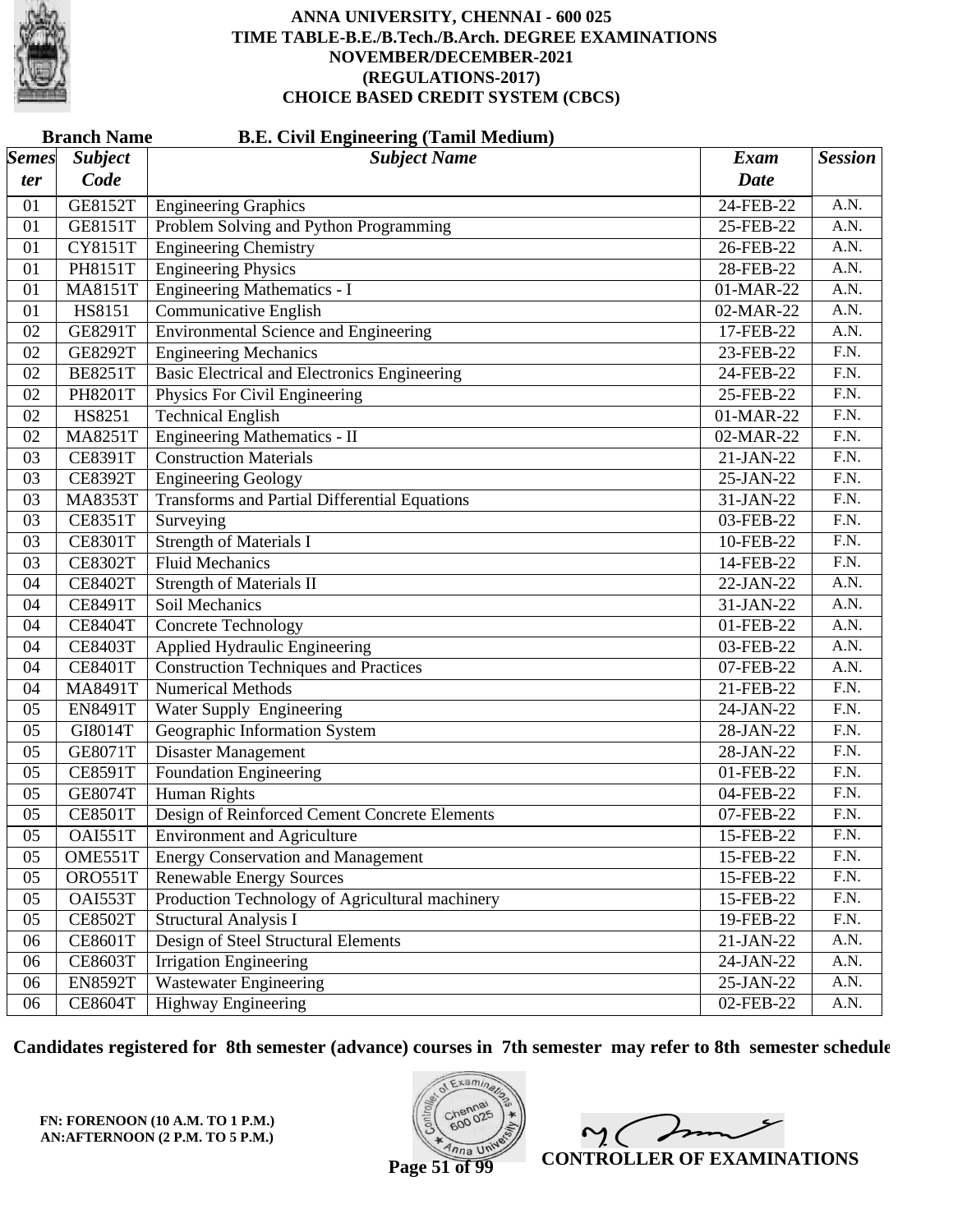# ANNA UNIVERSITY, CHENNAI - 600 025
## TIME TABLE-B.E./B.Tech./B.Arch. DEGREE EXAMINATIONS
## NOVEMBER/DECEMBER-2021
## (REGULATIONS-2017)
## CHOICE BASED CREDIT SYSTEM (CBCS)

**Branch Name** **B.E. Civil Engineering (Tamil Medium)**

| Semester | Subject Code | Subject Name | Exam Date | Session |
|---|---|---|---|---|
| 01 | GE8152T | Engineering Graphics | 24-FEB-22 | A.N. |
| 01 | GE8151T | Problem Solving and Python Programming | 25-FEB-22 | A.N. |
| 01 | CY8151T | Engineering Chemistry | 26-FEB-22 | A.N. |
| 01 | PH8151T | Engineering Physics | 28-FEB-22 | A.N. |
| 01 | MA8151T | Engineering Mathematics - I | 01-MAR-22 | A.N. |
| 01 | HS8151 | Communicative English | 02-MAR-22 | A.N. |
| 02 | GE8291T | Environmental Science and Engineering | 17-FEB-22 | A.N. |
| 02 | GE8292T | Engineering Mechanics | 23-FEB-22 | F.N. |
| 02 | BE8251T | Basic Electrical and Electronics Engineering | 24-FEB-22 | F.N. |
| 02 | PH8201T | Physics For Civil Engineering | 25-FEB-22 | F.N. |
| 02 | HS8251 | Technical English | 01-MAR-22 | F.N. |
| 02 | MA8251T | Engineering Mathematics - II | 02-MAR-22 | F.N. |
| 03 | CE8391T | Construction Materials | 21-JAN-22 | F.N. |
| 03 | CE8392T | Engineering Geology | 25-JAN-22 | F.N. |
| 03 | MA8353T | Transforms and Partial Differential Equations | 31-JAN-22 | F.N. |
| 03 | CE8351T | Surveying | 03-FEB-22 | F.N. |
| 03 | CE8301T | Strength of Materials I | 10-FEB-22 | F.N. |
| 03 | CE8302T | Fluid Mechanics | 14-FEB-22 | F.N. |
| 04 | CE8402T | Strength of Materials II | 22-JAN-22 | A.N. |
| 04 | CE8491T | Soil Mechanics | 31-JAN-22 | A.N. |
| 04 | CE8404T | Concrete Technology | 01-FEB-22 | A.N. |
| 04 | CE8403T | Applied Hydraulic Engineering | 03-FEB-22 | A.N. |
| 04 | CE8401T | Construction Techniques and Practices | 07-FEB-22 | A.N. |
| 04 | MA8491T | Numerical Methods | 21-FEB-22 | F.N. |
| 05 | EN8491T | Water Supply Engineering | 24-JAN-22 | F.N. |
| 05 | GI8014T | Geographic Information System | 28-JAN-22 | F.N. |
| 05 | GE8071T | Disaster Management | 28-JAN-22 | F.N. |
| 05 | CE8591T | Foundation Engineering | 01-FEB-22 | F.N. |
| 05 | GE8074T | Human Rights | 04-FEB-22 | F.N. |
| 05 | CE8501T | Design of Reinforced Cement Concrete Elements | 07-FEB-22 | F.N. |
| 05 | OAI551T | Environment and Agriculture | 15-FEB-22 | F.N. |
| 05 | OME551T | Energy Conservation and Management | 15-FEB-22 | F.N. |
| 05 | ORO551T | Renewable Energy Sources | 15-FEB-22 | F.N. |
| 05 | OAI553T | Production Technology of Agricultural machinery | 15-FEB-22 | F.N. |
| 05 | CE8502T | Structural Analysis I | 19-FEB-22 | F.N. |
| 06 | CE8601T | Design of Steel Structural Elements | 21-JAN-22 | A.N. |
| 06 | CE8603T | Irrigation Engineering | 24-JAN-22 | A.N. |
| 06 | EN8592T | Wastewater Engineering | 25-JAN-22 | A.N. |
| 06 | CE8604T | Highway Engineering | 02-FEB-22 | A.N. |

**Candidates registered for 8th semester (advance) courses in 7th semester may refer to 8th semester schedule**

**FN: FORENOON (10 A.M. TO 1 P.M.)**
**AN:AFTERNOON (2 P.M. TO 5 P.M.)**

**CONTROLLER OF EXAMINATIONS**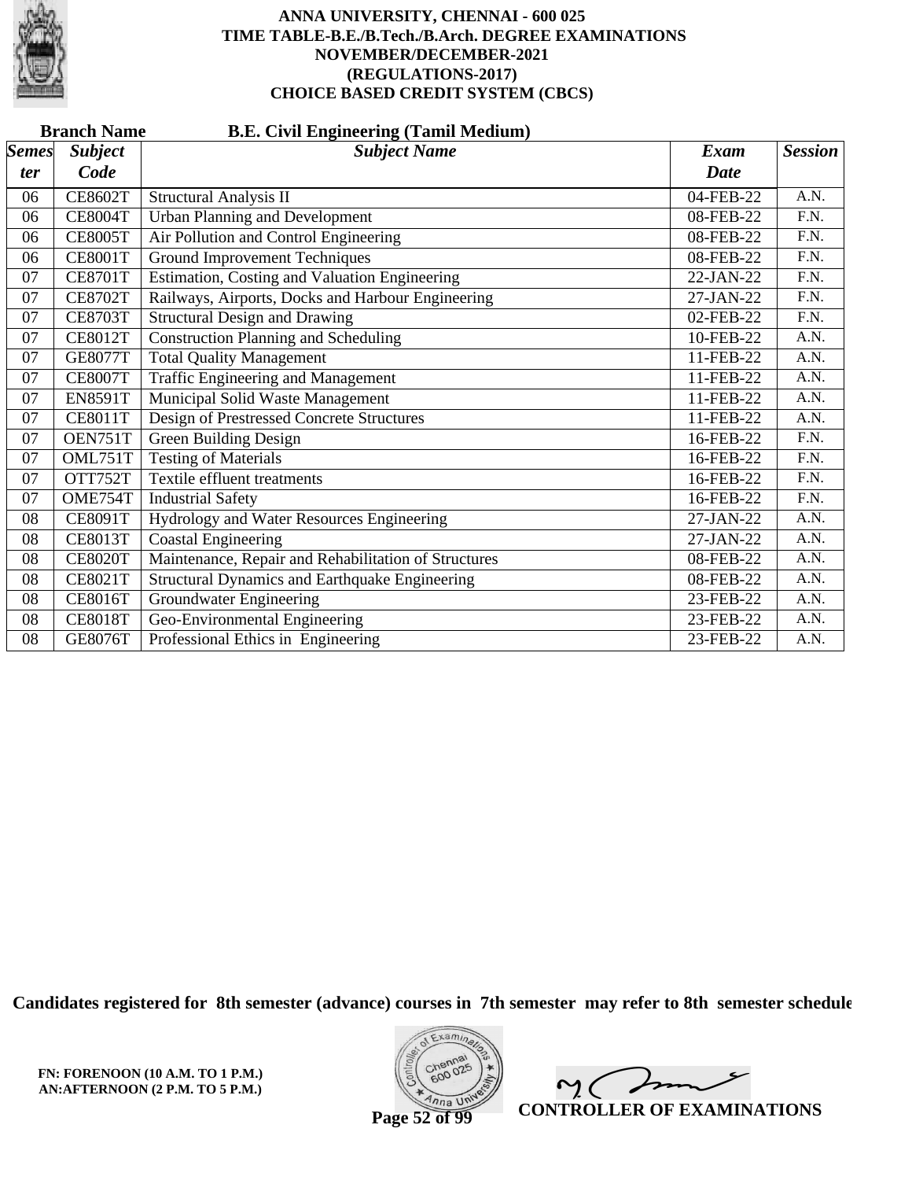# ANNA UNIVERSITY, CHENNAI - 600 025
## TIME TABLE-B.E./B.Tech./B.Arch. DEGREE EXAMINATIONS
## NOVEMBER/DECEMBER-2021
## (REGULATIONS-2017)
## CHOICE BASED CREDIT SYSTEM (CBCS)

**Branch Name** **B.E. Civil Engineering (Tamil Medium)**

| *Semester* | *Subject Code* | *Subject Name* | *Exam Date* | *Session* |
|---|---|---|---|---|
| 06 | CE8602T | Structural Analysis II | 04-FEB-22 | A.N. |
| 06 | CE8004T | Urban Planning and Development | 08-FEB-22 | F.N. |
| 06 | CE8005T | Air Pollution and Control Engineering | 08-FEB-22 | F.N. |
| 06 | CE8001T | Ground Improvement Techniques | 08-FEB-22 | F.N. |
| 07 | CE8701T | Estimation, Costing and Valuation Engineering | 22-JAN-22 | F.N. |
| 07 | CE8702T | Railways, Airports, Docks and Harbour Engineering | 27-JAN-22 | F.N. |
| 07 | CE8703T | Structural Design and Drawing | 02-FEB-22 | F.N. |
| 07 | CE8012T | Construction Planning and Scheduling | 10-FEB-22 | A.N. |
| 07 | GE8077T | Total Quality Management | 11-FEB-22 | A.N. |
| 07 | CE8007T | Traffic Engineering and Management | 11-FEB-22 | A.N. |
| 07 | EN8591T | Municipal Solid Waste Management | 11-FEB-22 | A.N. |
| 07 | CE8011T | Design of Prestressed Concrete Structures | 11-FEB-22 | A.N. |
| 07 | OEN751T | Green Building Design | 16-FEB-22 | F.N. |
| 07 | OML751T | Testing of Materials | 16-FEB-22 | F.N. |
| 07 | OTT752T | Textile effluent treatments | 16-FEB-22 | F.N. |
| 07 | OME754T | Industrial Safety | 16-FEB-22 | F.N. |
| 08 | CE8091T | Hydrology and Water Resources Engineering | 27-JAN-22 | A.N. |
| 08 | CE8013T | Coastal Engineering | 27-JAN-22 | A.N. |
| 08 | CE8020T | Maintenance, Repair and Rehabilitation of Structures | 08-FEB-22 | A.N. |
| 08 | CE8021T | Structural Dynamics and Earthquake Engineering | 08-FEB-22 | A.N. |
| 08 | CE8016T | Groundwater Engineering | 23-FEB-22 | A.N. |
| 08 | CE8018T | Geo-Environmental Engineering | 23-FEB-22 | A.N. |
| 08 | GE8076T | Professional Ethics in Engineering | 23-FEB-22 | A.N. |

**Candidates registered for 8th semester (advance) courses in 7th semester may refer to 8th semester schedule**

**FN: FORENOON (10 A.M. TO 1 P.M.)**
**AN:AFTERNOON (2 P.M. TO 5 P.M.)**

**CONTROLLER OF EXAMINATIONS**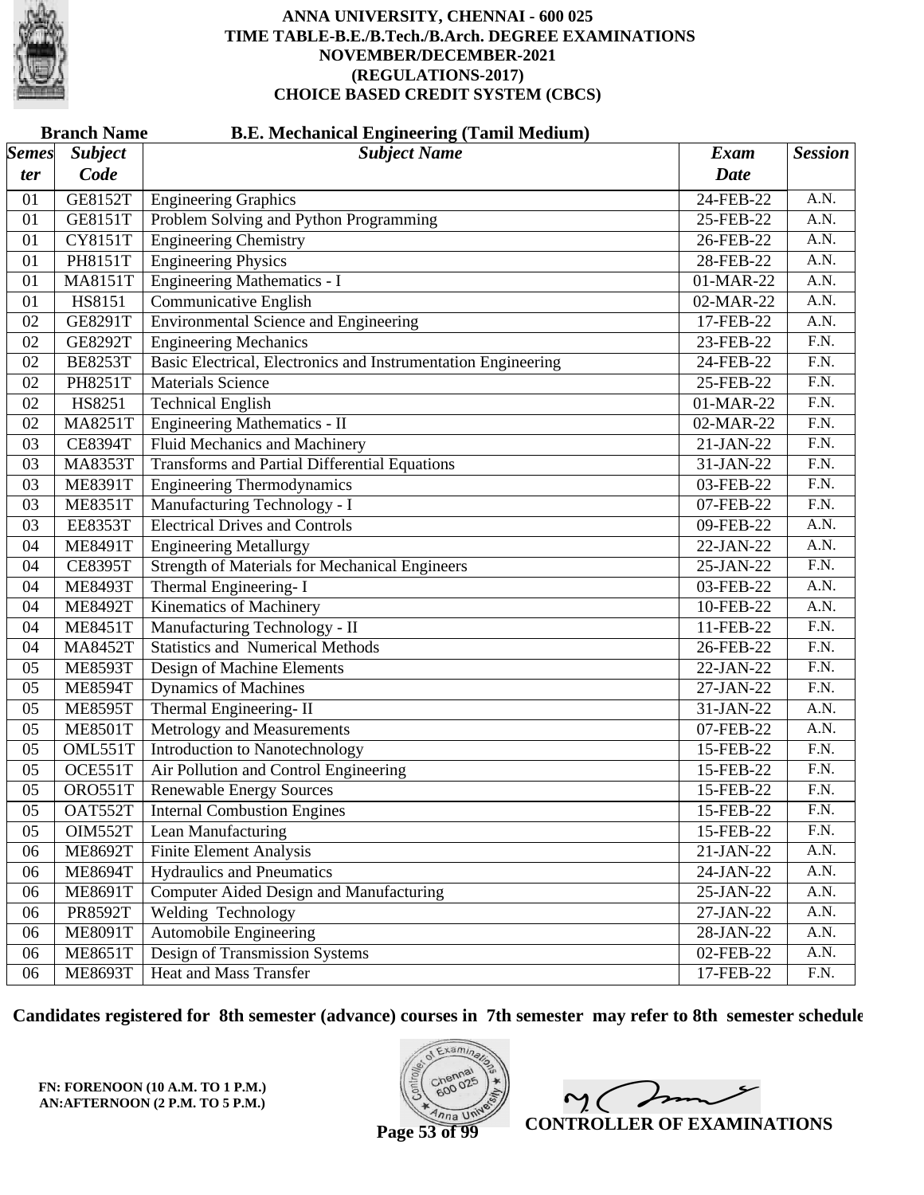# ANNA UNIVERSITY, CHENNAI - 600 025
## TIME TABLE-B.E./B.Tech./B.Arch. DEGREE EXAMINATIONS
## NOVEMBER/DECEMBER-2021
## (REGULATIONS-2017)
## CHOICE BASED CREDIT SYSTEM (CBCS)

**Branch Name** **B.E. Mechanical Engineering (Tamil Medium)**

| Semester | Subject Code | Subject Name | Exam Date | Session |
|---|---|---|---|---|
| 01 | GE8152T | Engineering Graphics | 24-FEB-22 | A.N. |
| 01 | GE8151T | Problem Solving and Python Programming | 25-FEB-22 | A.N. |
| 01 | CY8151T | Engineering Chemistry | 26-FEB-22 | A.N. |
| 01 | PH8151T | Engineering Physics | 28-FEB-22 | A.N. |
| 01 | MA8151T | Engineering Mathematics - I | 01-MAR-22 | A.N. |
| 01 | HS8151 | Communicative English | 02-MAR-22 | A.N. |
| 02 | GE8291T | Environmental Science and Engineering | 17-FEB-22 | A.N. |
| 02 | GE8292T | Engineering Mechanics | 23-FEB-22 | F.N. |
| 02 | BE8253T | Basic Electrical, Electronics and Instrumentation Engineering | 24-FEB-22 | F.N. |
| 02 | PH8251T | Materials Science | 25-FEB-22 | F.N. |
| 02 | HS8251 | Technical English | 01-MAR-22 | F.N. |
| 02 | MA8251T | Engineering Mathematics - II | 02-MAR-22 | F.N. |
| 03 | CE8394T | Fluid Mechanics and Machinery | 21-JAN-22 | F.N. |
| 03 | MA8353T | Transforms and Partial Differential Equations | 31-JAN-22 | F.N. |
| 03 | ME8391T | Engineering Thermodynamics | 03-FEB-22 | F.N. |
| 03 | ME8351T | Manufacturing Technology - I | 07-FEB-22 | F.N. |
| 03 | EE8353T | Electrical Drives and Controls | 09-FEB-22 | A.N. |
| 04 | ME8491T | Engineering Metallurgy | 22-JAN-22 | A.N. |
| 04 | CE8395T | Strength of Materials for Mechanical Engineers | 25-JAN-22 | F.N. |
| 04 | ME8493T | Thermal Engineering- I | 03-FEB-22 | A.N. |
| 04 | ME8492T | Kinematics of Machinery | 10-FEB-22 | A.N. |
| 04 | ME8451T | Manufacturing Technology - II | 11-FEB-22 | F.N. |
| 04 | MA8452T | Statistics and Numerical Methods | 26-FEB-22 | F.N. |
| 05 | ME8593T | Design of Machine Elements | 22-JAN-22 | F.N. |
| 05 | ME8594T | Dynamics of Machines | 27-JAN-22 | F.N. |
| 05 | ME8595T | Thermal Engineering- II | 31-JAN-22 | A.N. |
| 05 | ME8501T | Metrology and Measurements | 07-FEB-22 | A.N. |
| 05 | OML551T | Introduction to Nanotechnology | 15-FEB-22 | F.N. |
| 05 | OCE551T | Air Pollution and Control Engineering | 15-FEB-22 | F.N. |
| 05 | ORO551T | Renewable Energy Sources | 15-FEB-22 | F.N. |
| 05 | OAT552T | Internal Combustion Engines | 15-FEB-22 | F.N. |
| 05 | OIM552T | Lean Manufacturing | 15-FEB-22 | F.N. |
| 06 | ME8692T | Finite Element Analysis | 21-JAN-22 | A.N. |
| 06 | ME8694T | Hydraulics and Pneumatics | 24-JAN-22 | A.N. |
| 06 | ME8691T | Computer Aided Design and Manufacturing | 25-JAN-22 | A.N. |
| 06 | PR8592T | Welding Technology | 27-JAN-22 | A.N. |
| 06 | ME8091T | Automobile Engineering | 28-JAN-22 | A.N. |
| 06 | ME8651T | Design of Transmission Systems | 02-FEB-22 | A.N. |
| 06 | ME8693T | Heat and Mass Transfer | 17-FEB-22 | F.N. |

**Candidates registered for 8th semester (advance) courses in 7th semester may refer to 8th semester schedule**

**FN: FORENOON (10 A.M. TO 1 P.M.)**
**AN:AFTERNOON (2 P.M. TO 5 P.M.)**

**CONTROLLER OF EXAMINATIONS**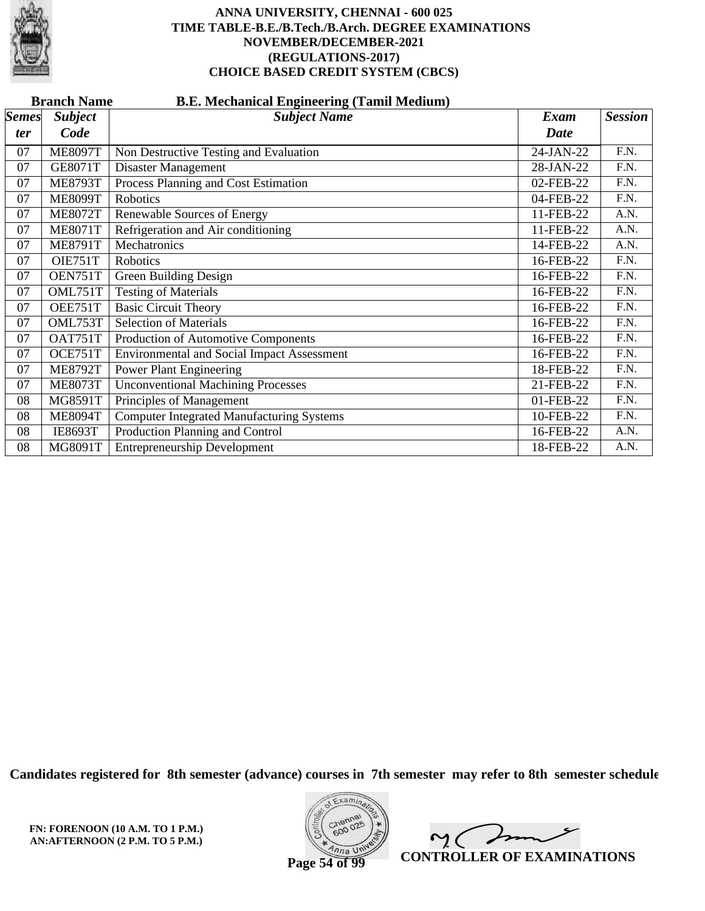# ANNA UNIVERSITY, CHENNAI - 600 025
## TIME TABLE-B.E./B.Tech./B.Arch. DEGREE EXAMINATIONS
## NOVEMBER/DECEMBER-2021
## (REGULATIONS-2017)
## CHOICE BASED CREDIT SYSTEM (CBCS)

**Branch Name** **B.E. Mechanical Engineering (Tamil Medium)**

| *Semester* | *Subject Code* | *Subject Name* | *Exam Date* | *Session* |
|---|---|---|---|---|
| 07 | ME8097T | Non Destructive Testing and Evaluation | 24-JAN-22 | F.N. |
| 07 | GE8071T | Disaster Management | 28-JAN-22 | F.N. |
| 07 | ME8793T | Process Planning and Cost Estimation | 02-FEB-22 | F.N. |
| 07 | ME8099T | Robotics | 04-FEB-22 | F.N. |
| 07 | ME8072T | Renewable Sources of Energy | 11-FEB-22 | A.N. |
| 07 | ME8071T | Refrigeration and Air conditioning | 11-FEB-22 | A.N. |
| 07 | ME8791T | Mechatronics | 14-FEB-22 | A.N. |
| 07 | OIE751T | Robotics | 16-FEB-22 | F.N. |
| 07 | OEN751T | Green Building Design | 16-FEB-22 | F.N. |
| 07 | OML751T | Testing of Materials | 16-FEB-22 | F.N. |
| 07 | OEE751T | Basic Circuit Theory | 16-FEB-22 | F.N. |
| 07 | OML753T | Selection of Materials | 16-FEB-22 | F.N. |
| 07 | OAT751T | Production of Automotive Components | 16-FEB-22 | F.N. |
| 07 | OCE751T | Environmental and Social Impact Assessment | 16-FEB-22 | F.N. |
| 07 | ME8792T | Power Plant Engineering | 18-FEB-22 | F.N. |
| 07 | ME8073T | Unconventional Machining Processes | 21-FEB-22 | F.N. |
| 08 | MG8591T | Principles of Management | 01-FEB-22 | F.N. |
| 08 | ME8094T | Computer Integrated Manufacturing Systems | 10-FEB-22 | F.N. |
| 08 | IE8693T | Production Planning and Control | 16-FEB-22 | A.N. |
| 08 | MG8091T | Entrepreneurship Development | 18-FEB-22 | A.N. |

**Candidates registered for 8th semester (advance) courses in 7th semester may refer to 8th semester schedule**

**FN: FORENOON (10 A.M. TO 1 P.M.)**
**AN:AFTERNOON (2 P.M. TO 5 P.M.)**

**CONTROLLER OF EXAMINATIONS**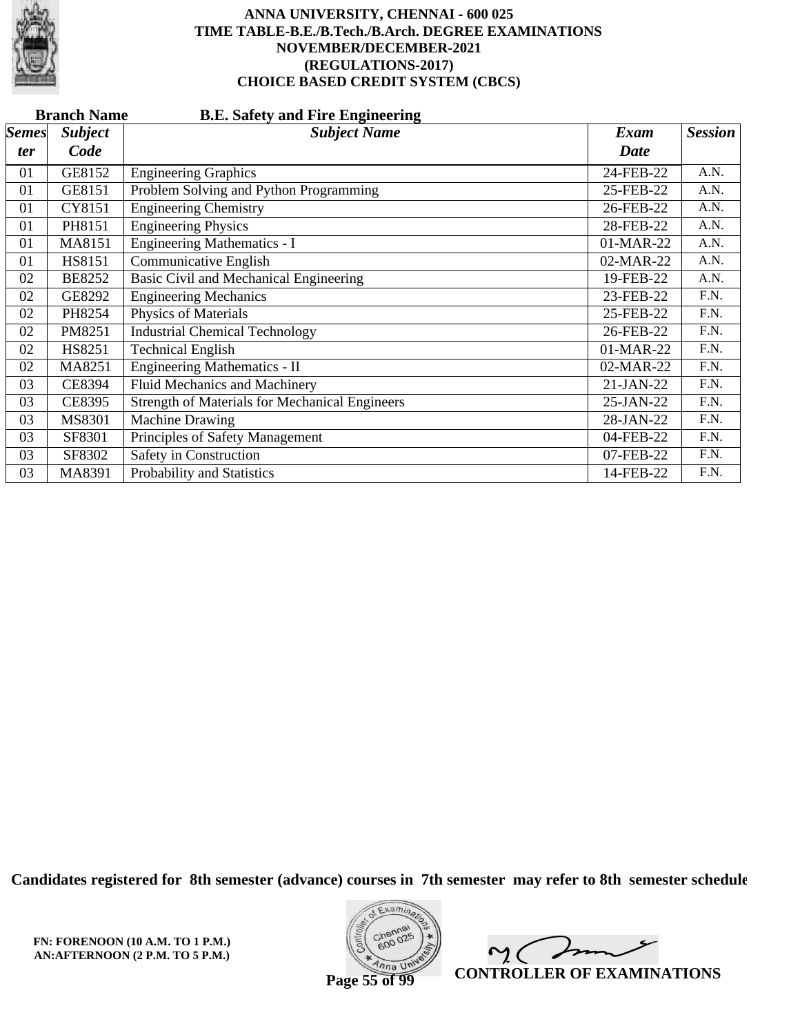**ANNA UNIVERSITY, CHENNAI - 600 025**
**TIME TABLE-B.E./B.Tech./B.Arch. DEGREE EXAMINATIONS**
**NOVEMBER/DECEMBER-2021**
**(REGULATIONS-2017)**
**CHOICE BASED CREDIT SYSTEM (CBCS)**

**Branch Name** **B.E. Safety and Fire Engineering**

| *Semester* | *Subject Code* | *Subject Name* | *Exam Date* | *Session* |
|---|---|---|---|---|
| 01 | GE8152 | Engineering Graphics | 24-FEB-22 | A.N. |
| 01 | GE8151 | Problem Solving and Python Programming | 25-FEB-22 | A.N. |
| 01 | CY8151 | Engineering Chemistry | 26-FEB-22 | A.N. |
| 01 | PH8151 | Engineering Physics | 28-FEB-22 | A.N. |
| 01 | MA8151 | Engineering Mathematics - I | 01-MAR-22 | A.N. |
| 01 | HS8151 | Communicative English | 02-MAR-22 | A.N. |
| 02 | BE8252 | Basic Civil and Mechanical Engineering | 19-FEB-22 | A.N. |
| 02 | GE8292 | Engineering Mechanics | 23-FEB-22 | F.N. |
| 02 | PH8254 | Physics of Materials | 25-FEB-22 | F.N. |
| 02 | PM8251 | Industrial Chemical Technology | 26-FEB-22 | F.N. |
| 02 | HS8251 | Technical English | 01-MAR-22 | F.N. |
| 02 | MA8251 | Engineering Mathematics - II | 02-MAR-22 | F.N. |
| 03 | CE8394 | Fluid Mechanics and Machinery | 21-JAN-22 | F.N. |
| 03 | CE8395 | Strength of Materials for Mechanical Engineers | 25-JAN-22 | F.N. |
| 03 | MS8301 | Machine Drawing | 28-JAN-22 | F.N. |
| 03 | SF8301 | Principles of Safety Management | 04-FEB-22 | F.N. |
| 03 | SF8302 | Safety in Construction | 07-FEB-22 | F.N. |
| 03 | MA8391 | Probability and Statistics | 14-FEB-22 | F.N. |

**Candidates registered for 8th semester (advance) courses in 7th semester may refer to 8th semester schedule**

**FN: FORENOON (10 A.M. TO 1 P.M.)**
**AN:AFTERNOON (2 P.M. TO 5 P.M.)**

**CONTROLLER OF EXAMINATIONS**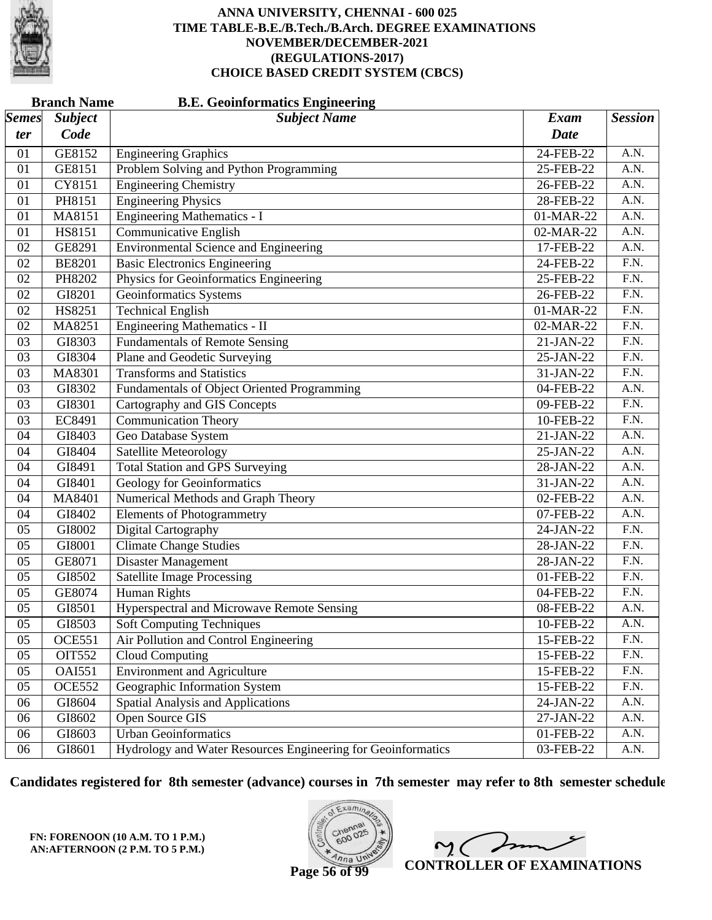# ANNA UNIVERSITY, CHENNAI - 600 025
## TIME TABLE-B.E./B.Tech./B.Arch. DEGREE EXAMINATIONS
## NOVEMBER/DECEMBER-2021
## (REGULATIONS-2017)
## CHOICE BASED CREDIT SYSTEM (CBCS)

**Branch Name** **B.E. Geoinformatics Engineering**

| *Semester* | *Subject Code* | *Subject Name* | *Exam Date* | *Session* |
|---|---|---|---|---|
| 01 | GE8152 | Engineering Graphics | 24-FEB-22 | A.N. |
| 01 | GE8151 | Problem Solving and Python Programming | 25-FEB-22 | A.N. |
| 01 | CY8151 | Engineering Chemistry | 26-FEB-22 | A.N. |
| 01 | PH8151 | Engineering Physics | 28-FEB-22 | A.N. |
| 01 | MA8151 | Engineering Mathematics - I | 01-MAR-22 | A.N. |
| 01 | HS8151 | Communicative English | 02-MAR-22 | A.N. |
| 02 | GE8291 | Environmental Science and Engineering | 17-FEB-22 | A.N. |
| 02 | BE8201 | Basic Electronics Engineering | 24-FEB-22 | F.N. |
| 02 | PH8202 | Physics for Geoinformatics Engineering | 25-FEB-22 | F.N. |
| 02 | GI8201 | Geoinformatics Systems | 26-FEB-22 | F.N. |
| 02 | HS8251 | Technical English | 01-MAR-22 | F.N. |
| 02 | MA8251 | Engineering Mathematics - II | 02-MAR-22 | F.N. |
| 03 | GI8303 | Fundamentals of Remote Sensing | 21-JAN-22 | F.N. |
| 03 | GI8304 | Plane and Geodetic Surveying | 25-JAN-22 | F.N. |
| 03 | MA8301 | Transforms and Statistics | 31-JAN-22 | F.N. |
| 03 | GI8302 | Fundamentals of Object Oriented Programming | 04-FEB-22 | A.N. |
| 03 | GI8301 | Cartography and GIS Concepts | 09-FEB-22 | F.N. |
| 03 | EC8491 | Communication Theory | 10-FEB-22 | F.N. |
| 04 | GI8403 | Geo Database System | 21-JAN-22 | A.N. |
| 04 | GI8404 | Satellite Meteorology | 25-JAN-22 | A.N. |
| 04 | GI8491 | Total Station and GPS Surveying | 28-JAN-22 | A.N. |
| 04 | GI8401 | Geology for Geoinformatics | 31-JAN-22 | A.N. |
| 04 | MA8401 | Numerical Methods and Graph Theory | 02-FEB-22 | A.N. |
| 04 | GI8402 | Elements of Photogrammetry | 07-FEB-22 | A.N. |
| 05 | GI8002 | Digital Cartography | 24-JAN-22 | F.N. |
| 05 | GI8001 | Climate Change Studies | 28-JAN-22 | F.N. |
| 05 | GE8071 | Disaster Management | 28-JAN-22 | F.N. |
| 05 | GI8502 | Satellite Image Processing | 01-FEB-22 | F.N. |
| 05 | GE8074 | Human Rights | 04-FEB-22 | F.N. |
| 05 | GI8501 | Hyperspectral and Microwave Remote Sensing | 08-FEB-22 | A.N. |
| 05 | GI8503 | Soft Computing Techniques | 10-FEB-22 | A.N. |
| 05 | OCE551 | Air Pollution and Control Engineering | 15-FEB-22 | F.N. |
| 05 | OIT552 | Cloud Computing | 15-FEB-22 | F.N. |
| 05 | OAI551 | Environment and Agriculture | 15-FEB-22 | F.N. |
| 05 | OCE552 | Geographic Information System | 15-FEB-22 | F.N. |
| 06 | GI8604 | Spatial Analysis and Applications | 24-JAN-22 | A.N. |
| 06 | GI8602 | Open Source GIS | 27-JAN-22 | A.N. |
| 06 | GI8603 | Urban Geoinformatics | 01-FEB-22 | A.N. |
| 06 | GI8601 | Hydrology and Water Resources Engineering for Geoinformatics | 03-FEB-22 | A.N. |

**Candidates registered for 8th semester (advance) courses in 7th semester may refer to 8th semester schedule**

**FN: FORENOON (10 A.M. TO 1 P.M.)**
**AN:AFTERNOON (2 P.M. TO 5 P.M.)**

**CONTROLLER OF EXAMINATIONS**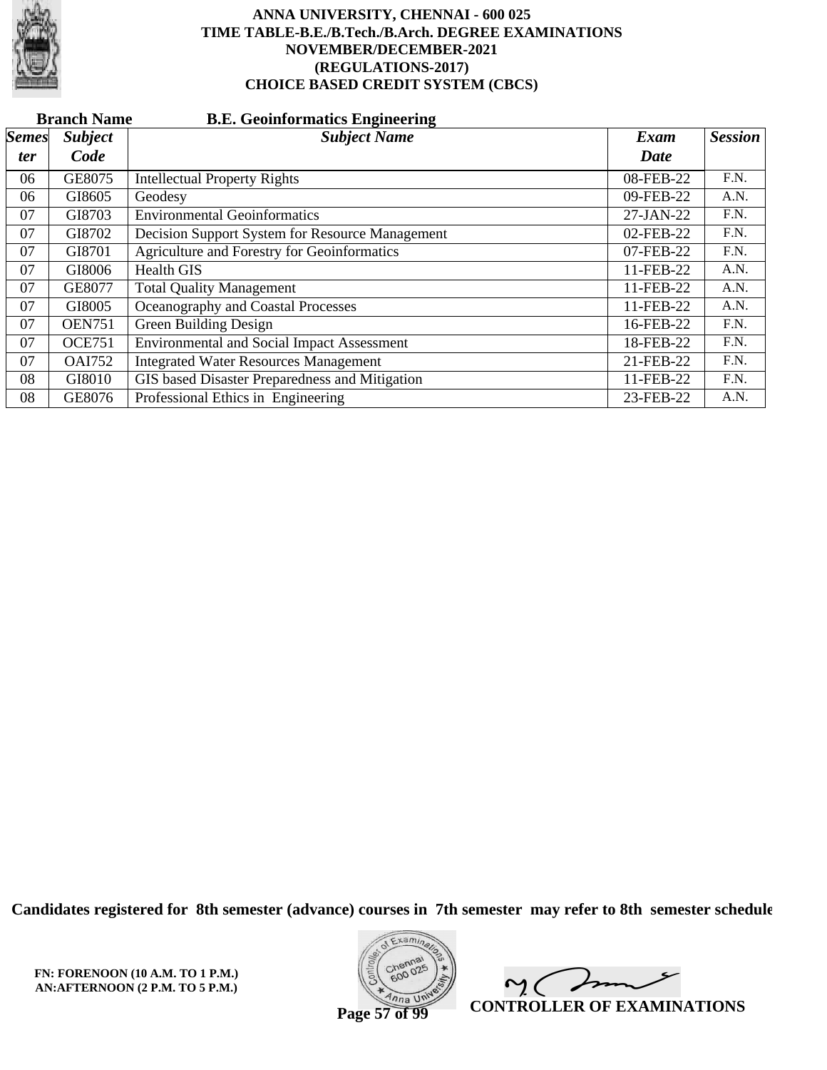# ANNA UNIVERSITY, CHENNAI - 600 025
## TIME TABLE-B.E./B.Tech./B.Arch. DEGREE EXAMINATIONS
## NOVEMBER/DECEMBER-2021
## (REGULATIONS-2017)
## CHOICE BASED CREDIT SYSTEM (CBCS)

**Branch Name** **B.E. Geoinformatics Engineering**

| *Semester* | *Subject Code* | *Subject Name* | *Exam Date* | *Session* |
|---|---|---|---|---|
| 06 | GE8075 | Intellectual Property Rights | 08-FEB-22 | F.N. |
| 06 | GI8605 | Geodesy | 09-FEB-22 | A.N. |
| 07 | GI8703 | Environmental Geoinformatics | 27-JAN-22 | F.N. |
| 07 | GI8702 | Decision Support System for Resource Management | 02-FEB-22 | F.N. |
| 07 | GI8701 | Agriculture and Forestry for Geoinformatics | 07-FEB-22 | F.N. |
| 07 | GI8006 | Health GIS | 11-FEB-22 | A.N. |
| 07 | GE8077 | Total Quality Management | 11-FEB-22 | A.N. |
| 07 | GI8005 | Oceanography and Coastal Processes | 11-FEB-22 | A.N. |
| 07 | OEN751 | Green Building Design | 16-FEB-22 | F.N. |
| 07 | OCE751 | Environmental and Social Impact Assessment | 18-FEB-22 | F.N. |
| 07 | OAI752 | Integrated Water Resources Management | 21-FEB-22 | F.N. |
| 08 | GI8010 | GIS based Disaster Preparedness and Mitigation | 11-FEB-22 | F.N. |
| 08 | GE8076 | Professional Ethics in Engineering | 23-FEB-22 | A.N. |

**Candidates registered for 8th semester (advance) courses in 7th semester may refer to 8th semester schedule**

**FN: FORENOON (10 A.M. TO 1 P.M.)**
**AN:AFTERNOON (2 P.M. TO 5 P.M.)**

**CONTROLLER OF EXAMINATIONS**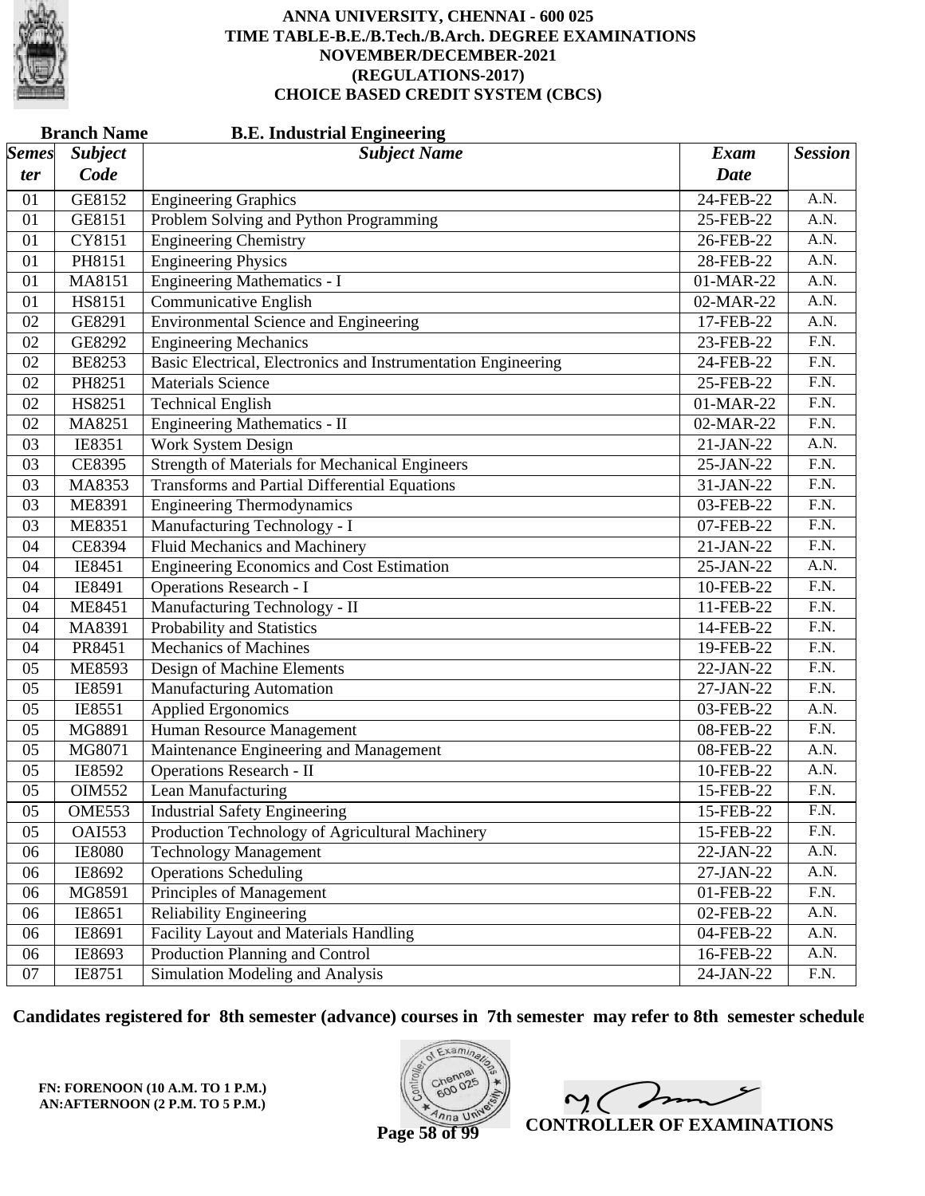# ANNA UNIVERSITY, CHENNAI - 600 025
## TIME TABLE-B.E./B.Tech./B.Arch. DEGREE EXAMINATIONS
## NOVEMBER/DECEMBER-2021
## (REGULATIONS-2017)
## CHOICE BASED CREDIT SYSTEM (CBCS)

**Branch Name** **B.E. Industrial Engineering**

| *Semester* | *Subject Code* | *Subject Name* | *Exam Date* | *Session* |
|---|---|---|---|---|
| 01 | GE8152 | Engineering Graphics | 24-FEB-22 | A.N. |
| 01 | GE8151 | Problem Solving and Python Programming | 25-FEB-22 | A.N. |
| 01 | CY8151 | Engineering Chemistry | 26-FEB-22 | A.N. |
| 01 | PH8151 | Engineering Physics | 28-FEB-22 | A.N. |
| 01 | MA8151 | Engineering Mathematics - I | 01-MAR-22 | A.N. |
| 01 | HS8151 | Communicative English | 02-MAR-22 | A.N. |
| 02 | GE8291 | Environmental Science and Engineering | 17-FEB-22 | A.N. |
| 02 | GE8292 | Engineering Mechanics | 23-FEB-22 | F.N. |
| 02 | BE8253 | Basic Electrical, Electronics and Instrumentation Engineering | 24-FEB-22 | F.N. |
| 02 | PH8251 | Materials Science | 25-FEB-22 | F.N. |
| 02 | HS8251 | Technical English | 01-MAR-22 | F.N. |
| 02 | MA8251 | Engineering Mathematics - II | 02-MAR-22 | F.N. |
| 03 | IE8351 | Work System Design | 21-JAN-22 | A.N. |
| 03 | CE8395 | Strength of Materials for Mechanical Engineers | 25-JAN-22 | F.N. |
| 03 | MA8353 | Transforms and Partial Differential Equations | 31-JAN-22 | F.N. |
| 03 | ME8391 | Engineering Thermodynamics | 03-FEB-22 | F.N. |
| 03 | ME8351 | Manufacturing Technology - I | 07-FEB-22 | F.N. |
| 04 | CE8394 | Fluid Mechanics and Machinery | 21-JAN-22 | F.N. |
| 04 | IE8451 | Engineering Economics and Cost Estimation | 25-JAN-22 | A.N. |
| 04 | IE8491 | Operations Research - I | 10-FEB-22 | F.N. |
| 04 | ME8451 | Manufacturing Technology - II | 11-FEB-22 | F.N. |
| 04 | MA8391 | Probability and Statistics | 14-FEB-22 | F.N. |
| 04 | PR8451 | Mechanics of Machines | 19-FEB-22 | F.N. |
| 05 | ME8593 | Design of Machine Elements | 22-JAN-22 | F.N. |
| 05 | IE8591 | Manufacturing Automation | 27-JAN-22 | F.N. |
| 05 | IE8551 | Applied Ergonomics | 03-FEB-22 | A.N. |
| 05 | MG8891 | Human Resource Management | 08-FEB-22 | F.N. |
| 05 | MG8071 | Maintenance Engineering and Management | 08-FEB-22 | A.N. |
| 05 | IE8592 | Operations Research - II | 10-FEB-22 | A.N. |
| 05 | OIM552 | Lean Manufacturing | 15-FEB-22 | F.N. |
| 05 | OME553 | Industrial Safety Engineering | 15-FEB-22 | F.N. |
| 05 | OAI553 | Production Technology of Agricultural Machinery | 15-FEB-22 | F.N. |
| 06 | IE8080 | Technology Management | 22-JAN-22 | A.N. |
| 06 | IE8692 | Operations Scheduling | 27-JAN-22 | A.N. |
| 06 | MG8591 | Principles of Management | 01-FEB-22 | F.N. |
| 06 | IE8651 | Reliability Engineering | 02-FEB-22 | A.N. |
| 06 | IE8691 | Facility Layout and Materials Handling | 04-FEB-22 | A.N. |
| 06 | IE8693 | Production Planning and Control | 16-FEB-22 | A.N. |
| 07 | IE8751 | Simulation Modeling and Analysis | 24-JAN-22 | F.N. |

**Candidates registered for 8th semester (advance) courses in 7th semester may refer to 8th semester schedule**

**FN: FORENOON (10 A.M. TO 1 P.M.)**
**AN:AFTERNOON (2 P.M. TO 5 P.M.)**

**CONTROLLER OF EXAMINATIONS**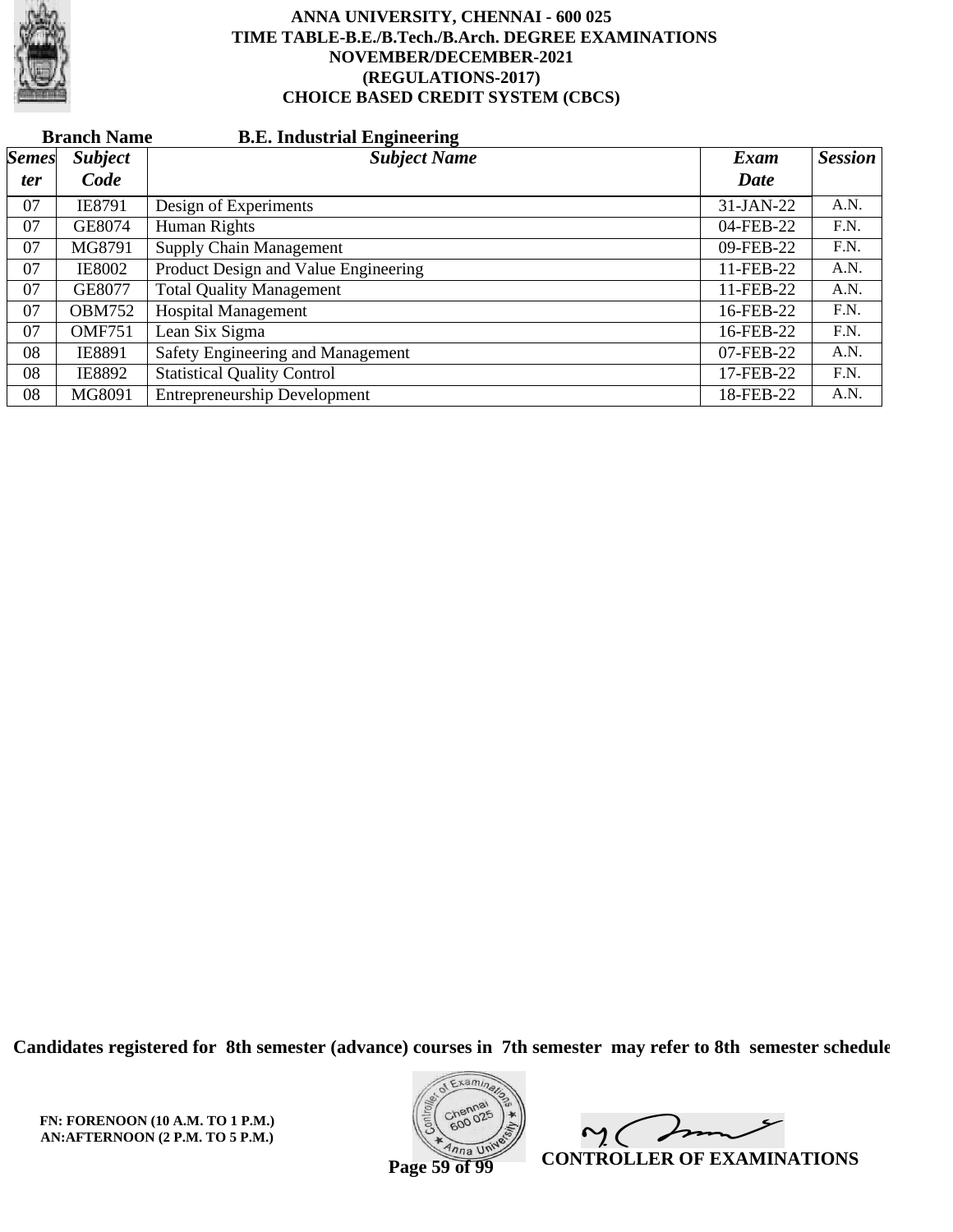# ANNA UNIVERSITY, CHENNAI - 600 025
## TIME TABLE-B.E./B.Tech./B.Arch. DEGREE EXAMINATIONS
## NOVEMBER/DECEMBER-2021
## (REGULATIONS-2017)
## CHOICE BASED CREDIT SYSTEM (CBCS)

**Branch Name** **B.E. Industrial Engineering**

| *Semester* | *Subject Code* | *Subject Name* | *Exam Date* | *Session* |
|---|---|---|---|---|
| 07 | IE8791 | Design of Experiments | 31-JAN-22 | A.N. |
| 07 | GE8074 | Human Rights | 04-FEB-22 | F.N. |
| 07 | MG8791 | Supply Chain Management | 09-FEB-22 | F.N. |
| 07 | IE8002 | Product Design and Value Engineering | 11-FEB-22 | A.N. |
| 07 | GE8077 | Total Quality Management | 11-FEB-22 | A.N. |
| 07 | OBM752 | Hospital Management | 16-FEB-22 | F.N. |
| 07 | OMF751 | Lean Six Sigma | 16-FEB-22 | F.N. |
| 08 | IE8891 | Safety Engineering and Management | 07-FEB-22 | A.N. |
| 08 | IE8892 | Statistical Quality Control | 17-FEB-22 | F.N. |
| 08 | MG8091 | Entrepreneurship Development | 18-FEB-22 | A.N. |

**Candidates registered for 8th semester (advance) courses in 7th semester may refer to 8th semester schedule**

**FN: FORENOON (10 A.M. TO 1 P.M.)**
**AN:AFTERNOON (2 P.M. TO 5 P.M.)**

**CONTROLLER OF EXAMINATIONS**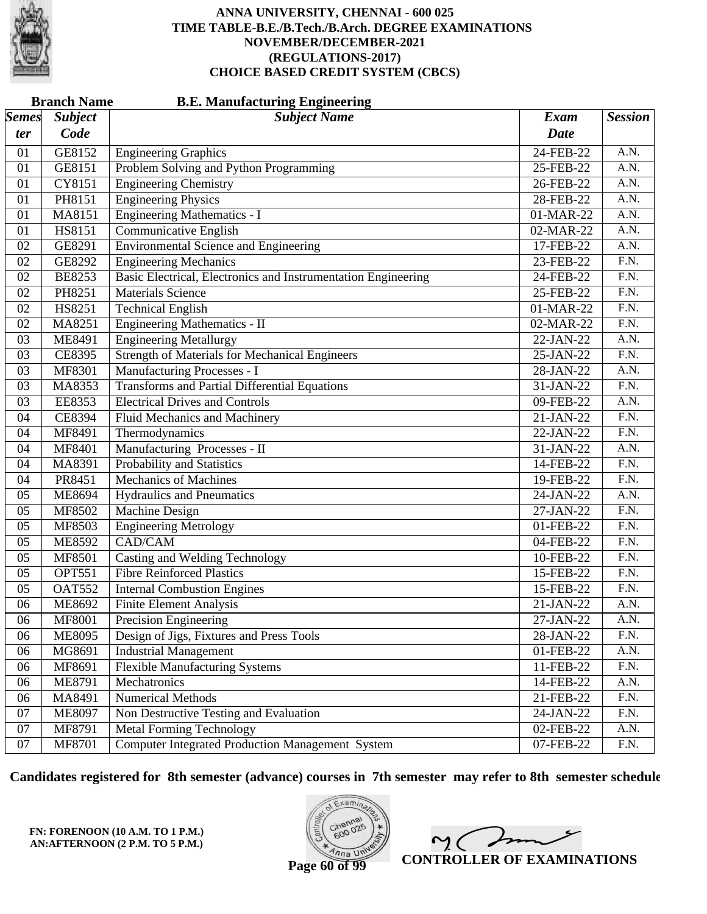# ANNA UNIVERSITY, CHENNAI - 600 025
## TIME TABLE-B.E./B.Tech./B.Arch. DEGREE EXAMINATIONS
## NOVEMBER/DECEMBER-2021
## (REGULATIONS-2017)
## CHOICE BASED CREDIT SYSTEM (CBCS)

**Branch Name** **B.E. Manufacturing Engineering**

| *Semester* | *Subject Code* | *Subject Name* | *Exam Date* | *Session* |
|---|---|---|---|---|
| 01 | GE8152 | Engineering Graphics | 24-FEB-22 | A.N. |
| 01 | GE8151 | Problem Solving and Python Programming | 25-FEB-22 | A.N. |
| 01 | CY8151 | Engineering Chemistry | 26-FEB-22 | A.N. |
| 01 | PH8151 | Engineering Physics | 28-FEB-22 | A.N. |
| 01 | MA8151 | Engineering Mathematics - I | 01-MAR-22 | A.N. |
| 01 | HS8151 | Communicative English | 02-MAR-22 | A.N. |
| 02 | GE8291 | Environmental Science and Engineering | 17-FEB-22 | A.N. |
| 02 | GE8292 | Engineering Mechanics | 23-FEB-22 | F.N. |
| 02 | BE8253 | Basic Electrical, Electronics and Instrumentation Engineering | 24-FEB-22 | F.N. |
| 02 | PH8251 | Materials Science | 25-FEB-22 | F.N. |
| 02 | HS8251 | Technical English | 01-MAR-22 | F.N. |
| 02 | MA8251 | Engineering Mathematics - II | 02-MAR-22 | F.N. |
| 03 | ME8491 | Engineering Metallurgy | 22-JAN-22 | A.N. |
| 03 | CE8395 | Strength of Materials for Mechanical Engineers | 25-JAN-22 | F.N. |
| 03 | MF8301 | Manufacturing Processes - I | 28-JAN-22 | A.N. |
| 03 | MA8353 | Transforms and Partial Differential Equations | 31-JAN-22 | F.N. |
| 03 | EE8353 | Electrical Drives and Controls | 09-FEB-22 | A.N. |
| 04 | CE8394 | Fluid Mechanics and Machinery | 21-JAN-22 | F.N. |
| 04 | MF8491 | Thermodynamics | 22-JAN-22 | F.N. |
| 04 | MF8401 | Manufacturing Processes - II | 31-JAN-22 | A.N. |
| 04 | MA8391 | Probability and Statistics | 14-FEB-22 | F.N. |
| 04 | PR8451 | Mechanics of Machines | 19-FEB-22 | F.N. |
| 05 | ME8694 | Hydraulics and Pneumatics | 24-JAN-22 | A.N. |
| 05 | MF8502 | Machine Design | 27-JAN-22 | F.N. |
| 05 | MF8503 | Engineering Metrology | 01-FEB-22 | F.N. |
| 05 | ME8592 | CAD/CAM | 04-FEB-22 | F.N. |
| 05 | MF8501 | Casting and Welding Technology | 10-FEB-22 | F.N. |
| 05 | OPT551 | Fibre Reinforced Plastics | 15-FEB-22 | F.N. |
| 05 | OAT552 | Internal Combustion Engines | 15-FEB-22 | F.N. |
| 06 | ME8692 | Finite Element Analysis | 21-JAN-22 | A.N. |
| 06 | MF8001 | Precision Engineering | 27-JAN-22 | A.N. |
| 06 | ME8095 | Design of Jigs, Fixtures and Press Tools | 28-JAN-22 | F.N. |
| 06 | MG8691 | Industrial Management | 01-FEB-22 | A.N. |
| 06 | MF8691 | Flexible Manufacturing Systems | 11-FEB-22 | F.N. |
| 06 | ME8791 | Mechatronics | 14-FEB-22 | A.N. |
| 06 | MA8491 | Numerical Methods | 21-FEB-22 | F.N. |
| 07 | ME8097 | Non Destructive Testing and Evaluation | 24-JAN-22 | F.N. |
| 07 | MF8791 | Metal Forming Technology | 02-FEB-22 | A.N. |
| 07 | MF8701 | Computer Integrated Production Management System | 07-FEB-22 | F.N. |

**Candidates registered for 8th semester (advance) courses in 7th semester may refer to 8th semester schedule**

**FN: FORENOON (10 A.M. TO 1 P.M.)**
**AN:AFTERNOON (2 P.M. TO 5 P.M.)**

**CONTROLLER OF EXAMINATIONS**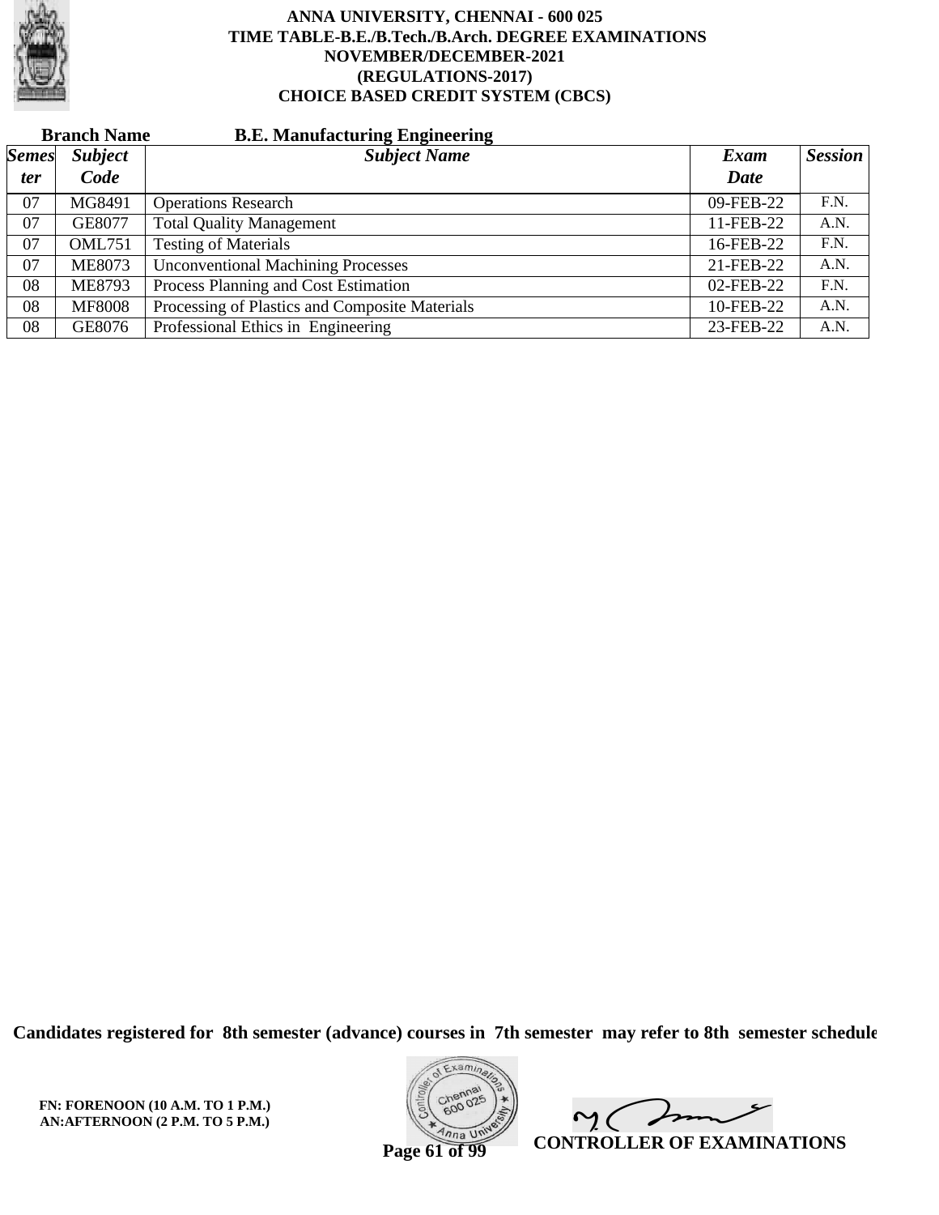**ANNA UNIVERSITY, CHENNAI - 600 025**
**TIME TABLE-B.E./B.Tech./B.Arch. DEGREE EXAMINATIONS**
**NOVEMBER/DECEMBER-2021**
**(REGULATIONS-2017)**
**CHOICE BASED CREDIT SYSTEM (CBCS)**

**Branch Name** **B.E. Manufacturing Engineering**

| *Semester* | *Subject Code* | *Subject Name* | *Exam Date* | *Session* |
|---|---|---|---|---|
| 07 | MG8491 | Operations Research | 09-FEB-22 | F.N. |
| 07 | GE8077 | Total Quality Management | 11-FEB-22 | A.N. |
| 07 | OML751 | Testing of Materials | 16-FEB-22 | F.N. |
| 07 | ME8073 | Unconventional Machining Processes | 21-FEB-22 | A.N. |
| 08 | ME8793 | Process Planning and Cost Estimation | 02-FEB-22 | F.N. |
| 08 | MF8008 | Processing of Plastics and Composite Materials | 10-FEB-22 | A.N. |
| 08 | GE8076 | Professional Ethics in Engineering | 23-FEB-22 | A.N. |

**Candidates registered for 8th semester (advance) courses in 7th semester may refer to 8th semester schedule**

**FN: FORENOON (10 A.M. TO 1 P.M.)**
**AN:AFTERNOON (2 P.M. TO 5 P.M.)**

**CONTROLLER OF EXAMINATIONS**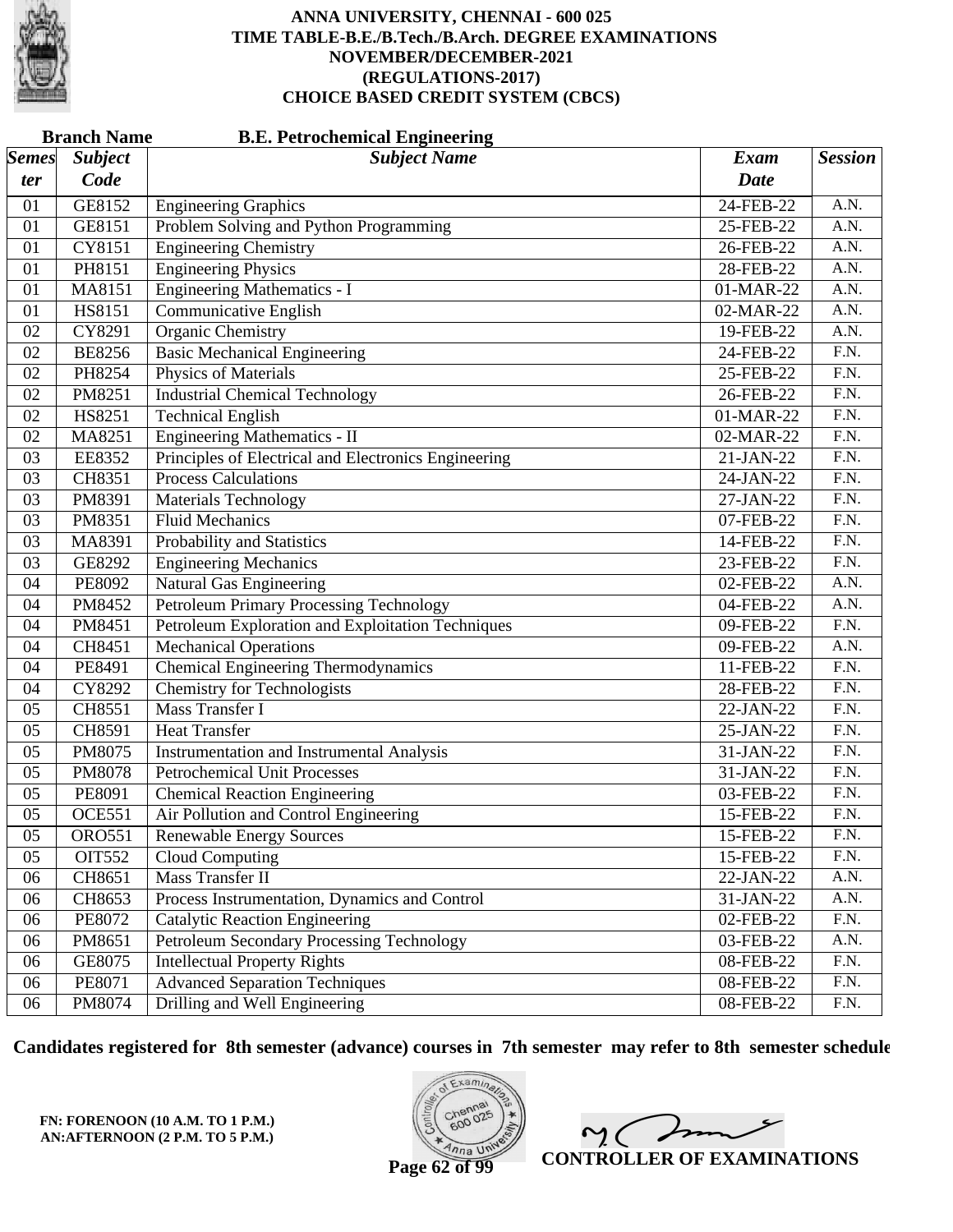# ANNA UNIVERSITY, CHENNAI - 600 025
## TIME TABLE-B.E./B.Tech./B.Arch. DEGREE EXAMINATIONS
## NOVEMBER/DECEMBER-2021
## (REGULATIONS-2017)
## CHOICE BASED CREDIT SYSTEM (CBCS)

**Branch Name** **B.E. Petrochemical Engineering**

| *Semester* | *Subject Code* | *Subject Name* | *Exam Date* | *Session* |
|---|---|---|---|---|
| 01 | GE8152 | Engineering Graphics | 24-FEB-22 | A.N. |
| 01 | GE8151 | Problem Solving and Python Programming | 25-FEB-22 | A.N. |
| 01 | CY8151 | Engineering Chemistry | 26-FEB-22 | A.N. |
| 01 | PH8151 | Engineering Physics | 28-FEB-22 | A.N. |
| 01 | MA8151 | Engineering Mathematics - I | 01-MAR-22 | A.N. |
| 01 | HS8151 | Communicative English | 02-MAR-22 | A.N. |
| 02 | CY8291 | Organic Chemistry | 19-FEB-22 | A.N. |
| 02 | BE8256 | Basic Mechanical Engineering | 24-FEB-22 | F.N. |
| 02 | PH8254 | Physics of Materials | 25-FEB-22 | F.N. |
| 02 | PM8251 | Industrial Chemical Technology | 26-FEB-22 | F.N. |
| 02 | HS8251 | Technical English | 01-MAR-22 | F.N. |
| 02 | MA8251 | Engineering Mathematics - II | 02-MAR-22 | F.N. |
| 03 | EE8352 | Principles of Electrical and Electronics Engineering | 21-JAN-22 | F.N. |
| 03 | CH8351 | Process Calculations | 24-JAN-22 | F.N. |
| 03 | PM8391 | Materials Technology | 27-JAN-22 | F.N. |
| 03 | PM8351 | Fluid Mechanics | 07-FEB-22 | F.N. |
| 03 | MA8391 | Probability and Statistics | 14-FEB-22 | F.N. |
| 03 | GE8292 | Engineering Mechanics | 23-FEB-22 | F.N. |
| 04 | PE8092 | Natural Gas Engineering | 02-FEB-22 | A.N. |
| 04 | PM8452 | Petroleum Primary Processing Technology | 04-FEB-22 | A.N. |
| 04 | PM8451 | Petroleum Exploration and Exploitation Techniques | 09-FEB-22 | F.N. |
| 04 | CH8451 | Mechanical Operations | 09-FEB-22 | A.N. |
| 04 | PE8491 | Chemical Engineering Thermodynamics | 11-FEB-22 | F.N. |
| 04 | CY8292 | Chemistry for Technologists | 28-FEB-22 | F.N. |
| 05 | CH8551 | Mass Transfer I | 22-JAN-22 | F.N. |
| 05 | CH8591 | Heat Transfer | 25-JAN-22 | F.N. |
| 05 | PM8075 | Instrumentation and Instrumental Analysis | 31-JAN-22 | F.N. |
| 05 | PM8078 | Petrochemical Unit Processes | 31-JAN-22 | F.N. |
| 05 | PE8091 | Chemical Reaction Engineering | 03-FEB-22 | F.N. |
| 05 | OCE551 | Air Pollution and Control Engineering | 15-FEB-22 | F.N. |
| 05 | ORO551 | Renewable Energy Sources | 15-FEB-22 | F.N. |
| 05 | OIT552 | Cloud Computing | 15-FEB-22 | F.N. |
| 06 | CH8651 | Mass Transfer II | 22-JAN-22 | A.N. |
| 06 | CH8653 | Process Instrumentation, Dynamics and Control | 31-JAN-22 | A.N. |
| 06 | PE8072 | Catalytic Reaction Engineering | 02-FEB-22 | F.N. |
| 06 | PM8651 | Petroleum Secondary Processing Technology | 03-FEB-22 | A.N. |
| 06 | GE8075 | Intellectual Property Rights | 08-FEB-22 | F.N. |
| 06 | PE8071 | Advanced Separation Techniques | 08-FEB-22 | F.N. |
| 06 | PM8074 | Drilling and Well Engineering | 08-FEB-22 | F.N. |

**Candidates registered for 8th semester (advance) courses in 7th semester may refer to 8th semester schedule**

**FN: FORENOON (10 A.M. TO 1 P.M.)**
**AN:AFTERNOON (2 P.M. TO 5 P.M.)**

**CONTROLLER OF EXAMINATIONS**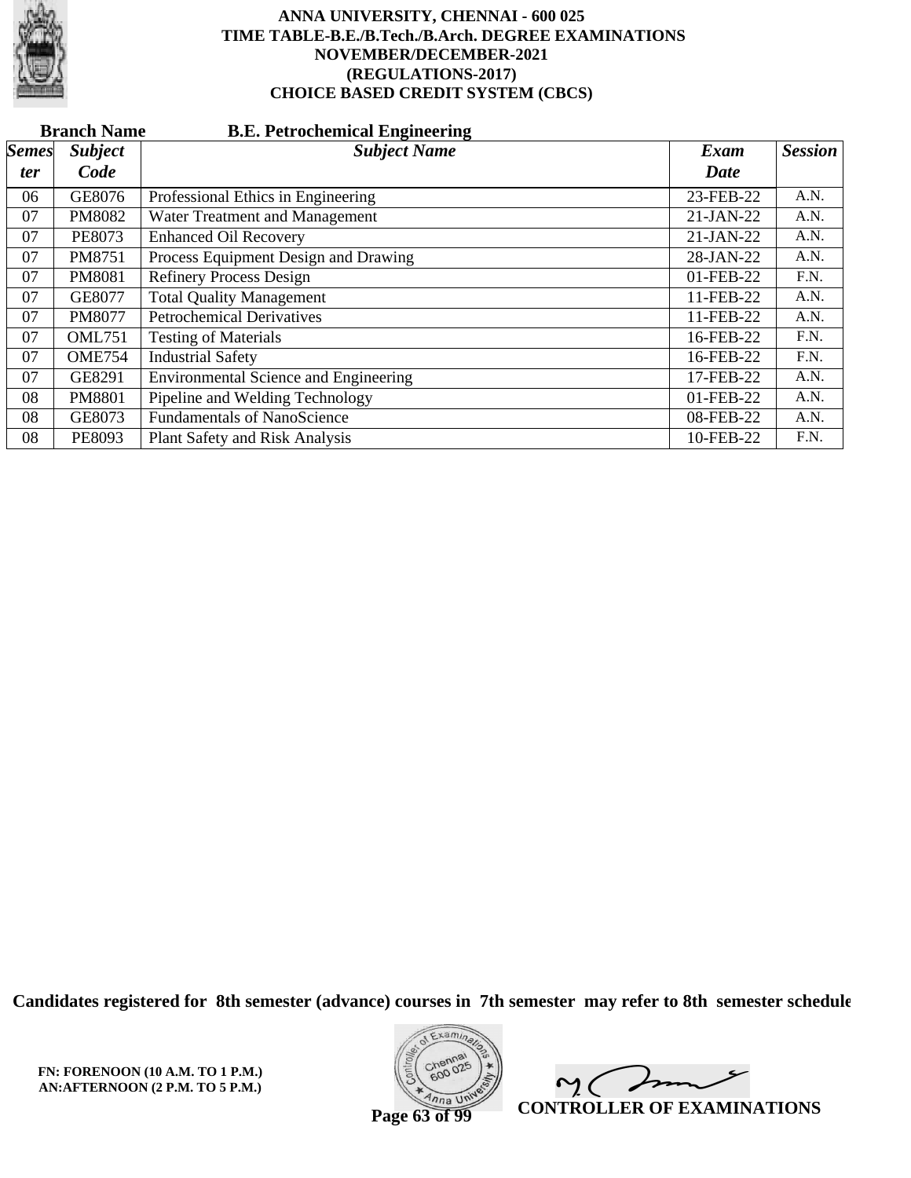**ANNA UNIVERSITY, CHENNAI - 600 025**
**TIME TABLE-B.E./B.Tech./B.Arch. DEGREE EXAMINATIONS**
**NOVEMBER/DECEMBER-2021**
**(REGULATIONS-2017)**
**CHOICE BASED CREDIT SYSTEM (CBCS)**

**Branch Name** **B.E. Petrochemical Engineering**

| *Semester* | *Subject Code* | *Subject Name* | *Exam Date* | *Session* |
|---|---|---|---|---|
| 06 | GE8076 | Professional Ethics in Engineering | 23-FEB-22 | A.N. |
| 07 | PM8082 | Water Treatment and Management | 21-JAN-22 | A.N. |
| 07 | PE8073 | Enhanced Oil Recovery | 21-JAN-22 | A.N. |
| 07 | PM8751 | Process Equipment Design and Drawing | 28-JAN-22 | A.N. |
| 07 | PM8081 | Refinery Process Design | 01-FEB-22 | F.N. |
| 07 | GE8077 | Total Quality Management | 11-FEB-22 | A.N. |
| 07 | PM8077 | Petrochemical Derivatives | 11-FEB-22 | A.N. |
| 07 | OML751 | Testing of Materials | 16-FEB-22 | F.N. |
| 07 | OME754 | Industrial Safety | 16-FEB-22 | F.N. |
| 07 | GE8291 | Environmental Science and Engineering | 17-FEB-22 | A.N. |
| 08 | PM8801 | Pipeline and Welding Technology | 01-FEB-22 | A.N. |
| 08 | GE8073 | Fundamentals of NanoScience | 08-FEB-22 | A.N. |
| 08 | PE8093 | Plant Safety and Risk Analysis | 10-FEB-22 | F.N. |

**Candidates registered for 8th semester (advance) courses in 7th semester may refer to 8th semester schedule**

**FN: FORENOON (10 A.M. TO 1 P.M.)**
**AN:AFTERNOON (2 P.M. TO 5 P.M.)**

**CONTROLLER OF EXAMINATIONS**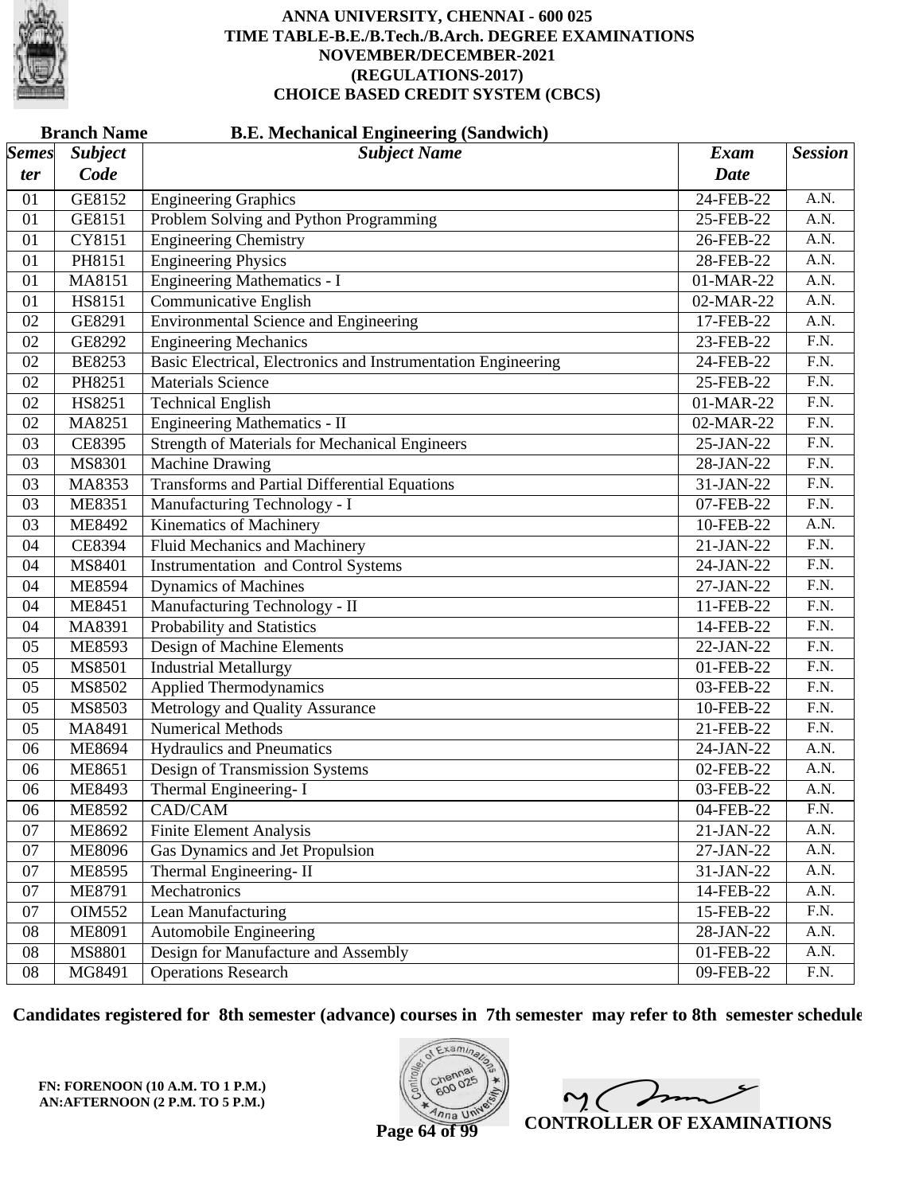# ANNA UNIVERSITY, CHENNAI - 600 025
## TIME TABLE-B.E./B.Tech./B.Arch. DEGREE EXAMINATIONS
## NOVEMBER/DECEMBER-2021
## (REGULATIONS-2017)
## CHOICE BASED CREDIT SYSTEM (CBCS)

**Branch Name** **B.E. Mechanical Engineering (Sandwich)**

| *Semester* | *Subject Code* | *Subject Name* | *Exam Date* | *Session* |
|---|---|---|---|---|
| 01 | GE8152 | Engineering Graphics | 24-FEB-22 | A.N. |
| 01 | GE8151 | Problem Solving and Python Programming | 25-FEB-22 | A.N. |
| 01 | CY8151 | Engineering Chemistry | 26-FEB-22 | A.N. |
| 01 | PH8151 | Engineering Physics | 28-FEB-22 | A.N. |
| 01 | MA8151 | Engineering Mathematics - I | 01-MAR-22 | A.N. |
| 01 | HS8151 | Communicative English | 02-MAR-22 | A.N. |
| 02 | GE8291 | Environmental Science and Engineering | 17-FEB-22 | A.N. |
| 02 | GE8292 | Engineering Mechanics | 23-FEB-22 | F.N. |
| 02 | BE8253 | Basic Electrical, Electronics and Instrumentation Engineering | 24-FEB-22 | F.N. |
| 02 | PH8251 | Materials Science | 25-FEB-22 | F.N. |
| 02 | HS8251 | Technical English | 01-MAR-22 | F.N. |
| 02 | MA8251 | Engineering Mathematics - II | 02-MAR-22 | F.N. |
| 03 | CE8395 | Strength of Materials for Mechanical Engineers | 25-JAN-22 | F.N. |
| 03 | MS8301 | Machine Drawing | 28-JAN-22 | F.N. |
| 03 | MA8353 | Transforms and Partial Differential Equations | 31-JAN-22 | F.N. |
| 03 | ME8351 | Manufacturing Technology - I | 07-FEB-22 | F.N. |
| 03 | ME8492 | Kinematics of Machinery | 10-FEB-22 | A.N. |
| 04 | CE8394 | Fluid Mechanics and Machinery | 21-JAN-22 | F.N. |
| 04 | MS8401 | Instrumentation and Control Systems | 24-JAN-22 | F.N. |
| 04 | ME8594 | Dynamics of Machines | 27-JAN-22 | F.N. |
| 04 | ME8451 | Manufacturing Technology - II | 11-FEB-22 | F.N. |
| 04 | MA8391 | Probability and Statistics | 14-FEB-22 | F.N. |
| 05 | ME8593 | Design of Machine Elements | 22-JAN-22 | F.N. |
| 05 | MS8501 | Industrial Metallurgy | 01-FEB-22 | F.N. |
| 05 | MS8502 | Applied Thermodynamics | 03-FEB-22 | F.N. |
| 05 | MS8503 | Metrology and Quality Assurance | 10-FEB-22 | F.N. |
| 05 | MA8491 | Numerical Methods | 21-FEB-22 | F.N. |
| 06 | ME8694 | Hydraulics and Pneumatics | 24-JAN-22 | A.N. |
| 06 | ME8651 | Design of Transmission Systems | 02-FEB-22 | A.N. |
| 06 | ME8493 | Thermal Engineering- I | 03-FEB-22 | A.N. |
| 06 | ME8592 | CAD/CAM | 04-FEB-22 | F.N. |
| 07 | ME8692 | Finite Element Analysis | 21-JAN-22 | A.N. |
| 07 | ME8096 | Gas Dynamics and Jet Propulsion | 27-JAN-22 | A.N. |
| 07 | ME8595 | Thermal Engineering- II | 31-JAN-22 | A.N. |
| 07 | ME8791 | Mechatronics | 14-FEB-22 | A.N. |
| 07 | OIM552 | Lean Manufacturing | 15-FEB-22 | F.N. |
| 08 | ME8091 | Automobile Engineering | 28-JAN-22 | A.N. |
| 08 | MS8801 | Design for Manufacture and Assembly | 01-FEB-22 | A.N. |
| 08 | MG8491 | Operations Research | 09-FEB-22 | F.N. |

**Candidates registered for 8th semester (advance) courses in 7th semester may refer to 8th semester schedule**

**FN: FORENOON (10 A.M. TO 1 P.M.)**
**AN:AFTERNOON (2 P.M. TO 5 P.M.)**

**CONTROLLER OF EXAMINATIONS**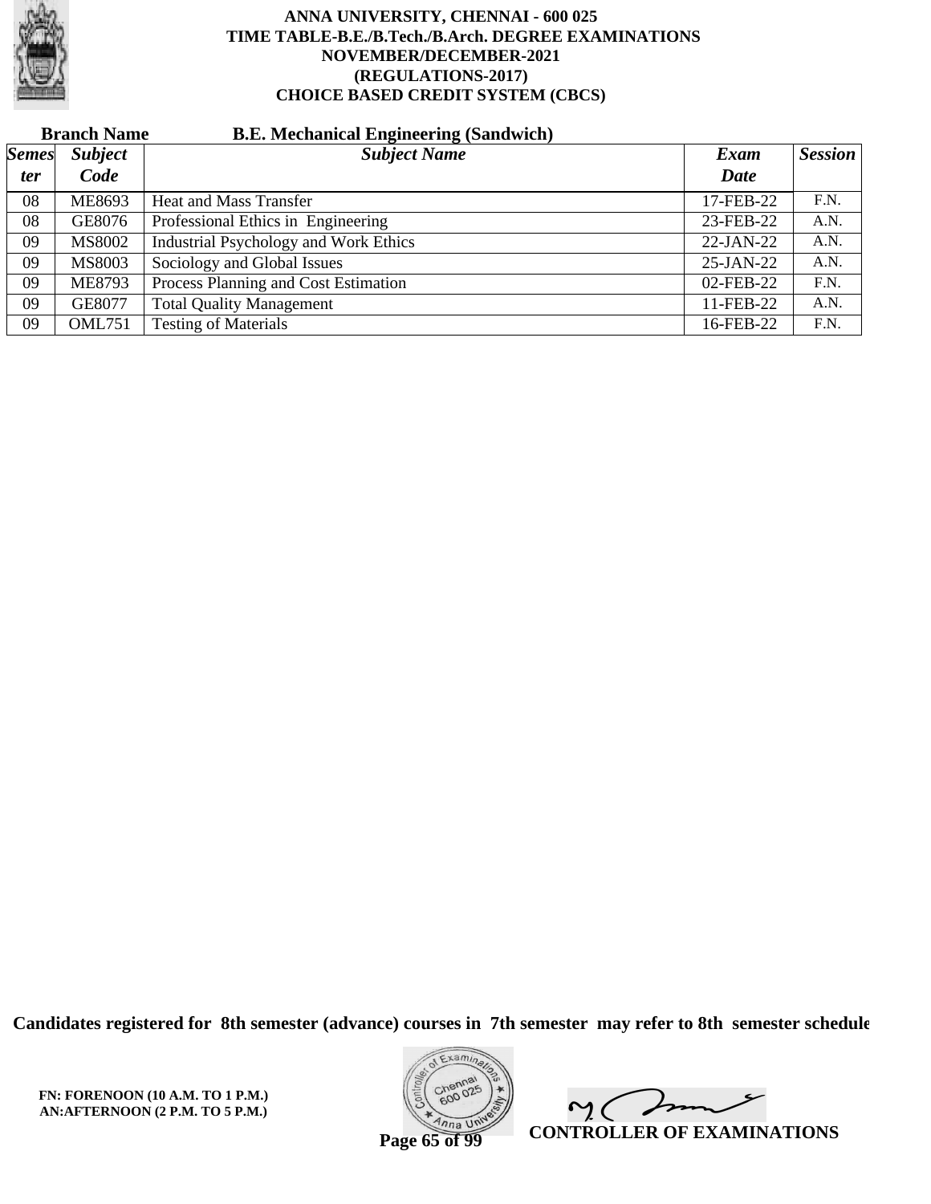**ANNA UNIVERSITY, CHENNAI - 600 025**
**TIME TABLE-B.E./B.Tech./B.Arch. DEGREE EXAMINATIONS**
**NOVEMBER/DECEMBER-2021**
**(REGULATIONS-2017)**
**CHOICE BASED CREDIT SYSTEM (CBCS)**

**Branch Name** **B.E. Mechanical Engineering (Sandwich)**

| *Semester* | *Subject Code* | *Subject Name* | *Exam Date* | *Session* |
|---|---|---|---|---|
| 08 | ME8693 | Heat and Mass Transfer | 17-FEB-22 | F.N. |
| 08 | GE8076 | Professional Ethics in Engineering | 23-FEB-22 | A.N. |
| 09 | MS8002 | Industrial Psychology and Work Ethics | 22-JAN-22 | A.N. |
| 09 | MS8003 | Sociology and Global Issues | 25-JAN-22 | A.N. |
| 09 | ME8793 | Process Planning and Cost Estimation | 02-FEB-22 | F.N. |
| 09 | GE8077 | Total Quality Management | 11-FEB-22 | A.N. |
| 09 | OML751 | Testing of Materials | 16-FEB-22 | F.N. |

**Candidates registered for 8th semester (advance) courses in 7th semester may refer to 8th semester schedule**

**FN: FORENOON (10 A.M. TO 1 P.M.)**
**AN:AFTERNOON (2 P.M. TO 5 P.M.)**

**CONTROLLER OF EXAMINATIONS**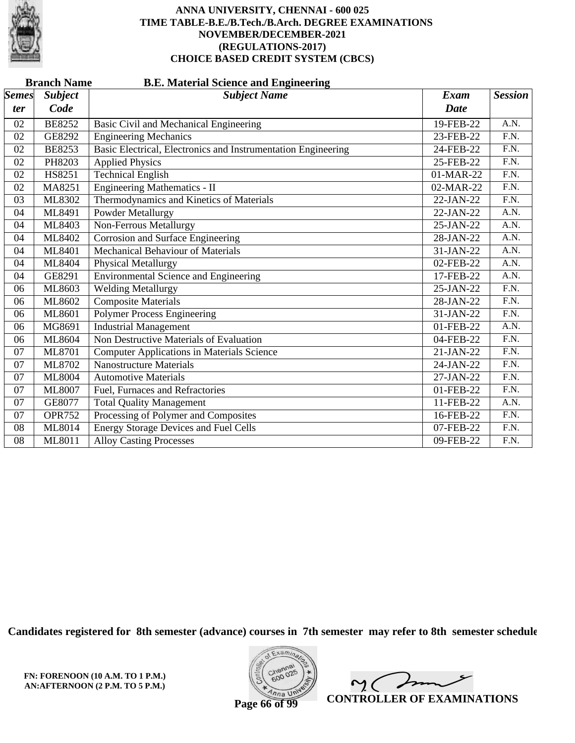# ANNA UNIVERSITY, CHENNAI - 600 025
## TIME TABLE-B.E./B.Tech./B.Arch. DEGREE EXAMINATIONS
## NOVEMBER/DECEMBER-2021
## (REGULATIONS-2017)
## CHOICE BASED CREDIT SYSTEM (CBCS)

**Branch Name** **B.E. Material Science and Engineering**

| *Semester* | *Subject Code* | *Subject Name* | *Exam Date* | *Session* |
|---|---|---|---|---|
| 02 | BE8252 | Basic Civil and Mechanical Engineering | 19-FEB-22 | A.N. |
| 02 | GE8292 | Engineering Mechanics | 23-FEB-22 | F.N. |
| 02 | BE8253 | Basic Electrical, Electronics and Instrumentation Engineering | 24-FEB-22 | F.N. |
| 02 | PH8203 | Applied Physics | 25-FEB-22 | F.N. |
| 02 | HS8251 | Technical English | 01-MAR-22 | F.N. |
| 02 | MA8251 | Engineering Mathematics - II | 02-MAR-22 | F.N. |
| 03 | ML8302 | Thermodynamics and Kinetics of Materials | 22-JAN-22 | F.N. |
| 04 | ML8491 | Powder Metallurgy | 22-JAN-22 | A.N. |
| 04 | ML8403 | Non-Ferrous Metallurgy | 25-JAN-22 | A.N. |
| 04 | ML8402 | Corrosion and Surface Engineering | 28-JAN-22 | A.N. |
| 04 | ML8401 | Mechanical Behaviour of Materials | 31-JAN-22 | A.N. |
| 04 | ML8404 | Physical Metallurgy | 02-FEB-22 | A.N. |
| 04 | GE8291 | Environmental Science and Engineering | 17-FEB-22 | A.N. |
| 06 | ML8603 | Welding Metallurgy | 25-JAN-22 | F.N. |
| 06 | ML8602 | Composite Materials | 28-JAN-22 | F.N. |
| 06 | ML8601 | Polymer Process Engineering | 31-JAN-22 | F.N. |
| 06 | MG8691 | Industrial Management | 01-FEB-22 | A.N. |
| 06 | ML8604 | Non Destructive Materials of Evaluation | 04-FEB-22 | F.N. |
| 07 | ML8701 | Computer Applications in Materials Science | 21-JAN-22 | F.N. |
| 07 | ML8702 | Nanostructure Materials | 24-JAN-22 | F.N. |
| 07 | ML8004 | Automotive Materials | 27-JAN-22 | F.N. |
| 07 | ML8007 | Fuel, Furnaces and Refractories | 01-FEB-22 | F.N. |
| 07 | GE8077 | Total Quality Management | 11-FEB-22 | A.N. |
| 07 | OPR752 | Processing of Polymer and Composites | 16-FEB-22 | F.N. |
| 08 | ML8014 | Energy Storage Devices and Fuel Cells | 07-FEB-22 | F.N. |
| 08 | ML8011 | Alloy Casting Processes | 09-FEB-22 | F.N. |

**Candidates registered for 8th semester (advance) courses in 7th semester may refer to 8th semester schedule**

**FN: FORENOON (10 A.M. TO 1 P.M.)**
**AN:AFTERNOON (2 P.M. TO 5 P.M.)**

**CONTROLLER OF EXAMINATIONS**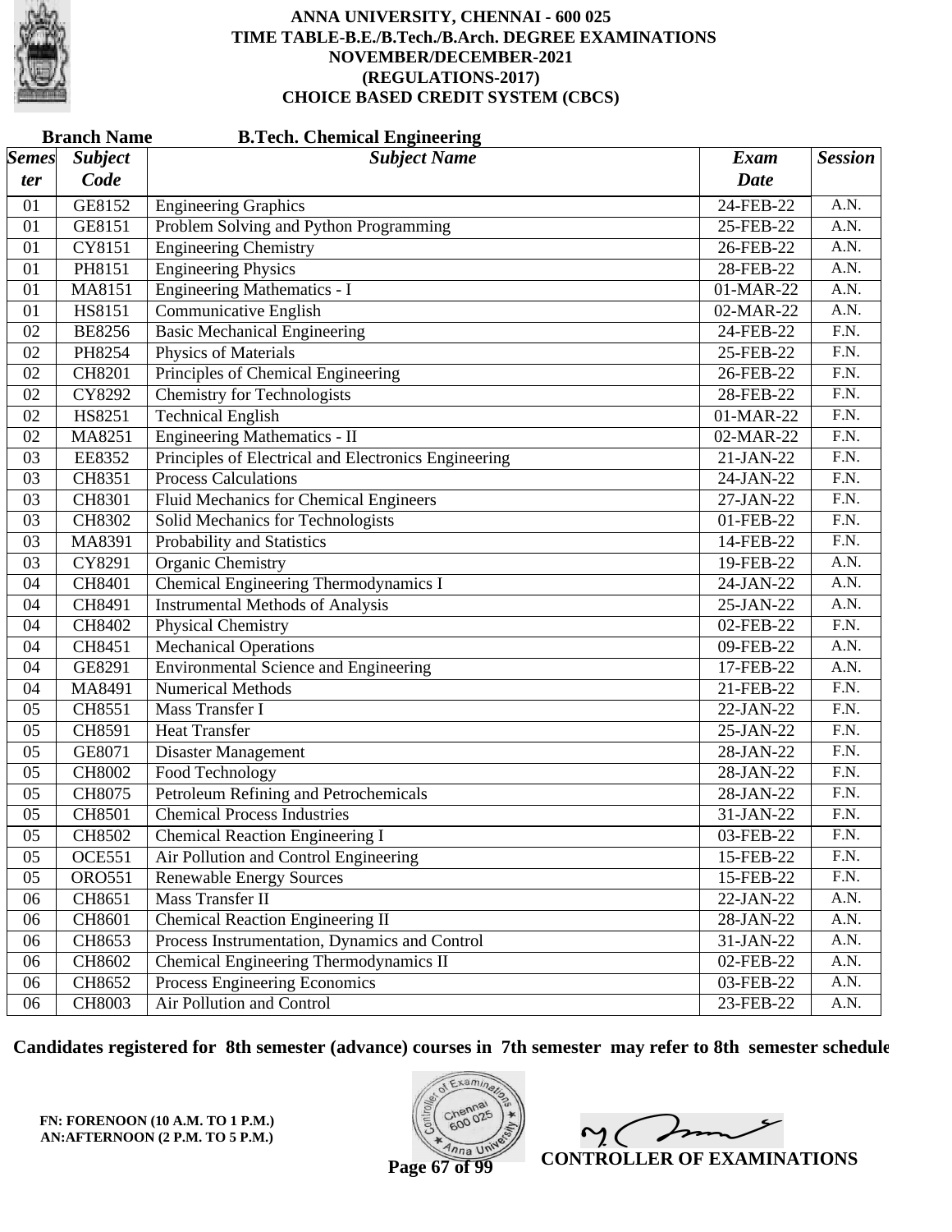# ANNA UNIVERSITY, CHENNAI - 600 025
## TIME TABLE-B.E./B.Tech./B.Arch. DEGREE EXAMINATIONS
## NOVEMBER/DECEMBER-2021
## (REGULATIONS-2017)
## CHOICE BASED CREDIT SYSTEM (CBCS)

**Branch Name** **B.Tech. Chemical Engineering**

| Semester | Subject Code | Subject Name | Exam Date | Session |
|---|---|---|---|---|
| 01 | GE8152 | Engineering Graphics | 24-FEB-22 | A.N. |
| 01 | GE8151 | Problem Solving and Python Programming | 25-FEB-22 | A.N. |
| 01 | CY8151 | Engineering Chemistry | 26-FEB-22 | A.N. |
| 01 | PH8151 | Engineering Physics | 28-FEB-22 | A.N. |
| 01 | MA8151 | Engineering Mathematics - I | 01-MAR-22 | A.N. |
| 01 | HS8151 | Communicative English | 02-MAR-22 | A.N. |
| 02 | BE8256 | Basic Mechanical Engineering | 24-FEB-22 | F.N. |
| 02 | PH8254 | Physics of Materials | 25-FEB-22 | F.N. |
| 02 | CH8201 | Principles of Chemical Engineering | 26-FEB-22 | F.N. |
| 02 | CY8292 | Chemistry for Technologists | 28-FEB-22 | F.N. |
| 02 | HS8251 | Technical English | 01-MAR-22 | F.N. |
| 02 | MA8251 | Engineering Mathematics - II | 02-MAR-22 | F.N. |
| 03 | EE8352 | Principles of Electrical and Electronics Engineering | 21-JAN-22 | F.N. |
| 03 | CH8351 | Process Calculations | 24-JAN-22 | F.N. |
| 03 | CH8301 | Fluid Mechanics for Chemical Engineers | 27-JAN-22 | F.N. |
| 03 | CH8302 | Solid Mechanics for Technologists | 01-FEB-22 | F.N. |
| 03 | MA8391 | Probability and Statistics | 14-FEB-22 | F.N. |
| 03 | CY8291 | Organic Chemistry | 19-FEB-22 | A.N. |
| 04 | CH8401 | Chemical Engineering Thermodynamics I | 24-JAN-22 | A.N. |
| 04 | CH8491 | Instrumental Methods of Analysis | 25-JAN-22 | A.N. |
| 04 | CH8402 | Physical Chemistry | 02-FEB-22 | F.N. |
| 04 | CH8451 | Mechanical Operations | 09-FEB-22 | A.N. |
| 04 | GE8291 | Environmental Science and Engineering | 17-FEB-22 | A.N. |
| 04 | MA8491 | Numerical Methods | 21-FEB-22 | F.N. |
| 05 | CH8551 | Mass Transfer I | 22-JAN-22 | F.N. |
| 05 | CH8591 | Heat Transfer | 25-JAN-22 | F.N. |
| 05 | GE8071 | Disaster Management | 28-JAN-22 | F.N. |
| 05 | CH8002 | Food Technology | 28-JAN-22 | F.N. |
| 05 | CH8075 | Petroleum Refining and Petrochemicals | 28-JAN-22 | F.N. |
| 05 | CH8501 | Chemical Process Industries | 31-JAN-22 | F.N. |
| 05 | CH8502 | Chemical Reaction Engineering I | 03-FEB-22 | F.N. |
| 05 | OCE551 | Air Pollution and Control Engineering | 15-FEB-22 | F.N. |
| 05 | ORO551 | Renewable Energy Sources | 15-FEB-22 | F.N. |
| 06 | CH8651 | Mass Transfer II | 22-JAN-22 | A.N. |
| 06 | CH8601 | Chemical Reaction Engineering II | 28-JAN-22 | A.N. |
| 06 | CH8653 | Process Instrumentation, Dynamics and Control | 31-JAN-22 | A.N. |
| 06 | CH8602 | Chemical Engineering Thermodynamics II | 02-FEB-22 | A.N. |
| 06 | CH8652 | Process Engineering Economics | 03-FEB-22 | A.N. |
| 06 | CH8003 | Air Pollution and Control | 23-FEB-22 | A.N. |

**Candidates registered for 8th semester (advance) courses in 7th semester may refer to 8th semester schedule**

**FN: FORENOON (10 A.M. TO 1 P.M.)**
**AN:AFTERNOON (2 P.M. TO 5 P.M.)**

**CONTROLLER OF EXAMINATIONS**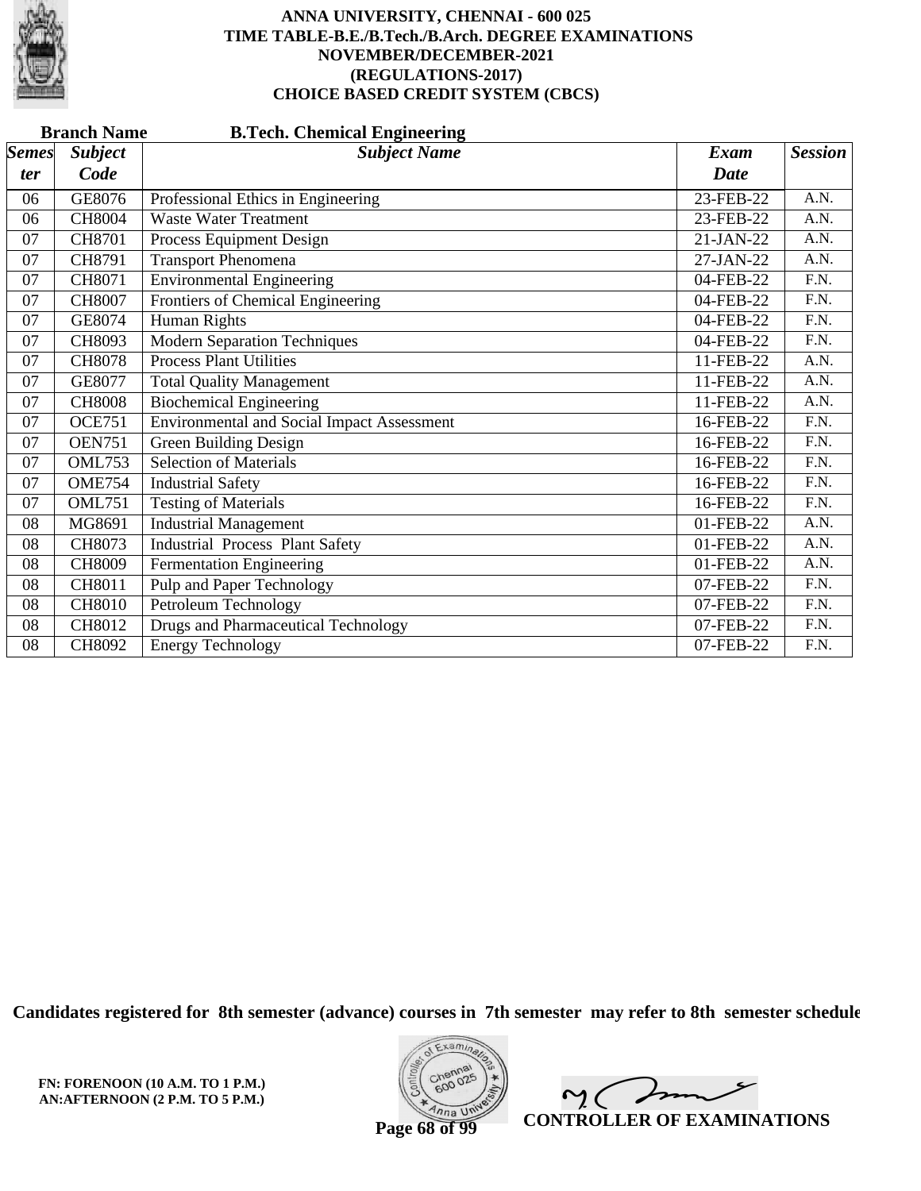# ANNA UNIVERSITY, CHENNAI - 600 025
## TIME TABLE-B.E./B.Tech./B.Arch. DEGREE EXAMINATIONS
## NOVEMBER/DECEMBER-2021
## (REGULATIONS-2017)
## CHOICE BASED CREDIT SYSTEM (CBCS)

**Branch Name** **B.Tech. Chemical Engineering**

| *Semester* | *Subject Code* | *Subject Name* | *Exam Date* | *Session* |
|---|---|---|---|---|
| 06 | GE8076 | Professional Ethics in Engineering | 23-FEB-22 | A.N. |
| 06 | CH8004 | Waste Water Treatment | 23-FEB-22 | A.N. |
| 07 | CH8701 | Process Equipment Design | 21-JAN-22 | A.N. |
| 07 | CH8791 | Transport Phenomena | 27-JAN-22 | A.N. |
| 07 | CH8071 | Environmental Engineering | 04-FEB-22 | F.N. |
| 07 | CH8007 | Frontiers of Chemical Engineering | 04-FEB-22 | F.N. |
| 07 | GE8074 | Human Rights | 04-FEB-22 | F.N. |
| 07 | CH8093 | Modern Separation Techniques | 04-FEB-22 | F.N. |
| 07 | CH8078 | Process Plant Utilities | 11-FEB-22 | A.N. |
| 07 | GE8077 | Total Quality Management | 11-FEB-22 | A.N. |
| 07 | CH8008 | Biochemical Engineering | 11-FEB-22 | A.N. |
| 07 | OCE751 | Environmental and Social Impact Assessment | 16-FEB-22 | F.N. |
| 07 | OEN751 | Green Building Design | 16-FEB-22 | F.N. |
| 07 | OML753 | Selection of Materials | 16-FEB-22 | F.N. |
| 07 | OME754 | Industrial Safety | 16-FEB-22 | F.N. |
| 07 | OML751 | Testing of Materials | 16-FEB-22 | F.N. |
| 08 | MG8691 | Industrial Management | 01-FEB-22 | A.N. |
| 08 | CH8073 | Industrial Process Plant Safety | 01-FEB-22 | A.N. |
| 08 | CH8009 | Fermentation Engineering | 01-FEB-22 | A.N. |
| 08 | CH8011 | Pulp and Paper Technology | 07-FEB-22 | F.N. |
| 08 | CH8010 | Petroleum Technology | 07-FEB-22 | F.N. |
| 08 | CH8012 | Drugs and Pharmaceutical Technology | 07-FEB-22 | F.N. |
| 08 | CH8092 | Energy Technology | 07-FEB-22 | F.N. |

**Candidates registered for 8th semester (advance) courses in 7th semester may refer to 8th semester schedule**

**FN: FORENOON (10 A.M. TO 1 P.M.)**
**AN:AFTERNOON (2 P.M. TO 5 P.M.)**

**CONTROLLER OF EXAMINATIONS**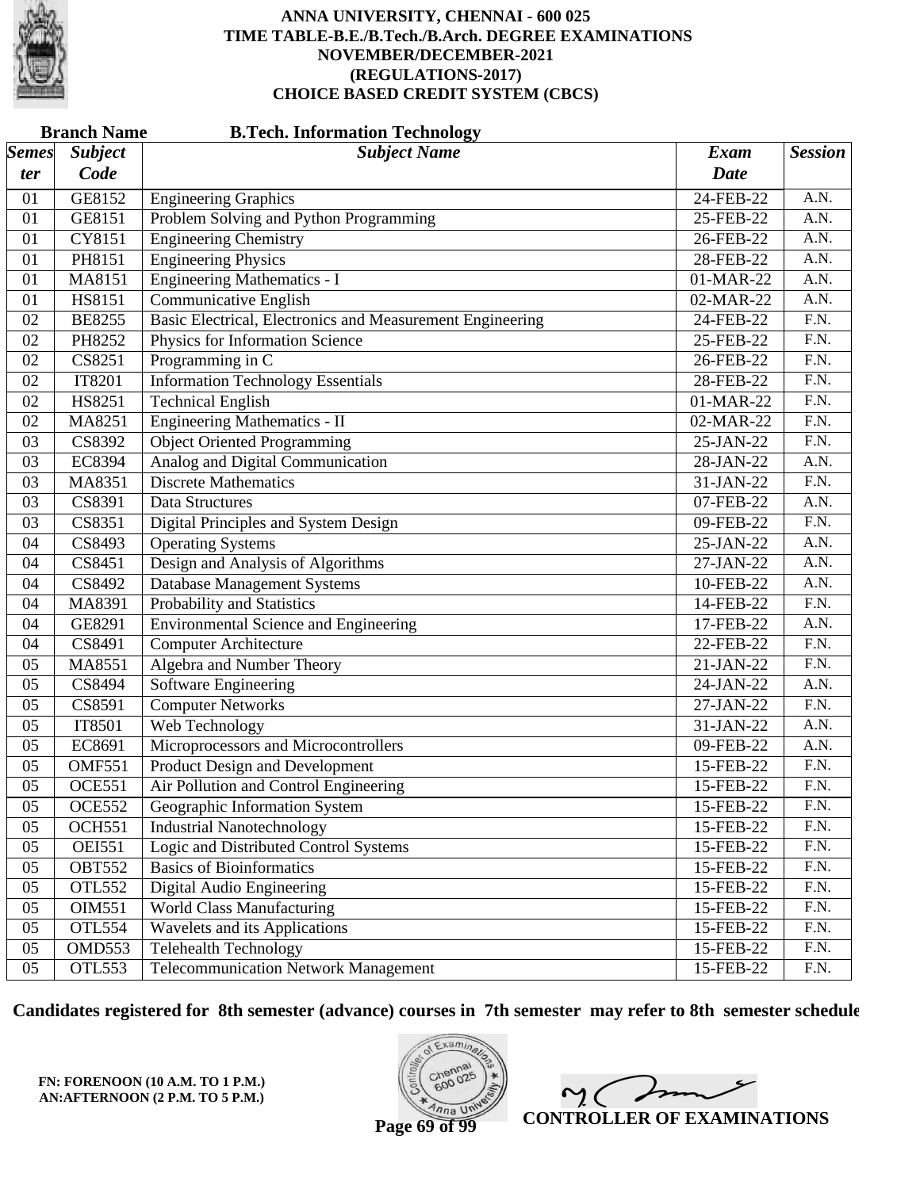# ANNA UNIVERSITY, CHENNAI - 600 025
## TIME TABLE-B.E./B.Tech./B.Arch. DEGREE EXAMINATIONS
## NOVEMBER/DECEMBER-2021
## (REGULATIONS-2017)
## CHOICE BASED CREDIT SYSTEM (CBCS)

**Branch Name** **B.Tech. Information Technology**

| Semester | Subject Code | Subject Name | Exam Date | Session |
|---|---|---|---|---|
| 01 | GE8152 | Engineering Graphics | 24-FEB-22 | A.N. |
| 01 | GE8151 | Problem Solving and Python Programming | 25-FEB-22 | A.N. |
| 01 | CY8151 | Engineering Chemistry | 26-FEB-22 | A.N. |
| 01 | PH8151 | Engineering Physics | 28-FEB-22 | A.N. |
| 01 | MA8151 | Engineering Mathematics - I | 01-MAR-22 | A.N. |
| 01 | HS8151 | Communicative English | 02-MAR-22 | A.N. |
| 02 | BE8255 | Basic Electrical, Electronics and Measurement Engineering | 24-FEB-22 | F.N. |
| 02 | PH8252 | Physics for Information Science | 25-FEB-22 | F.N. |
| 02 | CS8251 | Programming in C | 26-FEB-22 | F.N. |
| 02 | IT8201 | Information Technology Essentials | 28-FEB-22 | F.N. |
| 02 | HS8251 | Technical English | 01-MAR-22 | F.N. |
| 02 | MA8251 | Engineering Mathematics - II | 02-MAR-22 | F.N. |
| 03 | CS8392 | Object Oriented Programming | 25-JAN-22 | F.N. |
| 03 | EC8394 | Analog and Digital Communication | 28-JAN-22 | A.N. |
| 03 | MA8351 | Discrete Mathematics | 31-JAN-22 | F.N. |
| 03 | CS8391 | Data Structures | 07-FEB-22 | A.N. |
| 03 | CS8351 | Digital Principles and System Design | 09-FEB-22 | F.N. |
| 04 | CS8493 | Operating Systems | 25-JAN-22 | A.N. |
| 04 | CS8451 | Design and Analysis of Algorithms | 27-JAN-22 | A.N. |
| 04 | CS8492 | Database Management Systems | 10-FEB-22 | A.N. |
| 04 | MA8391 | Probability and Statistics | 14-FEB-22 | F.N. |
| 04 | GE8291 | Environmental Science and Engineering | 17-FEB-22 | A.N. |
| 04 | CS8491 | Computer Architecture | 22-FEB-22 | F.N. |
| 05 | MA8551 | Algebra and Number Theory | 21-JAN-22 | F.N. |
| 05 | CS8494 | Software Engineering | 24-JAN-22 | A.N. |
| 05 | CS8591 | Computer Networks | 27-JAN-22 | F.N. |
| 05 | IT8501 | Web Technology | 31-JAN-22 | A.N. |
| 05 | EC8691 | Microprocessors and Microcontrollers | 09-FEB-22 | A.N. |
| 05 | OMF551 | Product Design and Development | 15-FEB-22 | F.N. |
| 05 | OCE551 | Air Pollution and Control Engineering | 15-FEB-22 | F.N. |
| 05 | OCE552 | Geographic Information System | 15-FEB-22 | F.N. |
| 05 | OCH551 | Industrial Nanotechnology | 15-FEB-22 | F.N. |
| 05 | OEI551 | Logic and Distributed Control Systems | 15-FEB-22 | F.N. |
| 05 | OBT552 | Basics of Bioinformatics | 15-FEB-22 | F.N. |
| 05 | OTL552 | Digital Audio Engineering | 15-FEB-22 | F.N. |
| 05 | OIM551 | World Class Manufacturing | 15-FEB-22 | F.N. |
| 05 | OTL554 | Wavelets and its Applications | 15-FEB-22 | F.N. |
| 05 | OMD553 | Telehealth Technology | 15-FEB-22 | F.N. |
| 05 | OTL553 | Telecommunication Network Management | 15-FEB-22 | F.N. |

**Candidates registered for 8th semester (advance) courses in 7th semester may refer to 8th semester schedule**

**FN: FORENOON (10 A.M. TO 1 P.M.)**
**AN:AFTERNOON (2 P.M. TO 5 P.M.)**

**CONTROLLER OF EXAMINATIONS**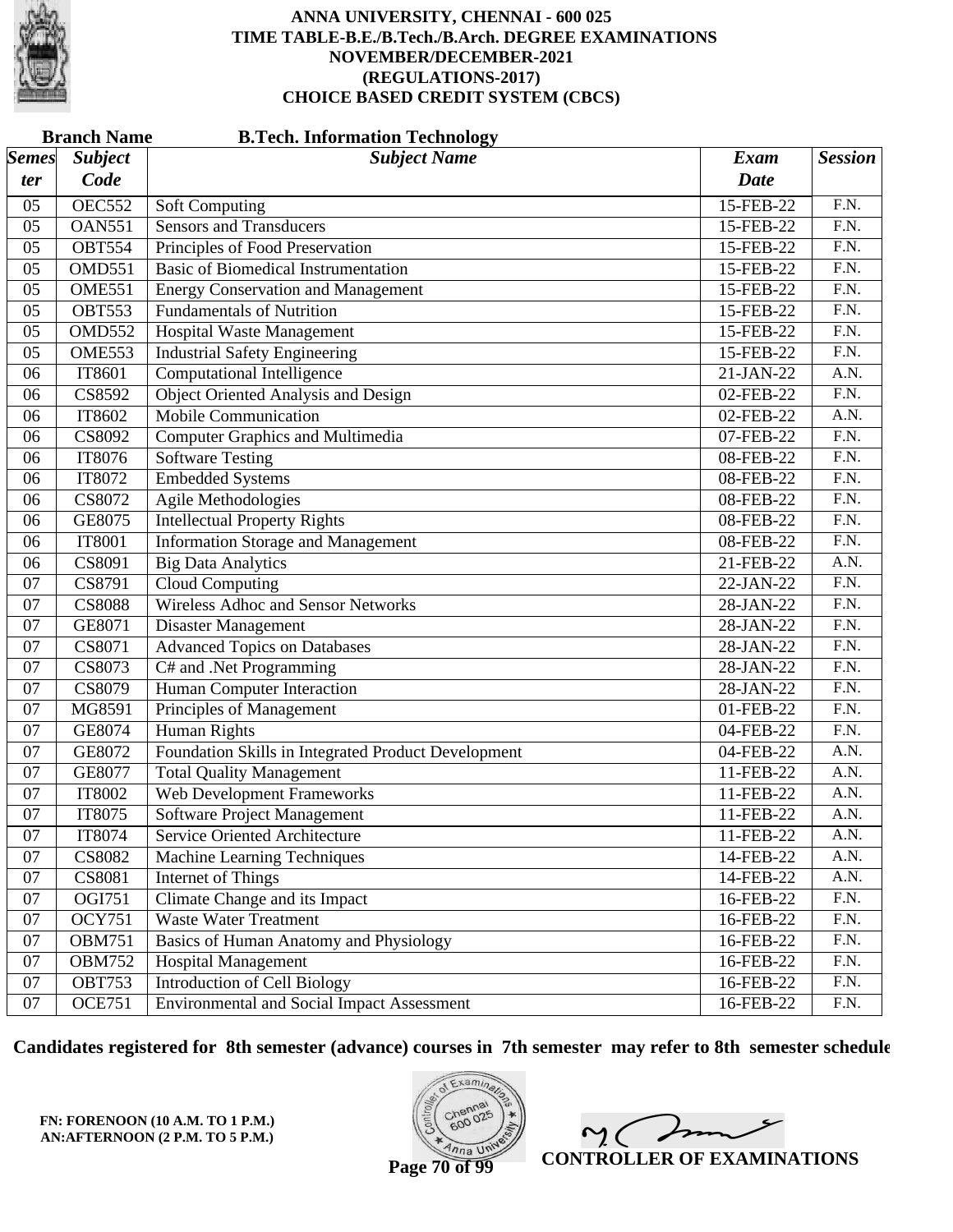# ANNA UNIVERSITY, CHENNAI - 600 025
## TIME TABLE-B.E./B.Tech./B.Arch. DEGREE EXAMINATIONS
## NOVEMBER/DECEMBER-2021
## (REGULATIONS-2017)
## CHOICE BASED CREDIT SYSTEM (CBCS)

**Branch Name** **B.Tech. Information Technology**

| *Semester* | *Subject Code* | *Subject Name* | *Exam Date* | *Session* |
|---|---|---|---|---|
| 05 | OEC552 | Soft Computing | 15-FEB-22 | F.N. |
| 05 | OAN551 | Sensors and Transducers | 15-FEB-22 | F.N. |
| 05 | OBT554 | Principles of Food Preservation | 15-FEB-22 | F.N. |
| 05 | OMD551 | Basic of Biomedical Instrumentation | 15-FEB-22 | F.N. |
| 05 | OME551 | Energy Conservation and Management | 15-FEB-22 | F.N. |
| 05 | OBT553 | Fundamentals of Nutrition | 15-FEB-22 | F.N. |
| 05 | OMD552 | Hospital Waste Management | 15-FEB-22 | F.N. |
| 05 | OME553 | Industrial Safety Engineering | 15-FEB-22 | F.N. |
| 06 | IT8601 | Computational Intelligence | 21-JAN-22 | A.N. |
| 06 | CS8592 | Object Oriented Analysis and Design | 02-FEB-22 | F.N. |
| 06 | IT8602 | Mobile Communication | 02-FEB-22 | A.N. |
| 06 | CS8092 | Computer Graphics and Multimedia | 07-FEB-22 | F.N. |
| 06 | IT8076 | Software Testing | 08-FEB-22 | F.N. |
| 06 | IT8072 | Embedded Systems | 08-FEB-22 | F.N. |
| 06 | CS8072 | Agile Methodologies | 08-FEB-22 | F.N. |
| 06 | GE8075 | Intellectual Property Rights | 08-FEB-22 | F.N. |
| 06 | IT8001 | Information Storage and Management | 08-FEB-22 | F.N. |
| 06 | CS8091 | Big Data Analytics | 21-FEB-22 | A.N. |
| 07 | CS8791 | Cloud Computing | 22-JAN-22 | F.N. |
| 07 | CS8088 | Wireless Adhoc and Sensor Networks | 28-JAN-22 | F.N. |
| 07 | GE8071 | Disaster Management | 28-JAN-22 | F.N. |
| 07 | CS8071 | Advanced Topics on Databases | 28-JAN-22 | F.N. |
| 07 | CS8073 | C# and .Net Programming | 28-JAN-22 | F.N. |
| 07 | CS8079 | Human Computer Interaction | 28-JAN-22 | F.N. |
| 07 | MG8591 | Principles of Management | 01-FEB-22 | F.N. |
| 07 | GE8074 | Human Rights | 04-FEB-22 | F.N. |
| 07 | GE8072 | Foundation Skills in Integrated Product Development | 04-FEB-22 | A.N. |
| 07 | GE8077 | Total Quality Management | 11-FEB-22 | A.N. |
| 07 | IT8002 | Web Development Frameworks | 11-FEB-22 | A.N. |
| 07 | IT8075 | Software Project Management | 11-FEB-22 | A.N. |
| 07 | IT8074 | Service Oriented Architecture | 11-FEB-22 | A.N. |
| 07 | CS8082 | Machine Learning Techniques | 14-FEB-22 | A.N. |
| 07 | CS8081 | Internet of Things | 14-FEB-22 | A.N. |
| 07 | OGI751 | Climate Change and its Impact | 16-FEB-22 | F.N. |
| 07 | OCY751 | Waste Water Treatment | 16-FEB-22 | F.N. |
| 07 | OBM751 | Basics of Human Anatomy and Physiology | 16-FEB-22 | F.N. |
| 07 | OBM752 | Hospital Management | 16-FEB-22 | F.N. |
| 07 | OBT753 | Introduction of Cell Biology | 16-FEB-22 | F.N. |
| 07 | OCE751 | Environmental and Social Impact Assessment | 16-FEB-22 | F.N. |

**Candidates registered for 8th semester (advance) courses in 7th semester may refer to 8th semester schedule**

**FN: FORENOON (10 A.M. TO 1 P.M.)**
**AN:AFTERNOON (2 P.M. TO 5 P.M.)**

**CONTROLLER OF EXAMINATIONS**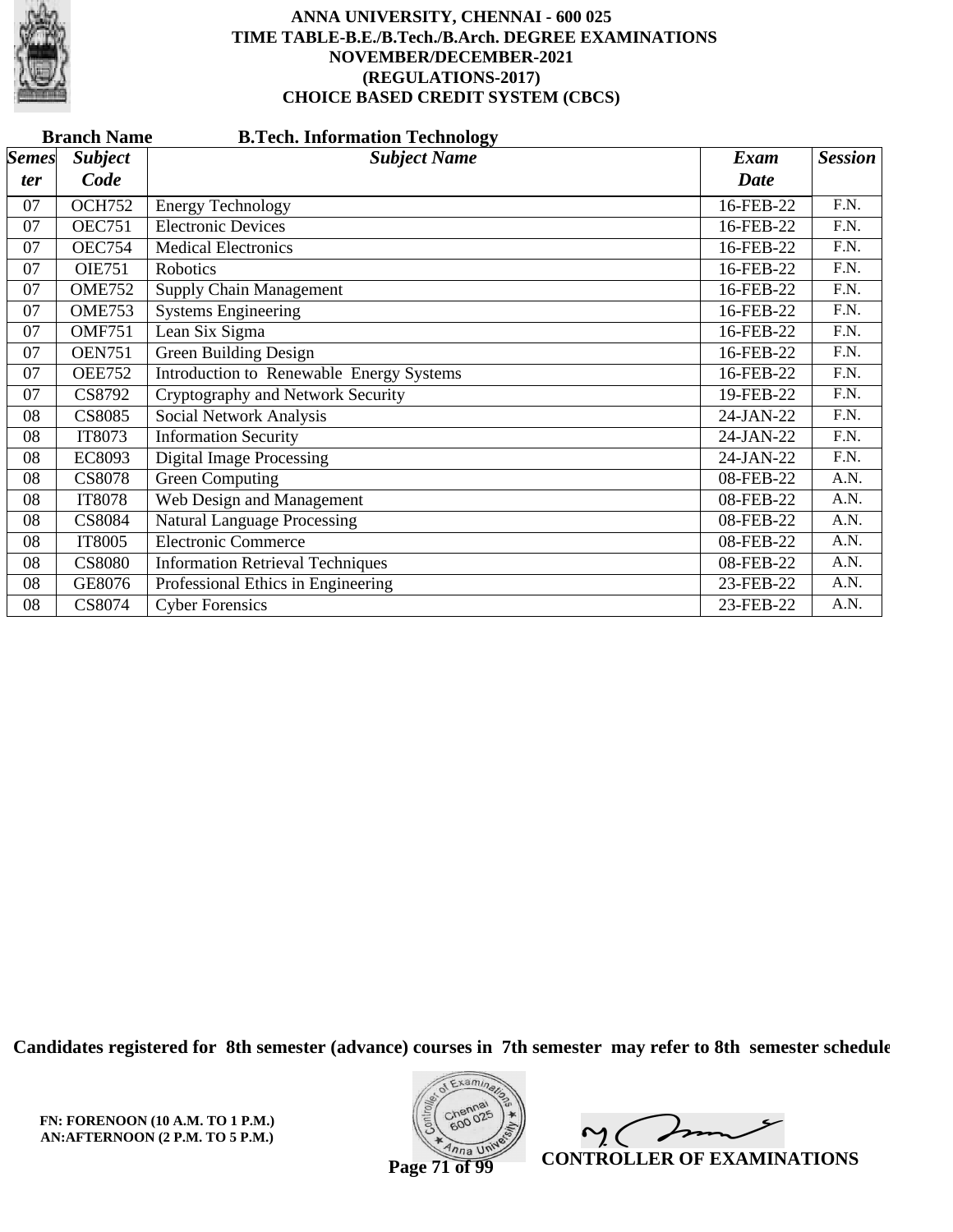# ANNA UNIVERSITY, CHENNAI - 600 025
## TIME TABLE-B.E./B.Tech./B.Arch. DEGREE EXAMINATIONS
## NOVEMBER/DECEMBER-2021
## (REGULATIONS-2017)
## CHOICE BASED CREDIT SYSTEM (CBCS)

**Branch Name** **B.Tech. Information Technology**

| *Semester* | *Subject Code* | *Subject Name* | *Exam Date* | *Session* |
|---|---|---|---|---|
| 07 | OCH752 | Energy Technology | 16-FEB-22 | F.N. |
| 07 | OEC751 | Electronic Devices | 16-FEB-22 | F.N. |
| 07 | OEC754 | Medical Electronics | 16-FEB-22 | F.N. |
| 07 | OIE751 | Robotics | 16-FEB-22 | F.N. |
| 07 | OME752 | Supply Chain Management | 16-FEB-22 | F.N. |
| 07 | OME753 | Systems Engineering | 16-FEB-22 | F.N. |
| 07 | OMF751 | Lean Six Sigma | 16-FEB-22 | F.N. |
| 07 | OEN751 | Green Building Design | 16-FEB-22 | F.N. |
| 07 | OEE752 | Introduction to Renewable Energy Systems | 16-FEB-22 | F.N. |
| 07 | CS8792 | Cryptography and Network Security | 19-FEB-22 | F.N. |
| 08 | CS8085 | Social Network Analysis | 24-JAN-22 | F.N. |
| 08 | IT8073 | Information Security | 24-JAN-22 | F.N. |
| 08 | EC8093 | Digital Image Processing | 24-JAN-22 | F.N. |
| 08 | CS8078 | Green Computing | 08-FEB-22 | A.N. |
| 08 | IT8078 | Web Design and Management | 08-FEB-22 | A.N. |
| 08 | CS8084 | Natural Language Processing | 08-FEB-22 | A.N. |
| 08 | IT8005 | Electronic Commerce | 08-FEB-22 | A.N. |
| 08 | CS8080 | Information Retrieval Techniques | 08-FEB-22 | A.N. |
| 08 | GE8076 | Professional Ethics in Engineering | 23-FEB-22 | A.N. |
| 08 | CS8074 | Cyber Forensics | 23-FEB-22 | A.N. |

**Candidates registered for 8th semester (advance) courses in 7th semester may refer to 8th semester schedule**

**FN: FORENOON (10 A.M. TO 1 P.M.)**
**AN:AFTERNOON (2 P.M. TO 5 P.M.)**

**CONTROLLER OF EXAMINATIONS**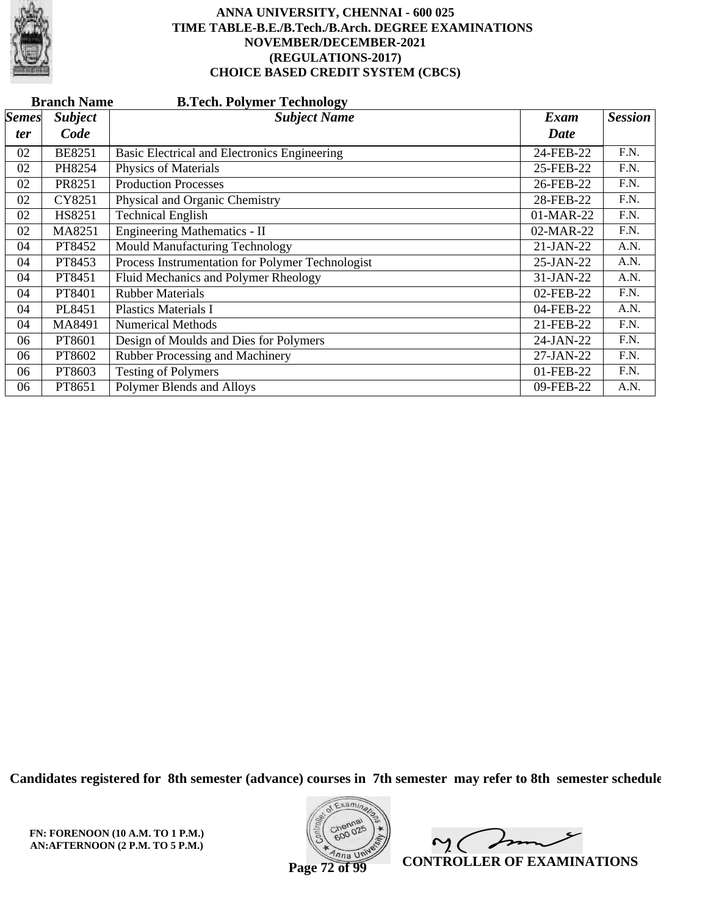# ANNA UNIVERSITY, CHENNAI - 600 025
## TIME TABLE-B.E./B.Tech./B.Arch. DEGREE EXAMINATIONS
## NOVEMBER/DECEMBER-2021
## (REGULATIONS-2017)
## CHOICE BASED CREDIT SYSTEM (CBCS)

**Branch Name** **B.Tech. Polymer Technology**

| *Semester* | *Subject Code* | *Subject Name* | *Exam Date* | *Session* |
|---|---|---|---|---|
| 02 | BE8251 | Basic Electrical and Electronics Engineering | 24-FEB-22 | F.N. |
| 02 | PH8254 | Physics of Materials | 25-FEB-22 | F.N. |
| 02 | PR8251 | Production Processes | 26-FEB-22 | F.N. |
| 02 | CY8251 | Physical and Organic Chemistry | 28-FEB-22 | F.N. |
| 02 | HS8251 | Technical English | 01-MAR-22 | F.N. |
| 02 | MA8251 | Engineering Mathematics - II | 02-MAR-22 | F.N. |
| 04 | PT8452 | Mould Manufacturing Technology | 21-JAN-22 | A.N. |
| 04 | PT8453 | Process Instrumentation for Polymer Technologist | 25-JAN-22 | A.N. |
| 04 | PT8451 | Fluid Mechanics and Polymer Rheology | 31-JAN-22 | A.N. |
| 04 | PT8401 | Rubber Materials | 02-FEB-22 | F.N. |
| 04 | PL8451 | Plastics Materials I | 04-FEB-22 | A.N. |
| 04 | MA8491 | Numerical Methods | 21-FEB-22 | F.N. |
| 06 | PT8601 | Design of Moulds and Dies for Polymers | 24-JAN-22 | F.N. |
| 06 | PT8602 | Rubber Processing and Machinery | 27-JAN-22 | F.N. |
| 06 | PT8603 | Testing of Polymers | 01-FEB-22 | F.N. |
| 06 | PT8651 | Polymer Blends and Alloys | 09-FEB-22 | A.N. |

**Candidates registered for 8th semester (advance) courses in 7th semester may refer to 8th semester schedule**

**FN: FORENOON (10 A.M. TO 1 P.M.)**
**AN:AFTERNOON (2 P.M. TO 5 P.M.)**

**CONTROLLER OF EXAMINATIONS**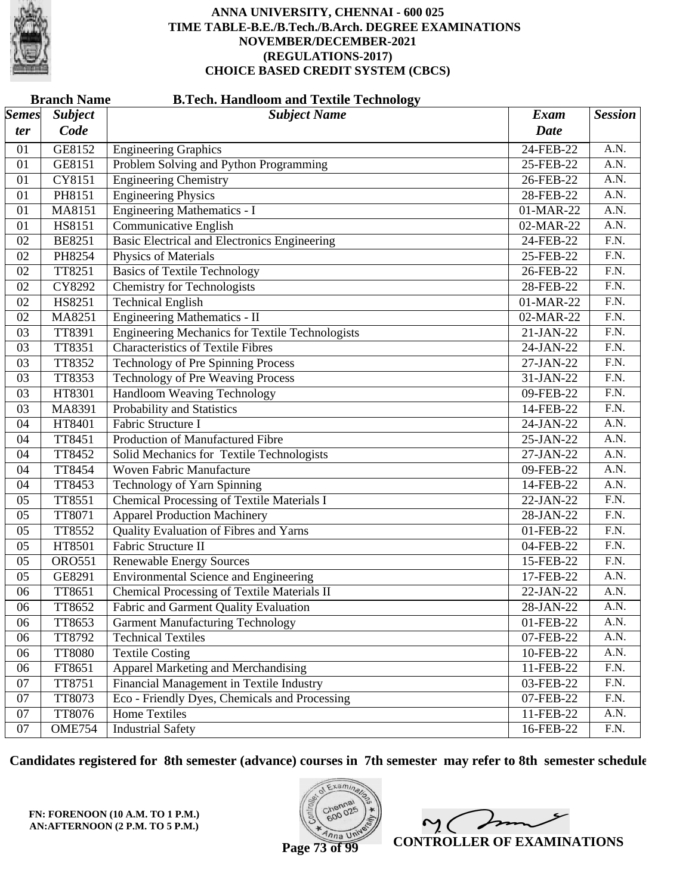# ANNA UNIVERSITY, CHENNAI - 600 025
## TIME TABLE-B.E./B.Tech./B.Arch. DEGREE EXAMINATIONS
## NOVEMBER/DECEMBER-2021
## (REGULATIONS-2017)
## CHOICE BASED CREDIT SYSTEM (CBCS)

**Branch Name** **B.Tech. Handloom and Textile Technology**

| *Semester* | *Subject Code* | *Subject Name* | *Exam Date* | *Session* |
|---|---|---|---|---|
| 01 | GE8152 | Engineering Graphics | 24-FEB-22 | A.N. |
| 01 | GE8151 | Problem Solving and Python Programming | 25-FEB-22 | A.N. |
| 01 | CY8151 | Engineering Chemistry | 26-FEB-22 | A.N. |
| 01 | PH8151 | Engineering Physics | 28-FEB-22 | A.N. |
| 01 | MA8151 | Engineering Mathematics - I | 01-MAR-22 | A.N. |
| 01 | HS8151 | Communicative English | 02-MAR-22 | A.N. |
| 02 | BE8251 | Basic Electrical and Electronics Engineering | 24-FEB-22 | F.N. |
| 02 | PH8254 | Physics of Materials | 25-FEB-22 | F.N. |
| 02 | TT8251 | Basics of Textile Technology | 26-FEB-22 | F.N. |
| 02 | CY8292 | Chemistry for Technologists | 28-FEB-22 | F.N. |
| 02 | HS8251 | Technical English | 01-MAR-22 | F.N. |
| 02 | MA8251 | Engineering Mathematics - II | 02-MAR-22 | F.N. |
| 03 | TT8391 | Engineering Mechanics for Textile Technologists | 21-JAN-22 | F.N. |
| 03 | TT8351 | Characteristics of Textile Fibres | 24-JAN-22 | F.N. |
| 03 | TT8352 | Technology of Pre Spinning Process | 27-JAN-22 | F.N. |
| 03 | TT8353 | Technology of Pre Weaving Process | 31-JAN-22 | F.N. |
| 03 | HT8301 | Handloom Weaving Technology | 09-FEB-22 | F.N. |
| 03 | MA8391 | Probability and Statistics | 14-FEB-22 | F.N. |
| 04 | HT8401 | Fabric Structure I | 24-JAN-22 | A.N. |
| 04 | TT8451 | Production of Manufactured Fibre | 25-JAN-22 | A.N. |
| 04 | TT8452 | Solid Mechanics for Textile Technologists | 27-JAN-22 | A.N. |
| 04 | TT8454 | Woven Fabric Manufacture | 09-FEB-22 | A.N. |
| 04 | TT8453 | Technology of Yarn Spinning | 14-FEB-22 | A.N. |
| 05 | TT8551 | Chemical Processing of Textile Materials I | 22-JAN-22 | F.N. |
| 05 | TT8071 | Apparel Production Machinery | 28-JAN-22 | F.N. |
| 05 | TT8552 | Quality Evaluation of Fibres and Yarns | 01-FEB-22 | F.N. |
| 05 | HT8501 | Fabric Structure II | 04-FEB-22 | F.N. |
| 05 | ORO551 | Renewable Energy Sources | 15-FEB-22 | F.N. |
| 05 | GE8291 | Environmental Science and Engineering | 17-FEB-22 | A.N. |
| 06 | TT8651 | Chemical Processing of Textile Materials II | 22-JAN-22 | A.N. |
| 06 | TT8652 | Fabric and Garment Quality Evaluation | 28-JAN-22 | A.N. |
| 06 | TT8653 | Garment Manufacturing Technology | 01-FEB-22 | A.N. |
| 06 | TT8792 | Technical Textiles | 07-FEB-22 | A.N. |
| 06 | TT8080 | Textile Costing | 10-FEB-22 | A.N. |
| 06 | FT8651 | Apparel Marketing and Merchandising | 11-FEB-22 | F.N. |
| 07 | TT8751 | Financial Management in Textile Industry | 03-FEB-22 | F.N. |
| 07 | TT8073 | Eco - Friendly Dyes, Chemicals and Processing | 07-FEB-22 | F.N. |
| 07 | TT8076 | Home Textiles | 11-FEB-22 | A.N. |
| 07 | OME754 | Industrial Safety | 16-FEB-22 | F.N. |

**Candidates registered for 8th semester (advance) courses in 7th semester may refer to 8th semester schedule**

**FN: FORENOON (10 A.M. TO 1 P.M.)**
**AN:AFTERNOON (2 P.M. TO 5 P.M.)**

**CONTROLLER OF EXAMINATIONS**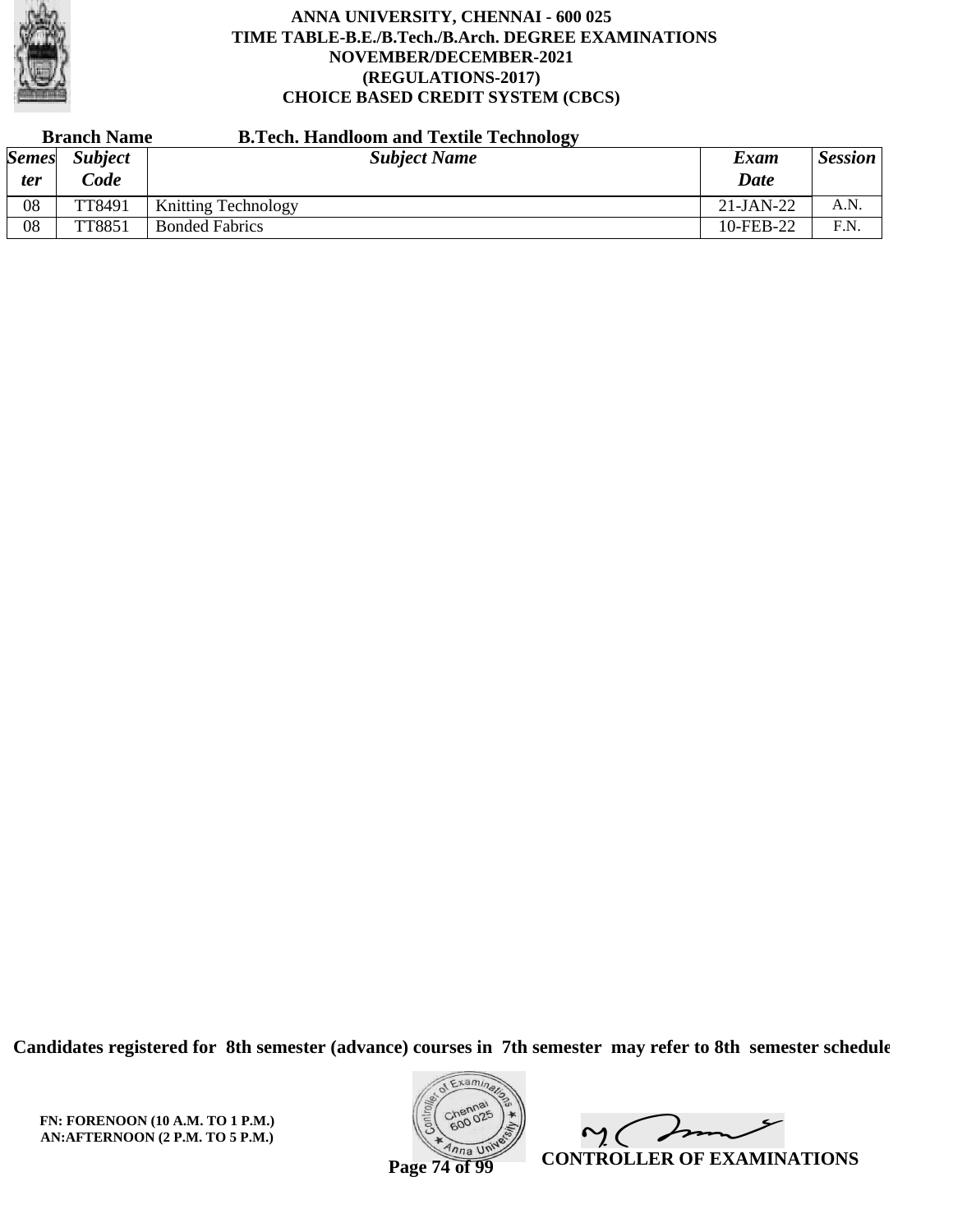# ANNA UNIVERSITY, CHENNAI - 600 025
## TIME TABLE-B.E./B.Tech./B.Arch. DEGREE EXAMINATIONS
## NOVEMBER/DECEMBER-2021
## (REGULATIONS-2017)
## CHOICE BASED CREDIT SYSTEM (CBCS)

**Branch Name** **B.Tech. Handloom and Textile Technology**

| *Semester* | *Subject Code* | *Subject Name* | *Exam Date* | *Session* |
|---|---|---|---|---|
| 08 | TT8491 | Knitting Technology | 21-JAN-22 | A.N. |
| 08 | TT8851 | Bonded Fabrics | 10-FEB-22 | F.N. |

**Candidates registered for 8th semester (advance) courses in 7th semester may refer to 8th semester schedule**

**FN: FORENOON (10 A.M. TO 1 P.M.)**
**AN:AFTERNOON (2 P.M. TO 5 P.M.)**

**CONTROLLER OF EXAMINATIONS**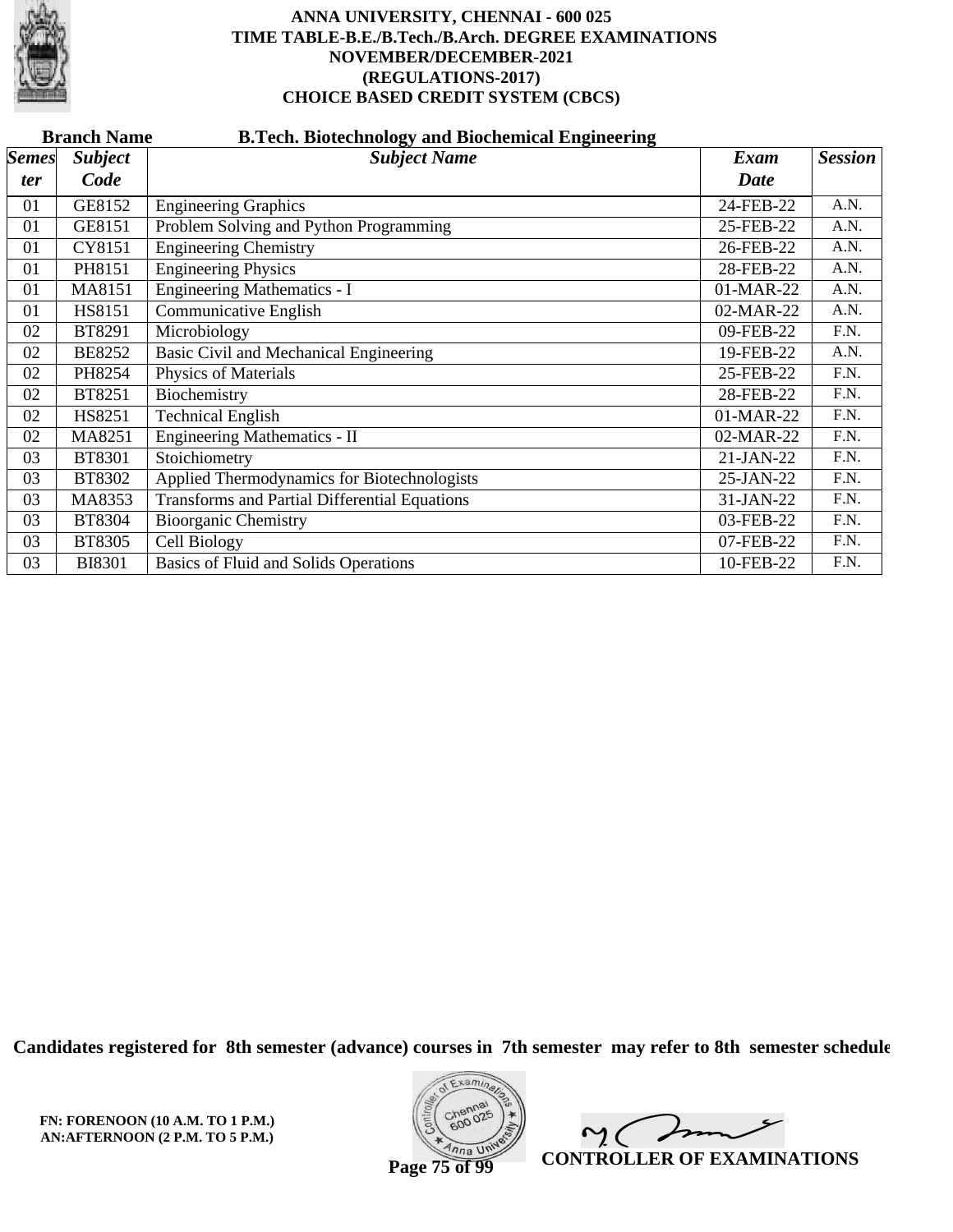# ANNA UNIVERSITY, CHENNAI - 600 025
## TIME TABLE-B.E./B.Tech./B.Arch. DEGREE EXAMINATIONS
## NOVEMBER/DECEMBER-2021
## (REGULATIONS-2017)
## CHOICE BASED CREDIT SYSTEM (CBCS)

**Branch Name** **B.Tech. Biotechnology and Biochemical Engineering**

| *Semester* | *Subject Code* | *Subject Name* | *Exam Date* | *Session* |
|---|---|---|---|---|
| 01 | GE8152 | Engineering Graphics | 24-FEB-22 | A.N. |
| 01 | GE8151 | Problem Solving and Python Programming | 25-FEB-22 | A.N. |
| 01 | CY8151 | Engineering Chemistry | 26-FEB-22 | A.N. |
| 01 | PH8151 | Engineering Physics | 28-FEB-22 | A.N. |
| 01 | MA8151 | Engineering Mathematics - I | 01-MAR-22 | A.N. |
| 01 | HS8151 | Communicative English | 02-MAR-22 | A.N. |
| 02 | BT8291 | Microbiology | 09-FEB-22 | F.N. |
| 02 | BE8252 | Basic Civil and Mechanical Engineering | 19-FEB-22 | A.N. |
| 02 | PH8254 | Physics of Materials | 25-FEB-22 | F.N. |
| 02 | BT8251 | Biochemistry | 28-FEB-22 | F.N. |
| 02 | HS8251 | Technical English | 01-MAR-22 | F.N. |
| 02 | MA8251 | Engineering Mathematics - II | 02-MAR-22 | F.N. |
| 03 | BT8301 | Stoichiometry | 21-JAN-22 | F.N. |
| 03 | BT8302 | Applied Thermodynamics for Biotechnologists | 25-JAN-22 | F.N. |
| 03 | MA8353 | Transforms and Partial Differential Equations | 31-JAN-22 | F.N. |
| 03 | BT8304 | Bioorganic Chemistry | 03-FEB-22 | F.N. |
| 03 | BT8305 | Cell Biology | 07-FEB-22 | F.N. |
| 03 | BI8301 | Basics of Fluid and Solids Operations | 10-FEB-22 | F.N. |

**Candidates registered for 8th semester (advance) courses in 7th semester may refer to 8th semester schedule**

**FN: FORENOON (10 A.M. TO 1 P.M.)**
**AN:AFTERNOON (2 P.M. TO 5 P.M.)**

**CONTROLLER OF EXAMINATIONS**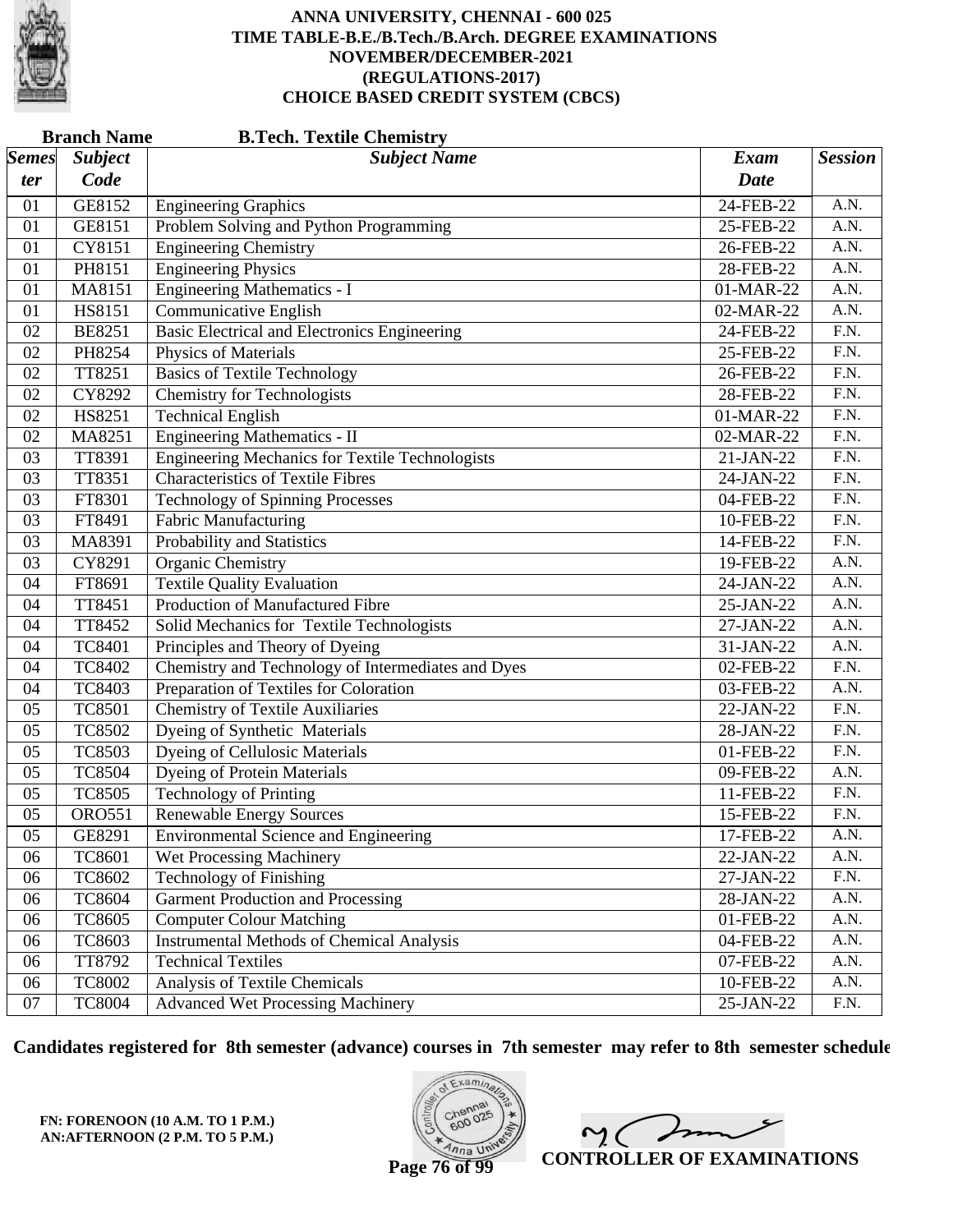**ANNA UNIVERSITY, CHENNAI - 600 025**
**TIME TABLE-B.E./B.Tech./B.Arch. DEGREE EXAMINATIONS**
**NOVEMBER/DECEMBER-2021**
**(REGULATIONS-2017)**
**CHOICE BASED CREDIT SYSTEM (CBCS)**

**Branch Name** **B.Tech. Textile Chemistry**

| *Semester* | *Subject Code* | *Subject Name* | *Exam Date* | *Session* |
|---|---|---|---|---|
| 01 | GE8152 | Engineering Graphics | 24-FEB-22 | A.N. |
| 01 | GE8151 | Problem Solving and Python Programming | 25-FEB-22 | A.N. |
| 01 | CY8151 | Engineering Chemistry | 26-FEB-22 | A.N. |
| 01 | PH8151 | Engineering Physics | 28-FEB-22 | A.N. |
| 01 | MA8151 | Engineering Mathematics - I | 01-MAR-22 | A.N. |
| 01 | HS8151 | Communicative English | 02-MAR-22 | A.N. |
| 02 | BE8251 | Basic Electrical and Electronics Engineering | 24-FEB-22 | F.N. |
| 02 | PH8254 | Physics of Materials | 25-FEB-22 | F.N. |
| 02 | TT8251 | Basics of Textile Technology | 26-FEB-22 | F.N. |
| 02 | CY8292 | Chemistry for Technologists | 28-FEB-22 | F.N. |
| 02 | HS8251 | Technical English | 01-MAR-22 | F.N. |
| 02 | MA8251 | Engineering Mathematics - II | 02-MAR-22 | F.N. |
| 03 | TT8391 | Engineering Mechanics for Textile Technologists | 21-JAN-22 | F.N. |
| 03 | TT8351 | Characteristics of Textile Fibres | 24-JAN-22 | F.N. |
| 03 | FT8301 | Technology of Spinning Processes | 04-FEB-22 | F.N. |
| 03 | FT8491 | Fabric Manufacturing | 10-FEB-22 | F.N. |
| 03 | MA8391 | Probability and Statistics | 14-FEB-22 | F.N. |
| 03 | CY8291 | Organic Chemistry | 19-FEB-22 | A.N. |
| 04 | FT8691 | Textile Quality Evaluation | 24-JAN-22 | A.N. |
| 04 | TT8451 | Production of Manufactured Fibre | 25-JAN-22 | A.N. |
| 04 | TT8452 | Solid Mechanics for Textile Technologists | 27-JAN-22 | A.N. |
| 04 | TC8401 | Principles and Theory of Dyeing | 31-JAN-22 | A.N. |
| 04 | TC8402 | Chemistry and Technology of Intermediates and Dyes | 02-FEB-22 | F.N. |
| 04 | TC8403 | Preparation of Textiles for Coloration | 03-FEB-22 | A.N. |
| 05 | TC8501 | Chemistry of Textile Auxiliaries | 22-JAN-22 | F.N. |
| 05 | TC8502 | Dyeing of Synthetic Materials | 28-JAN-22 | F.N. |
| 05 | TC8503 | Dyeing of Cellulosic Materials | 01-FEB-22 | F.N. |
| 05 | TC8504 | Dyeing of Protein Materials | 09-FEB-22 | A.N. |
| 05 | TC8505 | Technology of Printing | 11-FEB-22 | F.N. |
| 05 | ORO551 | Renewable Energy Sources | 15-FEB-22 | F.N. |
| 05 | GE8291 | Environmental Science and Engineering | 17-FEB-22 | A.N. |
| 06 | TC8601 | Wet Processing Machinery | 22-JAN-22 | A.N. |
| 06 | TC8602 | Technology of Finishing | 27-JAN-22 | F.N. |
| 06 | TC8604 | Garment Production and Processing | 28-JAN-22 | A.N. |
| 06 | TC8605 | Computer Colour Matching | 01-FEB-22 | A.N. |
| 06 | TC8603 | Instrumental Methods of Chemical Analysis | 04-FEB-22 | A.N. |
| 06 | TT8792 | Technical Textiles | 07-FEB-22 | A.N. |
| 06 | TC8002 | Analysis of Textile Chemicals | 10-FEB-22 | A.N. |
| 07 | TC8004 | Advanced Wet Processing Machinery | 25-JAN-22 | F.N. |

**Candidates registered for 8th semester (advance) courses in 7th semester may refer to 8th semester schedule**

**FN: FORENOON (10 A.M. TO 1 P.M.)**
**AN:AFTERNOON (2 P.M. TO 5 P.M.)**

**CONTROLLER OF EXAMINATIONS**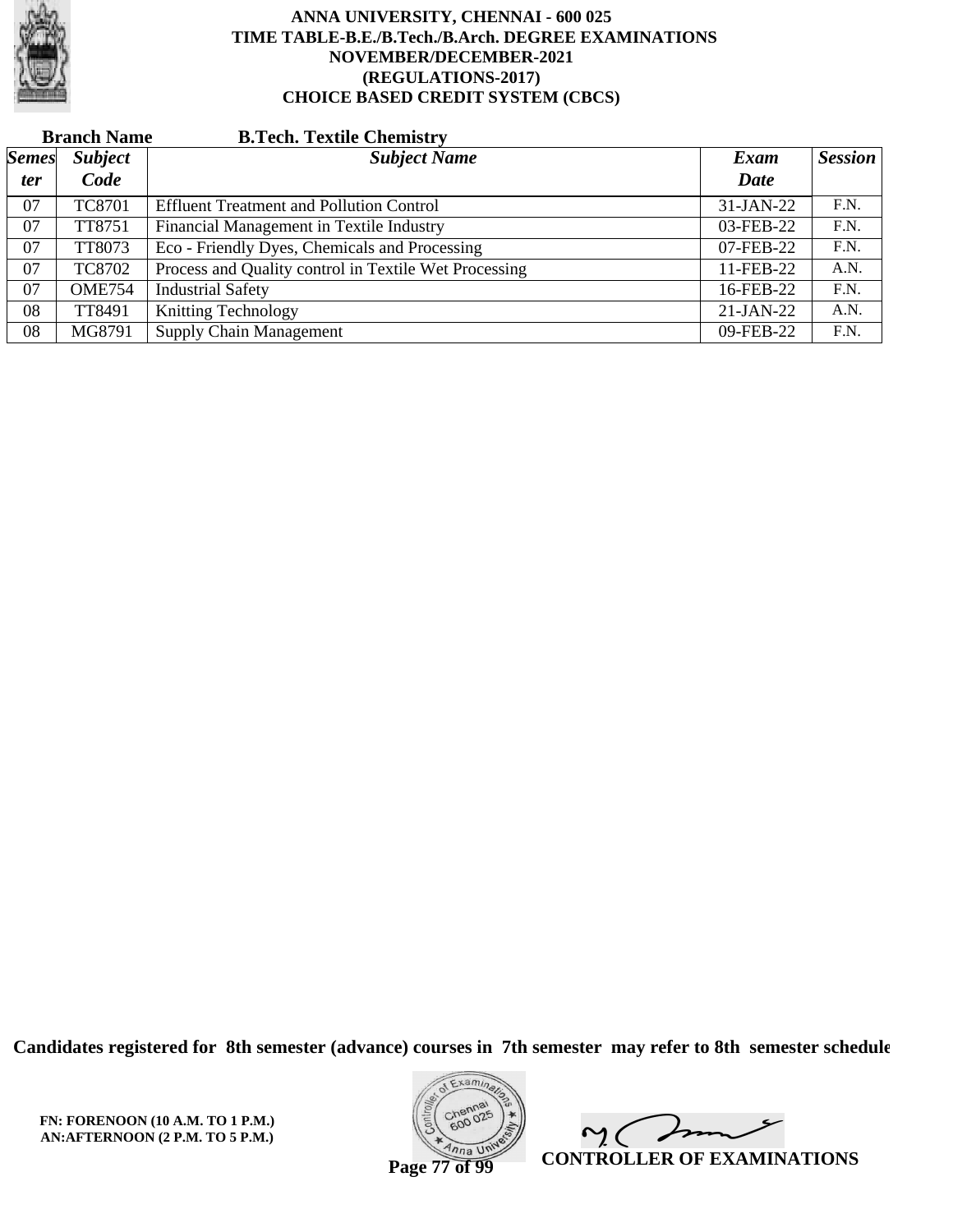**ANNA UNIVERSITY, CHENNAI - 600 025**
**TIME TABLE-B.E./B.Tech./B.Arch. DEGREE EXAMINATIONS**
**NOVEMBER/DECEMBER-2021**
**(REGULATIONS-2017)**
**CHOICE BASED CREDIT SYSTEM (CBCS)**

**Branch Name** **B.Tech. Textile Chemistry**

| *Semester* | *Subject Code* | *Subject Name* | *Exam Date* | *Session* |
|---|---|---|---|---|
| 07 | TC8701 | Effluent Treatment and Pollution Control | 31-JAN-22 | F.N. |
| 07 | TT8751 | Financial Management in Textile Industry | 03-FEB-22 | F.N. |
| 07 | TT8073 | Eco - Friendly Dyes, Chemicals and Processing | 07-FEB-22 | F.N. |
| 07 | TC8702 | Process and Quality control in Textile Wet Processing | 11-FEB-22 | A.N. |
| 07 | OME754 | Industrial Safety | 16-FEB-22 | F.N. |
| 08 | TT8491 | Knitting Technology | 21-JAN-22 | A.N. |
| 08 | MG8791 | Supply Chain Management | 09-FEB-22 | F.N. |

**Candidates registered for 8th semester (advance) courses in 7th semester may refer to 8th semester schedule**

**FN: FORENOON (10 A.M. TO 1 P.M.)**
**AN:AFTERNOON (2 P.M. TO 5 P.M.)**

**CONTROLLER OF EXAMINATIONS**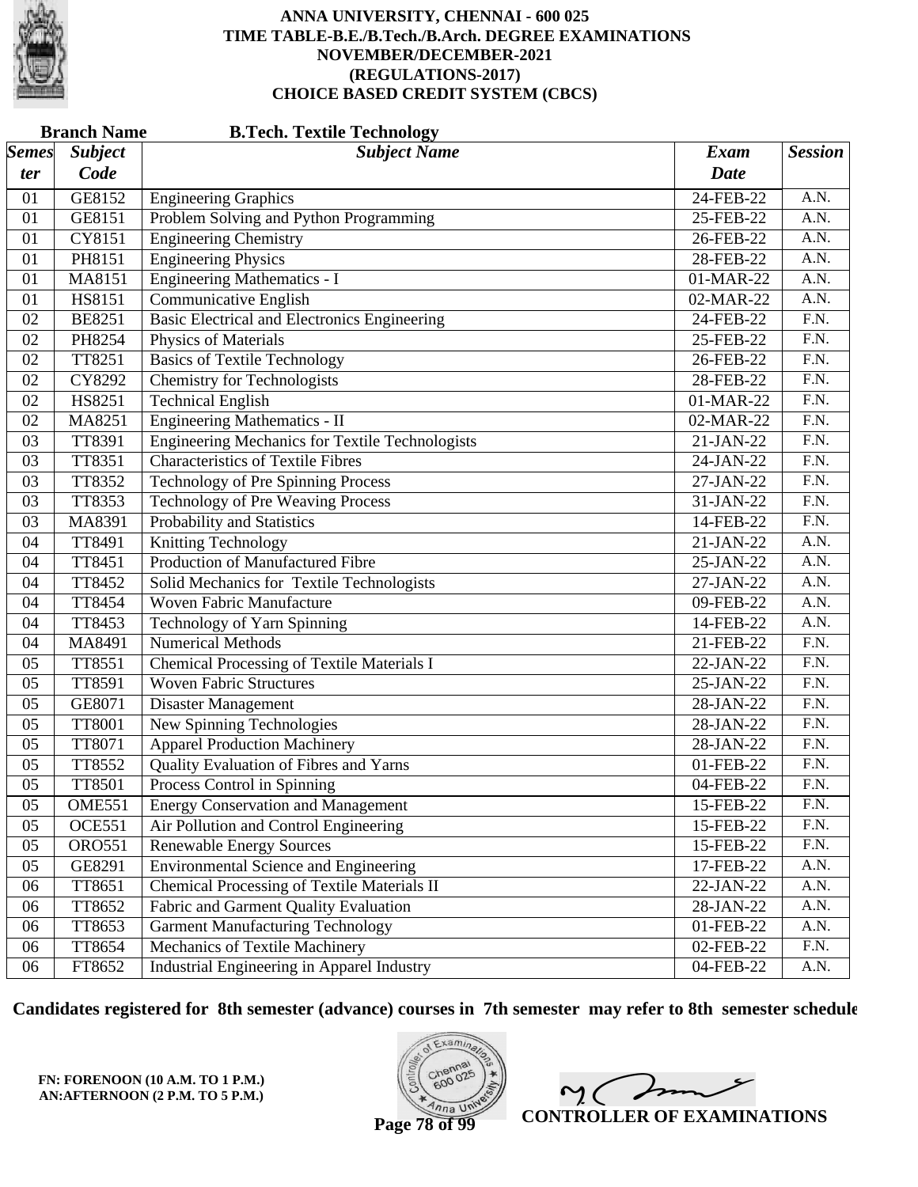# ANNA UNIVERSITY, CHENNAI - 600 025
## TIME TABLE-B.E./B.Tech./B.Arch. DEGREE EXAMINATIONS
## NOVEMBER/DECEMBER-2021
## (REGULATIONS-2017)
## CHOICE BASED CREDIT SYSTEM (CBCS)

**Branch Name** **B.Tech. Textile Technology**

| Semester | Subject Code | Subject Name | Exam Date | Session |
|---|---|---|---|---|
| 01 | GE8152 | Engineering Graphics | 24-FEB-22 | A.N. |
| 01 | GE8151 | Problem Solving and Python Programming | 25-FEB-22 | A.N. |
| 01 | CY8151 | Engineering Chemistry | 26-FEB-22 | A.N. |
| 01 | PH8151 | Engineering Physics | 28-FEB-22 | A.N. |
| 01 | MA8151 | Engineering Mathematics - I | 01-MAR-22 | A.N. |
| 01 | HS8151 | Communicative English | 02-MAR-22 | A.N. |
| 02 | BE8251 | Basic Electrical and Electronics Engineering | 24-FEB-22 | F.N. |
| 02 | PH8254 | Physics of Materials | 25-FEB-22 | F.N. |
| 02 | TT8251 | Basics of Textile Technology | 26-FEB-22 | F.N. |
| 02 | CY8292 | Chemistry for Technologists | 28-FEB-22 | F.N. |
| 02 | HS8251 | Technical English | 01-MAR-22 | F.N. |
| 02 | MA8251 | Engineering Mathematics - II | 02-MAR-22 | F.N. |
| 03 | TT8391 | Engineering Mechanics for Textile Technologists | 21-JAN-22 | F.N. |
| 03 | TT8351 | Characteristics of Textile Fibres | 24-JAN-22 | F.N. |
| 03 | TT8352 | Technology of Pre Spinning Process | 27-JAN-22 | F.N. |
| 03 | TT8353 | Technology of Pre Weaving Process | 31-JAN-22 | F.N. |
| 03 | MA8391 | Probability and Statistics | 14-FEB-22 | F.N. |
| 04 | TT8491 | Knitting Technology | 21-JAN-22 | A.N. |
| 04 | TT8451 | Production of Manufactured Fibre | 25-JAN-22 | A.N. |
| 04 | TT8452 | Solid Mechanics for Textile Technologists | 27-JAN-22 | A.N. |
| 04 | TT8454 | Woven Fabric Manufacture | 09-FEB-22 | A.N. |
| 04 | TT8453 | Technology of Yarn Spinning | 14-FEB-22 | A.N. |
| 04 | MA8491 | Numerical Methods | 21-FEB-22 | F.N. |
| 05 | TT8551 | Chemical Processing of Textile Materials I | 22-JAN-22 | F.N. |
| 05 | TT8591 | Woven Fabric Structures | 25-JAN-22 | F.N. |
| 05 | GE8071 | Disaster Management | 28-JAN-22 | F.N. |
| 05 | TT8001 | New Spinning Technologies | 28-JAN-22 | F.N. |
| 05 | TT8071 | Apparel Production Machinery | 28-JAN-22 | F.N. |
| 05 | TT8552 | Quality Evaluation of Fibres and Yarns | 01-FEB-22 | F.N. |
| 05 | TT8501 | Process Control in Spinning | 04-FEB-22 | F.N. |
| 05 | OME551 | Energy Conservation and Management | 15-FEB-22 | F.N. |
| 05 | OCE551 | Air Pollution and Control Engineering | 15-FEB-22 | F.N. |
| 05 | ORO551 | Renewable Energy Sources | 15-FEB-22 | F.N. |
| 05 | GE8291 | Environmental Science and Engineering | 17-FEB-22 | A.N. |
| 06 | TT8651 | Chemical Processing of Textile Materials II | 22-JAN-22 | A.N. |
| 06 | TT8652 | Fabric and Garment Quality Evaluation | 28-JAN-22 | A.N. |
| 06 | TT8653 | Garment Manufacturing Technology | 01-FEB-22 | A.N. |
| 06 | TT8654 | Mechanics of Textile Machinery | 02-FEB-22 | F.N. |
| 06 | FT8652 | Industrial Engineering in Apparel Industry | 04-FEB-22 | A.N. |

**Candidates registered for 8th semester (advance) courses in 7th semester may refer to 8th semester schedule**

**FN: FORENOON (10 A.M. TO 1 P.M.)**
**AN:AFTERNOON (2 P.M. TO 5 P.M.)**

**CONTROLLER OF EXAMINATIONS**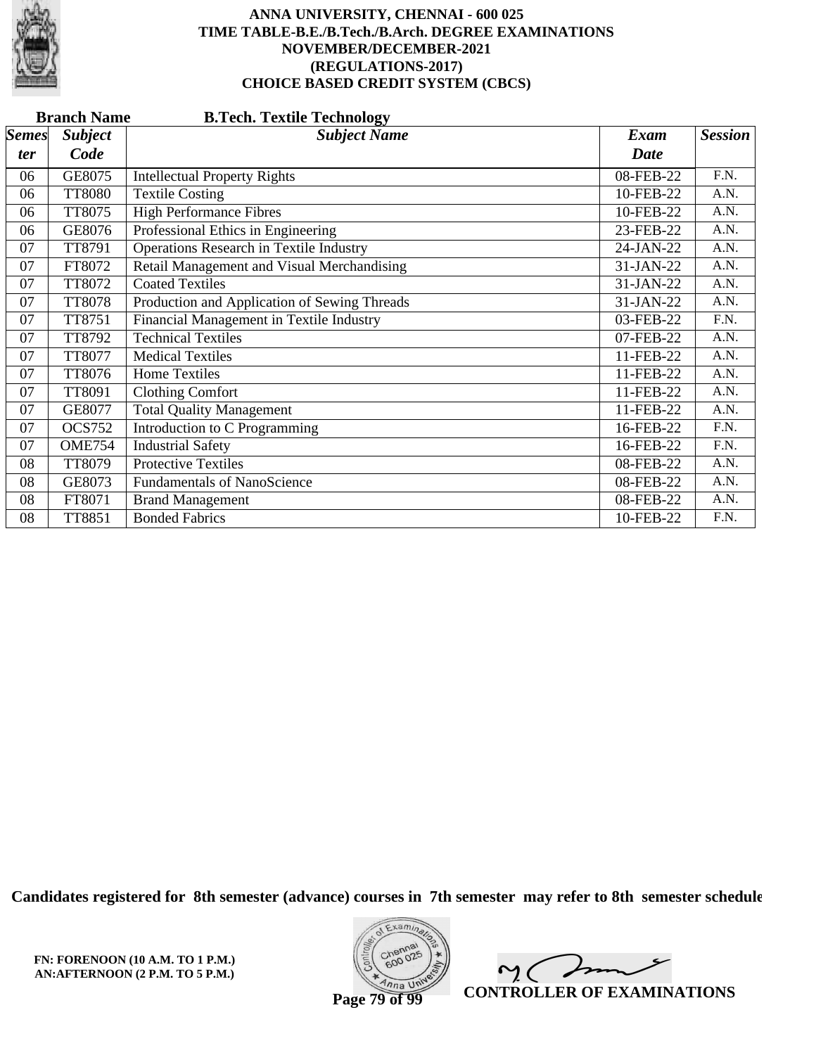**ANNA UNIVERSITY, CHENNAI - 600 025**
**TIME TABLE-B.E./B.Tech./B.Arch. DEGREE EXAMINATIONS**
**NOVEMBER/DECEMBER-2021**
**(REGULATIONS-2017)**
**CHOICE BASED CREDIT SYSTEM (CBCS)**

**Branch Name** **B.Tech. Textile Technology**

| *Semester* | *Subject Code* | *Subject Name* | *Exam Date* | *Session* |
|---|---|---|---|---|
| 06 | GE8075 | Intellectual Property Rights | 08-FEB-22 | F.N. |
| 06 | TT8080 | Textile Costing | 10-FEB-22 | A.N. |
| 06 | TT8075 | High Performance Fibres | 10-FEB-22 | A.N. |
| 06 | GE8076 | Professional Ethics in Engineering | 23-FEB-22 | A.N. |
| 07 | TT8791 | Operations Research in Textile Industry | 24-JAN-22 | A.N. |
| 07 | FT8072 | Retail Management and Visual Merchandising | 31-JAN-22 | A.N. |
| 07 | TT8072 | Coated Textiles | 31-JAN-22 | A.N. |
| 07 | TT8078 | Production and Application of Sewing Threads | 31-JAN-22 | A.N. |
| 07 | TT8751 | Financial Management in Textile Industry | 03-FEB-22 | F.N. |
| 07 | TT8792 | Technical Textiles | 07-FEB-22 | A.N. |
| 07 | TT8077 | Medical Textiles | 11-FEB-22 | A.N. |
| 07 | TT8076 | Home Textiles | 11-FEB-22 | A.N. |
| 07 | TT8091 | Clothing Comfort | 11-FEB-22 | A.N. |
| 07 | GE8077 | Total Quality Management | 11-FEB-22 | A.N. |
| 07 | OCS752 | Introduction to C Programming | 16-FEB-22 | F.N. |
| 07 | OME754 | Industrial Safety | 16-FEB-22 | F.N. |
| 08 | TT8079 | Protective Textiles | 08-FEB-22 | A.N. |
| 08 | GE8073 | Fundamentals of NanoScience | 08-FEB-22 | A.N. |
| 08 | FT8071 | Brand Management | 08-FEB-22 | A.N. |
| 08 | TT8851 | Bonded Fabrics | 10-FEB-22 | F.N. |

**Candidates registered for 8th semester (advance) courses in 7th semester may refer to 8th semester schedule**

**FN: FORENOON (10 A.M. TO 1 P.M.)**
**AN:AFTERNOON (2 P.M. TO 5 P.M.)**

**CONTROLLER OF EXAMINATIONS**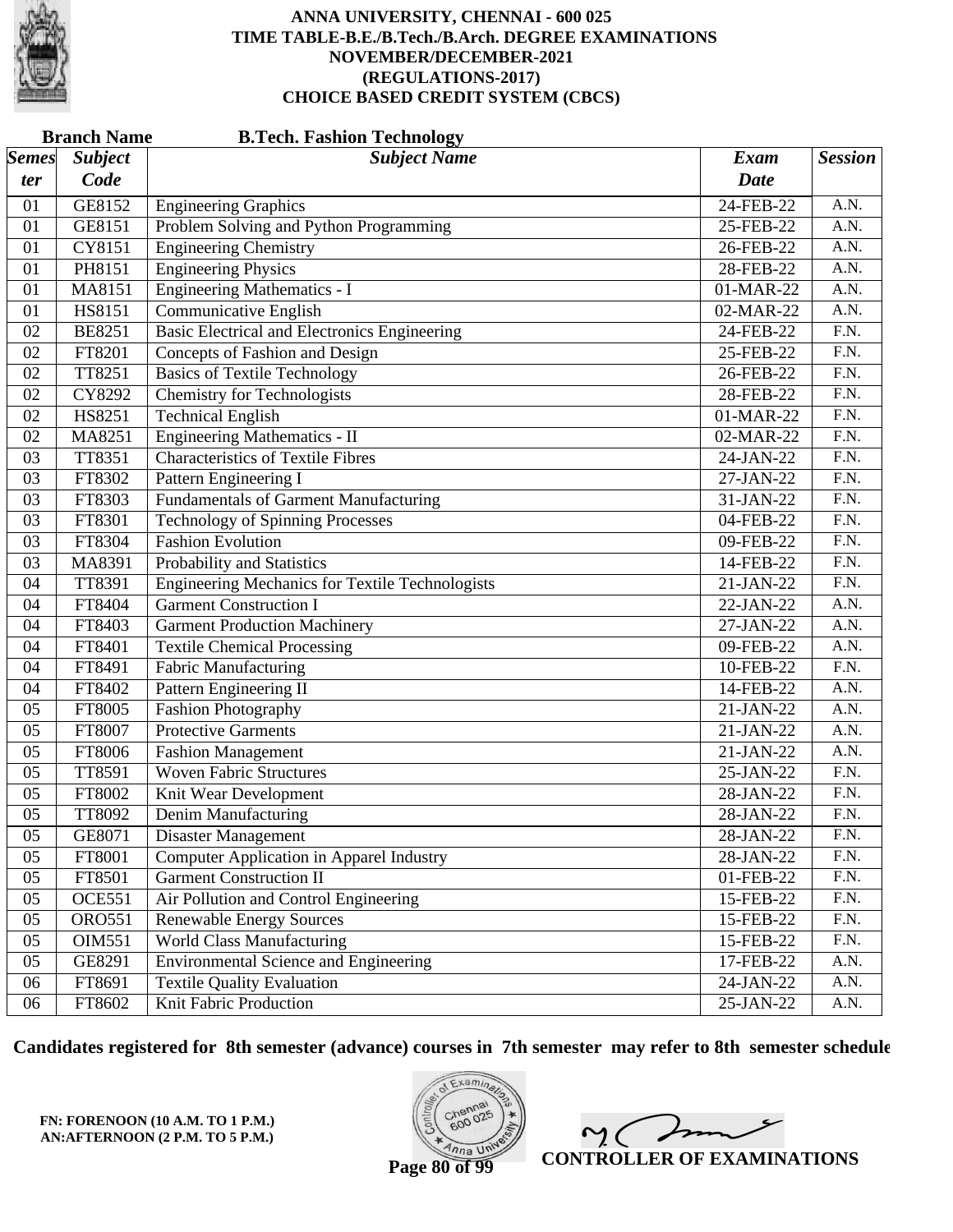# ANNA UNIVERSITY, CHENNAI - 600 025
## TIME TABLE-B.E./B.Tech./B.Arch. DEGREE EXAMINATIONS
## NOVEMBER/DECEMBER-2021
## (REGULATIONS-2017)
## CHOICE BASED CREDIT SYSTEM (CBCS)

**Branch Name** **B.Tech. Fashion Technology**

| *Semester* | *Subject Code* | *Subject Name* | *Exam Date* | *Session* |
|---|---|---|---|---|
| 01 | GE8152 | Engineering Graphics | 24-FEB-22 | A.N. |
| 01 | GE8151 | Problem Solving and Python Programming | 25-FEB-22 | A.N. |
| 01 | CY8151 | Engineering Chemistry | 26-FEB-22 | A.N. |
| 01 | PH8151 | Engineering Physics | 28-FEB-22 | A.N. |
| 01 | MA8151 | Engineering Mathematics - I | 01-MAR-22 | A.N. |
| 01 | HS8151 | Communicative English | 02-MAR-22 | A.N. |
| 02 | BE8251 | Basic Electrical and Electronics Engineering | 24-FEB-22 | F.N. |
| 02 | FT8201 | Concepts of Fashion and Design | 25-FEB-22 | F.N. |
| 02 | TT8251 | Basics of Textile Technology | 26-FEB-22 | F.N. |
| 02 | CY8292 | Chemistry for Technologists | 28-FEB-22 | F.N. |
| 02 | HS8251 | Technical English | 01-MAR-22 | F.N. |
| 02 | MA8251 | Engineering Mathematics - II | 02-MAR-22 | F.N. |
| 03 | TT8351 | Characteristics of Textile Fibres | 24-JAN-22 | F.N. |
| 03 | FT8302 | Pattern Engineering I | 27-JAN-22 | F.N. |
| 03 | FT8303 | Fundamentals of Garment Manufacturing | 31-JAN-22 | F.N. |
| 03 | FT8301 | Technology of Spinning Processes | 04-FEB-22 | F.N. |
| 03 | FT8304 | Fashion Evolution | 09-FEB-22 | F.N. |
| 03 | MA8391 | Probability and Statistics | 14-FEB-22 | F.N. |
| 04 | TT8391 | Engineering Mechanics for Textile Technologists | 21-JAN-22 | F.N. |
| 04 | FT8404 | Garment Construction I | 22-JAN-22 | A.N. |
| 04 | FT8403 | Garment Production Machinery | 27-JAN-22 | A.N. |
| 04 | FT8401 | Textile Chemical Processing | 09-FEB-22 | A.N. |
| 04 | FT8491 | Fabric Manufacturing | 10-FEB-22 | F.N. |
| 04 | FT8402 | Pattern Engineering II | 14-FEB-22 | A.N. |
| 05 | FT8005 | Fashion Photography | 21-JAN-22 | A.N. |
| 05 | FT8007 | Protective Garments | 21-JAN-22 | A.N. |
| 05 | FT8006 | Fashion Management | 21-JAN-22 | A.N. |
| 05 | TT8591 | Woven Fabric Structures | 25-JAN-22 | F.N. |
| 05 | FT8002 | Knit Wear Development | 28-JAN-22 | F.N. |
| 05 | TT8092 | Denim Manufacturing | 28-JAN-22 | F.N. |
| 05 | GE8071 | Disaster Management | 28-JAN-22 | F.N. |
| 05 | FT8001 | Computer Application in Apparel Industry | 28-JAN-22 | F.N. |
| 05 | FT8501 | Garment Construction II | 01-FEB-22 | F.N. |
| 05 | OCE551 | Air Pollution and Control Engineering | 15-FEB-22 | F.N. |
| 05 | ORO551 | Renewable Energy Sources | 15-FEB-22 | F.N. |
| 05 | OIM551 | World Class Manufacturing | 15-FEB-22 | F.N. |
| 05 | GE8291 | Environmental Science and Engineering | 17-FEB-22 | A.N. |
| 06 | FT8691 | Textile Quality Evaluation | 24-JAN-22 | A.N. |
| 06 | FT8602 | Knit Fabric Production | 25-JAN-22 | A.N. |

**Candidates registered for 8th semester (advance) courses in 7th semester may refer to 8th semester schedule**

**FN: FORENOON (10 A.M. TO 1 P.M.)**
**AN:AFTERNOON (2 P.M. TO 5 P.M.)**

**CONTROLLER OF EXAMINATIONS**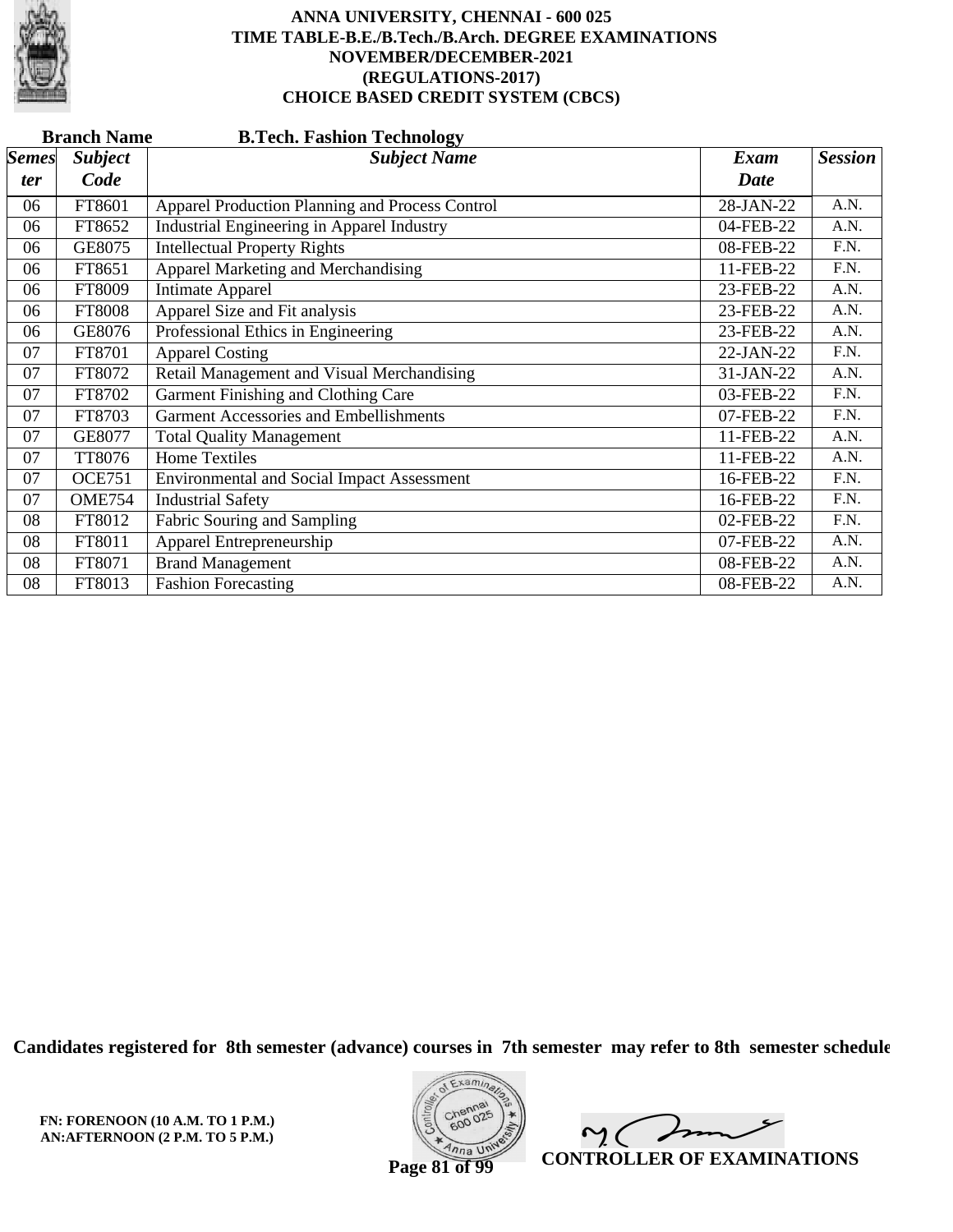# ANNA UNIVERSITY, CHENNAI - 600 025
## TIME TABLE-B.E./B.Tech./B.Arch. DEGREE EXAMINATIONS
## NOVEMBER/DECEMBER-2021
## (REGULATIONS-2017)
## CHOICE BASED CREDIT SYSTEM (CBCS)

**Branch Name** **B.Tech. Fashion Technology**

| *Semester* | *Subject Code* | *Subject Name* | *Exam Date* | *Session* |
|---|---|---|---|---|
| 06 | FT8601 | Apparel Production Planning and Process Control | 28-JAN-22 | A.N. |
| 06 | FT8652 | Industrial Engineering in Apparel Industry | 04-FEB-22 | A.N. |
| 06 | GE8075 | Intellectual Property Rights | 08-FEB-22 | F.N. |
| 06 | FT8651 | Apparel Marketing and Merchandising | 11-FEB-22 | F.N. |
| 06 | FT8009 | Intimate Apparel | 23-FEB-22 | A.N. |
| 06 | FT8008 | Apparel Size and Fit analysis | 23-FEB-22 | A.N. |
| 06 | GE8076 | Professional Ethics in Engineering | 23-FEB-22 | A.N. |
| 07 | FT8701 | Apparel Costing | 22-JAN-22 | F.N. |
| 07 | FT8072 | Retail Management and Visual Merchandising | 31-JAN-22 | A.N. |
| 07 | FT8702 | Garment Finishing and Clothing Care | 03-FEB-22 | F.N. |
| 07 | FT8703 | Garment Accessories and Embellishments | 07-FEB-22 | F.N. |
| 07 | GE8077 | Total Quality Management | 11-FEB-22 | A.N. |
| 07 | TT8076 | Home Textiles | 11-FEB-22 | A.N. |
| 07 | OCE751 | Environmental and Social Impact Assessment | 16-FEB-22 | F.N. |
| 07 | OME754 | Industrial Safety | 16-FEB-22 | F.N. |
| 08 | FT8012 | Fabric Souring and Sampling | 02-FEB-22 | F.N. |
| 08 | FT8011 | Apparel Entrepreneurship | 07-FEB-22 | A.N. |
| 08 | FT8071 | Brand Management | 08-FEB-22 | A.N. |
| 08 | FT8013 | Fashion Forecasting | 08-FEB-22 | A.N. |

**Candidates registered for 8th semester (advance) courses in 7th semester may refer to 8th semester schedule**

**FN: FORENOON (10 A.M. TO 1 P.M.)**
**AN:AFTERNOON (2 P.M. TO 5 P.M.)**

**CONTROLLER OF EXAMINATIONS**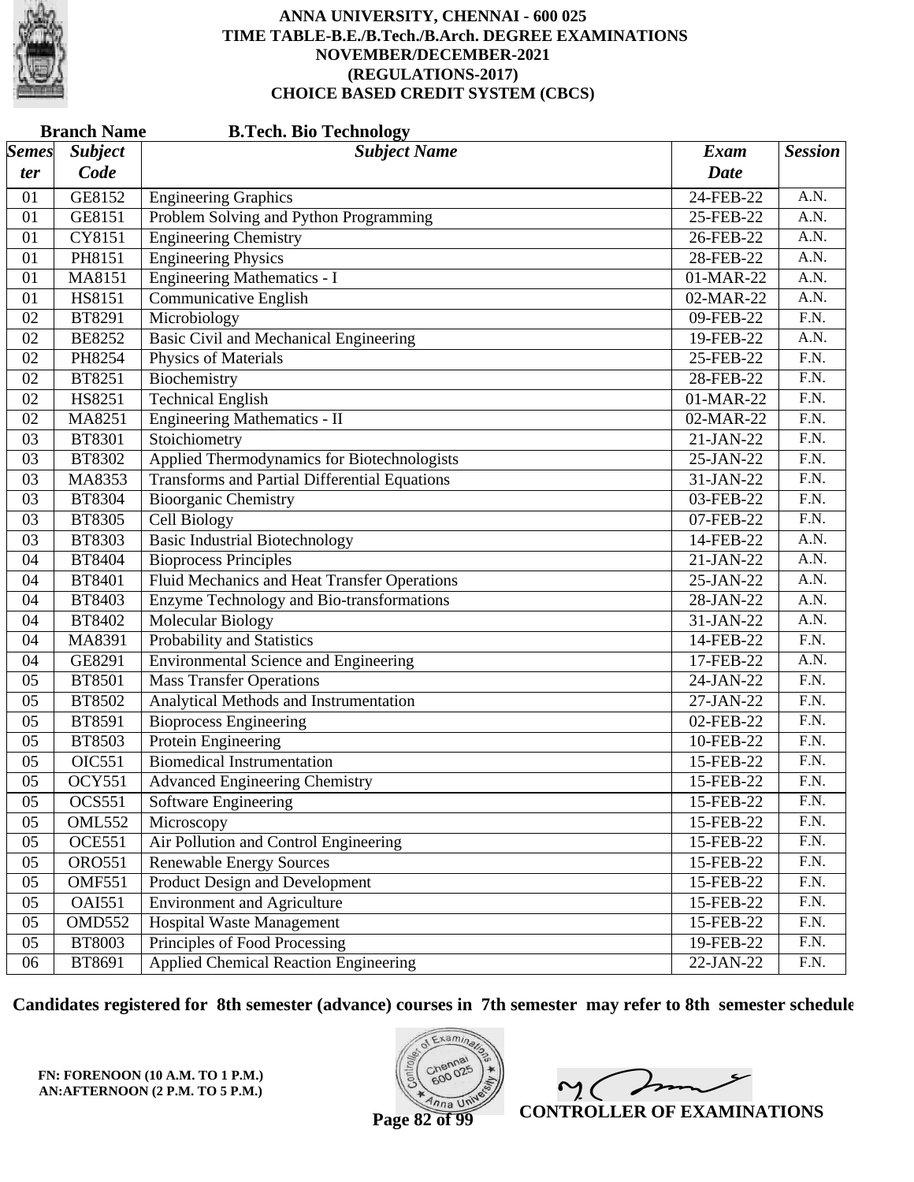# ANNA UNIVERSITY, CHENNAI - 600 025
## TIME TABLE-B.E./B.Tech./B.Arch. DEGREE EXAMINATIONS
## NOVEMBER/DECEMBER-2021
## (REGULATIONS-2017)
## CHOICE BASED CREDIT SYSTEM (CBCS)

**Branch Name** **B.Tech. Bio Technology**

| *Semester* | *Subject Code* | *Subject Name* | *Exam Date* | *Session* |
|---|---|---|---|---|
| 01 | GE8152 | Engineering Graphics | 24-FEB-22 | A.N. |
| 01 | GE8151 | Problem Solving and Python Programming | 25-FEB-22 | A.N. |
| 01 | CY8151 | Engineering Chemistry | 26-FEB-22 | A.N. |
| 01 | PH8151 | Engineering Physics | 28-FEB-22 | A.N. |
| 01 | MA8151 | Engineering Mathematics - I | 01-MAR-22 | A.N. |
| 01 | HS8151 | Communicative English | 02-MAR-22 | A.N. |
| 02 | BT8291 | Microbiology | 09-FEB-22 | F.N. |
| 02 | BE8252 | Basic Civil and Mechanical Engineering | 19-FEB-22 | A.N. |
| 02 | PH8254 | Physics of Materials | 25-FEB-22 | F.N. |
| 02 | BT8251 | Biochemistry | 28-FEB-22 | F.N. |
| 02 | HS8251 | Technical English | 01-MAR-22 | F.N. |
| 02 | MA8251 | Engineering Mathematics - II | 02-MAR-22 | F.N. |
| 03 | BT8301 | Stoichiometry | 21-JAN-22 | F.N. |
| 03 | BT8302 | Applied Thermodynamics for Biotechnologists | 25-JAN-22 | F.N. |
| 03 | MA8353 | Transforms and Partial Differential Equations | 31-JAN-22 | F.N. |
| 03 | BT8304 | Bioorganic Chemistry | 03-FEB-22 | F.N. |
| 03 | BT8305 | Cell Biology | 07-FEB-22 | F.N. |
| 03 | BT8303 | Basic Industrial Biotechnology | 14-FEB-22 | A.N. |
| 04 | BT8404 | Bioprocess Principles | 21-JAN-22 | A.N. |
| 04 | BT8401 | Fluid Mechanics and Heat Transfer Operations | 25-JAN-22 | A.N. |
| 04 | BT8403 | Enzyme Technology and Bio-transformations | 28-JAN-22 | A.N. |
| 04 | BT8402 | Molecular Biology | 31-JAN-22 | A.N. |
| 04 | MA8391 | Probability and Statistics | 14-FEB-22 | F.N. |
| 04 | GE8291 | Environmental Science and Engineering | 17-FEB-22 | A.N. |
| 05 | BT8501 | Mass Transfer Operations | 24-JAN-22 | F.N. |
| 05 | BT8502 | Analytical Methods and Instrumentation | 27-JAN-22 | F.N. |
| 05 | BT8591 | Bioprocess Engineering | 02-FEB-22 | F.N. |
| 05 | BT8503 | Protein Engineering | 10-FEB-22 | F.N. |
| 05 | OIC551 | Biomedical Instrumentation | 15-FEB-22 | F.N. |
| 05 | OCY551 | Advanced Engineering Chemistry | 15-FEB-22 | F.N. |
| 05 | OCS551 | Software Engineering | 15-FEB-22 | F.N. |
| 05 | OML552 | Microscopy | 15-FEB-22 | F.N. |
| 05 | OCE551 | Air Pollution and Control Engineering | 15-FEB-22 | F.N. |
| 05 | ORO551 | Renewable Energy Sources | 15-FEB-22 | F.N. |
| 05 | OMF551 | Product Design and Development | 15-FEB-22 | F.N. |
| 05 | OAI551 | Environment and Agriculture | 15-FEB-22 | F.N. |
| 05 | OMD552 | Hospital Waste Management | 15-FEB-22 | F.N. |
| 05 | BT8003 | Principles of Food Processing | 19-FEB-22 | F.N. |
| 06 | BT8691 | Applied Chemical Reaction Engineering | 22-JAN-22 | F.N. |

**Candidates registered for 8th semester (advance) courses in 7th semester may refer to 8th semester schedule**

**FN: FORENOON (10 A.M. TO 1 P.M.)**
**AN:AFTERNOON (2 P.M. TO 5 P.M.)**

**CONTROLLER OF EXAMINATIONS**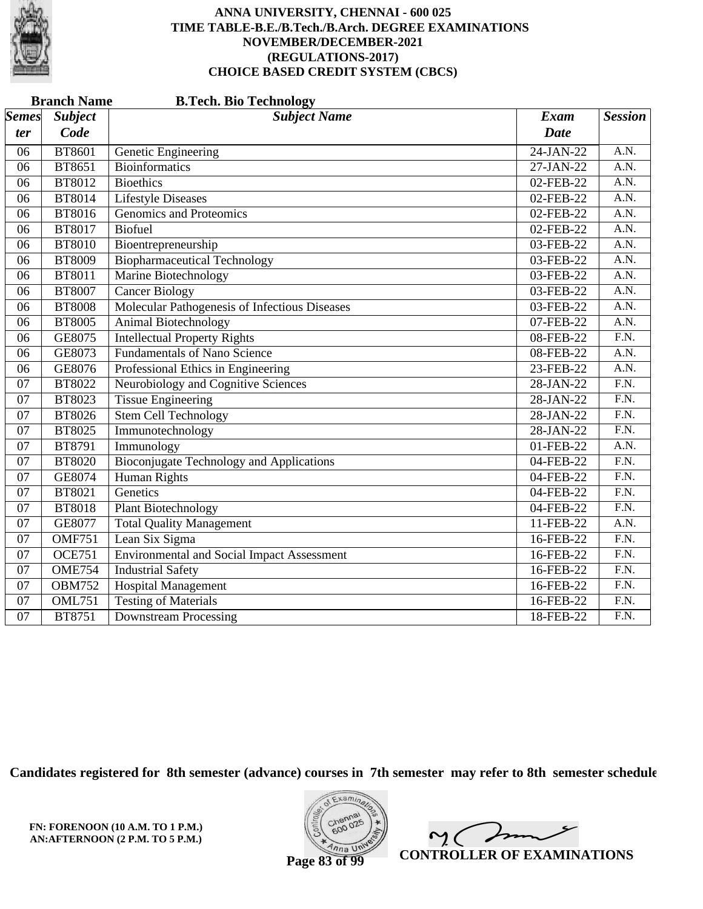# ANNA UNIVERSITY, CHENNAI - 600 025
## TIME TABLE-B.E./B.Tech./B.Arch. DEGREE EXAMINATIONS
## NOVEMBER/DECEMBER-2021
## (REGULATIONS-2017)
## CHOICE BASED CREDIT SYSTEM (CBCS)

**Branch Name** **B.Tech. Bio Technology**

| *Semester* | *Subject Code* | *Subject Name* | *Exam Date* | *Session* |
|---|---|---|---|---|
| 06 | BT8601 | Genetic Engineering | 24-JAN-22 | A.N. |
| 06 | BT8651 | Bioinformatics | 27-JAN-22 | A.N. |
| 06 | BT8012 | Bioethics | 02-FEB-22 | A.N. |
| 06 | BT8014 | Lifestyle Diseases | 02-FEB-22 | A.N. |
| 06 | BT8016 | Genomics and Proteomics | 02-FEB-22 | A.N. |
| 06 | BT8017 | Biofuel | 02-FEB-22 | A.N. |
| 06 | BT8010 | Bioentrepreneurship | 03-FEB-22 | A.N. |
| 06 | BT8009 | Biopharmaceutical Technology | 03-FEB-22 | A.N. |
| 06 | BT8011 | Marine Biotechnology | 03-FEB-22 | A.N. |
| 06 | BT8007 | Cancer Biology | 03-FEB-22 | A.N. |
| 06 | BT8008 | Molecular Pathogenesis of Infectious Diseases | 03-FEB-22 | A.N. |
| 06 | BT8005 | Animal Biotechnology | 07-FEB-22 | A.N. |
| 06 | GE8075 | Intellectual Property Rights | 08-FEB-22 | F.N. |
| 06 | GE8073 | Fundamentals of Nano Science | 08-FEB-22 | A.N. |
| 06 | GE8076 | Professional Ethics in Engineering | 23-FEB-22 | A.N. |
| 07 | BT8022 | Neurobiology and Cognitive Sciences | 28-JAN-22 | F.N. |
| 07 | BT8023 | Tissue Engineering | 28-JAN-22 | F.N. |
| 07 | BT8026 | Stem Cell Technology | 28-JAN-22 | F.N. |
| 07 | BT8025 | Immunotechnology | 28-JAN-22 | F.N. |
| 07 | BT8791 | Immunology | 01-FEB-22 | A.N. |
| 07 | BT8020 | Bioconjugate Technology and Applications | 04-FEB-22 | F.N. |
| 07 | GE8074 | Human Rights | 04-FEB-22 | F.N. |
| 07 | BT8021 | Genetics | 04-FEB-22 | F.N. |
| 07 | BT8018 | Plant Biotechnology | 04-FEB-22 | F.N. |
| 07 | GE8077 | Total Quality Management | 11-FEB-22 | A.N. |
| 07 | OMF751 | Lean Six Sigma | 16-FEB-22 | F.N. |
| 07 | OCE751 | Environmental and Social Impact Assessment | 16-FEB-22 | F.N. |
| 07 | OME754 | Industrial Safety | 16-FEB-22 | F.N. |
| 07 | OBM752 | Hospital Management | 16-FEB-22 | F.N. |
| 07 | OML751 | Testing of Materials | 16-FEB-22 | F.N. |
| 07 | BT8751 | Downstream Processing | 18-FEB-22 | F.N. |

**Candidates registered for 8th semester (advance) courses in 7th semester may refer to 8th semester schedule**

**FN: FORENOON (10 A.M. TO 1 P.M.)**
**AN:AFTERNOON (2 P.M. TO 5 P.M.)**

**CONTROLLER OF EXAMINATIONS**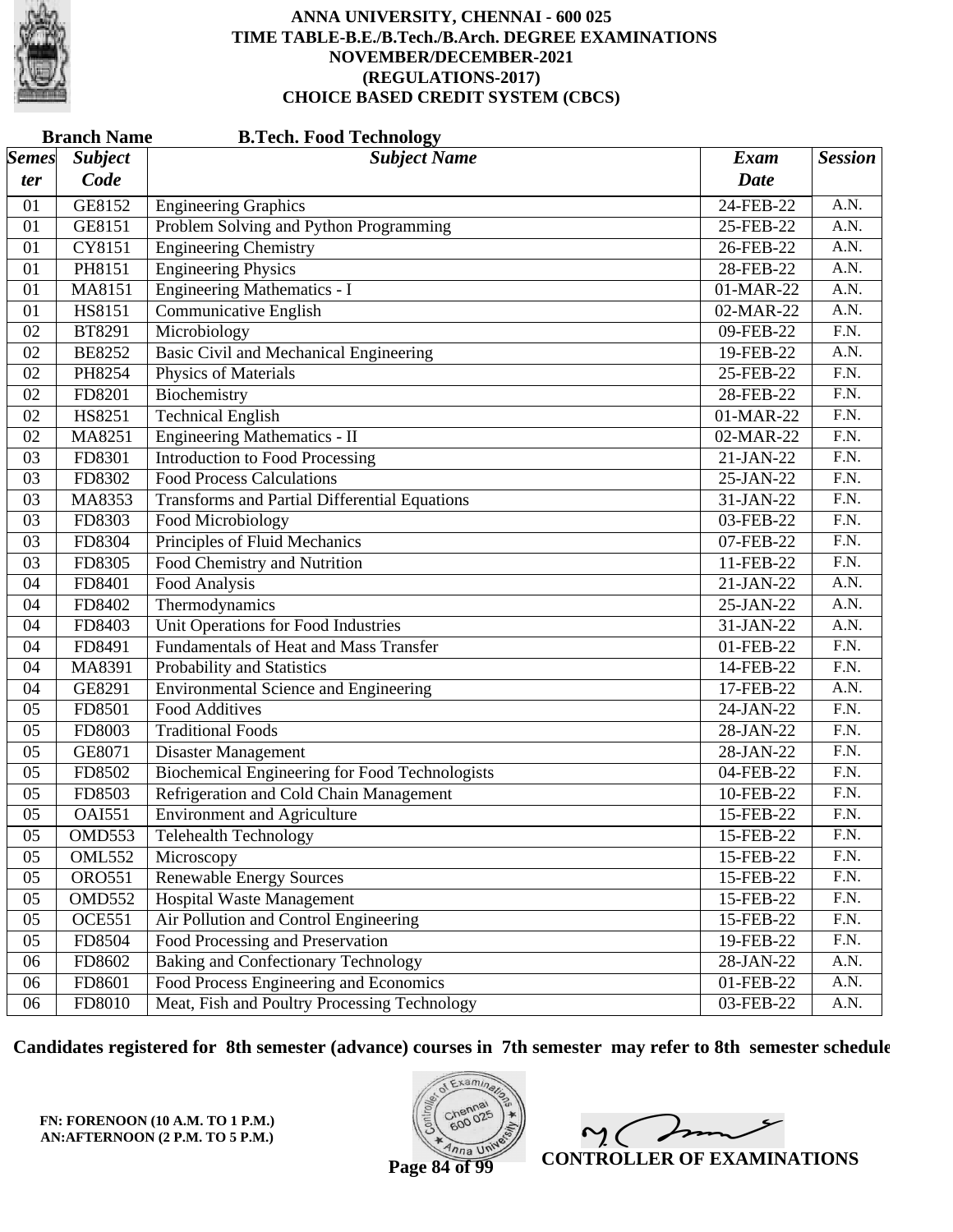# ANNA UNIVERSITY, CHENNAI - 600 025
## TIME TABLE-B.E./B.Tech./B.Arch. DEGREE EXAMINATIONS
## NOVEMBER/DECEMBER-2021
## (REGULATIONS-2017)
## CHOICE BASED CREDIT SYSTEM (CBCS)

**Branch Name** **B.Tech. Food Technology**

| *Semester* | *Subject Code* | *Subject Name* | *Exam Date* | *Session* |
|---|---|---|---|---|
| 01 | GE8152 | Engineering Graphics | 24-FEB-22 | A.N. |
| 01 | GE8151 | Problem Solving and Python Programming | 25-FEB-22 | A.N. |
| 01 | CY8151 | Engineering Chemistry | 26-FEB-22 | A.N. |
| 01 | PH8151 | Engineering Physics | 28-FEB-22 | A.N. |
| 01 | MA8151 | Engineering Mathematics - I | 01-MAR-22 | A.N. |
| 01 | HS8151 | Communicative English | 02-MAR-22 | A.N. |
| 02 | BT8291 | Microbiology | 09-FEB-22 | F.N. |
| 02 | BE8252 | Basic Civil and Mechanical Engineering | 19-FEB-22 | A.N. |
| 02 | PH8254 | Physics of Materials | 25-FEB-22 | F.N. |
| 02 | FD8201 | Biochemistry | 28-FEB-22 | F.N. |
| 02 | HS8251 | Technical English | 01-MAR-22 | F.N. |
| 02 | MA8251 | Engineering Mathematics - II | 02-MAR-22 | F.N. |
| 03 | FD8301 | Introduction to Food Processing | 21-JAN-22 | F.N. |
| 03 | FD8302 | Food Process Calculations | 25-JAN-22 | F.N. |
| 03 | MA8353 | Transforms and Partial Differential Equations | 31-JAN-22 | F.N. |
| 03 | FD8303 | Food Microbiology | 03-FEB-22 | F.N. |
| 03 | FD8304 | Principles of Fluid Mechanics | 07-FEB-22 | F.N. |
| 03 | FD8305 | Food Chemistry and Nutrition | 11-FEB-22 | F.N. |
| 04 | FD8401 | Food Analysis | 21-JAN-22 | A.N. |
| 04 | FD8402 | Thermodynamics | 25-JAN-22 | A.N. |
| 04 | FD8403 | Unit Operations for Food Industries | 31-JAN-22 | A.N. |
| 04 | FD8491 | Fundamentals of Heat and Mass Transfer | 01-FEB-22 | F.N. |
| 04 | MA8391 | Probability and Statistics | 14-FEB-22 | F.N. |
| 04 | GE8291 | Environmental Science and Engineering | 17-FEB-22 | A.N. |
| 05 | FD8501 | Food Additives | 24-JAN-22 | F.N. |
| 05 | FD8003 | Traditional Foods | 28-JAN-22 | F.N. |
| 05 | GE8071 | Disaster Management | 28-JAN-22 | F.N. |
| 05 | FD8502 | Biochemical Engineering for Food Technologists | 04-FEB-22 | F.N. |
| 05 | FD8503 | Refrigeration and Cold Chain Management | 10-FEB-22 | F.N. |
| 05 | OAI551 | Environment and Agriculture | 15-FEB-22 | F.N. |
| 05 | OMD553 | Telehealth Technology | 15-FEB-22 | F.N. |
| 05 | OML552 | Microscopy | 15-FEB-22 | F.N. |
| 05 | ORO551 | Renewable Energy Sources | 15-FEB-22 | F.N. |
| 05 | OMD552 | Hospital Waste Management | 15-FEB-22 | F.N. |
| 05 | OCE551 | Air Pollution and Control Engineering | 15-FEB-22 | F.N. |
| 05 | FD8504 | Food Processing and Preservation | 19-FEB-22 | F.N. |
| 06 | FD8602 | Baking and Confectionary Technology | 28-JAN-22 | A.N. |
| 06 | FD8601 | Food Process Engineering and Economics | 01-FEB-22 | A.N. |
| 06 | FD8010 | Meat, Fish and Poultry Processing Technology | 03-FEB-22 | A.N. |

**Candidates registered for 8th semester (advance) courses in 7th semester may refer to 8th semester schedule**

**FN: FORENOON (10 A.M. TO 1 P.M.)**
**AN:AFTERNOON (2 P.M. TO 5 P.M.)**

**CONTROLLER OF EXAMINATIONS**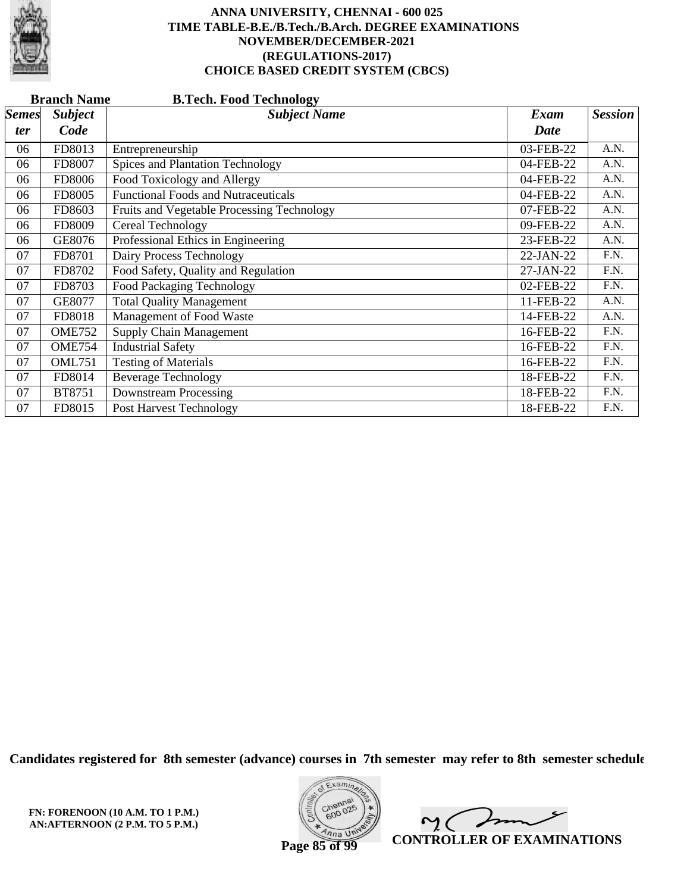**ANNA UNIVERSITY, CHENNAI - 600 025**
**TIME TABLE-B.E./B.Tech./B.Arch. DEGREE EXAMINATIONS**
**NOVEMBER/DECEMBER-2021**
**(REGULATIONS-2017)**
**CHOICE BASED CREDIT SYSTEM (CBCS)**

**Branch Name** **B.Tech. Food Technology**

| *Semester* | *Subject Code* | *Subject Name* | *Exam Date* | *Session* |
|---|---|---|---|---|
| 06 | FD8013 | Entrepreneurship | 03-FEB-22 | A.N. |
| 06 | FD8007 | Spices and Plantation Technology | 04-FEB-22 | A.N. |
| 06 | FD8006 | Food Toxicology and Allergy | 04-FEB-22 | A.N. |
| 06 | FD8005 | Functional Foods and Nutraceuticals | 04-FEB-22 | A.N. |
| 06 | FD8603 | Fruits and Vegetable Processing Technology | 07-FEB-22 | A.N. |
| 06 | FD8009 | Cereal Technology | 09-FEB-22 | A.N. |
| 06 | GE8076 | Professional Ethics in Engineering | 23-FEB-22 | A.N. |
| 07 | FD8701 | Dairy Process Technology | 22-JAN-22 | F.N. |
| 07 | FD8702 | Food Safety, Quality and Regulation | 27-JAN-22 | F.N. |
| 07 | FD8703 | Food Packaging Technology | 02-FEB-22 | F.N. |
| 07 | GE8077 | Total Quality Management | 11-FEB-22 | A.N. |
| 07 | FD8018 | Management of Food Waste | 14-FEB-22 | A.N. |
| 07 | OME752 | Supply Chain Management | 16-FEB-22 | F.N. |
| 07 | OME754 | Industrial Safety | 16-FEB-22 | F.N. |
| 07 | OML751 | Testing of Materials | 16-FEB-22 | F.N. |
| 07 | FD8014 | Beverage Technology | 18-FEB-22 | F.N. |
| 07 | BT8751 | Downstream Processing | 18-FEB-22 | F.N. |
| 07 | FD8015 | Post Harvest Technology | 18-FEB-22 | F.N. |

**Candidates registered for 8th semester (advance) courses in 7th semester may refer to 8th semester schedule**

**FN: FORENOON (10 A.M. TO 1 P.M.)**
**AN:AFTERNOON (2 P.M. TO 5 P.M.)**

**CONTROLLER OF EXAMINATIONS**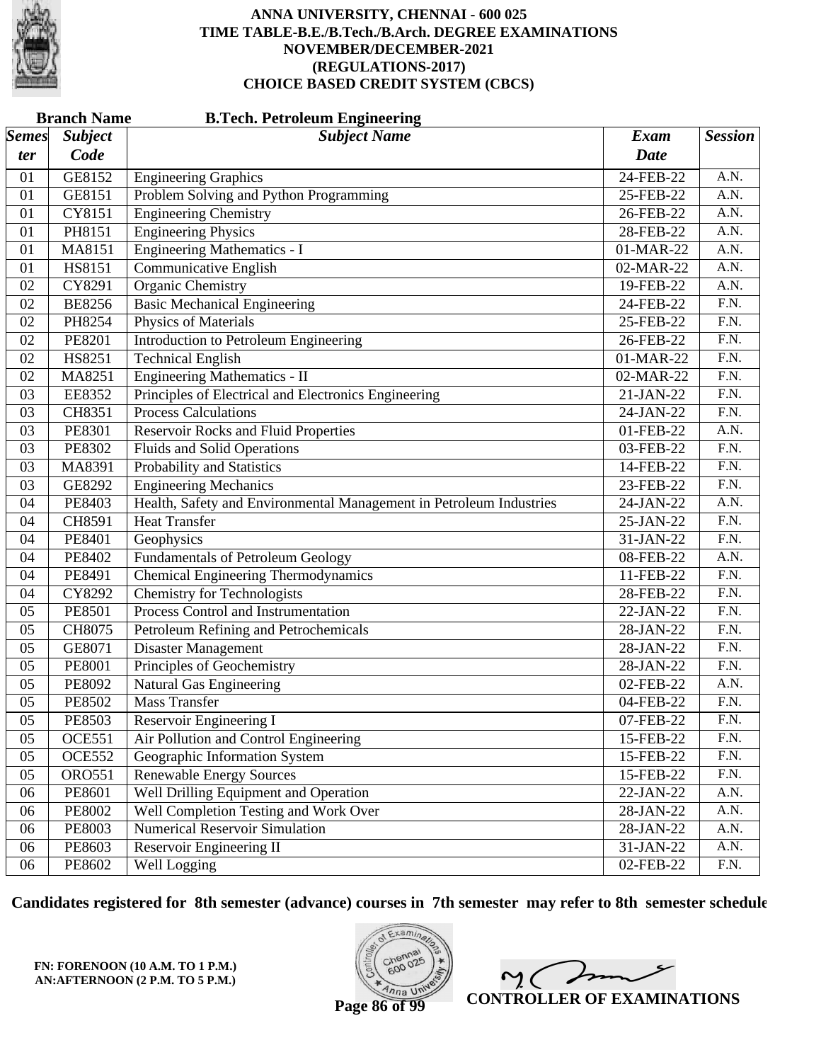# ANNA UNIVERSITY, CHENNAI - 600 025
## TIME TABLE-B.E./B.Tech./B.Arch. DEGREE EXAMINATIONS
## NOVEMBER/DECEMBER-2021
## (REGULATIONS-2017)
## CHOICE BASED CREDIT SYSTEM (CBCS)

**Branch Name** **B.Tech. Petroleum Engineering**

| Semester | Subject Code | Subject Name | Exam Date | Session |
|---|---|---|---|---|
| 01 | GE8152 | Engineering Graphics | 24-FEB-22 | A.N. |
| 01 | GE8151 | Problem Solving and Python Programming | 25-FEB-22 | A.N. |
| 01 | CY8151 | Engineering Chemistry | 26-FEB-22 | A.N. |
| 01 | PH8151 | Engineering Physics | 28-FEB-22 | A.N. |
| 01 | MA8151 | Engineering Mathematics - I | 01-MAR-22 | A.N. |
| 01 | HS8151 | Communicative English | 02-MAR-22 | A.N. |
| 02 | CY8291 | Organic Chemistry | 19-FEB-22 | A.N. |
| 02 | BE8256 | Basic Mechanical Engineering | 24-FEB-22 | F.N. |
| 02 | PH8254 | Physics of Materials | 25-FEB-22 | F.N. |
| 02 | PE8201 | Introduction to Petroleum Engineering | 26-FEB-22 | F.N. |
| 02 | HS8251 | Technical English | 01-MAR-22 | F.N. |
| 02 | MA8251 | Engineering Mathematics - II | 02-MAR-22 | F.N. |
| 03 | EE8352 | Principles of Electrical and Electronics Engineering | 21-JAN-22 | F.N. |
| 03 | CH8351 | Process Calculations | 24-JAN-22 | F.N. |
| 03 | PE8301 | Reservoir Rocks and Fluid Properties | 01-FEB-22 | A.N. |
| 03 | PE8302 | Fluids and Solid Operations | 03-FEB-22 | F.N. |
| 03 | MA8391 | Probability and Statistics | 14-FEB-22 | F.N. |
| 03 | GE8292 | Engineering Mechanics | 23-FEB-22 | F.N. |
| 04 | PE8403 | Health, Safety and Environmental Management in Petroleum Industries | 24-JAN-22 | A.N. |
| 04 | CH8591 | Heat Transfer | 25-JAN-22 | F.N. |
| 04 | PE8401 | Geophysics | 31-JAN-22 | F.N. |
| 04 | PE8402 | Fundamentals of Petroleum Geology | 08-FEB-22 | A.N. |
| 04 | PE8491 | Chemical Engineering Thermodynamics | 11-FEB-22 | F.N. |
| 04 | CY8292 | Chemistry for Technologists | 28-FEB-22 | F.N. |
| 05 | PE8501 | Process Control and Instrumentation | 22-JAN-22 | F.N. |
| 05 | CH8075 | Petroleum Refining and Petrochemicals | 28-JAN-22 | F.N. |
| 05 | GE8071 | Disaster Management | 28-JAN-22 | F.N. |
| 05 | PE8001 | Principles of Geochemistry | 28-JAN-22 | F.N. |
| 05 | PE8092 | Natural Gas Engineering | 02-FEB-22 | A.N. |
| 05 | PE8502 | Mass Transfer | 04-FEB-22 | F.N. |
| 05 | PE8503 | Reservoir Engineering I | 07-FEB-22 | F.N. |
| 05 | OCE551 | Air Pollution and Control Engineering | 15-FEB-22 | F.N. |
| 05 | OCE552 | Geographic Information System | 15-FEB-22 | F.N. |
| 05 | ORO551 | Renewable Energy Sources | 15-FEB-22 | F.N. |
| 06 | PE8601 | Well Drilling Equipment and Operation | 22-JAN-22 | A.N. |
| 06 | PE8002 | Well Completion Testing and Work Over | 28-JAN-22 | A.N. |
| 06 | PE8003 | Numerical Reservoir Simulation | 28-JAN-22 | A.N. |
| 06 | PE8603 | Reservoir Engineering II | 31-JAN-22 | A.N. |
| 06 | PE8602 | Well Logging | 02-FEB-22 | F.N. |

**Candidates registered for 8th semester (advance) courses in 7th semester may refer to 8th semester schedule**

**FN: FORENOON (10 A.M. TO 1 P.M.)**
**AN:AFTERNOON (2 P.M. TO 5 P.M.)**

**CONTROLLER OF EXAMINATIONS**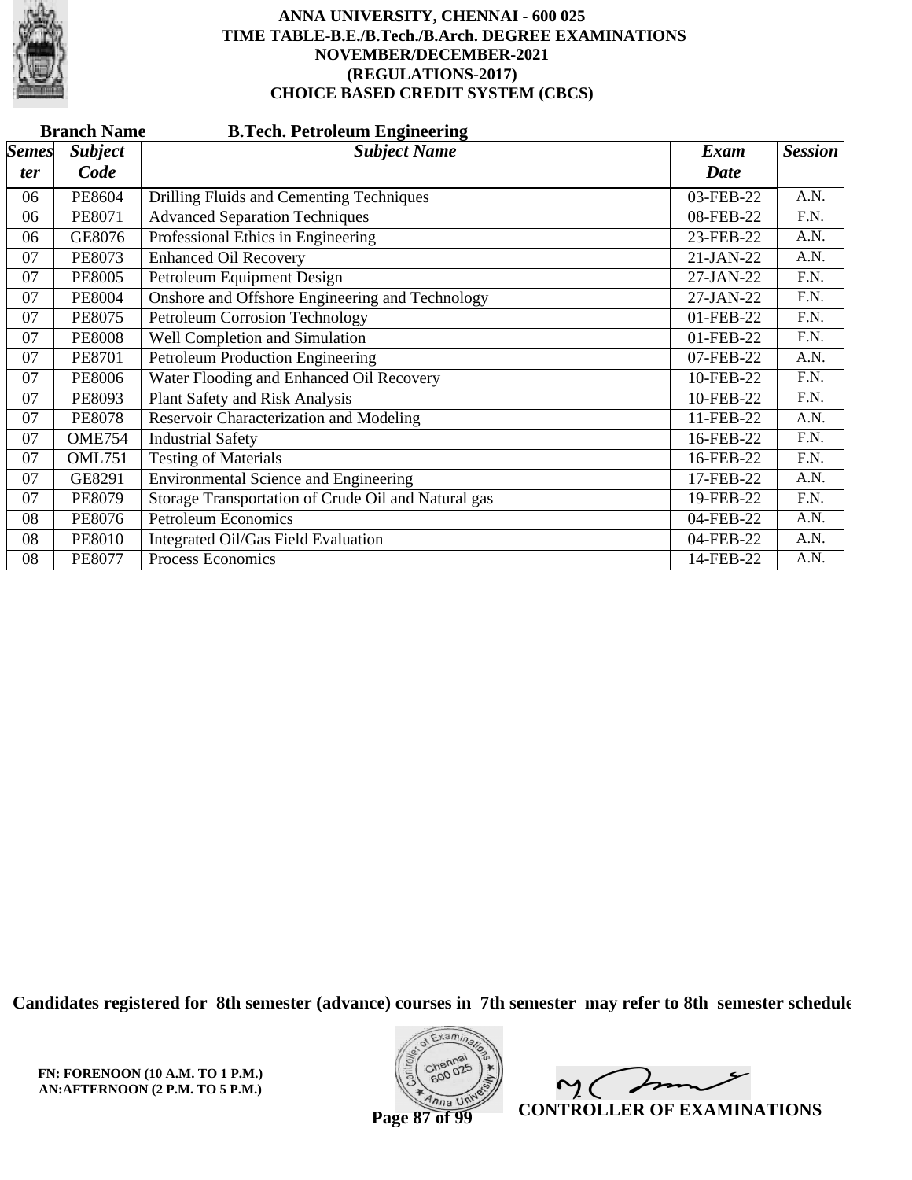# ANNA UNIVERSITY, CHENNAI - 600 025
## TIME TABLE-B.E./B.Tech./B.Arch. DEGREE EXAMINATIONS
## NOVEMBER/DECEMBER-2021
## (REGULATIONS-2017)
## CHOICE BASED CREDIT SYSTEM (CBCS)

**Branch Name** **B.Tech. Petroleum Engineering**

| *Semester* | *Subject Code* | *Subject Name* | *Exam Date* | *Session* |
|---|---|---|---|---|
| 06 | PE8604 | Drilling Fluids and Cementing Techniques | 03-FEB-22 | A.N. |
| 06 | PE8071 | Advanced Separation Techniques | 08-FEB-22 | F.N. |
| 06 | GE8076 | Professional Ethics in Engineering | 23-FEB-22 | A.N. |
| 07 | PE8073 | Enhanced Oil Recovery | 21-JAN-22 | A.N. |
| 07 | PE8005 | Petroleum Equipment Design | 27-JAN-22 | F.N. |
| 07 | PE8004 | Onshore and Offshore Engineering and Technology | 27-JAN-22 | F.N. |
| 07 | PE8075 | Petroleum Corrosion Technology | 01-FEB-22 | F.N. |
| 07 | PE8008 | Well Completion and Simulation | 01-FEB-22 | F.N. |
| 07 | PE8701 | Petroleum Production Engineering | 07-FEB-22 | A.N. |
| 07 | PE8006 | Water Flooding and Enhanced Oil Recovery | 10-FEB-22 | F.N. |
| 07 | PE8093 | Plant Safety and Risk Analysis | 10-FEB-22 | F.N. |
| 07 | PE8078 | Reservoir Characterization and Modeling | 11-FEB-22 | A.N. |
| 07 | OME754 | Industrial Safety | 16-FEB-22 | F.N. |
| 07 | OML751 | Testing of Materials | 16-FEB-22 | F.N. |
| 07 | GE8291 | Environmental Science and Engineering | 17-FEB-22 | A.N. |
| 07 | PE8079 | Storage Transportation of Crude Oil and Natural gas | 19-FEB-22 | F.N. |
| 08 | PE8076 | Petroleum Economics | 04-FEB-22 | A.N. |
| 08 | PE8010 | Integrated Oil/Gas Field Evaluation | 04-FEB-22 | A.N. |
| 08 | PE8077 | Process Economics | 14-FEB-22 | A.N. |

**Candidates registered for 8th semester (advance) courses in 7th semester may refer to 8th semester schedule**

**FN: FORENOON (10 A.M. TO 1 P.M.)**
**AN:AFTERNOON (2 P.M. TO 5 P.M.)**

**CONTROLLER OF EXAMINATIONS**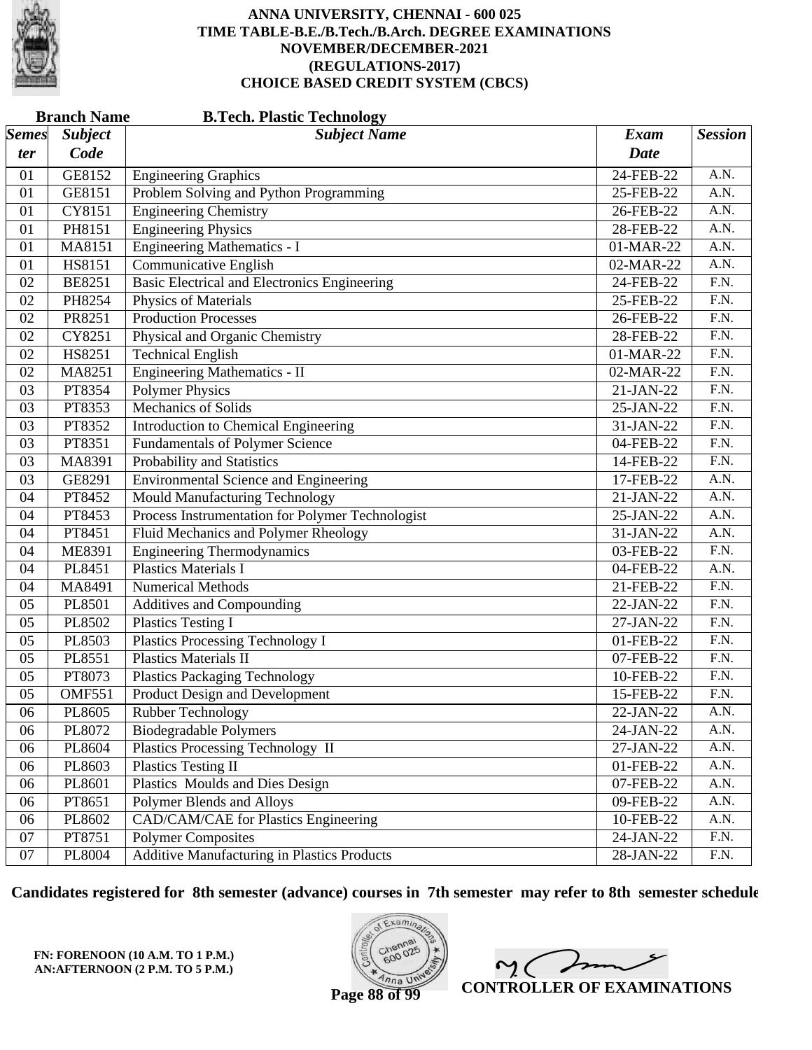# ANNA UNIVERSITY, CHENNAI - 600 025
## TIME TABLE-B.E./B.Tech./B.Arch. DEGREE EXAMINATIONS
## NOVEMBER/DECEMBER-2021
## (REGULATIONS-2017)
## CHOICE BASED CREDIT SYSTEM (CBCS)

**Branch Name** **B.Tech. Plastic Technology**

| *Semester* | *Subject Code* | *Subject Name* | *Exam Date* | *Session* |
|---|---|---|---|---|
| 01 | GE8152 | Engineering Graphics | 24-FEB-22 | A.N. |
| 01 | GE8151 | Problem Solving and Python Programming | 25-FEB-22 | A.N. |
| 01 | CY8151 | Engineering Chemistry | 26-FEB-22 | A.N. |
| 01 | PH8151 | Engineering Physics | 28-FEB-22 | A.N. |
| 01 | MA8151 | Engineering Mathematics - I | 01-MAR-22 | A.N. |
| 01 | HS8151 | Communicative English | 02-MAR-22 | A.N. |
| 02 | BE8251 | Basic Electrical and Electronics Engineering | 24-FEB-22 | F.N. |
| 02 | PH8254 | Physics of Materials | 25-FEB-22 | F.N. |
| 02 | PR8251 | Production Processes | 26-FEB-22 | F.N. |
| 02 | CY8251 | Physical and Organic Chemistry | 28-FEB-22 | F.N. |
| 02 | HS8251 | Technical English | 01-MAR-22 | F.N. |
| 02 | MA8251 | Engineering Mathematics - II | 02-MAR-22 | F.N. |
| 03 | PT8354 | Polymer Physics | 21-JAN-22 | F.N. |
| 03 | PT8353 | Mechanics of Solids | 25-JAN-22 | F.N. |
| 03 | PT8352 | Introduction to Chemical Engineering | 31-JAN-22 | F.N. |
| 03 | PT8351 | Fundamentals of Polymer Science | 04-FEB-22 | F.N. |
| 03 | MA8391 | Probability and Statistics | 14-FEB-22 | F.N. |
| 03 | GE8291 | Environmental Science and Engineering | 17-FEB-22 | A.N. |
| 04 | PT8452 | Mould Manufacturing Technology | 21-JAN-22 | A.N. |
| 04 | PT8453 | Process Instrumentation for Polymer Technologist | 25-JAN-22 | A.N. |
| 04 | PT8451 | Fluid Mechanics and Polymer Rheology | 31-JAN-22 | A.N. |
| 04 | ME8391 | Engineering Thermodynamics | 03-FEB-22 | F.N. |
| 04 | PL8451 | Plastics Materials I | 04-FEB-22 | A.N. |
| 04 | MA8491 | Numerical Methods | 21-FEB-22 | F.N. |
| 05 | PL8501 | Additives and Compounding | 22-JAN-22 | F.N. |
| 05 | PL8502 | Plastics Testing I | 27-JAN-22 | F.N. |
| 05 | PL8503 | Plastics Processing Technology I | 01-FEB-22 | F.N. |
| 05 | PL8551 | Plastics Materials II | 07-FEB-22 | F.N. |
| 05 | PT8073 | Plastics Packaging Technology | 10-FEB-22 | F.N. |
| 05 | OMF551 | Product Design and Development | 15-FEB-22 | F.N. |
| 06 | PL8605 | Rubber Technology | 22-JAN-22 | A.N. |
| 06 | PL8072 | Biodegradable Polymers | 24-JAN-22 | A.N. |
| 06 | PL8604 | Plastics Processing Technology II | 27-JAN-22 | A.N. |
| 06 | PL8603 | Plastics Testing II | 01-FEB-22 | A.N. |
| 06 | PL8601 | Plastics Moulds and Dies Design | 07-FEB-22 | A.N. |
| 06 | PT8651 | Polymer Blends and Alloys | 09-FEB-22 | A.N. |
| 06 | PL8602 | CAD/CAM/CAE for Plastics Engineering | 10-FEB-22 | A.N. |
| 07 | PT8751 | Polymer Composites | 24-JAN-22 | F.N. |
| 07 | PL8004 | Additive Manufacturing in Plastics Products | 28-JAN-22 | F.N. |

**Candidates registered for 8th semester (advance) courses in 7th semester may refer to 8th semester schedule**

**FN: FORENOON (10 A.M. TO 1 P.M.)**
**AN:AFTERNOON (2 P.M. TO 5 P.M.)**

**CONTROLLER OF EXAMINATIONS**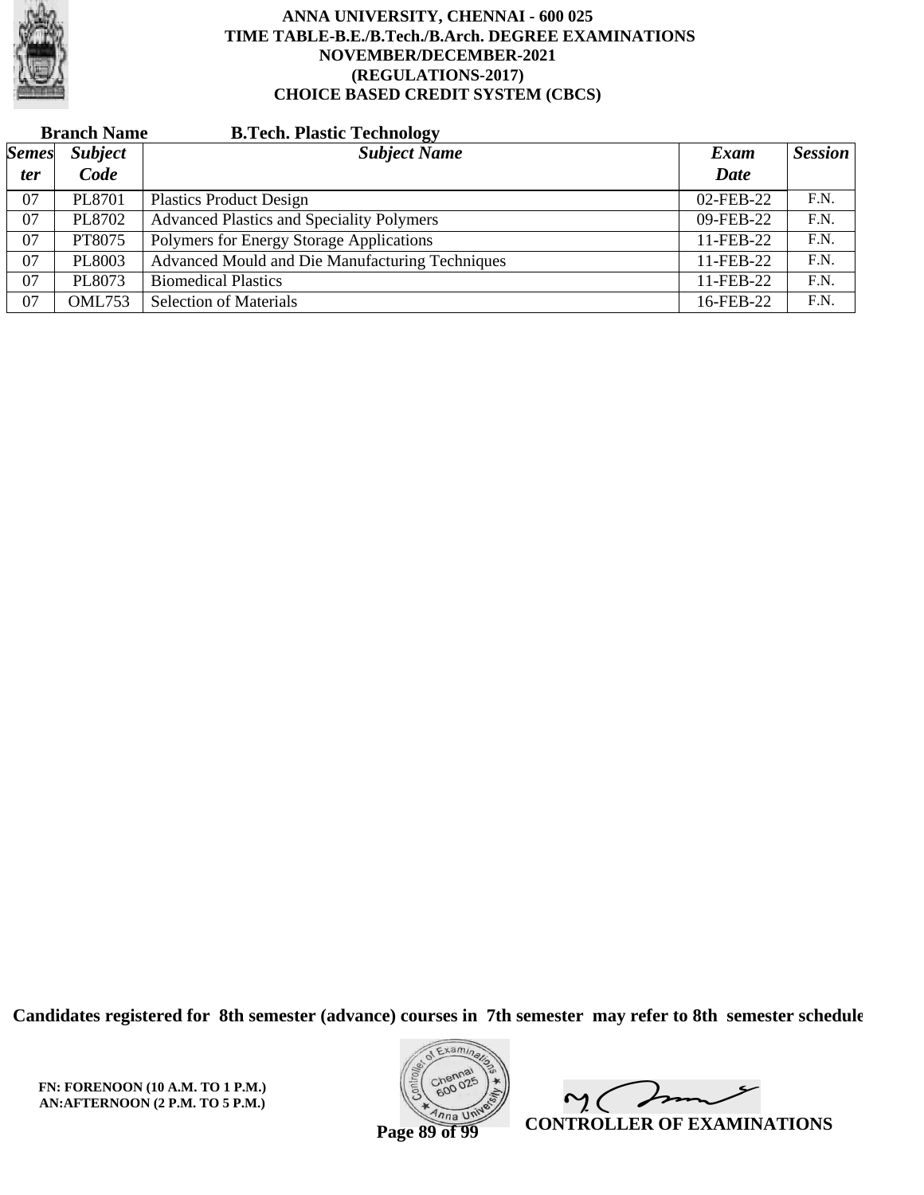**ANNA UNIVERSITY, CHENNAI - 600 025**
**TIME TABLE-B.E./B.Tech./B.Arch. DEGREE EXAMINATIONS**
**NOVEMBER/DECEMBER-2021**
**(REGULATIONS-2017)**
**CHOICE BASED CREDIT SYSTEM (CBCS)**

**Branch Name** **B.Tech. Plastic Technology**

| *Semester* | *Subject Code* | *Subject Name* | *Exam Date* | *Session* |
|---|---|---|---|---|
| 07 | PL8701 | Plastics Product Design | 02-FEB-22 | F.N. |
| 07 | PL8702 | Advanced Plastics and Speciality Polymers | 09-FEB-22 | F.N. |
| 07 | PT8075 | Polymers for Energy Storage Applications | 11-FEB-22 | F.N. |
| 07 | PL8003 | Advanced Mould and Die Manufacturing Techniques | 11-FEB-22 | F.N. |
| 07 | PL8073 | Biomedical Plastics | 11-FEB-22 | F.N. |
| 07 | OML753 | Selection of Materials | 16-FEB-22 | F.N. |

**Candidates registered for 8th semester (advance) courses in 7th semester may refer to 8th semester schedule**

**FN: FORENOON (10 A.M. TO 1 P.M.)**
**AN:AFTERNOON (2 P.M. TO 5 P.M.)**

**CONTROLLER OF EXAMINATIONS**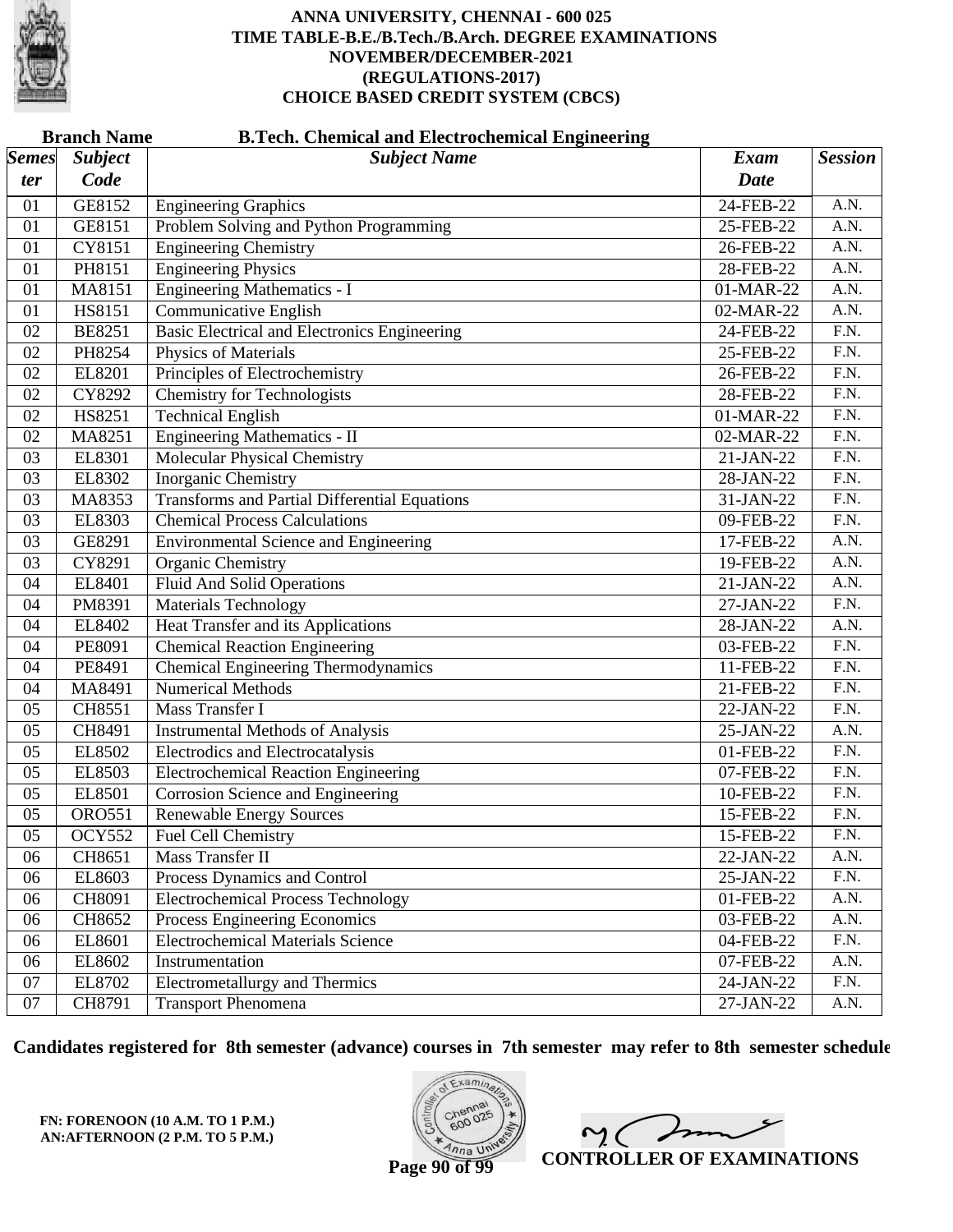# ANNA UNIVERSITY, CHENNAI - 600 025
## TIME TABLE-B.E./B.Tech./B.Arch. DEGREE EXAMINATIONS
## NOVEMBER/DECEMBER-2021
## (REGULATIONS-2017)
## CHOICE BASED CREDIT SYSTEM (CBCS)

**Branch Name** **B.Tech. Chemical and Electrochemical Engineering**

| *Semester* | *Subject Code* | *Subject Name* | *Exam Date* | *Session* |
|---|---|---|---|---|
| 01 | GE8152 | Engineering Graphics | 24-FEB-22 | A.N. |
| 01 | GE8151 | Problem Solving and Python Programming | 25-FEB-22 | A.N. |
| 01 | CY8151 | Engineering Chemistry | 26-FEB-22 | A.N. |
| 01 | PH8151 | Engineering Physics | 28-FEB-22 | A.N. |
| 01 | MA8151 | Engineering Mathematics - I | 01-MAR-22 | A.N. |
| 01 | HS8151 | Communicative English | 02-MAR-22 | A.N. |
| 02 | BE8251 | Basic Electrical and Electronics Engineering | 24-FEB-22 | F.N. |
| 02 | PH8254 | Physics of Materials | 25-FEB-22 | F.N. |
| 02 | EL8201 | Principles of Electrochemistry | 26-FEB-22 | F.N. |
| 02 | CY8292 | Chemistry for Technologists | 28-FEB-22 | F.N. |
| 02 | HS8251 | Technical English | 01-MAR-22 | F.N. |
| 02 | MA8251 | Engineering Mathematics - II | 02-MAR-22 | F.N. |
| 03 | EL8301 | Molecular Physical Chemistry | 21-JAN-22 | F.N. |
| 03 | EL8302 | Inorganic Chemistry | 28-JAN-22 | F.N. |
| 03 | MA8353 | Transforms and Partial Differential Equations | 31-JAN-22 | F.N. |
| 03 | EL8303 | Chemical Process Calculations | 09-FEB-22 | F.N. |
| 03 | GE8291 | Environmental Science and Engineering | 17-FEB-22 | A.N. |
| 03 | CY8291 | Organic Chemistry | 19-FEB-22 | A.N. |
| 04 | EL8401 | Fluid And Solid Operations | 21-JAN-22 | A.N. |
| 04 | PM8391 | Materials Technology | 27-JAN-22 | F.N. |
| 04 | EL8402 | Heat Transfer and its Applications | 28-JAN-22 | A.N. |
| 04 | PE8091 | Chemical Reaction Engineering | 03-FEB-22 | F.N. |
| 04 | PE8491 | Chemical Engineering Thermodynamics | 11-FEB-22 | F.N. |
| 04 | MA8491 | Numerical Methods | 21-FEB-22 | F.N. |
| 05 | CH8551 | Mass Transfer I | 22-JAN-22 | F.N. |
| 05 | CH8491 | Instrumental Methods of Analysis | 25-JAN-22 | A.N. |
| 05 | EL8502 | Electrodics and Electrocatalysis | 01-FEB-22 | F.N. |
| 05 | EL8503 | Electrochemical Reaction Engineering | 07-FEB-22 | F.N. |
| 05 | EL8501 | Corrosion Science and Engineering | 10-FEB-22 | F.N. |
| 05 | ORO551 | Renewable Energy Sources | 15-FEB-22 | F.N. |
| 05 | OCY552 | Fuel Cell Chemistry | 15-FEB-22 | F.N. |
| 06 | CH8651 | Mass Transfer II | 22-JAN-22 | A.N. |
| 06 | EL8603 | Process Dynamics and Control | 25-JAN-22 | F.N. |
| 06 | CH8091 | Electrochemical Process Technology | 01-FEB-22 | A.N. |
| 06 | CH8652 | Process Engineering Economics | 03-FEB-22 | A.N. |
| 06 | EL8601 | Electrochemical Materials Science | 04-FEB-22 | F.N. |
| 06 | EL8602 | Instrumentation | 07-FEB-22 | A.N. |
| 07 | EL8702 | Electrometallurgy and Thermics | 24-JAN-22 | F.N. |
| 07 | CH8791 | Transport Phenomena | 27-JAN-22 | A.N. |

**Candidates registered for 8th semester (advance) courses in 7th semester may refer to 8th semester schedule**

**FN: FORENOON (10 A.M. TO 1 P.M.)**
**AN:AFTERNOON (2 P.M. TO 5 P.M.)**

**CONTROLLER OF EXAMINATIONS**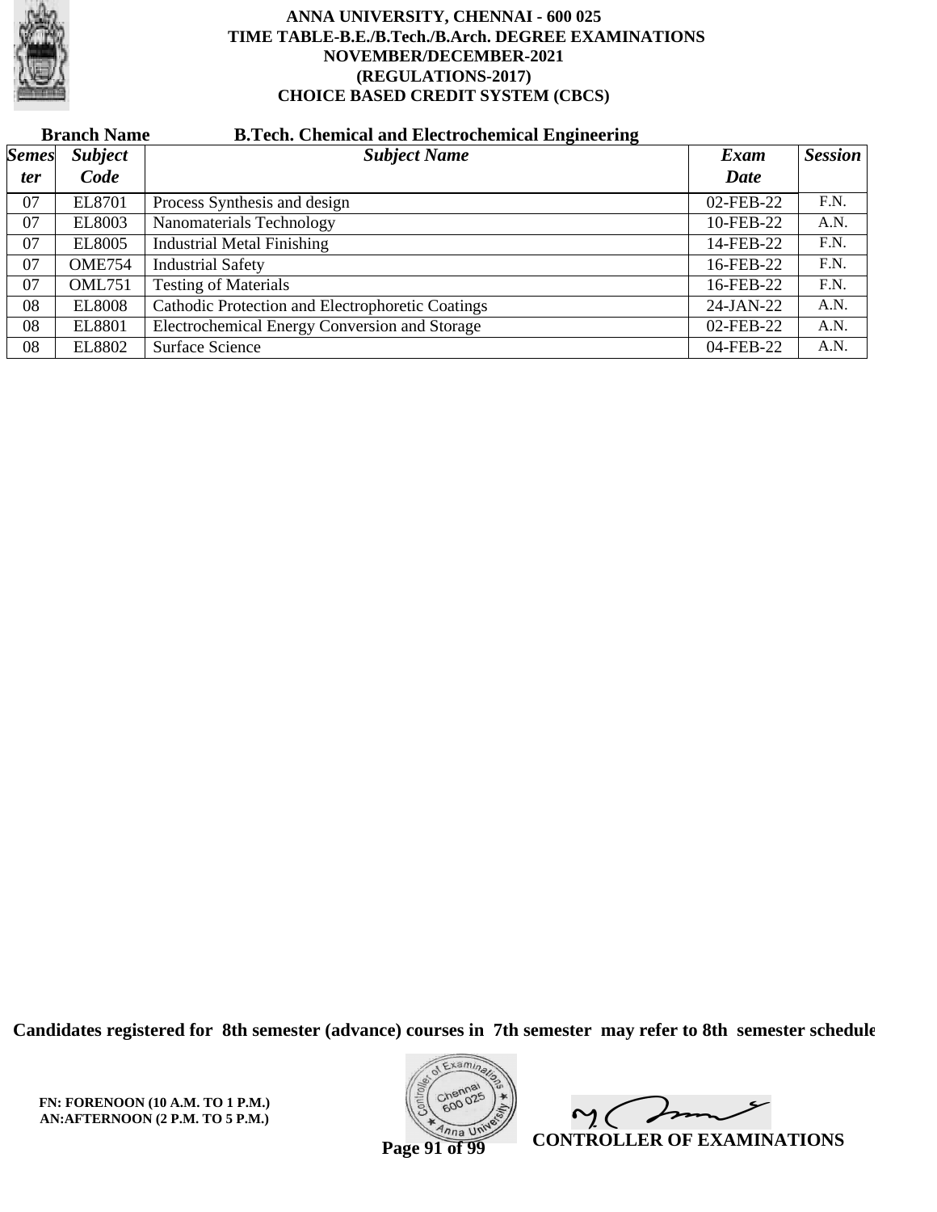**ANNA UNIVERSITY, CHENNAI - 600 025**
**TIME TABLE-B.E./B.Tech./B.Arch. DEGREE EXAMINATIONS**
**NOVEMBER/DECEMBER-2021**
**(REGULATIONS-2017)**
**CHOICE BASED CREDIT SYSTEM (CBCS)**

**Branch Name** **B.Tech. Chemical and Electrochemical Engineering**

| *Semester* | *Subject Code* | *Subject Name* | *Exam Date* | *Session* |
|---|---|---|---|---|
| 07 | EL8701 | Process Synthesis and design | 02-FEB-22 | F.N. |
| 07 | EL8003 | Nanomaterials Technology | 10-FEB-22 | A.N. |
| 07 | EL8005 | Industrial Metal Finishing | 14-FEB-22 | F.N. |
| 07 | OME754 | Industrial Safety | 16-FEB-22 | F.N. |
| 07 | OML751 | Testing of Materials | 16-FEB-22 | F.N. |
| 08 | EL8008 | Cathodic Protection and Electrophoretic Coatings | 24-JAN-22 | A.N. |
| 08 | EL8801 | Electrochemical Energy Conversion and Storage | 02-FEB-22 | A.N. |
| 08 | EL8802 | Surface Science | 04-FEB-22 | A.N. |

**Candidates registered for 8th semester (advance) courses in 7th semester may refer to 8th semester schedule**

**FN: FORENOON (10 A.M. TO 1 P.M.)**
**AN:AFTERNOON (2 P.M. TO 5 P.M.)**

**CONTROLLER OF EXAMINATIONS**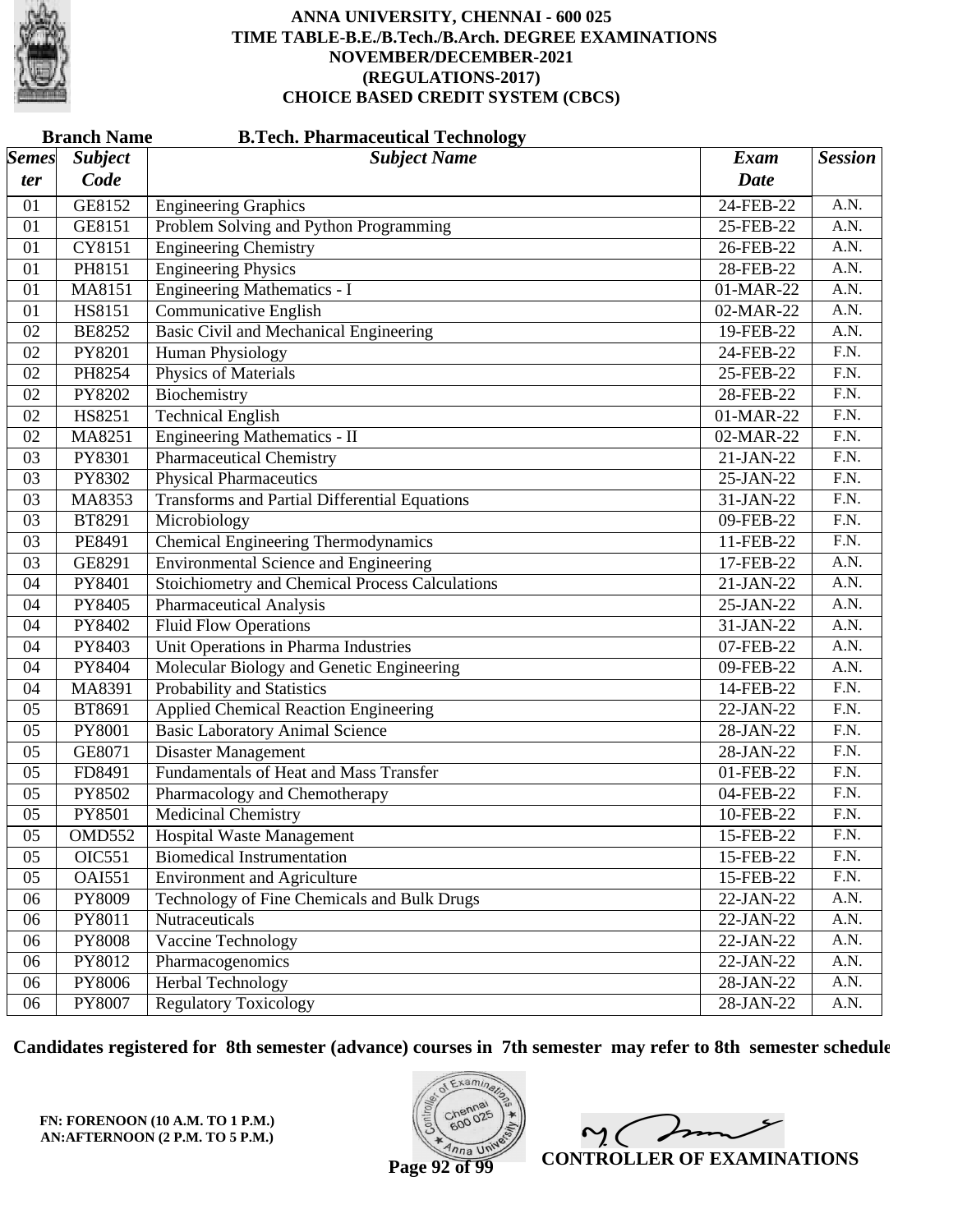**ANNA UNIVERSITY, CHENNAI - 600 025**
**TIME TABLE-B.E./B.Tech./B.Arch. DEGREE EXAMINATIONS**
**NOVEMBER/DECEMBER-2021**
**(REGULATIONS-2017)**
**CHOICE BASED CREDIT SYSTEM (CBCS)**

**Branch Name** **B.Tech. Pharmaceutical Technology**

| Semester | Subject Code | Subject Name | Exam Date | Session |
|---|---|---|---|---|
| 01 | GE8152 | Engineering Graphics | 24-FEB-22 | A.N. |
| 01 | GE8151 | Problem Solving and Python Programming | 25-FEB-22 | A.N. |
| 01 | CY8151 | Engineering Chemistry | 26-FEB-22 | A.N. |
| 01 | PH8151 | Engineering Physics | 28-FEB-22 | A.N. |
| 01 | MA8151 | Engineering Mathematics - I | 01-MAR-22 | A.N. |
| 01 | HS8151 | Communicative English | 02-MAR-22 | A.N. |
| 02 | BE8252 | Basic Civil and Mechanical Engineering | 19-FEB-22 | A.N. |
| 02 | PY8201 | Human Physiology | 24-FEB-22 | F.N. |
| 02 | PH8254 | Physics of Materials | 25-FEB-22 | F.N. |
| 02 | PY8202 | Biochemistry | 28-FEB-22 | F.N. |
| 02 | HS8251 | Technical English | 01-MAR-22 | F.N. |
| 02 | MA8251 | Engineering Mathematics - II | 02-MAR-22 | F.N. |
| 03 | PY8301 | Pharmaceutical Chemistry | 21-JAN-22 | F.N. |
| 03 | PY8302 | Physical Pharmaceutics | 25-JAN-22 | F.N. |
| 03 | MA8353 | Transforms and Partial Differential Equations | 31-JAN-22 | F.N. |
| 03 | BT8291 | Microbiology | 09-FEB-22 | F.N. |
| 03 | PE8491 | Chemical Engineering Thermodynamics | 11-FEB-22 | F.N. |
| 03 | GE8291 | Environmental Science and Engineering | 17-FEB-22 | A.N. |
| 04 | PY8401 | Stoichiometry and Chemical Process Calculations | 21-JAN-22 | A.N. |
| 04 | PY8405 | Pharmaceutical Analysis | 25-JAN-22 | A.N. |
| 04 | PY8402 | Fluid Flow Operations | 31-JAN-22 | A.N. |
| 04 | PY8403 | Unit Operations in Pharma Industries | 07-FEB-22 | A.N. |
| 04 | PY8404 | Molecular Biology and Genetic Engineering | 09-FEB-22 | A.N. |
| 04 | MA8391 | Probability and Statistics | 14-FEB-22 | F.N. |
| 05 | BT8691 | Applied Chemical Reaction Engineering | 22-JAN-22 | F.N. |
| 05 | PY8001 | Basic Laboratory Animal Science | 28-JAN-22 | F.N. |
| 05 | GE8071 | Disaster Management | 28-JAN-22 | F.N. |
| 05 | FD8491 | Fundamentals of Heat and Mass Transfer | 01-FEB-22 | F.N. |
| 05 | PY8502 | Pharmacology and Chemotherapy | 04-FEB-22 | F.N. |
| 05 | PY8501 | Medicinal Chemistry | 10-FEB-22 | F.N. |
| 05 | OMD552 | Hospital Waste Management | 15-FEB-22 | F.N. |
| 05 | OIC551 | Biomedical Instrumentation | 15-FEB-22 | F.N. |
| 05 | OAI551 | Environment and Agriculture | 15-FEB-22 | F.N. |
| 06 | PY8009 | Technology of Fine Chemicals and Bulk Drugs | 22-JAN-22 | A.N. |
| 06 | PY8011 | Nutraceuticals | 22-JAN-22 | A.N. |
| 06 | PY8008 | Vaccine Technology | 22-JAN-22 | A.N. |
| 06 | PY8012 | Pharmacogenomics | 22-JAN-22 | A.N. |
| 06 | PY8006 | Herbal Technology | 28-JAN-22 | A.N. |
| 06 | PY8007 | Regulatory Toxicology | 28-JAN-22 | A.N. |

**Candidates registered for 8th semester (advance) courses in 7th semester may refer to 8th semester schedule**

**FN: FORENOON (10 A.M. TO 1 P.M.)**
**AN:AFTERNOON (2 P.M. TO 5 P.M.)**

**CONTROLLER OF EXAMINATIONS**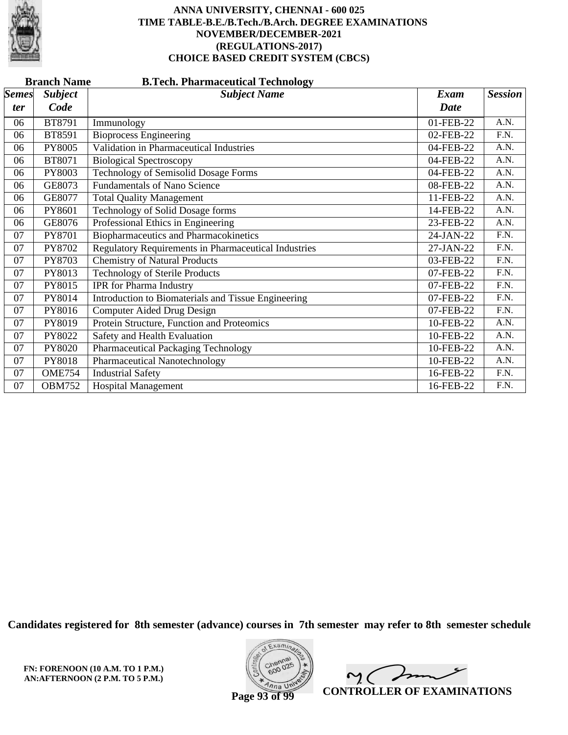# ANNA UNIVERSITY, CHENNAI - 600 025
## TIME TABLE-B.E./B.Tech./B.Arch. DEGREE EXAMINATIONS
## NOVEMBER/DECEMBER-2021
## (REGULATIONS-2017)
## CHOICE BASED CREDIT SYSTEM (CBCS)

**Branch Name** **B.Tech. Pharmaceutical Technology**

| *Semester* | *Subject Code* | *Subject Name* | *Exam Date* | *Session* |
|---|---|---|---|---|
| 06 | BT8791 | Immunology | 01-FEB-22 | A.N. |
| 06 | BT8591 | Bioprocess Engineering | 02-FEB-22 | F.N. |
| 06 | PY8005 | Validation in Pharmaceutical Industries | 04-FEB-22 | A.N. |
| 06 | BT8071 | Biological Spectroscopy | 04-FEB-22 | A.N. |
| 06 | PY8003 | Technology of Semisolid Dosage Forms | 04-FEB-22 | A.N. |
| 06 | GE8073 | Fundamentals of Nano Science | 08-FEB-22 | A.N. |
| 06 | GE8077 | Total Quality Management | 11-FEB-22 | A.N. |
| 06 | PY8601 | Technology of Solid Dosage forms | 14-FEB-22 | A.N. |
| 06 | GE8076 | Professional Ethics in Engineering | 23-FEB-22 | A.N. |
| 07 | PY8701 | Biopharmaceutics and Pharmacokinetics | 24-JAN-22 | F.N. |
| 07 | PY8702 | Regulatory Requirements in Pharmaceutical Industries | 27-JAN-22 | F.N. |
| 07 | PY8703 | Chemistry of Natural Products | 03-FEB-22 | F.N. |
| 07 | PY8013 | Technology of Sterile Products | 07-FEB-22 | F.N. |
| 07 | PY8015 | IPR for Pharma Industry | 07-FEB-22 | F.N. |
| 07 | PY8014 | Introduction to Biomaterials and Tissue Engineering | 07-FEB-22 | F.N. |
| 07 | PY8016 | Computer Aided Drug Design | 07-FEB-22 | F.N. |
| 07 | PY8019 | Protein Structure, Function and Proteomics | 10-FEB-22 | A.N. |
| 07 | PY8022 | Safety and Health Evaluation | 10-FEB-22 | A.N. |
| 07 | PY8020 | Pharmaceutical Packaging Technology | 10-FEB-22 | A.N. |
| 07 | PY8018 | Pharmaceutical Nanotechnology | 10-FEB-22 | A.N. |
| 07 | OME754 | Industrial Safety | 16-FEB-22 | F.N. |
| 07 | OBM752 | Hospital Management | 16-FEB-22 | F.N. |

**Candidates registered for 8th semester (advance) courses in 7th semester may refer to 8th semester schedule**

**FN: FORENOON (10 A.M. TO 1 P.M.)**
**AN:AFTERNOON (2 P.M. TO 5 P.M.)**

**CONTROLLER OF EXAMINATIONS**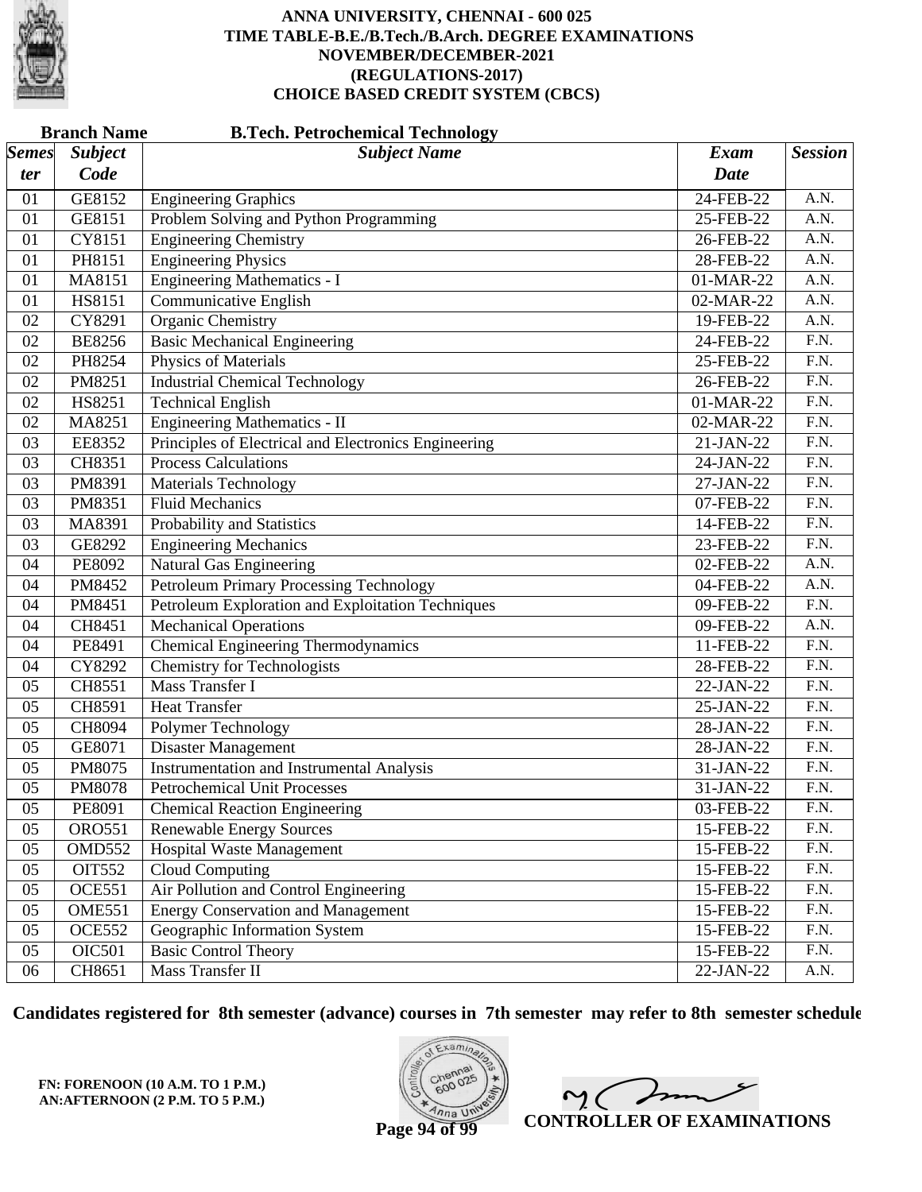# ANNA UNIVERSITY, CHENNAI - 600 025
## TIME TABLE-B.E./B.Tech./B.Arch. DEGREE EXAMINATIONS
## NOVEMBER/DECEMBER-2021
## (REGULATIONS-2017)
## CHOICE BASED CREDIT SYSTEM (CBCS)

**Branch Name** **B.Tech. Petrochemical Technology**

| *Semester* | *Subject Code* | *Subject Name* | *Exam Date* | *Session* |
|---|---|---|---|---|
| 01 | GE8152 | Engineering Graphics | 24-FEB-22 | A.N. |
| 01 | GE8151 | Problem Solving and Python Programming | 25-FEB-22 | A.N. |
| 01 | CY8151 | Engineering Chemistry | 26-FEB-22 | A.N. |
| 01 | PH8151 | Engineering Physics | 28-FEB-22 | A.N. |
| 01 | MA8151 | Engineering Mathematics - I | 01-MAR-22 | A.N. |
| 01 | HS8151 | Communicative English | 02-MAR-22 | A.N. |
| 02 | CY8291 | Organic Chemistry | 19-FEB-22 | A.N. |
| 02 | BE8256 | Basic Mechanical Engineering | 24-FEB-22 | F.N. |
| 02 | PH8254 | Physics of Materials | 25-FEB-22 | F.N. |
| 02 | PM8251 | Industrial Chemical Technology | 26-FEB-22 | F.N. |
| 02 | HS8251 | Technical English | 01-MAR-22 | F.N. |
| 02 | MA8251 | Engineering Mathematics - II | 02-MAR-22 | F.N. |
| 03 | EE8352 | Principles of Electrical and Electronics Engineering | 21-JAN-22 | F.N. |
| 03 | CH8351 | Process Calculations | 24-JAN-22 | F.N. |
| 03 | PM8391 | Materials Technology | 27-JAN-22 | F.N. |
| 03 | PM8351 | Fluid Mechanics | 07-FEB-22 | F.N. |
| 03 | MA8391 | Probability and Statistics | 14-FEB-22 | F.N. |
| 03 | GE8292 | Engineering Mechanics | 23-FEB-22 | F.N. |
| 04 | PE8092 | Natural Gas Engineering | 02-FEB-22 | A.N. |
| 04 | PM8452 | Petroleum Primary Processing Technology | 04-FEB-22 | A.N. |
| 04 | PM8451 | Petroleum Exploration and Exploitation Techniques | 09-FEB-22 | F.N. |
| 04 | CH8451 | Mechanical Operations | 09-FEB-22 | A.N. |
| 04 | PE8491 | Chemical Engineering Thermodynamics | 11-FEB-22 | F.N. |
| 04 | CY8292 | Chemistry for Technologists | 28-FEB-22 | F.N. |
| 05 | CH8551 | Mass Transfer I | 22-JAN-22 | F.N. |
| 05 | CH8591 | Heat Transfer | 25-JAN-22 | F.N. |
| 05 | CH8094 | Polymer Technology | 28-JAN-22 | F.N. |
| 05 | GE8071 | Disaster Management | 28-JAN-22 | F.N. |
| 05 | PM8075 | Instrumentation and Instrumental Analysis | 31-JAN-22 | F.N. |
| 05 | PM8078 | Petrochemical Unit Processes | 31-JAN-22 | F.N. |
| 05 | PE8091 | Chemical Reaction Engineering | 03-FEB-22 | F.N. |
| 05 | ORO551 | Renewable Energy Sources | 15-FEB-22 | F.N. |
| 05 | OMD552 | Hospital Waste Management | 15-FEB-22 | F.N. |
| 05 | OIT552 | Cloud Computing | 15-FEB-22 | F.N. |
| 05 | OCE551 | Air Pollution and Control Engineering | 15-FEB-22 | F.N. |
| 05 | OME551 | Energy Conservation and Management | 15-FEB-22 | F.N. |
| 05 | OCE552 | Geographic Information System | 15-FEB-22 | F.N. |
| 05 | OIC501 | Basic Control Theory | 15-FEB-22 | F.N. |
| 06 | CH8651 | Mass Transfer II | 22-JAN-22 | A.N. |

**Candidates registered for 8th semester (advance) courses in 7th semester may refer to 8th semester schedule**

**FN: FORENOON (10 A.M. TO 1 P.M.)**
**AN:AFTERNOON (2 P.M. TO 5 P.M.)**

**CONTROLLER OF EXAMINATIONS**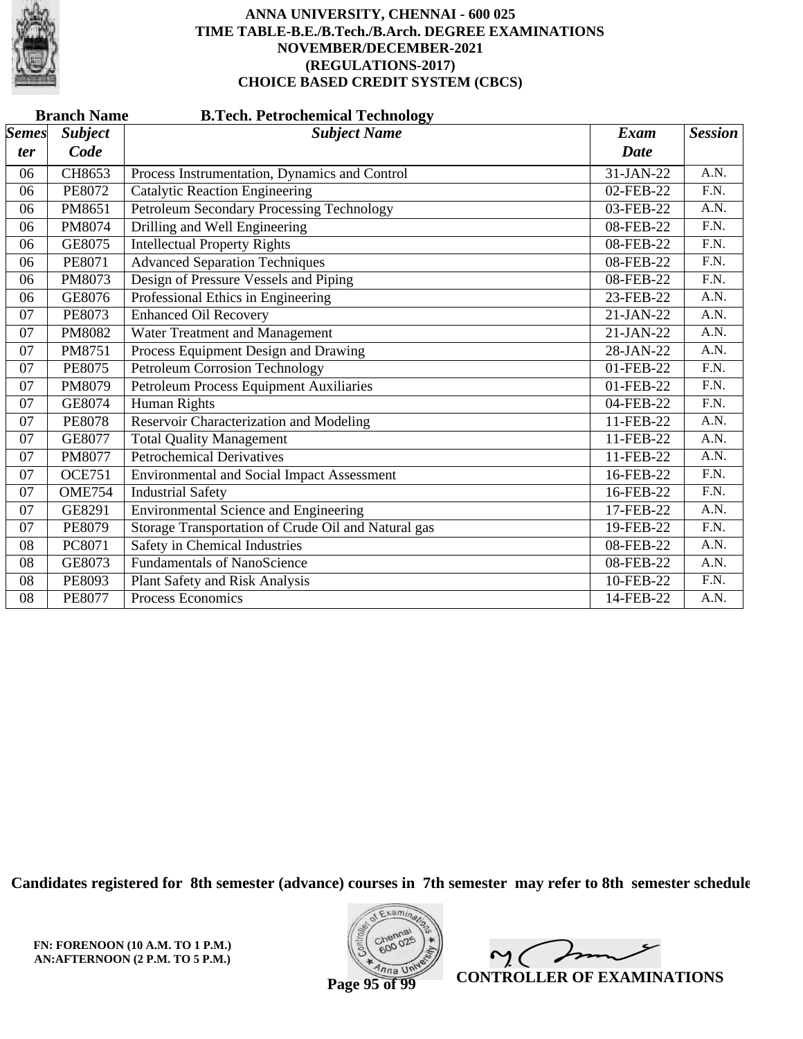**ANNA UNIVERSITY, CHENNAI - 600 025**
**TIME TABLE-B.E./B.Tech./B.Arch. DEGREE EXAMINATIONS**
**NOVEMBER/DECEMBER-2021**
**(REGULATIONS-2017)**
**CHOICE BASED CREDIT SYSTEM (CBCS)**

**Branch Name** **B.Tech. Petrochemical Technology**

| *Semester* | *Subject Code* | *Subject Name* | *Exam Date* | *Session* |
|---|---|---|---|---|
| 06 | CH8653 | Process Instrumentation, Dynamics and Control | 31-JAN-22 | A.N. |
| 06 | PE8072 | Catalytic Reaction Engineering | 02-FEB-22 | F.N. |
| 06 | PM8651 | Petroleum Secondary Processing Technology | 03-FEB-22 | A.N. |
| 06 | PM8074 | Drilling and Well Engineering | 08-FEB-22 | F.N. |
| 06 | GE8075 | Intellectual Property Rights | 08-FEB-22 | F.N. |
| 06 | PE8071 | Advanced Separation Techniques | 08-FEB-22 | F.N. |
| 06 | PM8073 | Design of Pressure Vessels and Piping | 08-FEB-22 | F.N. |
| 06 | GE8076 | Professional Ethics in Engineering | 23-FEB-22 | A.N. |
| 07 | PE8073 | Enhanced Oil Recovery | 21-JAN-22 | A.N. |
| 07 | PM8082 | Water Treatment and Management | 21-JAN-22 | A.N. |
| 07 | PM8751 | Process Equipment Design and Drawing | 28-JAN-22 | A.N. |
| 07 | PE8075 | Petroleum Corrosion Technology | 01-FEB-22 | F.N. |
| 07 | PM8079 | Petroleum Process Equipment Auxiliaries | 01-FEB-22 | F.N. |
| 07 | GE8074 | Human Rights | 04-FEB-22 | F.N. |
| 07 | PE8078 | Reservoir Characterization and Modeling | 11-FEB-22 | A.N. |
| 07 | GE8077 | Total Quality Management | 11-FEB-22 | A.N. |
| 07 | PM8077 | Petrochemical Derivatives | 11-FEB-22 | A.N. |
| 07 | OCE751 | Environmental and Social Impact Assessment | 16-FEB-22 | F.N. |
| 07 | OME754 | Industrial Safety | 16-FEB-22 | F.N. |
| 07 | GE8291 | Environmental Science and Engineering | 17-FEB-22 | A.N. |
| 07 | PE8079 | Storage Transportation of Crude Oil and Natural gas | 19-FEB-22 | F.N. |
| 08 | PC8071 | Safety in Chemical Industries | 08-FEB-22 | A.N. |
| 08 | GE8073 | Fundamentals of NanoScience | 08-FEB-22 | A.N. |
| 08 | PE8093 | Plant Safety and Risk Analysis | 10-FEB-22 | F.N. |
| 08 | PE8077 | Process Economics | 14-FEB-22 | A.N. |

**Candidates registered for 8th semester (advance) courses in 7th semester may refer to 8th semester schedule**

**FN: FORENOON (10 A.M. TO 1 P.M.)**
**AN:AFTERNOON (2 P.M. TO 5 P.M.)**

**CONTROLLER OF EXAMINATIONS**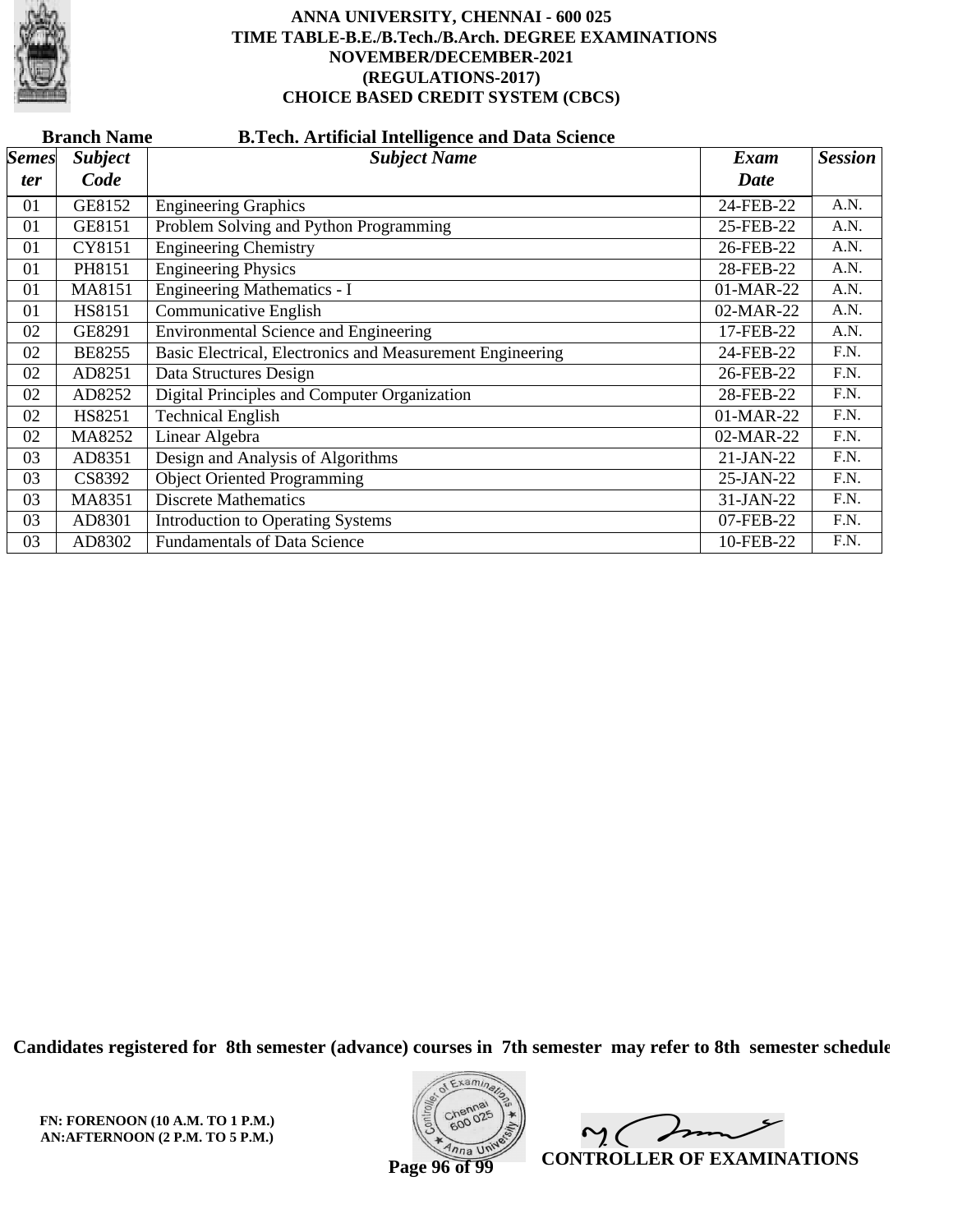# ANNA UNIVERSITY, CHENNAI - 600 025

## TIME TABLE-B.E./B.Tech./B.Arch. DEGREE EXAMINATIONS

## NOVEMBER/DECEMBER-2021

## (REGULATIONS-2017)

## CHOICE BASED CREDIT SYSTEM (CBCS)

**Branch Name** **B.Tech. Artificial Intelligence and Data Science**

| *Semester* | *Subject Code* | *Subject Name* | *Exam Date* | *Session* |
|---|---|---|---|---|
| 01 | GE8152 | Engineering Graphics | 24-FEB-22 | A.N. |
| 01 | GE8151 | Problem Solving and Python Programming | 25-FEB-22 | A.N. |
| 01 | CY8151 | Engineering Chemistry | 26-FEB-22 | A.N. |
| 01 | PH8151 | Engineering Physics | 28-FEB-22 | A.N. |
| 01 | MA8151 | Engineering Mathematics - I | 01-MAR-22 | A.N. |
| 01 | HS8151 | Communicative English | 02-MAR-22 | A.N. |
| 02 | GE8291 | Environmental Science and Engineering | 17-FEB-22 | A.N. |
| 02 | BE8255 | Basic Electrical, Electronics and Measurement Engineering | 24-FEB-22 | F.N. |
| 02 | AD8251 | Data Structures Design | 26-FEB-22 | F.N. |
| 02 | AD8252 | Digital Principles and Computer Organization | 28-FEB-22 | F.N. |
| 02 | HS8251 | Technical English | 01-MAR-22 | F.N. |
| 02 | MA8252 | Linear Algebra | 02-MAR-22 | F.N. |
| 03 | AD8351 | Design and Analysis of Algorithms | 21-JAN-22 | F.N. |
| 03 | CS8392 | Object Oriented Programming | 25-JAN-22 | F.N. |
| 03 | MA8351 | Discrete Mathematics | 31-JAN-22 | F.N. |
| 03 | AD8301 | Introduction to Operating Systems | 07-FEB-22 | F.N. |
| 03 | AD8302 | Fundamentals of Data Science | 10-FEB-22 | F.N. |

**Candidates registered for 8th semester (advance) courses in 7th semester may refer to 8th semester schedule**

**FN: FORENOON (10 A.M. TO 1 P.M.)**
**AN:AFTERNOON (2 P.M. TO 5 P.M.)**

**CONTROLLER OF EXAMINATIONS**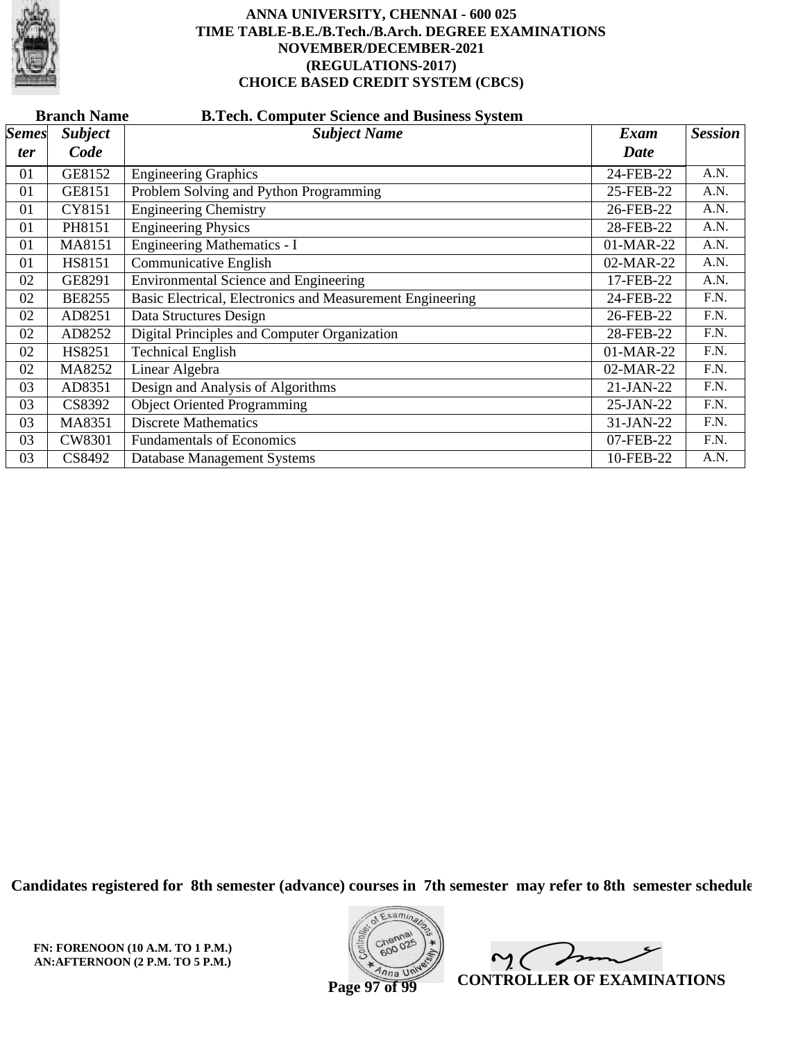**ANNA UNIVERSITY, CHENNAI - 600 025**
**TIME TABLE-B.E./B.Tech./B.Arch. DEGREE EXAMINATIONS**
**NOVEMBER/DECEMBER-2021**
**(REGULATIONS-2017)**
**CHOICE BASED CREDIT SYSTEM (CBCS)**

**Branch Name** **B.Tech. Computer Science and Business System**

| *Semester* | *Subject Code* | *Subject Name* | *Exam Date* | *Session* |
|---|---|---|---|---|
| 01 | GE8152 | Engineering Graphics | 24-FEB-22 | A.N. |
| 01 | GE8151 | Problem Solving and Python Programming | 25-FEB-22 | A.N. |
| 01 | CY8151 | Engineering Chemistry | 26-FEB-22 | A.N. |
| 01 | PH8151 | Engineering Physics | 28-FEB-22 | A.N. |
| 01 | MA8151 | Engineering Mathematics - I | 01-MAR-22 | A.N. |
| 01 | HS8151 | Communicative English | 02-MAR-22 | A.N. |
| 02 | GE8291 | Environmental Science and Engineering | 17-FEB-22 | A.N. |
| 02 | BE8255 | Basic Electrical, Electronics and Measurement Engineering | 24-FEB-22 | F.N. |
| 02 | AD8251 | Data Structures Design | 26-FEB-22 | F.N. |
| 02 | AD8252 | Digital Principles and Computer Organization | 28-FEB-22 | F.N. |
| 02 | HS8251 | Technical English | 01-MAR-22 | F.N. |
| 02 | MA8252 | Linear Algebra | 02-MAR-22 | F.N. |
| 03 | AD8351 | Design and Analysis of Algorithms | 21-JAN-22 | F.N. |
| 03 | CS8392 | Object Oriented Programming | 25-JAN-22 | F.N. |
| 03 | MA8351 | Discrete Mathematics | 31-JAN-22 | F.N. |
| 03 | CW8301 | Fundamentals of Economics | 07-FEB-22 | F.N. |
| 03 | CS8492 | Database Management Systems | 10-FEB-22 | A.N. |

**Candidates registered for 8th semester (advance) courses in 7th semester may refer to 8th semester schedule**

**FN: FORENOON (10 A.M. TO 1 P.M.)**
**AN:AFTERNOON (2 P.M. TO 5 P.M.)**

**CONTROLLER OF EXAMINATIONS**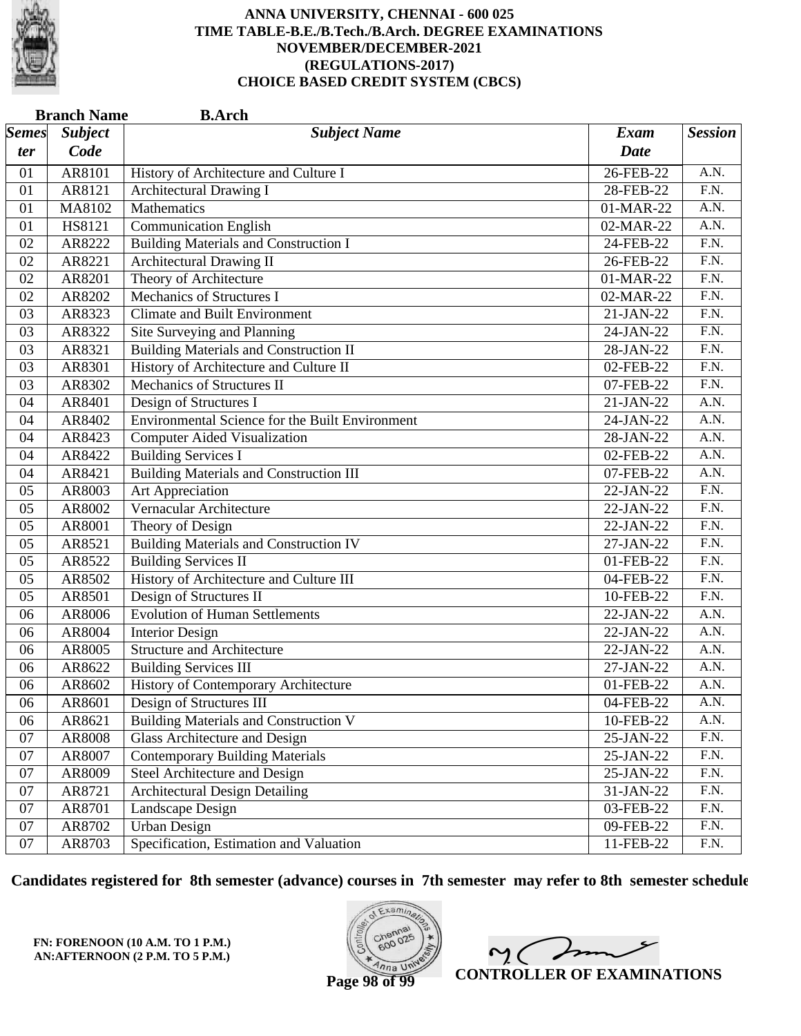# ANNA UNIVERSITY, CHENNAI - 600 025
## TIME TABLE-B.E./B.Tech./B.Arch. DEGREE EXAMINATIONS
## NOVEMBER/DECEMBER-2021
## (REGULATIONS-2017)
## CHOICE BASED CREDIT SYSTEM (CBCS)

**Branch Name** **B.Arch**

| *Semester* | *Subject Code* | *Subject Name* | *Exam Date* | *Session* |
|---|---|---|---|---|
| 01 | AR8101 | History of Architecture and Culture I | 26-FEB-22 | A.N. |
| 01 | AR8121 | Architectural Drawing I | 28-FEB-22 | F.N. |
| 01 | MA8102 | Mathematics | 01-MAR-22 | A.N. |
| 01 | HS8121 | Communication English | 02-MAR-22 | A.N. |
| 02 | AR8222 | Building Materials and Construction I | 24-FEB-22 | F.N. |
| 02 | AR8221 | Architectural Drawing II | 26-FEB-22 | F.N. |
| 02 | AR8201 | Theory of Architecture | 01-MAR-22 | F.N. |
| 02 | AR8202 | Mechanics of Structures I | 02-MAR-22 | F.N. |
| 03 | AR8323 | Climate and Built Environment | 21-JAN-22 | F.N. |
| 03 | AR8322 | Site Surveying and Planning | 24-JAN-22 | F.N. |
| 03 | AR8321 | Building Materials and Construction II | 28-JAN-22 | F.N. |
| 03 | AR8301 | History of Architecture and Culture II | 02-FEB-22 | F.N. |
| 03 | AR8302 | Mechanics of Structures II | 07-FEB-22 | F.N. |
| 04 | AR8401 | Design of Structures I | 21-JAN-22 | A.N. |
| 04 | AR8402 | Environmental Science for the Built Environment | 24-JAN-22 | A.N. |
| 04 | AR8423 | Computer Aided Visualization | 28-JAN-22 | A.N. |
| 04 | AR8422 | Building Services I | 02-FEB-22 | A.N. |
| 04 | AR8421 | Building Materials and Construction III | 07-FEB-22 | A.N. |
| 05 | AR8003 | Art Appreciation | 22-JAN-22 | F.N. |
| 05 | AR8002 | Vernacular Architecture | 22-JAN-22 | F.N. |
| 05 | AR8001 | Theory of Design | 22-JAN-22 | F.N. |
| 05 | AR8521 | Building Materials and Construction IV | 27-JAN-22 | F.N. |
| 05 | AR8522 | Building Services II | 01-FEB-22 | F.N. |
| 05 | AR8502 | History of Architecture and Culture III | 04-FEB-22 | F.N. |
| 05 | AR8501 | Design of Structures II | 10-FEB-22 | F.N. |
| 06 | AR8006 | Evolution of Human Settlements | 22-JAN-22 | A.N. |
| 06 | AR8004 | Interior Design | 22-JAN-22 | A.N. |
| 06 | AR8005 | Structure and Architecture | 22-JAN-22 | A.N. |
| 06 | AR8622 | Building Services III | 27-JAN-22 | A.N. |
| 06 | AR8602 | History of Contemporary Architecture | 01-FEB-22 | A.N. |
| 06 | AR8601 | Design of Structures III | 04-FEB-22 | A.N. |
| 06 | AR8621 | Building Materials and Construction V | 10-FEB-22 | A.N. |
| 07 | AR8008 | Glass Architecture and Design | 25-JAN-22 | F.N. |
| 07 | AR8007 | Contemporary Building Materials | 25-JAN-22 | F.N. |
| 07 | AR8009 | Steel Architecture and Design | 25-JAN-22 | F.N. |
| 07 | AR8721 | Architectural Design Detailing | 31-JAN-22 | F.N. |
| 07 | AR8701 | Landscape Design | 03-FEB-22 | F.N. |
| 07 | AR8702 | Urban Design | 09-FEB-22 | F.N. |
| 07 | AR8703 | Specification, Estimation and Valuation | 11-FEB-22 | F.N. |

**Candidates registered for 8th semester (advance) courses in 7th semester may refer to 8th semester schedule**

**FN: FORENOON (10 A.M. TO 1 P.M.)**
**AN:AFTERNOON (2 P.M. TO 5 P.M.)**

**CONTROLLER OF EXAMINATIONS**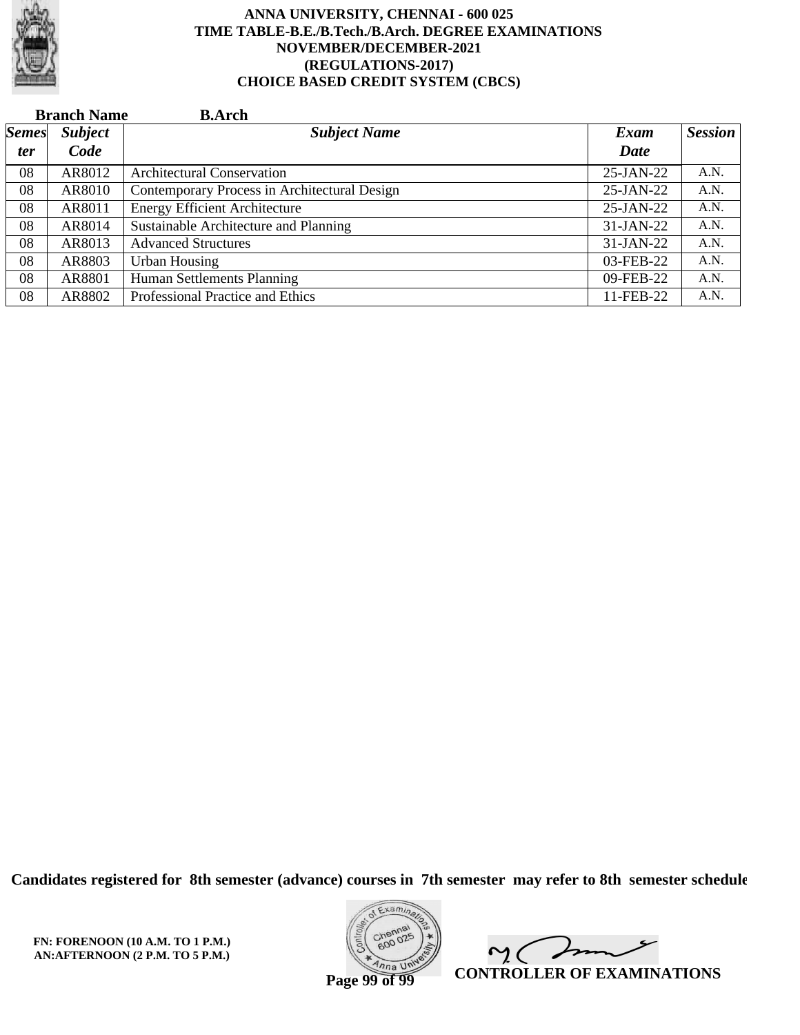# ANNA UNIVERSITY, CHENNAI - 600 025
## TIME TABLE-B.E./B.Tech./B.Arch. DEGREE EXAMINATIONS
## NOVEMBER/DECEMBER-2021
## (REGULATIONS-2017)
## CHOICE BASED CREDIT SYSTEM (CBCS)

**Branch Name** **B.Arch**

| *Semester* | *Subject Code* | *Subject Name* | *Exam Date* | *Session* |
|---|---|---|---|---|
| 08 | AR8012 | Architectural Conservation | 25-JAN-22 | A.N. |
| 08 | AR8010 | Contemporary Process in Architectural Design | 25-JAN-22 | A.N. |
| 08 | AR8011 | Energy Efficient Architecture | 25-JAN-22 | A.N. |
| 08 | AR8014 | Sustainable Architecture and Planning | 31-JAN-22 | A.N. |
| 08 | AR8013 | Advanced Structures | 31-JAN-22 | A.N. |
| 08 | AR8803 | Urban Housing | 03-FEB-22 | A.N. |
| 08 | AR8801 | Human Settlements Planning | 09-FEB-22 | A.N. |
| 08 | AR8802 | Professional Practice and Ethics | 11-FEB-22 | A.N. |

**Candidates registered for 8th semester (advance) courses in 7th semester may refer to 8th semester schedule**

**FN: FORENOON (10 A.M. TO 1 P.M.)**
**AN:AFTERNOON (2 P.M. TO 5 P.M.)**

**CONTROLLER OF EXAMINATIONS**